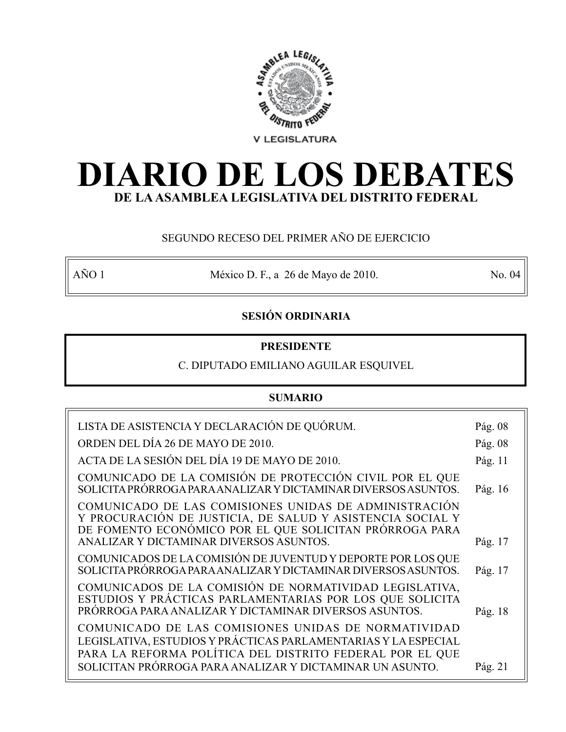V LEGISLATURA

# DIARIO DE LOS DEBATES

## DE LA ASAMBLEA LEGISLATIVA DEL DISTRITO FEDERAL

SEGUNDO RECESO DEL PRIMER AÑO DE EJERCICIO

| AÑO 1 | México D. F., a 26 de Mayo de 2010. | No. 04 |
|---|---|---|

**SESIÓN ORDINARIA**

**PRESIDENTE**

C. DIPUTADO EMILIANO AGUILAR ESQUIVEL

**SUMARIO**

| | |
|---|---|
| LISTA DE ASISTENCIA Y DECLARACIÓN DE QUÓRUM. | Pág. 08 |
| ORDEN DEL DÍA 26 DE MAYO DE 2010. | Pág. 08 |
| ACTA DE LA SESIÓN DEL DÍA 19 DE MAYO DE 2010. | Pág. 11 |
| COMUNICADO DE LA COMISIÓN DE PROTECCIÓN CIVIL POR EL QUE SOLICITA PRÓRROGA PARA ANALIZAR Y DICTAMINAR DIVERSOS ASUNTOS. | Pág. 16 |
| COMUNICADO DE LAS COMISIONES UNIDAS DE ADMINISTRACIÓN Y PROCURACIÓN DE JUSTICIA, DE SALUD Y ASISTENCIA SOCIAL Y DE FOMENTO ECONÓMICO POR EL QUE SOLICITAN PRÓRROGA PARA ANALIZAR Y DICTAMINAR DIVERSOS ASUNTOS. | Pág. 17 |
| COMUNICADOS DE LA COMISIÓN DE JUVENTUD Y DEPORTE POR LOS QUE SOLICITA PRÓRROGA PARA ANALIZAR Y DICTAMINAR DIVERSOS ASUNTOS. | Pág. 17 |
| COMUNICADOS DE LA COMISIÓN DE NORMATIVIDAD LEGISLATIVA, ESTUDIOS Y PRÁCTICAS PARLAMENTARIAS POR LOS QUE SOLICITA PRÓRROGA PARA ANALIZAR Y DICTAMINAR DIVERSOS ASUNTOS. | Pág. 18 |
| COMUNICADO DE LAS COMISIONES UNIDAS DE NORMATIVIDAD LEGISLATIVA, ESTUDIOS Y PRÁCTICAS PARLAMENTARIAS Y LA ESPECIAL PARA LA REFORMA POLÍTICA DEL DISTRITO FEDERAL POR EL QUE SOLICITAN PRÓRROGA PARA ANALIZAR Y DICTAMINAR UN ASUNTO. | Pág. 21 |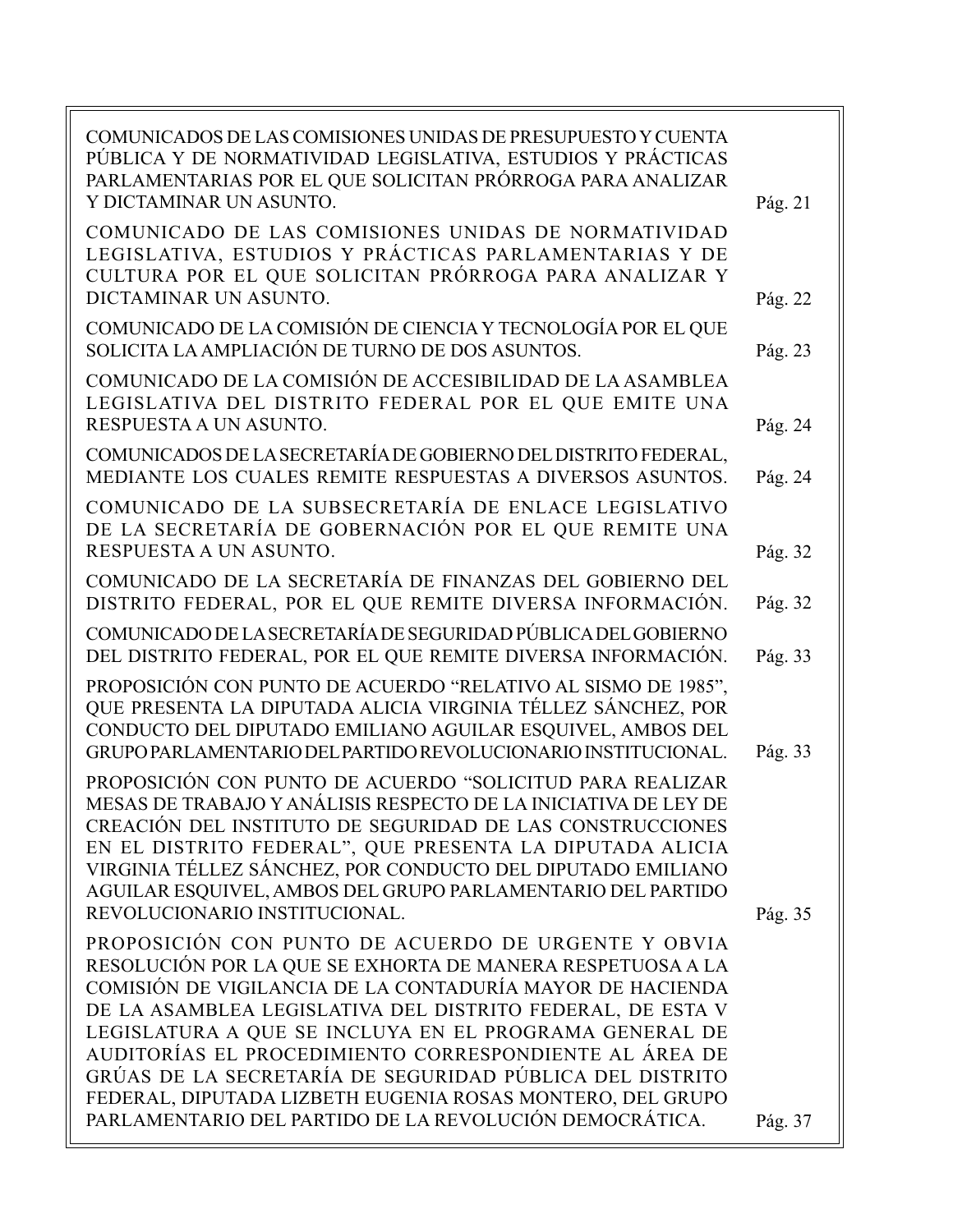| | |
|---|---|
| COMUNICADOS DE LAS COMISIONES UNIDAS DE PRESUPUESTO Y CUENTA PÚBLICA Y DE NORMATIVIDAD LEGISLATIVA, ESTUDIOS Y PRÁCTICAS PARLAMENTARIAS POR EL QUE SOLICITAN PRÓRROGA PARA ANALIZAR Y DICTAMINAR UN ASUNTO. | Pág. 21 |
| COMUNICADO DE LAS COMISIONES UNIDAS DE NORMATIVIDAD LEGISLATIVA, ESTUDIOS Y PRÁCTICAS PARLAMENTARIAS Y DE CULTURA POR EL QUE SOLICITAN PRÓRROGA PARA ANALIZAR Y DICTAMINAR UN ASUNTO. | Pág. 22 |
| COMUNICADO DE LA COMISIÓN DE CIENCIA Y TECNOLOGÍA POR EL QUE SOLICITA LA AMPLIACIÓN DE TURNO DE DOS ASUNTOS. | Pág. 23 |
| COMUNICADO DE LA COMISIÓN DE ACCESIBILIDAD DE LA ASAMBLEA LEGISLATIVA DEL DISTRITO FEDERAL POR EL QUE EMITE UNA RESPUESTA A UN ASUNTO. | Pág. 24 |
| COMUNICADOS DE LA SECRETARÍA DE GOBIERNO DEL DISTRITO FEDERAL, MEDIANTE LOS CUALES REMITE RESPUESTAS A DIVERSOS ASUNTOS. | Pág. 24 |
| COMUNICADO DE LA SUBSECRETARÍA DE ENLACE LEGISLATIVO DE LA SECRETARÍA DE GOBERNACIÓN POR EL QUE REMITE UNA RESPUESTA A UN ASUNTO. | Pág. 32 |
| COMUNICADO DE LA SECRETARÍA DE FINANZAS DEL GOBIERNO DEL DISTRITO FEDERAL, POR EL QUE REMITE DIVERSA INFORMACIÓN. | Pág. 32 |
| COMUNICADO DE LA SECRETARÍA DE SEGURIDAD PÚBLICA DEL GOBIERNO DEL DISTRITO FEDERAL, POR EL QUE REMITE DIVERSA INFORMACIÓN. | Pág. 33 |
| PROPOSICIÓN CON PUNTO DE ACUERDO "RELATIVO AL SISMO DE 1985", QUE PRESENTA LA DIPUTADA ALICIA VIRGINIA TÉLLEZ SÁNCHEZ, POR CONDUCTO DEL DIPUTADO EMILIANO AGUILAR ESQUIVEL, AMBOS DEL GRUPO PARLAMENTARIO DEL PARTIDO REVOLUCIONARIO INSTITUCIONAL. | Pág. 33 |
| PROPOSICIÓN CON PUNTO DE ACUERDO "SOLICITUD PARA REALIZAR MESAS DE TRABAJO Y ANÁLISIS RESPECTO DE LA INICIATIVA DE LEY DE CREACIÓN DEL INSTITUTO DE SEGURIDAD DE LAS CONSTRUCCIONES EN EL DISTRITO FEDERAL", QUE PRESENTA LA DIPUTADA ALICIA VIRGINIA TÉLLEZ SÁNCHEZ, POR CONDUCTO DEL DIPUTADO EMILIANO AGUILAR ESQUIVEL, AMBOS DEL GRUPO PARLAMENTARIO DEL PARTIDO REVOLUCIONARIO INSTITUCIONAL. | Pág. 35 |
| PROPOSICIÓN CON PUNTO DE ACUERDO DE URGENTE Y OBVIA RESOLUCIÓN POR LA QUE SE EXHORTA DE MANERA RESPETUOSA A LA COMISIÓN DE VIGILANCIA DE LA CONTADURÍA MAYOR DE HACIENDA DE LA ASAMBLEA LEGISLATIVA DEL DISTRITO FEDERAL, DE ESTA V LEGISLATURA A QUE SE INCLUYA EN EL PROGRAMA GENERAL DE AUDITORÍAS EL PROCEDIMIENTO CORRESPONDIENTE AL ÁREA DE GRÚAS DE LA SECRETARÍA DE SEGURIDAD PÚBLICA DEL DISTRITO FEDERAL, DIPUTADA LIZBETH EUGENIA ROSAS MONTERO, DEL GRUPO PARLAMENTARIO DEL PARTIDO DE LA REVOLUCIÓN DEMOCRÁTICA. | Pág. 37 |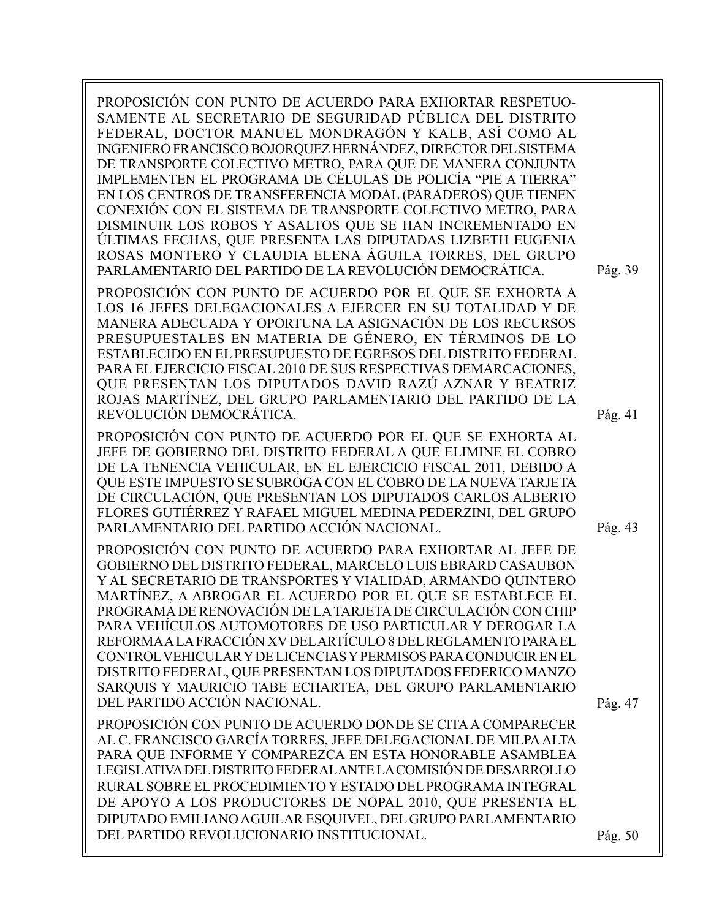PROPOSICIÓN CON PUNTO DE ACUERDO PARA EXHORTAR RESPETUOSAMENTE AL SECRETARIO DE SEGURIDAD PÚBLICA DEL DISTRITO FEDERAL, DOCTOR MANUEL MONDRAGÓN Y KALB, ASÍ COMO AL INGENIERO FRANCISCO BOJORQUEZ HERNÁNDEZ, DIRECTOR DEL SISTEMA DE TRANSPORTE COLECTIVO METRO, PARA QUE DE MANERA CONJUNTA IMPLEMENTEN EL PROGRAMA DE CÉLULAS DE POLICÍA "PIE A TIERRA" EN LOS CENTROS DE TRANSFERENCIA MODAL (PARADEROS) QUE TIENEN CONEXIÓN CON EL SISTEMA DE TRANSPORTE COLECTIVO METRO, PARA DISMINUIR LOS ROBOS Y ASALTOS QUE SE HAN INCREMENTADO EN ÚLTIMAS FECHAS, QUE PRESENTA LAS DIPUTADAS LIZBETH EUGENIA ROSAS MONTERO Y CLAUDIA ELENA ÁGUILA TORRES, DEL GRUPO PARLAMENTARIO DEL PARTIDO DE LA REVOLUCIÓN DEMOCRÁTICA. Pág. 39

PROPOSICIÓN CON PUNTO DE ACUERDO POR EL QUE SE EXHORTA A LOS 16 JEFES DELEGACIONALES A EJERCER EN SU TOTALIDAD Y DE MANERA ADECUADA Y OPORTUNA LA ASIGNACIÓN DE LOS RECURSOS PRESUPUESTALES EN MATERIA DE GÉNERO, EN TÉRMINOS DE LO ESTABLECIDO EN EL PRESUPUESTO DE EGRESOS DEL DISTRITO FEDERAL PARA EL EJERCICIO FISCAL 2010 DE SUS RESPECTIVAS DEMARCACIONES, QUE PRESENTAN LOS DIPUTADOS DAVID RAZÚ AZNAR Y BEATRIZ ROJAS MARTÍNEZ, DEL GRUPO PARLAMENTARIO DEL PARTIDO DE LA REVOLUCIÓN DEMOCRÁTICA. Pág. 41

PROPOSICIÓN CON PUNTO DE ACUERDO POR EL QUE SE EXHORTA AL JEFE DE GOBIERNO DEL DISTRITO FEDERAL A QUE ELIMINE EL COBRO DE LA TENENCIA VEHICULAR, EN EL EJERCICIO FISCAL 2011, DEBIDO A QUE ESTE IMPUESTO SE SUBROGA CON EL COBRO DE LA NUEVA TARJETA DE CIRCULACIÓN, QUE PRESENTAN LOS DIPUTADOS CARLOS ALBERTO FLORES GUTIÉRREZ Y RAFAEL MIGUEL MEDINA PEDERZINI, DEL GRUPO PARLAMENTARIO DEL PARTIDO ACCIÓN NACIONAL. Pág. 43

PROPOSICIÓN CON PUNTO DE ACUERDO PARA EXHORTAR AL JEFE DE GOBIERNO DEL DISTRITO FEDERAL, MARCELO LUIS EBRARD CASAUBON Y AL SECRETARIO DE TRANSPORTES Y VIALIDAD, ARMANDO QUINTERO MARTÍNEZ, A ABROGAR EL ACUERDO POR EL QUE SE ESTABLECE EL PROGRAMA DE RENOVACIÓN DE LA TARJETA DE CIRCULACIÓN CON CHIP PARA VEHÍCULOS AUTOMOTORES DE USO PARTICULAR Y DEROGAR LA REFORMA A LA FRACCIÓN XV DEL ARTÍCULO 8 DEL REGLAMENTO PARA EL CONTROL VEHICULAR Y DE LICENCIAS Y PERMISOS PARA CONDUCIR EN EL DISTRITO FEDERAL, QUE PRESENTAN LOS DIPUTADOS FEDERICO MANZO SARQUIS Y MAURICIO TABE ECHARTEA, DEL GRUPO PARLAMENTARIO DEL PARTIDO ACCIÓN NACIONAL. Pág. 47

PROPOSICIÓN CON PUNTO DE ACUERDO DONDE SE CITA A COMPARECER AL C. FRANCISCO GARCÍA TORRES, JEFE DELEGACIONAL DE MILPA ALTA PARA QUE INFORME Y COMPAREZCA EN ESTA HONORABLE ASAMBLEA LEGISLATIVA DEL DISTRITO FEDERAL ANTE LA COMISIÓN DE DESARROLLO RURAL SOBRE EL PROCEDIMIENTO Y ESTADO DEL PROGRAMA INTEGRAL DE APOYO A LOS PRODUCTORES DE NOPAL 2010, QUE PRESENTA EL DIPUTADO EMILIANO AGUILAR ESQUIVEL, DEL GRUPO PARLAMENTARIO DEL PARTIDO REVOLUCIONARIO INSTITUCIONAL. Pág. 50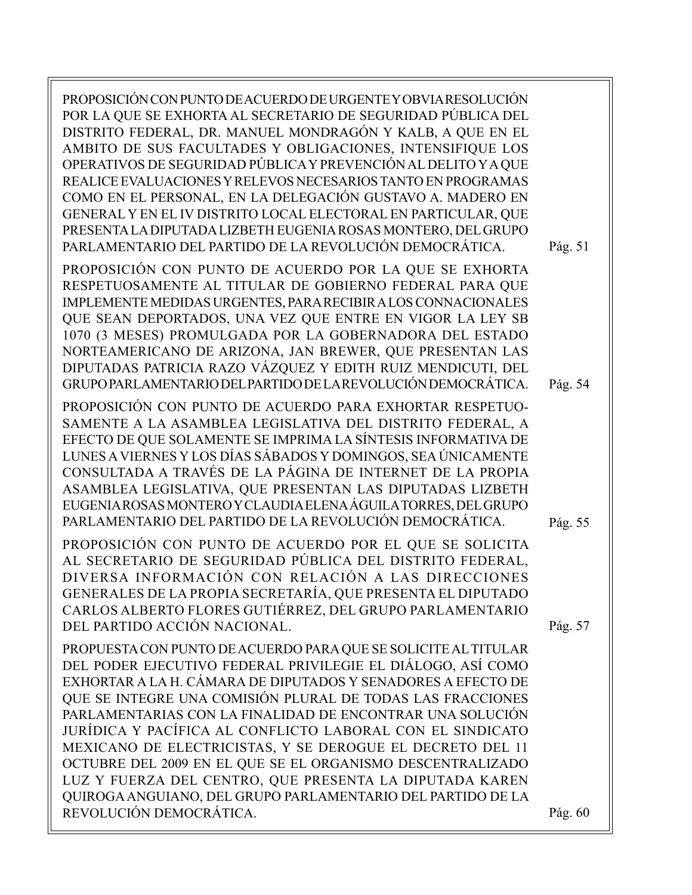PROPOSICIÓN CON PUNTO DE ACUERDO DE URGENTE Y OBVIA RESOLUCIÓN POR LA QUE SE EXHORTA AL SECRETARIO DE SEGURIDAD PÚBLICA DEL DISTRITO FEDERAL, DR. MANUEL MONDRAGÓN Y KALB, A QUE EN EL AMBITO DE SUS FACULTADES Y OBLIGACIONES, INTENSIFIQUE LOS OPERATIVOS DE SEGURIDAD PÚBLICA Y PREVENCIÓN AL DELITO Y A QUE REALICE EVALUACIONES Y RELEVOS NECESARIOS TANTO EN PROGRAMAS COMO EN EL PERSONAL, EN LA DELEGACIÓN GUSTAVO A. MADERO EN GENERAL Y EN EL IV DISTRITO LOCAL ELECTORAL EN PARTICULAR, QUE PRESENTA LA DIPUTADA LIZBETH EUGENIA ROSAS MONTERO, DEL GRUPO PARLAMENTARIO DEL PARTIDO DE LA REVOLUCIÓN DEMOCRÁTICA. Pág. 51

PROPOSICIÓN CON PUNTO DE ACUERDO POR LA QUE SE EXHORTA RESPETUOSAMENTE AL TITULAR DE GOBIERNO FEDERAL PARA QUE IMPLEMENTE MEDIDAS URGENTES, PARA RECIBIR A LOS CONNACIONALES QUE SEAN DEPORTADOS, UNA VEZ QUE ENTRE EN VIGOR LA LEY SB 1070 (3 MESES) PROMULGADA POR LA GOBERNADORA DEL ESTADO NORTEAMERICANO DE ARIZONA, JAN BREWER, QUE PRESENTAN LAS DIPUTADAS PATRICIA RAZO VÁZQUEZ Y EDITH RUIZ MENDICUTI, DEL GRUPO PARLAMENTARIO DEL PARTIDO DE LA REVOLUCIÓN DEMOCRÁTICA. Pág. 54

PROPOSICIÓN CON PUNTO DE ACUERDO PARA EXHORTAR RESPETUOSAMENTE A LA ASAMBLEA LEGISLATIVA DEL DISTRITO FEDERAL, A EFECTO DE QUE SOLAMENTE SE IMPRIMA LA SÍNTESIS INFORMATIVA DE LUNES A VIERNES Y LOS DÍAS SÁBADOS Y DOMINGOS, SEA ÚNICAMENTE CONSULTADA A TRAVÉS DE LA PÁGINA DE INTERNET DE LA PROPIA ASAMBLEA LEGISLATIVA, QUE PRESENTAN LAS DIPUTADAS LIZBETH EUGENIA ROSAS MONTERO Y CLAUDIA ELENA ÁGUILA TORRES, DEL GRUPO PARLAMENTARIO DEL PARTIDO DE LA REVOLUCIÓN DEMOCRÁTICA. Pág. 55

PROPOSICIÓN CON PUNTO DE ACUERDO POR EL QUE SE SOLICITA AL SECRETARIO DE SEGURIDAD PÚBLICA DEL DISTRITO FEDERAL, DIVERSA INFORMACIÓN CON RELACIÓN A LAS DIRECCIONES GENERALES DE LA PROPIA SECRETARÍA, QUE PRESENTA EL DIPUTADO CARLOS ALBERTO FLORES GUTIÉRREZ, DEL GRUPO PARLAMENTARIO DEL PARTIDO ACCIÓN NACIONAL. Pág. 57

PROPUESTA CON PUNTO DE ACUERDO PARA QUE SE SOLICITE AL TITULAR DEL PODER EJECUTIVO FEDERAL PRIVILEGIE EL DIÁLOGO, ASÍ COMO EXHORTAR A LA H. CÁMARA DE DIPUTADOS Y SENADORES A EFECTO DE QUE SE INTEGRE UNA COMISIÓN PLURAL DE TODAS LAS FRACCIONES PARLAMENTARIAS CON LA FINALIDAD DE ENCONTRAR UNA SOLUCIÓN JURÍDICA Y PACÍFICA AL CONFLICTO LABORAL CON EL SINDICATO MEXICANO DE ELECTRICISTAS, Y SE DEROGUE EL DECRETO DEL 11 OCTUBRE DEL 2009 EN EL QUE SE EL ORGANISMO DESCENTRALIZADO LUZ Y FUERZA DEL CENTRO, QUE PRESENTA LA DIPUTADA KAREN QUIROGA ANGUIANO, DEL GRUPO PARLAMENTARIO DEL PARTIDO DE LA REVOLUCIÓN DEMOCRÁTICA. Pág. 60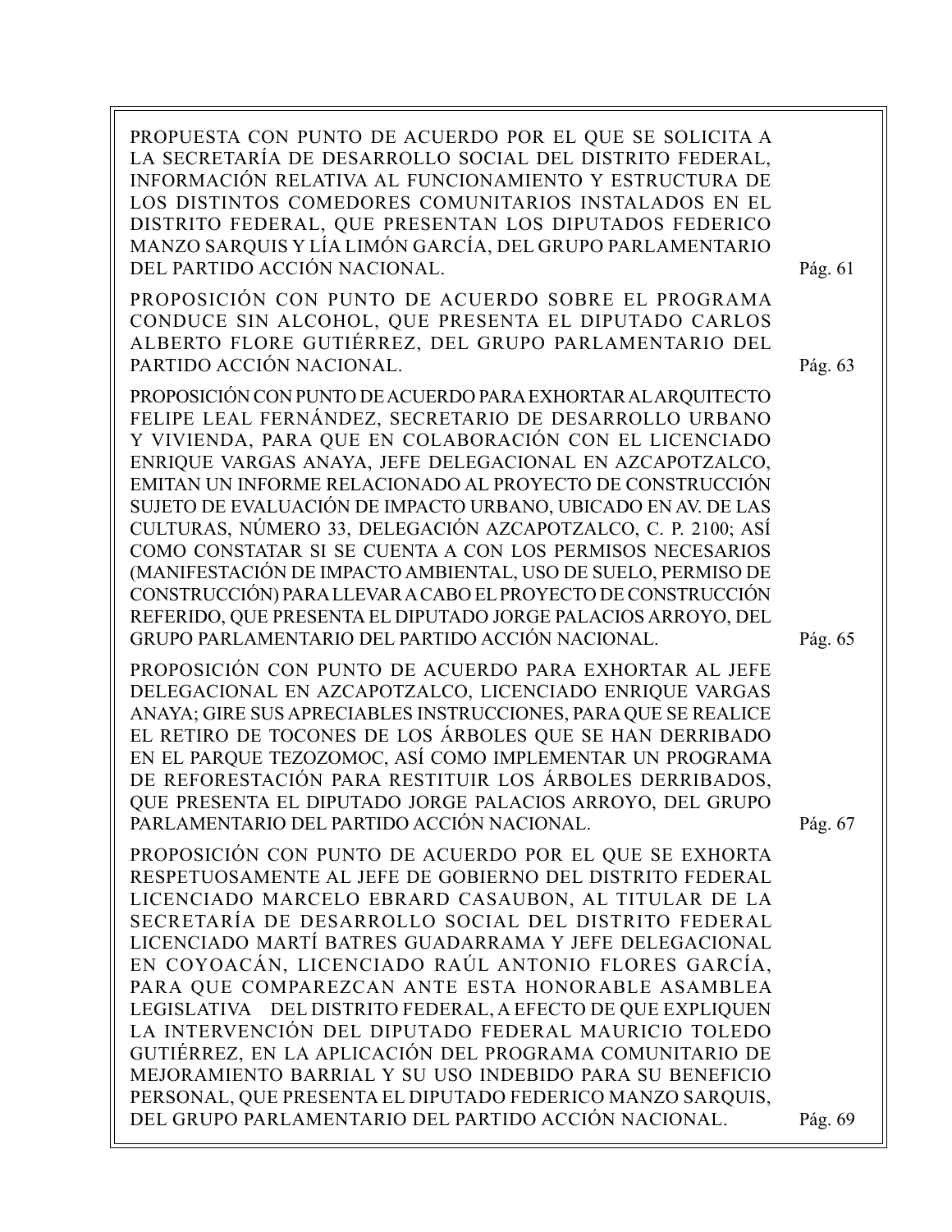PROPUESTA CON PUNTO DE ACUERDO POR EL QUE SE SOLICITA A LA SECRETARÍA DE DESARROLLO SOCIAL DEL DISTRITO FEDERAL, INFORMACIÓN RELATIVA AL FUNCIONAMIENTO Y ESTRUCTURA DE LOS DISTINTOS COMEDORES COMUNITARIOS INSTALADOS EN EL DISTRITO FEDERAL, QUE PRESENTAN LOS DIPUTADOS FEDERICO MANZO SARQUIS Y LÍA LIMÓN GARCÍA, DEL GRUPO PARLAMENTARIO DEL PARTIDO ACCIÓN NACIONAL. Pág. 61

PROPOSICIÓN CON PUNTO DE ACUERDO SOBRE EL PROGRAMA CONDUCE SIN ALCOHOL, QUE PRESENTA EL DIPUTADO CARLOS ALBERTO FLORE GUTIÉRREZ, DEL GRUPO PARLAMENTARIO DEL PARTIDO ACCIÓN NACIONAL. Pág. 63

PROPOSICIÓN CON PUNTO DE ACUERDO PARA EXHORTAR AL ARQUITECTO FELIPE LEAL FERNÁNDEZ, SECRETARIO DE DESARROLLO URBANO Y VIVIENDA, PARA QUE EN COLABORACIÓN CON EL LICENCIADO ENRIQUE VARGAS ANAYA, JEFE DELEGACIONAL EN AZCAPOTZALCO, EMITAN UN INFORME RELACIONADO AL PROYECTO DE CONSTRUCCIÓN SUJETO DE EVALUACIÓN DE IMPACTO URBANO, UBICADO EN AV. DE LAS CULTURAS, NÚMERO 33, DELEGACIÓN AZCAPOTZALCO, C. P. 2100; ASÍ COMO CONSTATAR SI SE CUENTA A CON LOS PERMISOS NECESARIOS (MANIFESTACIÓN DE IMPACTO AMBIENTAL, USO DE SUELO, PERMISO DE CONSTRUCCIÓN) PARA LLEVAR A CABO EL PROYECTO DE CONSTRUCCIÓN REFERIDO, QUE PRESENTA EL DIPUTADO JORGE PALACIOS ARROYO, DEL GRUPO PARLAMENTARIO DEL PARTIDO ACCIÓN NACIONAL. Pág. 65

PROPOSICIÓN CON PUNTO DE ACUERDO PARA EXHORTAR AL JEFE DELEGACIONAL EN AZCAPOTZALCO, LICENCIADO ENRIQUE VARGAS ANAYA; GIRE SUS APRECIABLES INSTRUCCIONES, PARA QUE SE REALICE EL RETIRO DE TOCONES DE LOS ÁRBOLES QUE SE HAN DERRIBADO EN EL PARQUE TEZOZOMOC, ASÍ COMO IMPLEMENTAR UN PROGRAMA DE REFORESTACIÓN PARA RESTITUIR LOS ÁRBOLES DERRIBADOS, QUE PRESENTA EL DIPUTADO JORGE PALACIOS ARROYO, DEL GRUPO PARLAMENTARIO DEL PARTIDO ACCIÓN NACIONAL. Pág. 67

PROPOSICIÓN CON PUNTO DE ACUERDO POR EL QUE SE EXHORTA RESPETUOSAMENTE AL JEFE DE GOBIERNO DEL DISTRITO FEDERAL LICENCIADO MARCELO EBRARD CASAUBON, AL TITULAR DE LA SECRETARÍA DE DESARROLLO SOCIAL DEL DISTRITO FEDERAL LICENCIADO MARTÍ BATRES GUADARRAMA Y JEFE DELEGACIONAL EN COYOACÁN, LICENCIADO RAÚL ANTONIO FLORES GARCÍA, PARA QUE COMPAREZCAN ANTE ESTA HONORABLE ASAMBLEA LEGISLATIVA DEL DISTRITO FEDERAL, A EFECTO DE QUE EXPLIQUEN LA INTERVENCIÓN DEL DIPUTADO FEDERAL MAURICIO TOLEDO GUTIÉRREZ, EN LA APLICACIÓN DEL PROGRAMA COMUNITARIO DE MEJORAMIENTO BARRIAL Y SU USO INDEBIDO PARA SU BENEFICIO PERSONAL, QUE PRESENTA EL DIPUTADO FEDERICO MANZO SARQUIS, DEL GRUPO PARLAMENTARIO DEL PARTIDO ACCIÓN NACIONAL. Pág. 69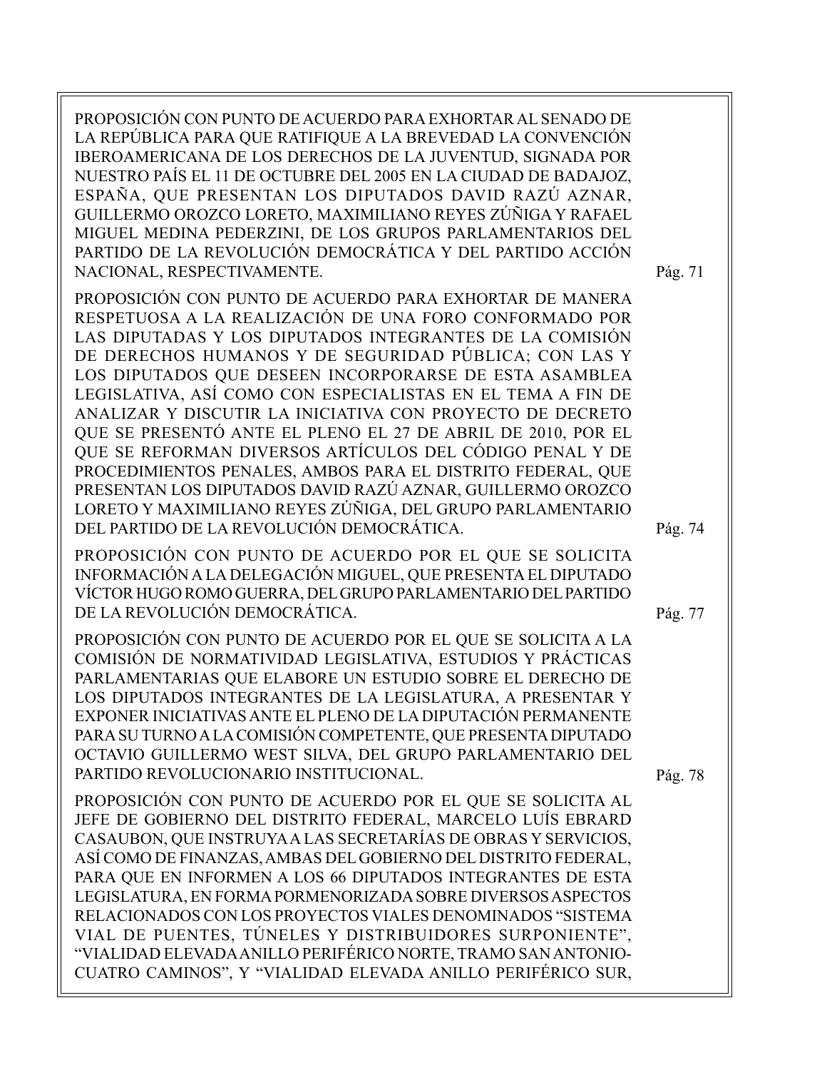PROPOSICIÓN CON PUNTO DE ACUERDO PARA EXHORTAR AL SENADO DE LA REPÚBLICA PARA QUE RATIFIQUE A LA BREVEDAD LA CONVENCIÓN IBEROAMERICANA DE LOS DERECHOS DE LA JUVENTUD, SIGNADA POR NUESTRO PAÍS EL 11 DE OCTUBRE DEL 2005 EN LA CIUDAD DE BADAJOZ, ESPAÑA, QUE PRESENTAN LOS DIPUTADOS DAVID RAZÚ AZNAR, GUILLERMO OROZCO LORETO, MAXIMILIANO REYES ZÚÑIGA Y RAFAEL MIGUEL MEDINA PEDERZINI, DE LOS GRUPOS PARLAMENTARIOS DEL PARTIDO DE LA REVOLUCIÓN DEMOCRÁTICA Y DEL PARTIDO ACCIÓN NACIONAL, RESPECTIVAMENTE. Pág. 71

PROPOSICIÓN CON PUNTO DE ACUERDO PARA EXHORTAR DE MANERA RESPETUOSA A LA REALIZACIÓN DE UNA FORO CONFORMADO POR LAS DIPUTADAS Y LOS DIPUTADOS INTEGRANTES DE LA COMISIÓN DE DERECHOS HUMANOS Y DE SEGURIDAD PÚBLICA; CON LAS Y LOS DIPUTADOS QUE DESEEN INCORPORARSE DE ESTA ASAMBLEA LEGISLATIVA, ASÍ COMO CON ESPECIALISTAS EN EL TEMA A FIN DE ANALIZAR Y DISCUTIR LA INICIATIVA CON PROYECTO DE DECRETO QUE SE PRESENTÓ ANTE EL PLENO EL 27 DE ABRIL DE 2010, POR EL QUE SE REFORMAN DIVERSOS ARTÍCULOS DEL CÓDIGO PENAL Y DE PROCEDIMIENTOS PENALES, AMBOS PARA EL DISTRITO FEDERAL, QUE PRESENTAN LOS DIPUTADOS DAVID RAZÚ AZNAR, GUILLERMO OROZCO LORETO Y MAXIMILIANO REYES ZÚÑIGA, DEL GRUPO PARLAMENTARIO DEL PARTIDO DE LA REVOLUCIÓN DEMOCRÁTICA. Pág. 74

PROPOSICIÓN CON PUNTO DE ACUERDO POR EL QUE SE SOLICITA INFORMACIÓN A LA DELEGACIÓN MIGUEL, QUE PRESENTA EL DIPUTADO VÍCTOR HUGO ROMO GUERRA, DEL GRUPO PARLAMENTARIO DEL PARTIDO DE LA REVOLUCIÓN DEMOCRÁTICA. Pág. 77

PROPOSICIÓN CON PUNTO DE ACUERDO POR EL QUE SE SOLICITA A LA COMISIÓN DE NORMATIVIDAD LEGISLATIVA, ESTUDIOS Y PRÁCTICAS PARLAMENTARIAS QUE ELABORE UN ESTUDIO SOBRE EL DERECHO DE LOS DIPUTADOS INTEGRANTES DE LA LEGISLATURA, A PRESENTAR Y EXPONER INICIATIVAS ANTE EL PLENO DE LA DIPUTACIÓN PERMANENTE PARA SU TURNO A LA COMISIÓN COMPETENTE, QUE PRESENTA DIPUTADO OCTAVIO GUILLERMO WEST SILVA, DEL GRUPO PARLAMENTARIO DEL PARTIDO REVOLUCIONARIO INSTITUCIONAL. Pág. 78

PROPOSICIÓN CON PUNTO DE ACUERDO POR EL QUE SE SOLICITA AL JEFE DE GOBIERNO DEL DISTRITO FEDERAL, MARCELO LUÍS EBRARD CASAUBON, QUE INSTRUYA A LAS SECRETARÍAS DE OBRAS Y SERVICIOS, ASÍ COMO DE FINANZAS, AMBAS DEL GOBIERNO DEL DISTRITO FEDERAL, PARA QUE EN INFORMEN A LOS 66 DIPUTADOS INTEGRANTES DE ESTA LEGISLATURA, EN FORMA PORMENORIZADA SOBRE DIVERSOS ASPECTOS RELACIONADOS CON LOS PROYECTOS VIALES DENOMINADOS "SISTEMA VIAL DE PUENTES, TÚNELES Y DISTRIBUIDORES SURPONIENTE", "VIALIDAD ELEVADA ANILLO PERIFÉRICO NORTE, TRAMO SAN ANTONIO-CUATRO CAMINOS", Y "VIALIDAD ELEVADA ANILLO PERIFÉRICO SUR,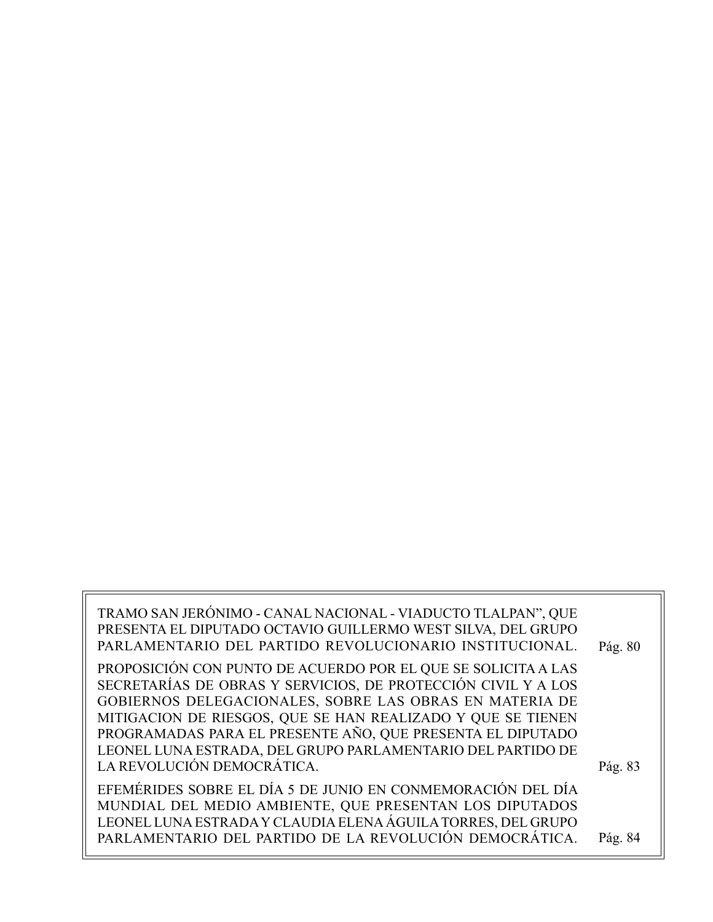TRAMO SAN JERÓNIMO - CANAL NACIONAL - VIADUCTO TLALPAN", QUE PRESENTA EL DIPUTADO OCTAVIO GUILLERMO WEST SILVA, DEL GRUPO PARLAMENTARIO DEL PARTIDO REVOLUCIONARIO INSTITUCIONAL. Pág. 80

PROPOSICIÓN CON PUNTO DE ACUERDO POR EL QUE SE SOLICITA A LAS SECRETARÍAS DE OBRAS Y SERVICIOS, DE PROTECCIÓN CIVIL Y A LOS GOBIERNOS DELEGACIONALES, SOBRE LAS OBRAS EN MATERIA DE MITIGACION DE RIESGOS, QUE SE HAN REALIZADO Y QUE SE TIENEN PROGRAMADAS PARA EL PRESENTE AÑO, QUE PRESENTA EL DIPUTADO LEONEL LUNA ESTRADA, DEL GRUPO PARLAMENTARIO DEL PARTIDO DE LA REVOLUCIÓN DEMOCRÁTICA. Pág. 83

EFEMÉRIDES SOBRE EL DÍA 5 DE JUNIO EN CONMEMORACIÓN DEL DÍA MUNDIAL DEL MEDIO AMBIENTE, QUE PRESENTAN LOS DIPUTADOS LEONEL LUNA ESTRADA Y CLAUDIA ELENA ÁGUILA TORRES, DEL GRUPO PARLAMENTARIO DEL PARTIDO DE LA REVOLUCIÓN DEMOCRÁTICA. Pág. 84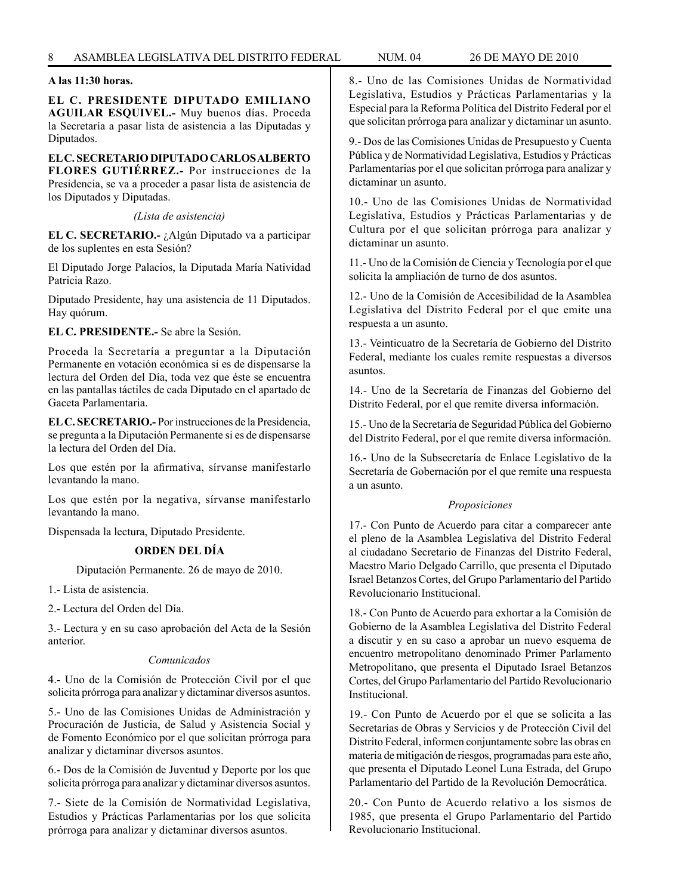**A las 11:30 horas.**

**EL C. PRESIDENTE DIPUTADO EMILIANO AGUILAR ESQUIVEL.-** Muy buenos días. Proceda la Secretaría a pasar lista de asistencia a las Diputadas y Diputados.

**EL C. SECRETARIO DIPUTADO CARLOS ALBERTO FLORES GUTIÉRREZ.-** Por instrucciones de la Presidencia, se va a proceder a pasar lista de asistencia de los Diputados y Diputadas.

*(Lista de asistencia)*

**EL C. SECRETARIO.-** ¿Algún Diputado va a participar de los suplentes en esta Sesión?

El Diputado Jorge Palacios, la Diputada María Natividad Patricia Razo.

Diputado Presidente, hay una asistencia de 11 Diputados. Hay quórum.

**EL C. PRESIDENTE.-** Se abre la Sesión.

Proceda la Secretaría a preguntar a la Diputación Permanente en votación económica si es de dispensarse la lectura del Orden del Día, toda vez que éste se encuentra en las pantallas táctiles de cada Diputado en el apartado de Gaceta Parlamentaria.

**EL C. SECRETARIO.-** Por instrucciones de la Presidencia, se pregunta a la Diputación Permanente si es de dispensarse la lectura del Orden del Día.

Los que estén por la afirmativa, sírvanse manifestarlo levantando la mano.

Los que estén por la negativa, sírvanse manifestarlo levantando la mano.

Dispensada la lectura, Diputado Presidente.

**ORDEN DEL DÍA**

Diputación Permanente. 26 de mayo de 2010.

1.- Lista de asistencia.

2.- Lectura del Orden del Día.

3.- Lectura y en su caso aprobación del Acta de la Sesión anterior.

*Comunicados*

4.- Uno de la Comisión de Protección Civil por el que solicita prórroga para analizar y dictaminar diversos asuntos.

5.- Uno de las Comisiones Unidas de Administración y Procuración de Justicia, de Salud y Asistencia Social y de Fomento Económico por el que solicitan prórroga para analizar y dictaminar diversos asuntos.

6.- Dos de la Comisión de Juventud y Deporte por los que solicita prórroga para analizar y dictaminar diversos asuntos.

7.- Siete de la Comisión de Normatividad Legislativa, Estudios y Prácticas Parlamentarias por los que solicita prórroga para analizar y dictaminar diversos asuntos.

8.- Uno de las Comisiones Unidas de Normatividad Legislativa, Estudios y Prácticas Parlamentarias y la Especial para la Reforma Política del Distrito Federal por el que solicitan prórroga para analizar y dictaminar un asunto.

9.- Dos de las Comisiones Unidas de Presupuesto y Cuenta Pública y de Normatividad Legislativa, Estudios y Prácticas Parlamentarias por el que solicitan prórroga para analizar y dictaminar un asunto.

10.- Uno de las Comisiones Unidas de Normatividad Legislativa, Estudios y Prácticas Parlamentarias y de Cultura por el que solicitan prórroga para analizar y dictaminar un asunto.

11.- Uno de la Comisión de Ciencia y Tecnología por el que solicita la ampliación de turno de dos asuntos.

12.- Uno de la Comisión de Accesibilidad de la Asamblea Legislativa del Distrito Federal por el que emite una respuesta a un asunto.

13.- Veinticuatro de la Secretaría de Gobierno del Distrito Federal, mediante los cuales remite respuestas a diversos asuntos.

14.- Uno de la Secretaría de Finanzas del Gobierno del Distrito Federal, por el que remite diversa información.

15.- Uno de la Secretaría de Seguridad Pública del Gobierno del Distrito Federal, por el que remite diversa información.

16.- Uno de la Subsecretaría de Enlace Legislativo de la Secretaría de Gobernación por el que remite una respuesta a un asunto.

*Proposiciones*

17.- Con Punto de Acuerdo para citar a comparecer ante el pleno de la Asamblea Legislativa del Distrito Federal al ciudadano Secretario de Finanzas del Distrito Federal, Maestro Mario Delgado Carrillo, que presenta el Diputado Israel Betanzos Cortes, del Grupo Parlamentario del Partido Revolucionario Institucional.

18.- Con Punto de Acuerdo para exhortar a la Comisión de Gobierno de la Asamblea Legislativa del Distrito Federal a discutir y en su caso a aprobar un nuevo esquema de encuentro metropolitano denominado Primer Parlamento Metropolitano, que presenta el Diputado Israel Betanzos Cortes, del Grupo Parlamentario del Partido Revolucionario Institucional.

19.- Con Punto de Acuerdo por el que se solicita a las Secretarías de Obras y Servicios y de Protección Civil del Distrito Federal, informen conjuntamente sobre las obras en materia de mitigación de riesgos, programadas para este año, que presenta el Diputado Leonel Luna Estrada, del Grupo Parlamentario del Partido de la Revolución Democrática.

20.- Con Punto de Acuerdo relativo a los sismos de 1985, que presenta el Grupo Parlamentario del Partido Revolucionario Institucional.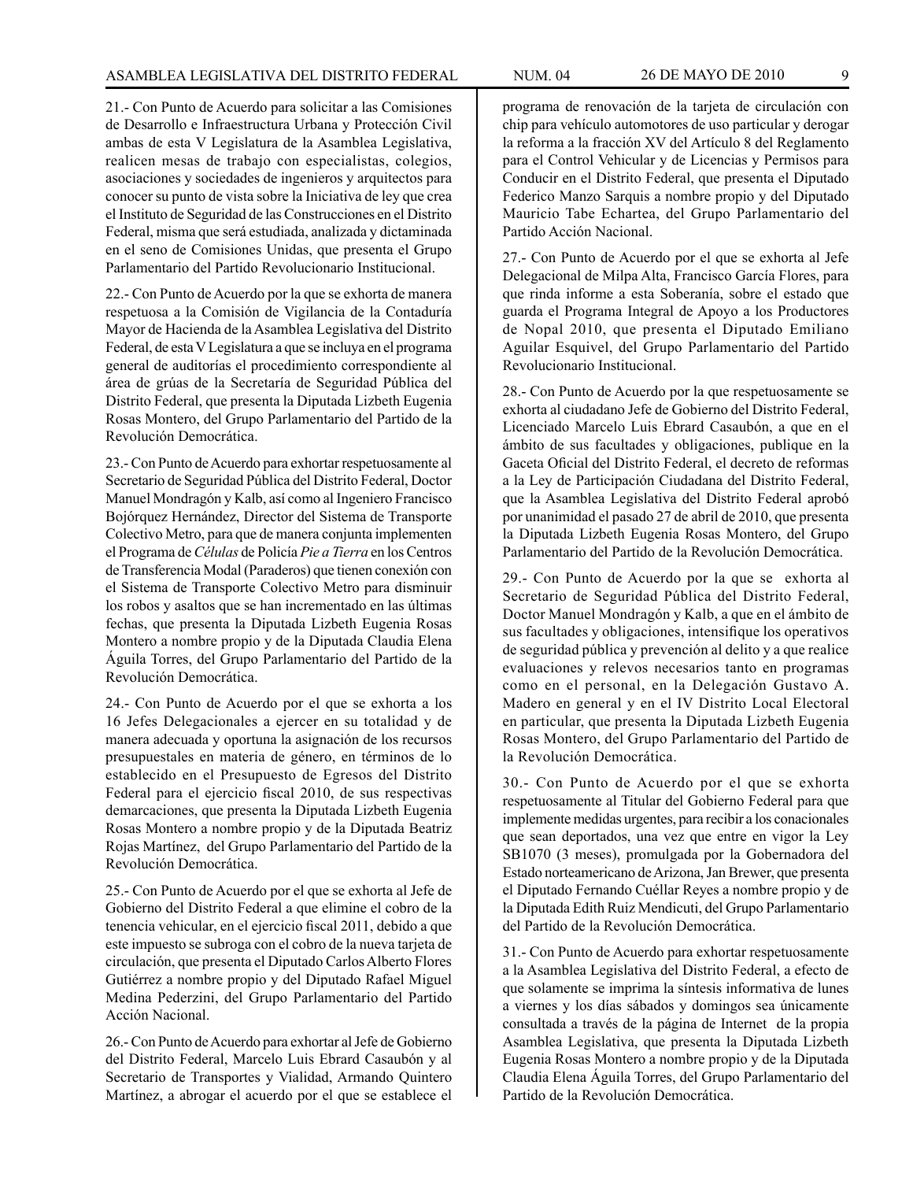21.- Con Punto de Acuerdo para solicitar a las Comisiones de Desarrollo e Infraestructura Urbana y Protección Civil ambas de esta V Legislatura de la Asamblea Legislativa, realicen mesas de trabajo con especialistas, colegios, asociaciones y sociedades de ingenieros y arquitectos para conocer su punto de vista sobre la Iniciativa de ley que crea el Instituto de Seguridad de las Construcciones en el Distrito Federal, misma que será estudiada, analizada y dictaminada en el seno de Comisiones Unidas, que presenta el Grupo Parlamentario del Partido Revolucionario Institucional.

22.- Con Punto de Acuerdo por la que se exhorta de manera respetuosa a la Comisión de Vigilancia de la Contaduría Mayor de Hacienda de la Asamblea Legislativa del Distrito Federal, de esta V Legislatura a que se incluya en el programa general de auditorías el procedimiento correspondiente al área de grúas de la Secretaría de Seguridad Pública del Distrito Federal, que presenta la Diputada Lizbeth Eugenia Rosas Montero, del Grupo Parlamentario del Partido de la Revolución Democrática.

23.- Con Punto de Acuerdo para exhortar respetuosamente al Secretario de Seguridad Pública del Distrito Federal, Doctor Manuel Mondragón y Kalb, así como al Ingeniero Francisco Bojórquez Hernández, Director del Sistema de Transporte Colectivo Metro, para que de manera conjunta implementen el Programa de *Células* de Policía *Pie a Tierra* en los Centros de Transferencia Modal (Paraderos) que tienen conexión con el Sistema de Transporte Colectivo Metro para disminuir los robos y asaltos que se han incrementado en las últimas fechas, que presenta la Diputada Lizbeth Eugenia Rosas Montero a nombre propio y de la Diputada Claudia Elena Águila Torres, del Grupo Parlamentario del Partido de la Revolución Democrática.

24.- Con Punto de Acuerdo por el que se exhorta a los 16 Jefes Delegacionales a ejercer en su totalidad y de manera adecuada y oportuna la asignación de los recursos presupuestales en materia de género, en términos de lo establecido en el Presupuesto de Egresos del Distrito Federal para el ejercicio fiscal 2010, de sus respectivas demarcaciones, que presenta la Diputada Lizbeth Eugenia Rosas Montero a nombre propio y de la Diputada Beatriz Rojas Martínez, del Grupo Parlamentario del Partido de la Revolución Democrática.

25.- Con Punto de Acuerdo por el que se exhorta al Jefe de Gobierno del Distrito Federal a que elimine el cobro de la tenencia vehicular, en el ejercicio fiscal 2011, debido a que este impuesto se subroga con el cobro de la nueva tarjeta de circulación, que presenta el Diputado Carlos Alberto Flores Gutiérrez a nombre propio y del Diputado Rafael Miguel Medina Pederzini, del Grupo Parlamentario del Partido Acción Nacional.

26.- Con Punto de Acuerdo para exhortar al Jefe de Gobierno del Distrito Federal, Marcelo Luis Ebrard Casaubón y al Secretario de Transportes y Vialidad, Armando Quintero Martínez, a abrogar el acuerdo por el que se establece el programa de renovación de la tarjeta de circulación con chip para vehículo automotores de uso particular y derogar la reforma a la fracción XV del Artículo 8 del Reglamento para el Control Vehicular y de Licencias y Permisos para Conducir en el Distrito Federal, que presenta el Diputado Federico Manzo Sarquis a nombre propio y del Diputado Mauricio Tabe Echartea, del Grupo Parlamentario del Partido Acción Nacional.

27.- Con Punto de Acuerdo por el que se exhorta al Jefe Delegacional de Milpa Alta, Francisco García Flores, para que rinda informe a esta Soberanía, sobre el estado que guarda el Programa Integral de Apoyo a los Productores de Nopal 2010, que presenta el Diputado Emiliano Aguilar Esquivel, del Grupo Parlamentario del Partido Revolucionario Institucional.

28.- Con Punto de Acuerdo por la que respetuosamente se exhorta al ciudadano Jefe de Gobierno del Distrito Federal, Licenciado Marcelo Luis Ebrard Casaubón, a que en el ámbito de sus facultades y obligaciones, publique en la Gaceta Oficial del Distrito Federal, el decreto de reformas a la Ley de Participación Ciudadana del Distrito Federal, que la Asamblea Legislativa del Distrito Federal aprobó por unanimidad el pasado 27 de abril de 2010, que presenta la Diputada Lizbeth Eugenia Rosas Montero, del Grupo Parlamentario del Partido de la Revolución Democrática.

29.- Con Punto de Acuerdo por la que se exhorta al Secretario de Seguridad Pública del Distrito Federal, Doctor Manuel Mondragón y Kalb, a que en el ámbito de sus facultades y obligaciones, intensifique los operativos de seguridad pública y prevención al delito y a que realice evaluaciones y relevos necesarios tanto en programas como en el personal, en la Delegación Gustavo A. Madero en general y en el IV Distrito Local Electoral en particular, que presenta la Diputada Lizbeth Eugenia Rosas Montero, del Grupo Parlamentario del Partido de la Revolución Democrática.

30.- Con Punto de Acuerdo por el que se exhorta respetuosamente al Titular del Gobierno Federal para que implemente medidas urgentes, para recibir a los conacionales que sean deportados, una vez que entre en vigor la Ley SB1070 (3 meses), promulgada por la Gobernadora del Estado norteamericano de Arizona, Jan Brewer, que presenta el Diputado Fernando Cuéllar Reyes a nombre propio y de la Diputada Edith Ruiz Mendicuti, del Grupo Parlamentario del Partido de la Revolución Democrática.

31.- Con Punto de Acuerdo para exhortar respetuosamente a la Asamblea Legislativa del Distrito Federal, a efecto de que solamente se imprima la síntesis informativa de lunes a viernes y los días sábados y domingos sea únicamente consultada a través de la página de Internet de la propia Asamblea Legislativa, que presenta la Diputada Lizbeth Eugenia Rosas Montero a nombre propio y de la Diputada Claudia Elena Águila Torres, del Grupo Parlamentario del Partido de la Revolución Democrática.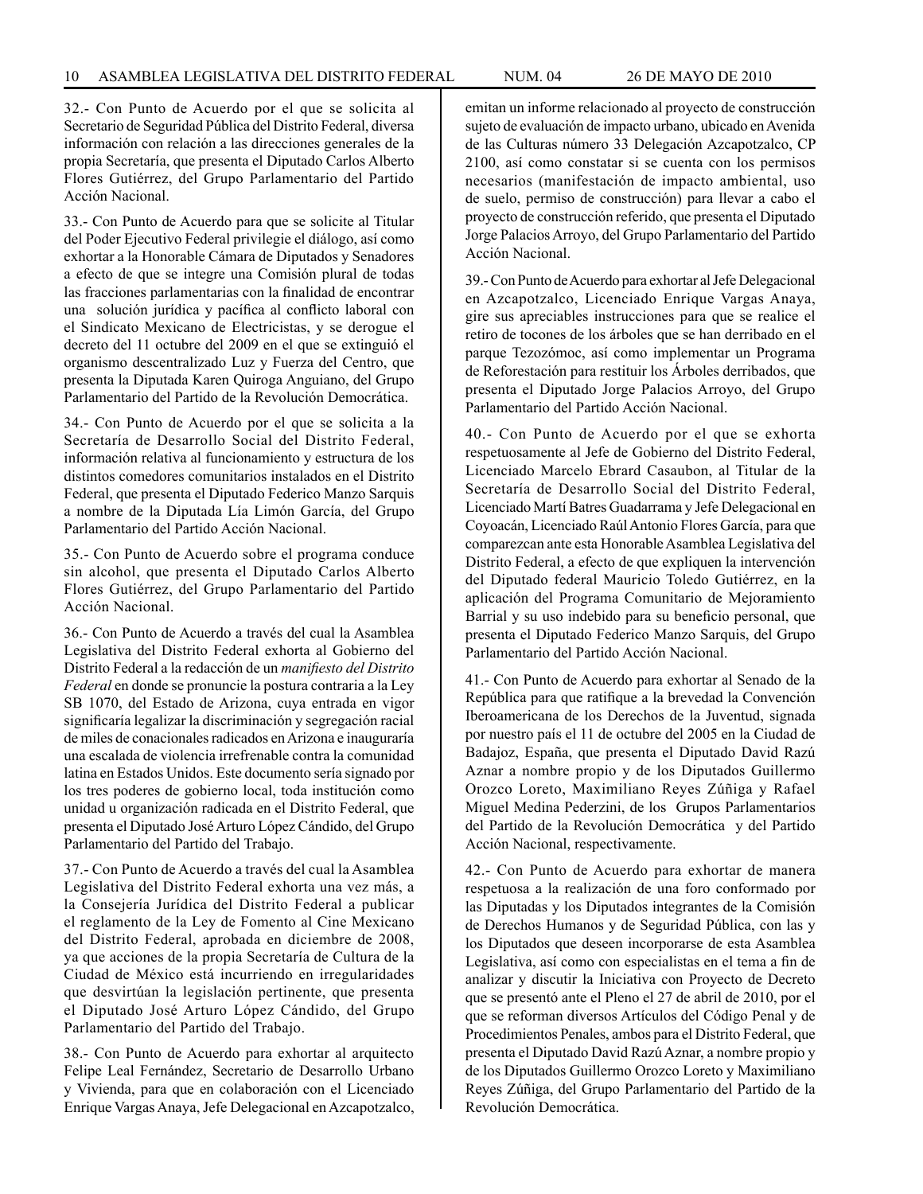32.- Con Punto de Acuerdo por el que se solicita al Secretario de Seguridad Pública del Distrito Federal, diversa información con relación a las direcciones generales de la propia Secretaría, que presenta el Diputado Carlos Alberto Flores Gutiérrez, del Grupo Parlamentario del Partido Acción Nacional.

33.- Con Punto de Acuerdo para que se solicite al Titular del Poder Ejecutivo Federal privilegie el diálogo, así como exhortar a la Honorable Cámara de Diputados y Senadores a efecto de que se integre una Comisión plural de todas las fracciones parlamentarias con la finalidad de encontrar una solución jurídica y pacífica al conflicto laboral con el Sindicato Mexicano de Electricistas, y se derogue el decreto del 11 octubre del 2009 en el que se extinguió el organismo descentralizado Luz y Fuerza del Centro, que presenta la Diputada Karen Quiroga Anguiano, del Grupo Parlamentario del Partido de la Revolución Democrática.

34.- Con Punto de Acuerdo por el que se solicita a la Secretaría de Desarrollo Social del Distrito Federal, información relativa al funcionamiento y estructura de los distintos comedores comunitarios instalados en el Distrito Federal, que presenta el Diputado Federico Manzo Sarquis a nombre de la Diputada Lía Limón García, del Grupo Parlamentario del Partido Acción Nacional.

35.- Con Punto de Acuerdo sobre el programa conduce sin alcohol, que presenta el Diputado Carlos Alberto Flores Gutiérrez, del Grupo Parlamentario del Partido Acción Nacional.

36.- Con Punto de Acuerdo a través del cual la Asamblea Legislativa del Distrito Federal exhorta al Gobierno del Distrito Federal a la redacción de un *manifiesto del Distrito Federal* en donde se pronuncie la postura contraria a la Ley SB 1070, del Estado de Arizona, cuya entrada en vigor significaría legalizar la discriminación y segregación racial de miles de conacionales radicados en Arizona e inauguraría una escalada de violencia irrefrenable contra la comunidad latina en Estados Unidos. Este documento sería signado por los tres poderes de gobierno local, toda institución como unidad u organización radicada en el Distrito Federal, que presenta el Diputado José Arturo López Cándido, del Grupo Parlamentario del Partido del Trabajo.

37.- Con Punto de Acuerdo a través del cual la Asamblea Legislativa del Distrito Federal exhorta una vez más, a la Consejería Jurídica del Distrito Federal a publicar el reglamento de la Ley de Fomento al Cine Mexicano del Distrito Federal, aprobada en diciembre de 2008, ya que acciones de la propia Secretaría de Cultura de la Ciudad de México está incurriendo en irregularidades que desvirtúan la legislación pertinente, que presenta el Diputado José Arturo López Cándido, del Grupo Parlamentario del Partido del Trabajo.

38.- Con Punto de Acuerdo para exhortar al arquitecto Felipe Leal Fernández, Secretario de Desarrollo Urbano y Vivienda, para que en colaboración con el Licenciado Enrique Vargas Anaya, Jefe Delegacional en Azcapotzalco, emitan un informe relacionado al proyecto de construcción sujeto de evaluación de impacto urbano, ubicado en Avenida de las Culturas número 33 Delegación Azcapotzalco, CP 2100, así como constatar si se cuenta con los permisos necesarios (manifestación de impacto ambiental, uso de suelo, permiso de construcción) para llevar a cabo el proyecto de construcción referido, que presenta el Diputado Jorge Palacios Arroyo, del Grupo Parlamentario del Partido Acción Nacional.

39.- Con Punto de Acuerdo para exhortar al Jefe Delegacional en Azcapotzalco, Licenciado Enrique Vargas Anaya, gire sus apreciables instrucciones para que se realice el retiro de tocones de los árboles que se han derribado en el parque Tezozómoc, así como implementar un Programa de Reforestación para restituir los Árboles derribados, que presenta el Diputado Jorge Palacios Arroyo, del Grupo Parlamentario del Partido Acción Nacional.

40.- Con Punto de Acuerdo por el que se exhorta respetuosamente al Jefe de Gobierno del Distrito Federal, Licenciado Marcelo Ebrard Casaubon, al Titular de la Secretaría de Desarrollo Social del Distrito Federal, Licenciado Martí Batres Guadarrama y Jefe Delegacional en Coyoacán, Licenciado Raúl Antonio Flores García, para que comparezcan ante esta Honorable Asamblea Legislativa del Distrito Federal, a efecto de que expliquen la intervención del Diputado federal Mauricio Toledo Gutiérrez, en la aplicación del Programa Comunitario de Mejoramiento Barrial y su uso indebido para su beneficio personal, que presenta el Diputado Federico Manzo Sarquis, del Grupo Parlamentario del Partido Acción Nacional.

41.- Con Punto de Acuerdo para exhortar al Senado de la República para que ratifique a la brevedad la Convención Iberoamericana de los Derechos de la Juventud, signada por nuestro país el 11 de octubre del 2005 en la Ciudad de Badajoz, España, que presenta el Diputado David Razú Aznar a nombre propio y de los Diputados Guillermo Orozco Loreto, Maximiliano Reyes Zúñiga y Rafael Miguel Medina Pederzini, de los Grupos Parlamentarios del Partido de la Revolución Democrática y del Partido Acción Nacional, respectivamente.

42.- Con Punto de Acuerdo para exhortar de manera respetuosa a la realización de una foro conformado por las Diputadas y los Diputados integrantes de la Comisión de Derechos Humanos y de Seguridad Pública, con las y los Diputados que deseen incorporarse de esta Asamblea Legislativa, así como con especialistas en el tema a fin de analizar y discutir la Iniciativa con Proyecto de Decreto que se presentó ante el Pleno el 27 de abril de 2010, por el que se reforman diversos Artículos del Código Penal y de Procedimientos Penales, ambos para el Distrito Federal, que presenta el Diputado David Razú Aznar, a nombre propio y de los Diputados Guillermo Orozco Loreto y Maximiliano Reyes Zúñiga, del Grupo Parlamentario del Partido de la Revolución Democrática.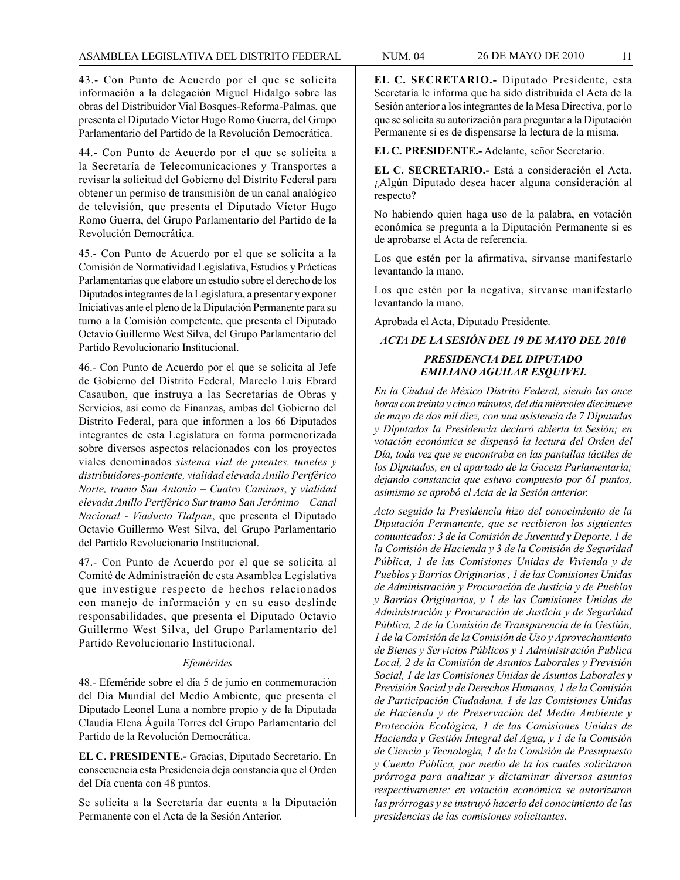43.- Con Punto de Acuerdo por el que se solicita información a la delegación Miguel Hidalgo sobre las obras del Distribuidor Vial Bosques-Reforma-Palmas, que presenta el Diputado Víctor Hugo Romo Guerra, del Grupo Parlamentario del Partido de la Revolución Democrática.

44.- Con Punto de Acuerdo por el que se solicita a la Secretaría de Telecomunicaciones y Transportes a revisar la solicitud del Gobierno del Distrito Federal para obtener un permiso de transmisión de un canal analógico de televisión, que presenta el Diputado Víctor Hugo Romo Guerra, del Grupo Parlamentario del Partido de la Revolución Democrática.

45.- Con Punto de Acuerdo por el que se solicita a la Comisión de Normatividad Legislativa, Estudios y Prácticas Parlamentarias que elabore un estudio sobre el derecho de los Diputados integrantes de la Legislatura, a presentar y exponer Iniciativas ante el pleno de la Diputación Permanente para su turno a la Comisión competente, que presenta el Diputado Octavio Guillermo West Silva, del Grupo Parlamentario del Partido Revolucionario Institucional.

46.- Con Punto de Acuerdo por el que se solicita al Jefe de Gobierno del Distrito Federal, Marcelo Luis Ebrard Casaubon, que instruya a las Secretarías de Obras y Servicios, así como de Finanzas, ambas del Gobierno del Distrito Federal, para que informen a los 66 Diputados integrantes de esta Legislatura en forma pormenorizada sobre diversos aspectos relacionados con los proyectos viales denominados *sistema vial de puentes, tuneles y distribuidores-poniente, vialidad elevada Anillo Periférico Norte, tramo San Antonio – Cuatro Caminos*, y *vialidad elevada Anillo Periférico Sur tramo San Jerónimo – Canal Nacional - Viaducto Tlalpan*, que presenta el Diputado Octavio Guillermo West Silva, del Grupo Parlamentario del Partido Revolucionario Institucional.

47.- Con Punto de Acuerdo por el que se solicita al Comité de Administración de esta Asamblea Legislativa que investigue respecto de hechos relacionados con manejo de información y en su caso deslinde responsabilidades, que presenta el Diputado Octavio Guillermo West Silva, del Grupo Parlamentario del Partido Revolucionario Institucional.

*Efemérides*

48.- Efeméride sobre el día 5 de junio en conmemoración del Día Mundial del Medio Ambiente, que presenta el Diputado Leonel Luna a nombre propio y de la Diputada Claudia Elena Águila Torres del Grupo Parlamentario del Partido de la Revolución Democrática.

**EL C. PRESIDENTE.-** Gracias, Diputado Secretario. En consecuencia esta Presidencia deja constancia que el Orden del Día cuenta con 48 puntos.

Se solicita a la Secretaría dar cuenta a la Diputación Permanente con el Acta de la Sesión Anterior.

**EL C. SECRETARIO.-** Diputado Presidente, esta Secretaría le informa que ha sido distribuida el Acta de la Sesión anterior a los integrantes de la Mesa Directiva, por lo que se solicita su autorización para preguntar a la Diputación Permanente si es de dispensarse la lectura de la misma.

**EL C. PRESIDENTE.-** Adelante, señor Secretario.

**EL C. SECRETARIO.-** Está a consideración el Acta. ¿Algún Diputado desea hacer alguna consideración al respecto?

No habiendo quien haga uso de la palabra, en votación económica se pregunta a la Diputación Permanente si es de aprobarse el Acta de referencia.

Los que estén por la afirmativa, sírvanse manifestarlo levantando la mano.

Los que estén por la negativa, sírvanse manifestarlo levantando la mano.

Aprobada el Acta, Diputado Presidente.

***ACTA DE LA SESIÓN DEL 19 DE MAYO DEL 2010***

***PRESIDENCIA DEL DIPUTADO EMILIANO AGUILAR ESQUIVEL***

*En la Ciudad de México Distrito Federal, siendo las once horas con treinta y cinco minutos, del día miércoles diecinueve de mayo de dos mil diez, con una asistencia de 7 Diputadas y Diputados la Presidencia declaró abierta la Sesión; en votación económica se dispensó la lectura del Orden del Día, toda vez que se encontraba en las pantallas táctiles de los Diputados, en el apartado de la Gaceta Parlamentaria; dejando constancia que estuvo compuesto por 61 puntos, asimismo se aprobó el Acta de la Sesión anterior.*

*Acto seguido la Presidencia hizo del conocimiento de la Diputación Permanente, que se recibieron los siguientes comunicados: 3 de la Comisión de Juventud y Deporte, 1 de la Comisión de Hacienda y 3 de la Comisión de Seguridad Pública, 1 de las Comisiones Unidas de Vivienda y de Pueblos y Barrios Originarios , 1 de las Comisiones Unidas de Administración y Procuración de Justicia y de Pueblos y Barrios Originarios, y 1 de las Comisiones Unidas de Administración y Procuración de Justicia y de Seguridad Pública, 2 de la Comisión de Transparencia de la Gestión, 1 de la Comisión de la Comisión de Uso y Aprovechamiento de Bienes y Servicios Públicos y 1 Administración Publica Local, 2 de la Comisión de Asuntos Laborales y Previsión Social, 1 de las Comisiones Unidas de Asuntos Laborales y Previsión Social y de Derechos Humanos, 1 de la Comisión de Participación Ciudadana, 1 de las Comisiones Unidas de Hacienda y de Preservación del Medio Ambiente y Protección Ecológica, 1 de las Comisiones Unidas de Hacienda y Gestión Integral del Agua, y 1 de la Comisión de Ciencia y Tecnología, 1 de la Comisión de Presupuesto y Cuenta Pública, por medio de la los cuales solicitaron prórroga para analizar y dictaminar diversos asuntos respectivamente; en votación económica se autorizaron las prórrogas y se instruyó hacerlo del conocimiento de las presidencias de las comisiones solicitantes.*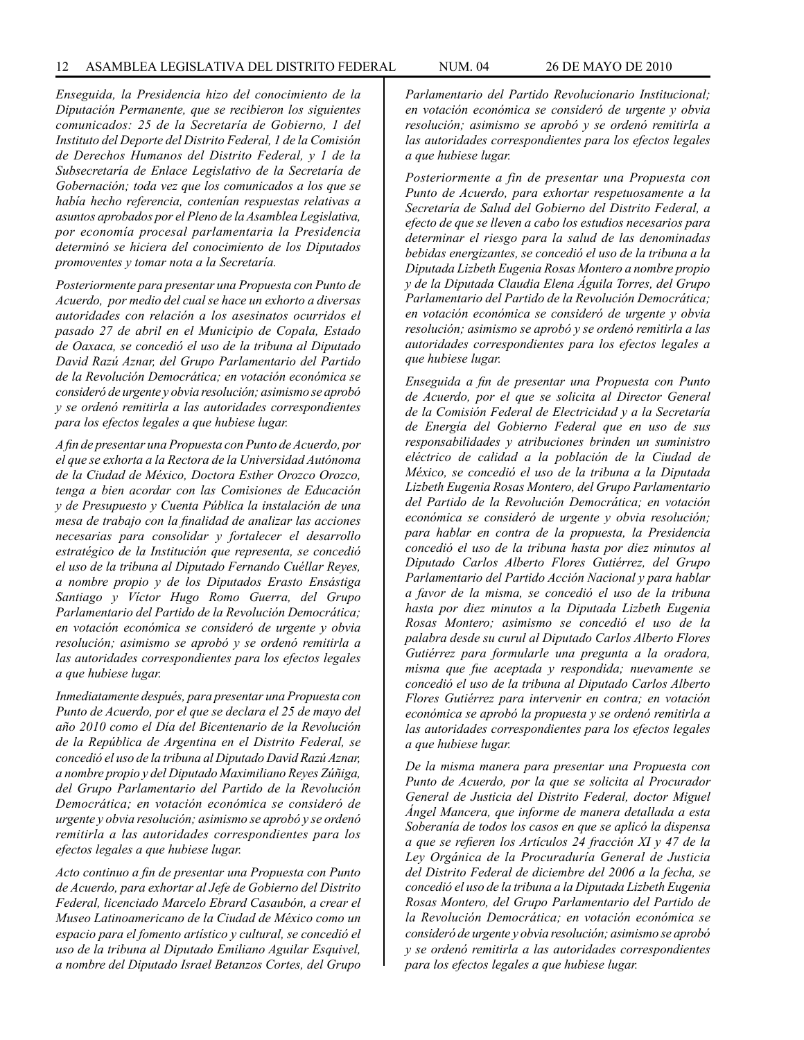*Enseguida, la Presidencia hizo del conocimiento de la Diputación Permanente, que se recibieron los siguientes comunicados: 25 de la Secretaría de Gobierno, 1 del Instituto del Deporte del Distrito Federal, 1 de la Comisión de Derechos Humanos del Distrito Federal, y 1 de la Subsecretaría de Enlace Legislativo de la Secretaría de Gobernación; toda vez que los comunicados a los que se había hecho referencia, contenían respuestas relativas a asuntos aprobados por el Pleno de la Asamblea Legislativa, por economía procesal parlamentaria la Presidencia determinó se hiciera del conocimiento de los Diputados promoventes y tomar nota a la Secretaría.*

*Posteriormente para presentar una Propuesta con Punto de Acuerdo, por medio del cual se hace un exhorto a diversas autoridades con relación a los asesinatos ocurridos el pasado 27 de abril en el Municipio de Copala, Estado de Oaxaca, se concedió el uso de la tribuna al Diputado David Razú Aznar, del Grupo Parlamentario del Partido de la Revolución Democrática; en votación económica se consideró de urgente y obvia resolución; asimismo se aprobó y se ordenó remitirla a las autoridades correspondientes para los efectos legales a que hubiese lugar.*

*A fin de presentar una Propuesta con Punto de Acuerdo, por el que se exhorta a la Rectora de la Universidad Autónoma de la Ciudad de México, Doctora Esther Orozco Orozco, tenga a bien acordar con las Comisiones de Educación y de Presupuesto y Cuenta Pública la instalación de una mesa de trabajo con la finalidad de analizar las acciones necesarias para consolidar y fortalecer el desarrollo estratégico de la Institución que representa, se concedió el uso de la tribuna al Diputado Fernando Cuéllar Reyes, a nombre propio y de los Diputados Erasto Ensástiga Santiago y Víctor Hugo Romo Guerra, del Grupo Parlamentario del Partido de la Revolución Democrática; en votación económica se consideró de urgente y obvia resolución; asimismo se aprobó y se ordenó remitirla a las autoridades correspondientes para los efectos legales a que hubiese lugar.*

*Inmediatamente después, para presentar una Propuesta con Punto de Acuerdo, por el que se declara el 25 de mayo del año 2010 como el Día del Bicentenario de la Revolución de la República de Argentina en el Distrito Federal, se concedió el uso de la tribuna al Diputado David Razú Aznar, a nombre propio y del Diputado Maximiliano Reyes Zúñiga, del Grupo Parlamentario del Partido de la Revolución Democrática; en votación económica se consideró de urgente y obvia resolución; asimismo se aprobó y se ordenó remitirla a las autoridades correspondientes para los efectos legales a que hubiese lugar.*

*Acto continuo a fin de presentar una Propuesta con Punto de Acuerdo, para exhortar al Jefe de Gobierno del Distrito Federal, licenciado Marcelo Ebrard Casaubón, a crear el Museo Latinoamericano de la Ciudad de México como un espacio para el fomento artístico y cultural, se concedió el uso de la tribuna al Diputado Emiliano Aguilar Esquivel, a nombre del Diputado Israel Betanzos Cortes, del Grupo Parlamentario del Partido Revolucionario Institucional; en votación económica se consideró de urgente y obvia resolución; asimismo se aprobó y se ordenó remitirla a las autoridades correspondientes para los efectos legales a que hubiese lugar.*

*Posteriormente a fin de presentar una Propuesta con Punto de Acuerdo, para exhortar respetuosamente a la Secretaría de Salud del Gobierno del Distrito Federal, a efecto de que se lleven a cabo los estudios necesarios para determinar el riesgo para la salud de las denominadas bebidas energizantes, se concedió el uso de la tribuna a la Diputada Lizbeth Eugenia Rosas Montero a nombre propio y de la Diputada Claudia Elena Águila Torres, del Grupo Parlamentario del Partido de la Revolución Democrática; en votación económica se consideró de urgente y obvia resolución; asimismo se aprobó y se ordenó remitirla a las autoridades correspondientes para los efectos legales a que hubiese lugar.*

*Enseguida a fin de presentar una Propuesta con Punto de Acuerdo, por el que se solicita al Director General de la Comisión Federal de Electricidad y a la Secretaría de Energía del Gobierno Federal que en uso de sus responsabilidades y atribuciones brinden un suministro eléctrico de calidad a la población de la Ciudad de México, se concedió el uso de la tribuna a la Diputada Lizbeth Eugenia Rosas Montero, del Grupo Parlamentario del Partido de la Revolución Democrática; en votación económica se consideró de urgente y obvia resolución; para hablar en contra de la propuesta, la Presidencia concedió el uso de la tribuna hasta por diez minutos al Diputado Carlos Alberto Flores Gutiérrez, del Grupo Parlamentario del Partido Acción Nacional y para hablar a favor de la misma, se concedió el uso de la tribuna hasta por diez minutos a la Diputada Lizbeth Eugenia Rosas Montero; asimismo se concedió el uso de la palabra desde su curul al Diputado Carlos Alberto Flores Gutiérrez para formularle una pregunta a la oradora, misma que fue aceptada y respondida; nuevamente se concedió el uso de la tribuna al Diputado Carlos Alberto Flores Gutiérrez para intervenir en contra; en votación económica se aprobó la propuesta y se ordenó remitirla a las autoridades correspondientes para los efectos legales a que hubiese lugar.*

*De la misma manera para presentar una Propuesta con Punto de Acuerdo, por la que se solicita al Procurador General de Justicia del Distrito Federal, doctor Miguel Ángel Mancera, que informe de manera detallada a esta Soberanía de todos los casos en que se aplicó la dispensa a que se refieren los Artículos 24 fracción XI y 47 de la Ley Orgánica de la Procuraduría General de Justicia del Distrito Federal de diciembre del 2006 a la fecha, se concedió el uso de la tribuna a la Diputada Lizbeth Eugenia Rosas Montero, del Grupo Parlamentario del Partido de la Revolución Democrática; en votación económica se consideró de urgente y obvia resolución; asimismo se aprobó y se ordenó remitirla a las autoridades correspondientes para los efectos legales a que hubiese lugar.*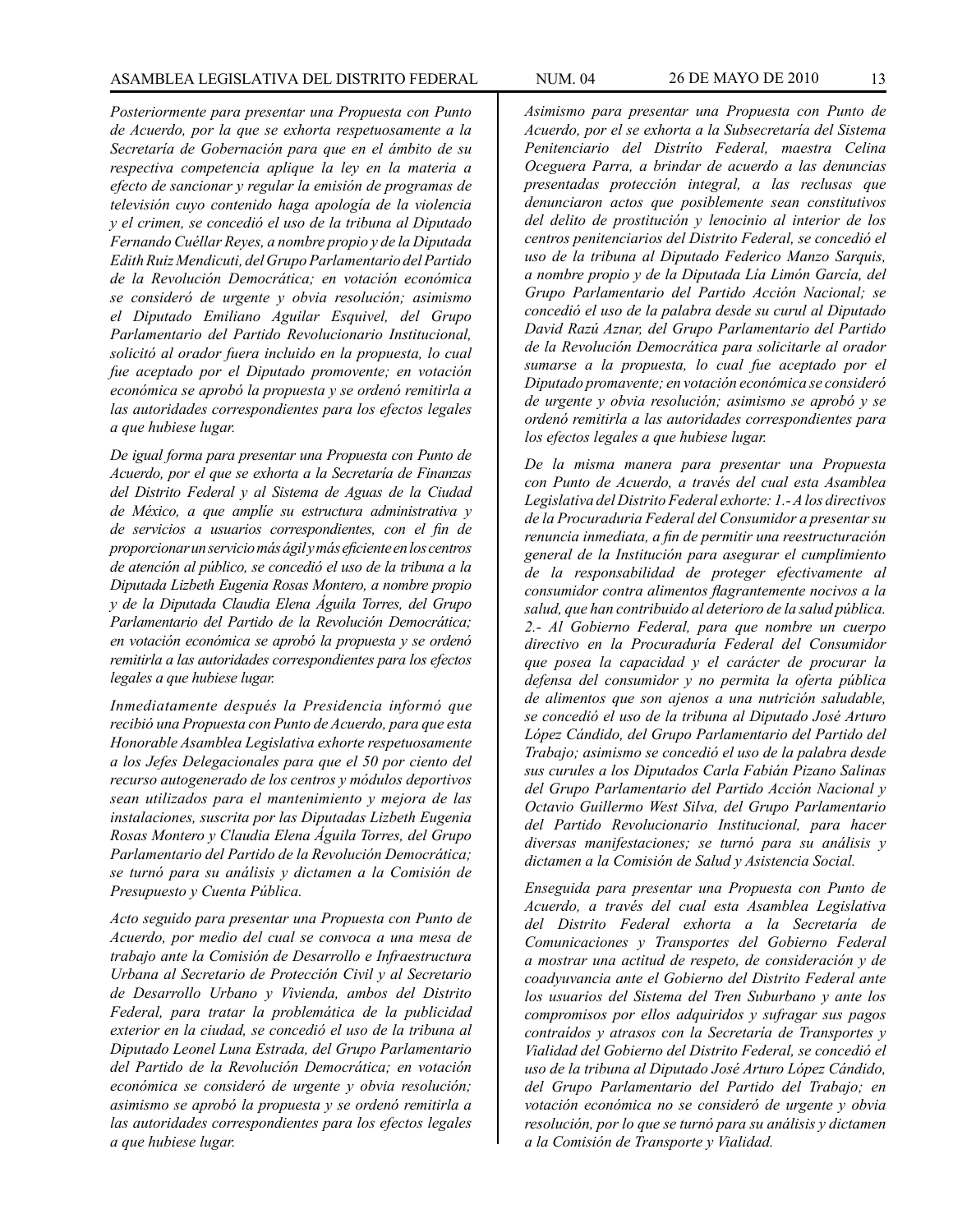*Posteriormente para presentar una Propuesta con Punto de Acuerdo, por la que se exhorta respetuosamente a la Secretaría de Gobernación para que en el ámbito de su respectiva competencia aplique la ley en la materia a efecto de sancionar y regular la emisión de programas de televisión cuyo contenido haga apología de la violencia y el crimen, se concedió el uso de la tribuna al Diputado Fernando Cuéllar Reyes, a nombre propio y de la Diputada Edith Ruiz Mendicuti, del Grupo Parlamentario del Partido de la Revolución Democrática; en votación económica se consideró de urgente y obvia resolución; asimismo el Diputado Emiliano Aguilar Esquivel, del Grupo Parlamentario del Partido Revolucionario Institucional, solicitó al orador fuera incluido en la propuesta, lo cual fue aceptado por el Diputado promovente; en votación económica se aprobó la propuesta y se ordenó remitirla a las autoridades correspondientes para los efectos legales a que hubiese lugar.*

*De igual forma para presentar una Propuesta con Punto de Acuerdo, por el que se exhorta a la Secretaría de Finanzas del Distrito Federal y al Sistema de Aguas de la Ciudad de México, a que amplíe su estructura administrativa y de servicios a usuarios correspondientes, con el fin de proporcionar un servicio más ágil y más eficiente en los centros de atención al público, se concedió el uso de la tribuna a la Diputada Lizbeth Eugenia Rosas Montero, a nombre propio y de la Diputada Claudia Elena Águila Torres, del Grupo Parlamentario del Partido de la Revolución Democrática; en votación económica se aprobó la propuesta y se ordenó remitirla a las autoridades correspondientes para los efectos legales a que hubiese lugar.*

*Inmediatamente después la Presidencia informó que recibió una Propuesta con Punto de Acuerdo, para que esta Honorable Asamblea Legislativa exhorte respetuosamente a los Jefes Delegacionales para que el 50 por ciento del recurso autogenerado de los centros y módulos deportivos sean utilizados para el mantenimiento y mejora de las instalaciones, suscrita por las Diputadas Lizbeth Eugenia Rosas Montero y Claudia Elena Águila Torres, del Grupo Parlamentario del Partido de la Revolución Democrática; se turnó para su análisis y dictamen a la Comisión de Presupuesto y Cuenta Pública.*

*Acto seguido para presentar una Propuesta con Punto de Acuerdo, por medio del cual se convoca a una mesa de trabajo ante la Comisión de Desarrollo e Infraestructura Urbana al Secretario de Protección Civil y al Secretario de Desarrollo Urbano y Vivienda, ambos del Distrito Federal, para tratar la problemática de la publicidad exterior en la ciudad, se concedió el uso de la tribuna al Diputado Leonel Luna Estrada, del Grupo Parlamentario del Partido de la Revolución Democrática; en votación económica se consideró de urgente y obvia resolución; asimismo se aprobó la propuesta y se ordenó remitirla a las autoridades correspondientes para los efectos legales a que hubiese lugar.*

*Asimismo para presentar una Propuesta con Punto de Acuerdo, por el se exhorta a la Subsecretaría del Sistema Penitenciario del Distríto Federal, maestra Celina Oceguera Parra, a brindar de acuerdo a las denuncias presentadas protección integral, a las reclusas que denunciaron actos que posiblemente sean constitutivos del delito de prostitución y lenocinio al interior de los centros penitenciarios del Distrito Federal, se concedió el uso de la tribuna al Diputado Federico Manzo Sarquis, a nombre propio y de la Diputada Lía Limón García, del Grupo Parlamentario del Partido Acción Nacional; se concedió el uso de la palabra desde su curul al Diputado David Razú Aznar, del Grupo Parlamentario del Partido de la Revolución Democrática para solicitarle al orador sumarse a la propuesta, lo cual fue aceptado por el Diputado promavente; en votación económica se consideró de urgente y obvia resolución; asimismo se aprobó y se ordenó remitirla a las autoridades correspondientes para los efectos legales a que hubiese lugar.*

*De la misma manera para presentar una Propuesta con Punto de Acuerdo, a través del cual esta Asamblea Legislativa del Distrito Federal exhorte: 1.- A los directivos de la Procuraduria Federal del Consumidor a presentar su renuncia inmediata, a fin de permitir una reestructuración general de la Institución para asegurar el cumplimiento de la responsabilidad de proteger efectivamente al consumidor contra alimentos flagrantemente nocivos a la salud, que han contribuido al deterioro de la salud pública. 2.- Al Gobierno Federal, para que nombre un cuerpo directivo en la Procuraduría Federal del Consumidor que posea la capacidad y el carácter de procurar la defensa del consumidor y no permita la oferta pública de alimentos que son ajenos a una nutrición saludable, se concedió el uso de la tribuna al Diputado José Arturo López Cándido, del Grupo Parlamentario del Partido del Trabajo; asimismo se concedió el uso de la palabra desde sus curules a los Diputados Carla Fabián Pizano Salinas del Grupo Parlamentario del Partido Acción Nacional y Octavio Guillermo West Silva, del Grupo Parlamentario del Partido Revolucionario Institucional, para hacer diversas manifestaciones; se turnó para su análisis y dictamen a la Comisión de Salud y Asistencia Social.*

*Enseguida para presentar una Propuesta con Punto de Acuerdo, a través del cual esta Asamblea Legislativa del Distrito Federal exhorta a la Secretaría de Comunicaciones y Transportes del Gobierno Federal a mostrar una actitud de respeto, de consideración y de coadyuvancia ante el Gobierno del Distrito Federal ante los usuarios del Sistema del Tren Suburbano y ante los compromisos por ellos adquiridos y sufragar sus pagos contraídos y atrasos con la Secretaría de Transportes y Vialidad del Gobierno del Distrito Federal, se concedió el uso de la tribuna al Diputado José Arturo López Cándido, del Grupo Parlamentario del Partido del Trabajo; en votación económica no se consideró de urgente y obvia resolución, por lo que se turnó para su análisis y dictamen a la Comisión de Transporte y Vialidad.*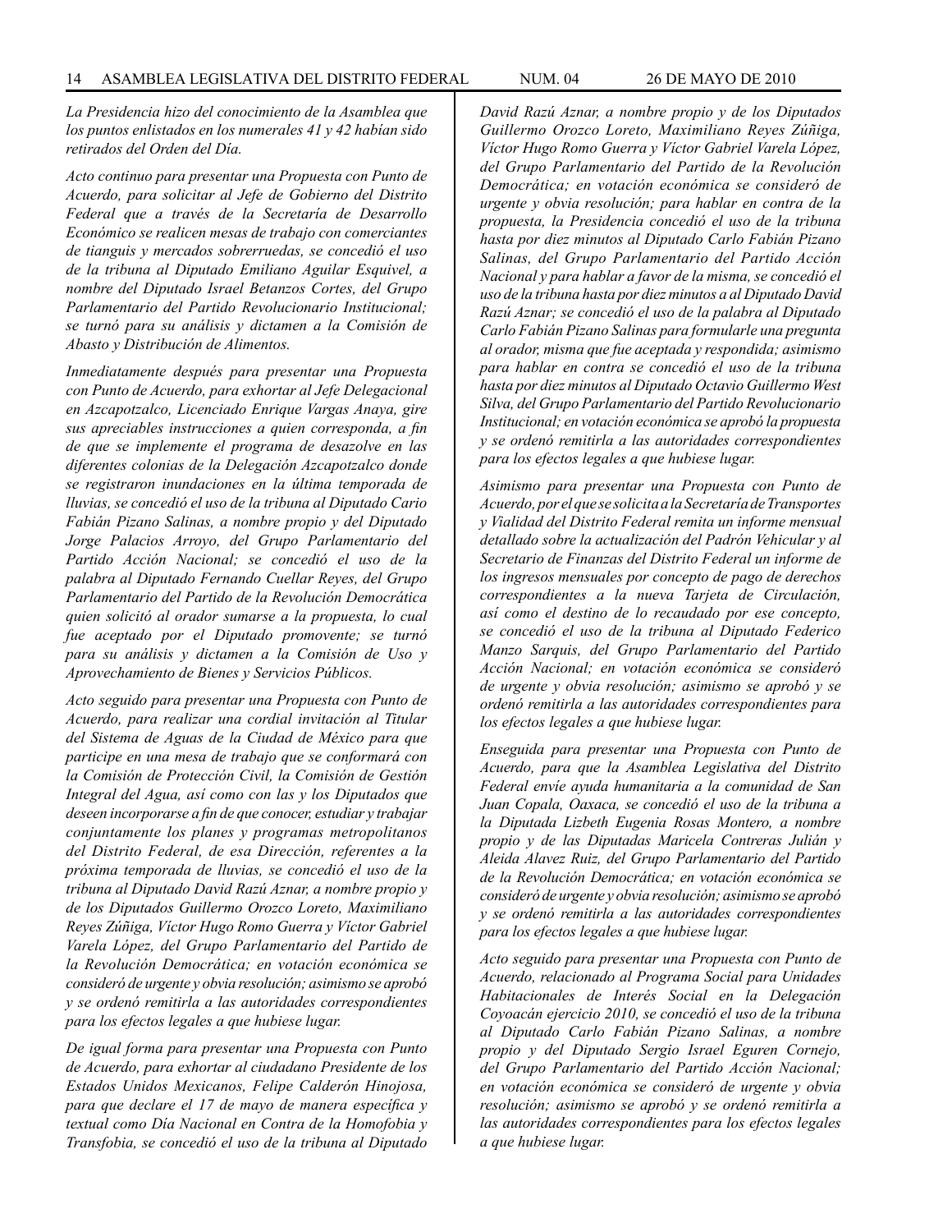*La Presidencia hizo del conocimiento de la Asamblea que los puntos enlistados en los numerales 41 y 42 habían sido retirados del Orden del Día.*

*Acto continuo para presentar una Propuesta con Punto de Acuerdo, para solicitar al Jefe de Gobierno del Distrito Federal que a través de la Secretaría de Desarrollo Económico se realicen mesas de trabajo con comerciantes de tianguis y mercados sobrerruedas, se concedió el uso de la tribuna al Diputado Emiliano Aguilar Esquivel, a nombre del Diputado Israel Betanzos Cortes, del Grupo Parlamentario del Partido Revolucionario Institucional; se turnó para su análisis y dictamen a la Comisión de Abasto y Distribución de Alimentos.*

*Inmediatamente después para presentar una Propuesta con Punto de Acuerdo, para exhortar al Jefe Delegacional en Azcapotzalco, Licenciado Enrique Vargas Anaya, gire sus apreciables instrucciones a quien corresponda, a fin de que se implemente el programa de desazolve en las diferentes colonias de la Delegación Azcapotzalco donde se registraron inundaciones en la última temporada de lluvias, se concedió el uso de la tribuna al Diputado Cario Fabián Pizano Salinas, a nombre propio y del Diputado Jorge Palacios Arroyo, del Grupo Parlamentario del Partido Acción Nacional; se concedió el uso de la palabra al Diputado Fernando Cuellar Reyes, del Grupo Parlamentario del Partido de la Revolución Democrática quien solicitó al orador sumarse a la propuesta, lo cual fue aceptado por el Diputado promovente; se turnó para su análisis y dictamen a la Comisión de Uso y Aprovechamiento de Bienes y Servicios Públicos.*

*Acto seguido para presentar una Propuesta con Punto de Acuerdo, para realizar una cordial invitación al Titular del Sistema de Aguas de la Ciudad de México para que participe en una mesa de trabajo que se conformará con la Comisión de Protección Civil, la Comisión de Gestión Integral del Agua, así como con las y los Diputados que deseen incorporarse a fin de que conocer, estudiar y trabajar conjuntamente los planes y programas metropolitanos del Distrito Federal, de esa Dirección, referentes a la próxima temporada de lluvias, se concedió el uso de la tribuna al Diputado David Razú Aznar, a nombre propio y de los Diputados Guillermo Orozco Loreto, Maximiliano Reyes Zúñiga, Víctor Hugo Romo Guerra y Víctor Gabriel Varela López, del Grupo Parlamentario del Partido de la Revolución Democrática; en votación económica se consideró de urgente y obvia resolución; asimismo se aprobó y se ordenó remitirla a las autoridades correspondientes para los efectos legales a que hubiese lugar.*

*De igual forma para presentar una Propuesta con Punto de Acuerdo, para exhortar al ciudadano Presidente de los Estados Unidos Mexicanos, Felipe Calderón Hinojosa, para que declare el 17 de mayo de manera específica y textual como Día Nacional en Contra de la Homofobia y Transfobia, se concedió el uso de la tribuna al Diputado David Razú Aznar, a nombre propio y de los Diputados Guillermo Orozco Loreto, Maximiliano Reyes Zúñiga, Víctor Hugo Romo Guerra y Víctor Gabriel Varela López, del Grupo Parlamentario del Partido de la Revolución Democrática; en votación económica se consideró de urgente y obvia resolución; para hablar en contra de la propuesta, la Presidencia concedió el uso de la tribuna hasta por diez minutos al Diputado Carlo Fabián Pizano Salinas, del Grupo Parlamentario del Partido Acción Nacional y para hablar a favor de la misma, se concedió el uso de la tribuna hasta por diez minutos a al Diputado David Razú Aznar; se concedió el uso de la palabra al Diputado Carlo Fabián Pizano Salinas para formularle una pregunta al orador, misma que fue aceptada y respondida; asimismo para hablar en contra se concedió el uso de la tribuna hasta por diez minutos al Diputado Octavio Guillermo West Silva, del Grupo Parlamentario del Partido Revolucionario Institucional; en votación económica se aprobó la propuesta y se ordenó remitirla a las autoridades correspondientes para los efectos legales a que hubiese lugar.*

*Asimismo para presentar una Propuesta con Punto de Acuerdo, por el que se solicita a la Secretaría de Transportes y Vialidad del Distrito Federal remita un informe mensual detallado sobre la actualización del Padrón Vehicular y al Secretario de Finanzas del Distrito Federal un informe de los ingresos mensuales por concepto de pago de derechos correspondientes a la nueva Tarjeta de Circulación, así como el destino de lo recaudado por ese concepto, se concedió el uso de la tribuna al Diputado Federico Manzo Sarquis, del Grupo Parlamentario del Partido Acción Nacional; en votación económica se consideró de urgente y obvia resolución; asimismo se aprobó y se ordenó remitirla a las autoridades correspondientes para los efectos legales a que hubiese lugar.*

*Enseguida para presentar una Propuesta con Punto de Acuerdo, para que la Asamblea Legislativa del Distrito Federal envíe ayuda humanitaria a la comunidad de San Juan Copala, Oaxaca, se concedió el uso de la tribuna a la Diputada Lizbeth Eugenia Rosas Montero, a nombre propio y de las Diputadas Maricela Contreras Julián y Aleida Alavez Ruiz, del Grupo Parlamentario del Partido de la Revolución Democrática; en votación económica se consideró de urgente y obvia resolución; asimismo se aprobó y se ordenó remitirla a las autoridades correspondientes para los efectos legales a que hubiese lugar.*

*Acto seguido para presentar una Propuesta con Punto de Acuerdo, relacionado al Programa Social para Unidades Habitacionales de Interés Social en la Delegación Coyoacán ejercicio 2010, se concedió el uso de la tribuna al Diputado Carlo Fabián Pizano Salinas, a nombre propio y del Diputado Sergio Israel Eguren Cornejo, del Grupo Parlamentario del Partido Acción Nacional; en votación económica se consideró de urgente y obvia resolución; asimismo se aprobó y se ordenó remitirla a las autoridades correspondientes para los efectos legales a que hubiese lugar.*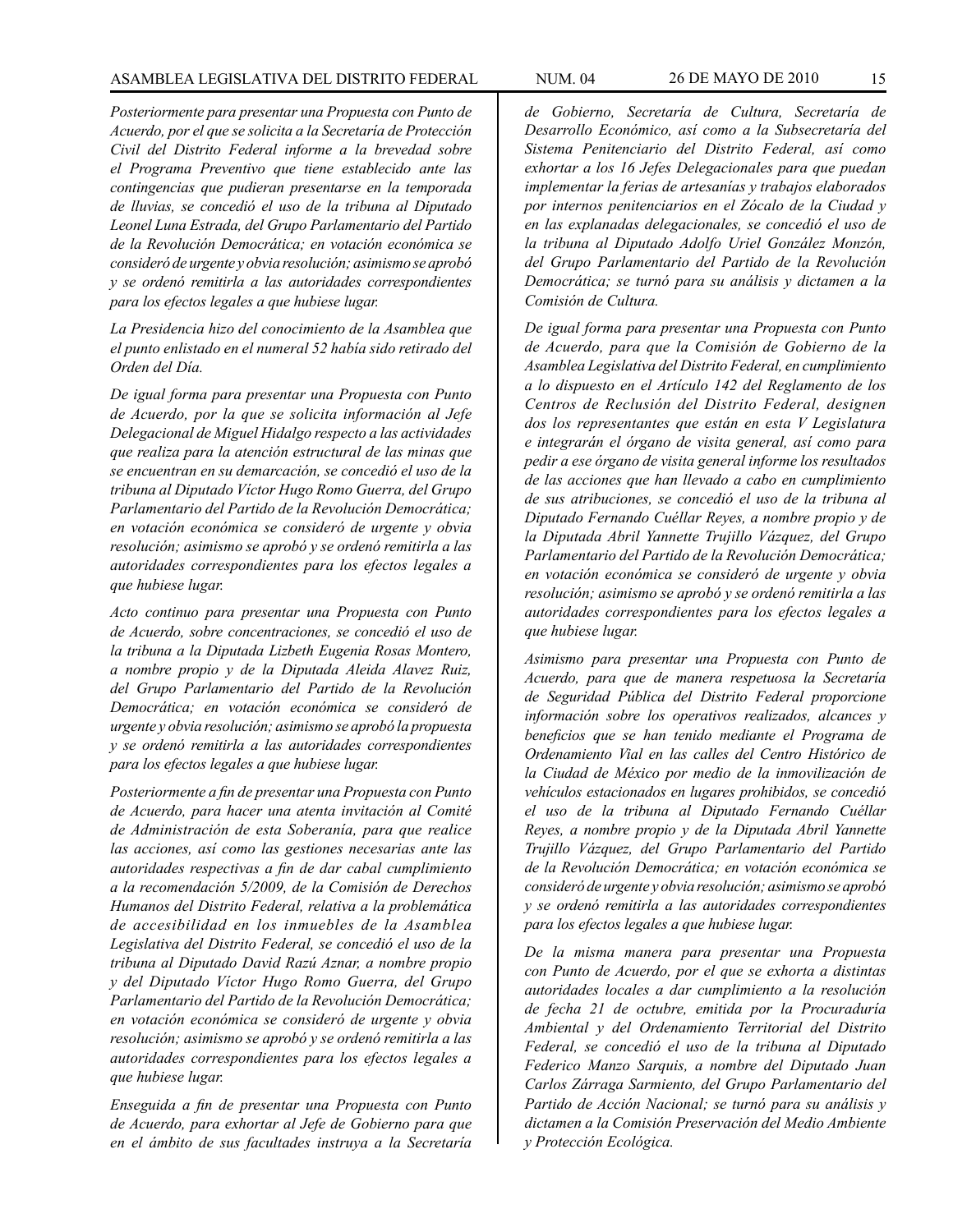*Posteriormente para presentar una Propuesta con Punto de Acuerdo, por el que se solicita a la Secretaría de Protección Civil del Distrito Federal informe a la brevedad sobre el Programa Preventivo que tiene establecido ante las contingencias que pudieran presentarse en la temporada de lluvias, se concedió el uso de la tribuna al Diputado Leonel Luna Estrada, del Grupo Parlamentario del Partido de la Revolución Democrática; en votación económica se consideró de urgente y obvia resolución; asimismo se aprobó y se ordenó remitirla a las autoridades correspondientes para los efectos legales a que hubiese lugar.*

*La Presidencia hizo del conocimiento de la Asamblea que el punto enlistado en el numeral 52 había sido retirado del Orden del Día.*

*De igual forma para presentar una Propuesta con Punto de Acuerdo, por la que se solicita información al Jefe Delegacional de Miguel Hidalgo respecto a las actividades que realiza para la atención estructural de las minas que se encuentran en su demarcación, se concedió el uso de la tribuna al Diputado Víctor Hugo Romo Guerra, del Grupo Parlamentario del Partido de la Revolución Democrática; en votación económica se consideró de urgente y obvia resolución; asimismo se aprobó y se ordenó remitirla a las autoridades correspondientes para los efectos legales a que hubiese lugar.*

*Acto continuo para presentar una Propuesta con Punto de Acuerdo, sobre concentraciones, se concedió el uso de la tribuna a la Diputada Lizbeth Eugenia Rosas Montero, a nombre propio y de la Diputada Aleida Alavez Ruiz, del Grupo Parlamentario del Partido de la Revolución Democrática; en votación económica se consideró de urgente y obvia resolución; asimismo se aprobó la propuesta y se ordenó remitirla a las autoridades correspondientes para los efectos legales a que hubiese lugar.*

*Posteriormente a fin de presentar una Propuesta con Punto de Acuerdo, para hacer una atenta invitación al Comité de Administración de esta Soberanía, para que realice las acciones, así como las gestiones necesarias ante las autoridades respectivas a fin de dar cabal cumplimiento a la recomendación 5/2009, de la Comisión de Derechos Humanos del Distrito Federal, relativa a la problemática de accesibilidad en los inmuebles de la Asamblea Legislativa del Distrito Federal, se concedió el uso de la tribuna al Diputado David Razú Aznar, a nombre propio y del Diputado Víctor Hugo Romo Guerra, del Grupo Parlamentario del Partido de la Revolución Democrática; en votación económica se consideró de urgente y obvia resolución; asimismo se aprobó y se ordenó remitirla a las autoridades correspondientes para los efectos legales a que hubiese lugar.*

*Enseguida a fin de presentar una Propuesta con Punto de Acuerdo, para exhortar al Jefe de Gobierno para que en el ámbito de sus facultades instruya a la Secretaría de Gobierno, Secretaría de Cultura, Secretaría de Desarrollo Económico, así como a la Subsecretaría del Sistema Penitenciario del Distrito Federal, así como exhortar a los 16 Jefes Delegacionales para que puedan implementar la ferias de artesanías y trabajos elaborados por internos penitenciarios en el Zócalo de la Ciudad y en las explanadas delegacionales, se concedió el uso de la tribuna al Diputado Adolfo Uriel González Monzón, del Grupo Parlamentario del Partido de la Revolución Democrática; se turnó para su análisis y dictamen a la Comisión de Cultura.*

*De igual forma para presentar una Propuesta con Punto de Acuerdo, para que la Comisión de Gobierno de la Asamblea Legislativa del Distrito Federal, en cumplimiento a lo dispuesto en el Artículo 142 del Reglamento de los Centros de Reclusión del Distrito Federal, designen dos los representantes que están en esta V Legislatura e integrarán el órgano de visita general, así como para pedir a ese órgano de visita general informe los resultados de las acciones que han llevado a cabo en cumplimiento de sus atribuciones, se concedió el uso de la tribuna al Diputado Fernando Cuéllar Reyes, a nombre propio y de la Diputada Abril Yannette Trujillo Vázquez, del Grupo Parlamentario del Partido de la Revolución Democrática; en votación económica se consideró de urgente y obvia resolución; asimismo se aprobó y se ordenó remitirla a las autoridades correspondientes para los efectos legales a que hubiese lugar.*

*Asimismo para presentar una Propuesta con Punto de Acuerdo, para que de manera respetuosa la Secretaría de Seguridad Pública del Distrito Federal proporcione información sobre los operativos realizados, alcances y beneficios que se han tenido mediante el Programa de Ordenamiento Vial en las calles del Centro Histórico de la Ciudad de México por medio de la inmovilización de vehículos estacionados en lugares prohibidos, se concedió el uso de la tribuna al Diputado Fernando Cuéllar Reyes, a nombre propio y de la Diputada Abril Yannette Trujillo Vázquez, del Grupo Parlamentario del Partido de la Revolución Democrática; en votación económica se consideró de urgente y obvia resolución; asimismo se aprobó y se ordenó remitirla a las autoridades correspondientes para los efectos legales a que hubiese lugar.*

*De la misma manera para presentar una Propuesta con Punto de Acuerdo, por el que se exhorta a distintas autoridades locales a dar cumplimiento a la resolución de fecha 21 de octubre, emitida por la Procuraduría Ambiental y del Ordenamiento Territorial del Distrito Federal, se concedió el uso de la tribuna al Diputado Federico Manzo Sarquis, a nombre del Diputado Juan Carlos Zárraga Sarmiento, del Grupo Parlamentario del Partido de Acción Nacional; se turnó para su análisis y dictamen a la Comisión Preservación del Medio Ambiente y Protección Ecológica.*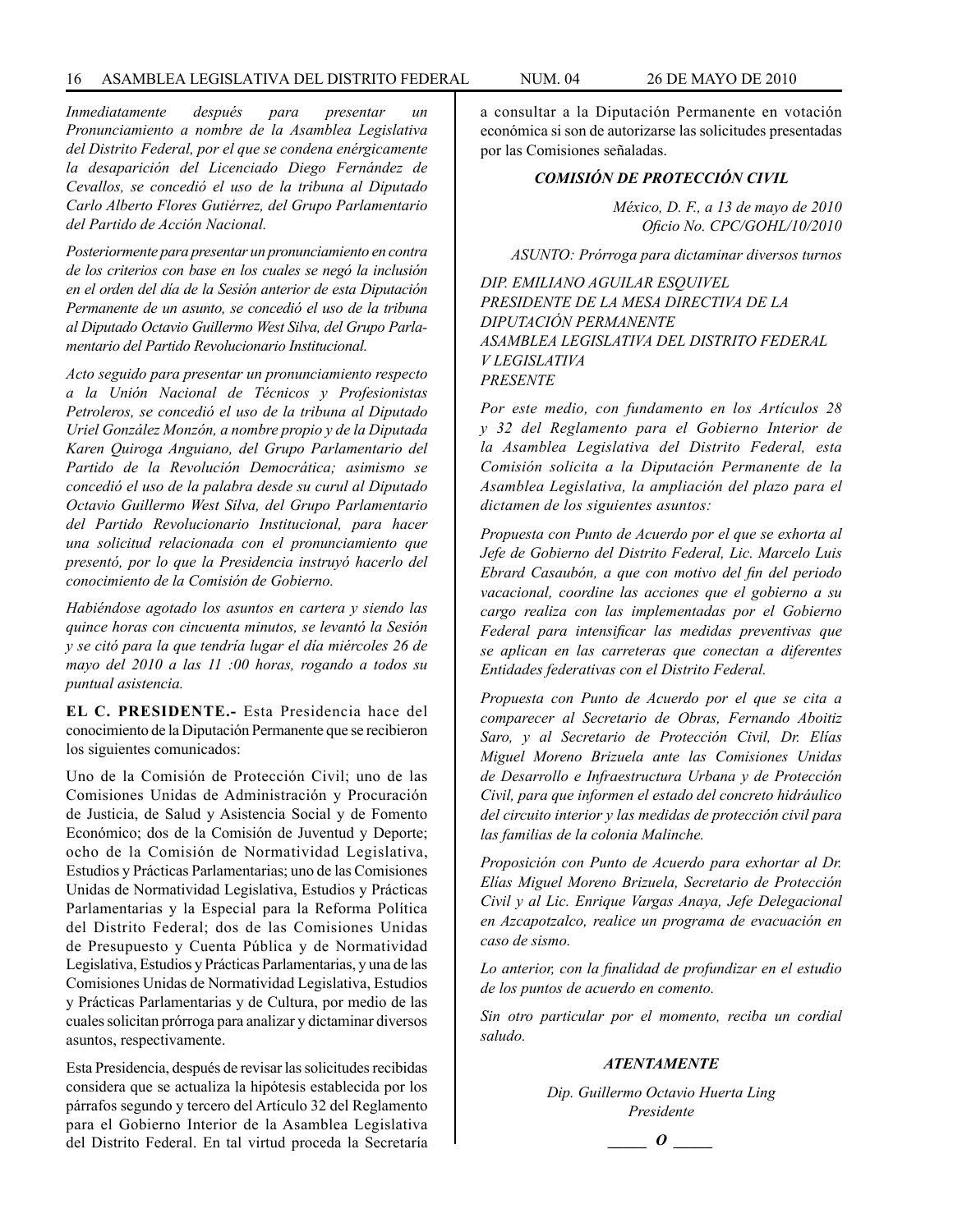*Inmediatamente después para presentar un Pronunciamiento a nombre de la Asamblea Legislativa del Distrito Federal, por el que se condena enérgicamente la desaparición del Licenciado Diego Fernández de Cevallos, se concedió el uso de la tribuna al Diputado Carlo Alberto Flores Gutiérrez, del Grupo Parlamentario del Partido de Acción Nacional.*

*Posteriormente para presentar un pronunciamiento en contra de los criterios con base en los cuales se negó la inclusión en el orden del día de la Sesión anterior de esta Diputación Permanente de un asunto, se concedió el uso de la tribuna al Diputado Octavio Guillermo West Silva, del Grupo Parlamentario del Partido Revolucionario Institucional.*

*Acto seguido para presentar un pronunciamiento respecto a la Unión Nacional de Técnicos y Profesionistas Petroleros, se concedió el uso de la tribuna al Diputado Uriel González Monzón, a nombre propio y de la Diputada Karen Quiroga Anguiano, del Grupo Parlamentario del Partido de la Revolución Democrática; asimismo se concedió el uso de la palabra desde su curul al Diputado Octavio Guillermo West Silva, del Grupo Parlamentario del Partido Revolucionario Institucional, para hacer una solicitud relacionada con el pronunciamiento que presentó, por lo que la Presidencia instruyó hacerlo del conocimiento de la Comisión de Gobierno.*

*Habiéndose agotado los asuntos en cartera y siendo las quince horas con cincuenta minutos, se levantó la Sesión y se citó para la que tendría lugar el día miércoles 26 de mayo del 2010 a las 11 :00 horas, rogando a todos su puntual asistencia.*

**EL C. PRESIDENTE.-** Esta Presidencia hace del conocimiento de la Diputación Permanente que se recibieron los siguientes comunicados:

Uno de la Comisión de Protección Civil; uno de las Comisiones Unidas de Administración y Procuración de Justicia, de Salud y Asistencia Social y de Fomento Económico; dos de la Comisión de Juventud y Deporte; ocho de la Comisión de Normatividad Legislativa, Estudios y Prácticas Parlamentarias; uno de las Comisiones Unidas de Normatividad Legislativa, Estudios y Prácticas Parlamentarias y la Especial para la Reforma Política del Distrito Federal; dos de las Comisiones Unidas de Presupuesto y Cuenta Pública y de Normatividad Legislativa, Estudios y Prácticas Parlamentarias, y una de las Comisiones Unidas de Normatividad Legislativa, Estudios y Prácticas Parlamentarias y de Cultura, por medio de las cuales solicitan prórroga para analizar y dictaminar diversos asuntos, respectivamente.

Esta Presidencia, después de revisar las solicitudes recibidas considera que se actualiza la hipótesis establecida por los párrafos segundo y tercero del Artículo 32 del Reglamento para el Gobierno Interior de la Asamblea Legislativa del Distrito Federal. En tal virtud proceda la Secretaría a consultar a la Diputación Permanente en votación económica si son de autorizarse las solicitudes presentadas por las Comisiones señaladas.

### *COMISIÓN DE PROTECCIÓN CIVIL*

*México, D. F., a 13 de mayo de 2010*
*Oficio No. CPC/GOHL/10/2010*

*ASUNTO: Prórroga para dictaminar diversos turnos*

*DIP. EMILIANO AGUILAR ESQUIVEL*
*PRESIDENTE DE LA MESA DIRECTIVA DE LA DIPUTACIÓN PERMANENTE*
*ASAMBLEA LEGISLATIVA DEL DISTRITO FEDERAL*
*V LEGISLATIVA*
*PRESENTE*

*Por este medio, con fundamento en los Artículos 28 y 32 del Reglamento para el Gobierno Interior de la Asamblea Legislativa del Distrito Federal, esta Comisión solicita a la Diputación Permanente de la Asamblea Legislativa, la ampliación del plazo para el dictamen de los siguientes asuntos:*

*Propuesta con Punto de Acuerdo por el que se exhorta al Jefe de Gobierno del Distrito Federal, Lic. Marcelo Luis Ebrard Casaubón, a que con motivo del fin del periodo vacacional, coordine las acciones que el gobierno a su cargo realiza con las implementadas por el Gobierno Federal para intensificar las medidas preventivas que se aplican en las carreteras que conectan a diferentes Entidades federativas con el Distrito Federal.*

*Propuesta con Punto de Acuerdo por el que se cita a comparecer al Secretario de Obras, Fernando Aboitiz Saro, y al Secretario de Protección Civil, Dr. Elías Miguel Moreno Brizuela ante las Comisiones Unidas de Desarrollo e Infraestructura Urbana y de Protección Civil, para que informen el estado del concreto hidráulico del circuito interior y las medidas de protección civil para las familias de la colonia Malinche.*

*Proposición con Punto de Acuerdo para exhortar al Dr. Elías Miguel Moreno Brizuela, Secretario de Protección Civil y al Lic. Enrique Vargas Anaya, Jefe Delegacional en Azcapotzalco, realice un programa de evacuación en caso de sismo.*

*Lo anterior, con la finalidad de profundizar en el estudio de los puntos de acuerdo en comento.*

*Sin otro particular por el momento, reciba un cordial saludo.*

***ATENTAMENTE***

*Dip. Guillermo Octavio Huerta Ling*
*Presidente*

*_____ O _____*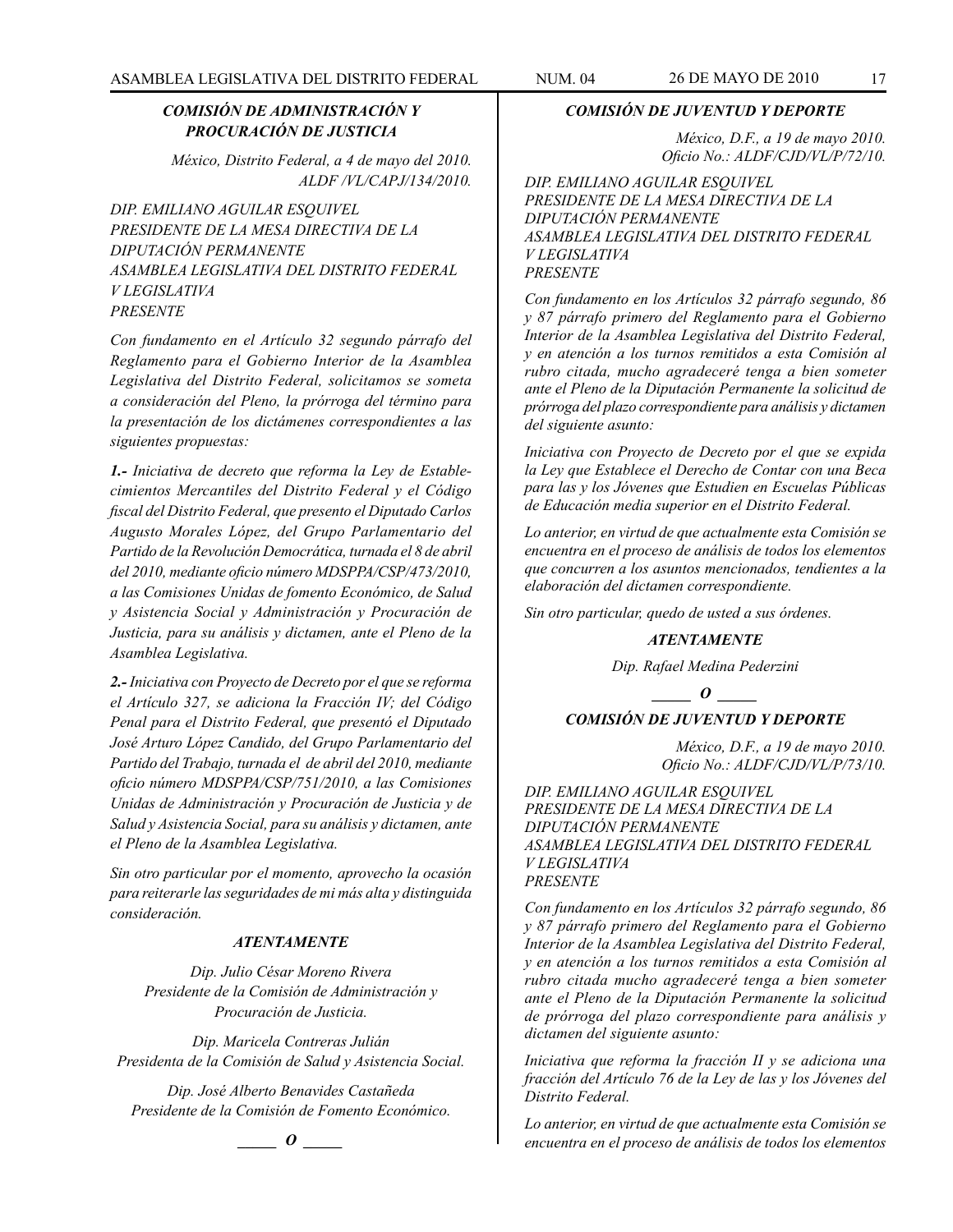### *COMISIÓN DE ADMINISTRACIÓN Y PROCURACIÓN DE JUSTICIA*

*México, Distrito Federal, a 4 de mayo del 2010.*
*ALDF /VL/CAPJ/134/2010.*

*DIP. EMILIANO AGUILAR ESQUIVEL*
*PRESIDENTE DE LA MESA DIRECTIVA DE LA DIPUTACIÓN PERMANENTE*
*ASAMBLEA LEGISLATIVA DEL DISTRITO FEDERAL*
*V LEGISLATIVA*
*PRESENTE*

*Con fundamento en el Artículo 32 segundo párrafo del Reglamento para el Gobierno Interior de la Asamblea Legislativa del Distrito Federal, solicitamos se someta a consideración del Pleno, la prórroga del término para la presentación de los dictámenes correspondientes a las siguientes propuestas:*

***1.-*** *Iniciativa de decreto que reforma la Ley de Establecimientos Mercantiles del Distrito Federal y el Código fiscal del Distrito Federal, que presento el Diputado Carlos Augusto Morales López, del Grupo Parlamentario del Partido de la Revolución Democrática, turnada el 8 de abril del 2010, mediante oficio número MDSPPA/CSP/473/2010, a las Comisiones Unidas de fomento Económico, de Salud y Asistencia Social y Administración y Procuración de Justicia, para su análisis y dictamen, ante el Pleno de la Asamblea Legislativa.*

***2.-*** *Iniciativa con Proyecto de Decreto por el que se reforma el Artículo 327, se adiciona la Fracción IV; del Código Penal para el Distrito Federal, que presentó el Diputado José Arturo López Candido, del Grupo Parlamentario del Partido del Trabajo, turnada el de abril del 2010, mediante oficio número MDSPPA/CSP/751/2010, a las Comisiones Unidas de Administración y Procuración de Justicia y de Salud y Asistencia Social, para su análisis y dictamen, ante el Pleno de la Asamblea Legislativa.*

*Sin otro particular por el momento, aprovecho la ocasión para reiterarle las seguridades de mi más alta y distinguida consideración.*

***ATENTAMENTE***

*Dip. Julio César Moreno Rivera*
*Presidente de la Comisión de Administración y Procuración de Justicia.*

*Dip. Maricela Contreras Julián*
*Presidenta de la Comisión de Salud y Asistencia Social.*

*Dip. José Alberto Benavides Castañeda*
*Presidente de la Comisión de Fomento Económico.*

_____ *O* _____

### *COMISIÓN DE JUVENTUD Y DEPORTE*

*México, D.F., a 19 de mayo 2010.*
*Oficio No.: ALDF/CJD/VL/P/72/10.*

*DIP. EMILIANO AGUILAR ESQUIVEL*
*PRESIDENTE DE LA MESA DIRECTIVA DE LA DIPUTACIÓN PERMANENTE*
*ASAMBLEA LEGISLATIVA DEL DISTRITO FEDERAL*
*V LEGISLATIVA*
*PRESENTE*

*Con fundamento en los Artículos 32 párrafo segundo, 86 y 87 párrafo primero del Reglamento para el Gobierno Interior de la Asamblea Legislativa del Distrito Federal, y en atención a los turnos remitidos a esta Comisión al rubro citada, mucho agradeceré tenga a bien someter ante el Pleno de la Diputación Permanente la solicitud de prórroga del plazo correspondiente para análisis y dictamen del siguiente asunto:*

*Iniciativa con Proyecto de Decreto por el que se expida la Ley que Establece el Derecho de Contar con una Beca para las y los Jóvenes que Estudien en Escuelas Públicas de Educación media superior en el Distrito Federal.*

*Lo anterior, en virtud de que actualmente esta Comisión se encuentra en el proceso de análisis de todos los elementos que concurren a los asuntos mencionados, tendientes a la elaboración del dictamen correspondiente.*

*Sin otro particular, quedo de usted a sus órdenes.*

***ATENTAMENTE***

*Dip. Rafael Medina Pederzini*

_____ *O* _____

### *COMISIÓN DE JUVENTUD Y DEPORTE*

*México, D.F., a 19 de mayo 2010.*
*Oficio No.: ALDF/CJD/VL/P/73/10.*

*DIP. EMILIANO AGUILAR ESQUIVEL*
*PRESIDENTE DE LA MESA DIRECTIVA DE LA DIPUTACIÓN PERMANENTE*
*ASAMBLEA LEGISLATIVA DEL DISTRITO FEDERAL*
*V LEGISLATIVA*
*PRESENTE*

*Con fundamento en los Artículos 32 párrafo segundo, 86 y 87 párrafo primero del Reglamento para el Gobierno Interior de la Asamblea Legislativa del Distrito Federal, y en atención a los turnos remitidos a esta Comisión al rubro citada mucho agradeceré tenga a bien someter ante el Pleno de la Diputación Permanente la solicitud de prórroga del plazo correspondiente para análisis y dictamen del siguiente asunto:*

*Iniciativa que reforma la fracción II y se adiciona una fracción del Artículo 76 de la Ley de las y los Jóvenes del Distrito Federal.*

*Lo anterior, en virtud de que actualmente esta Comisión se encuentra en el proceso de análisis de todos los elementos*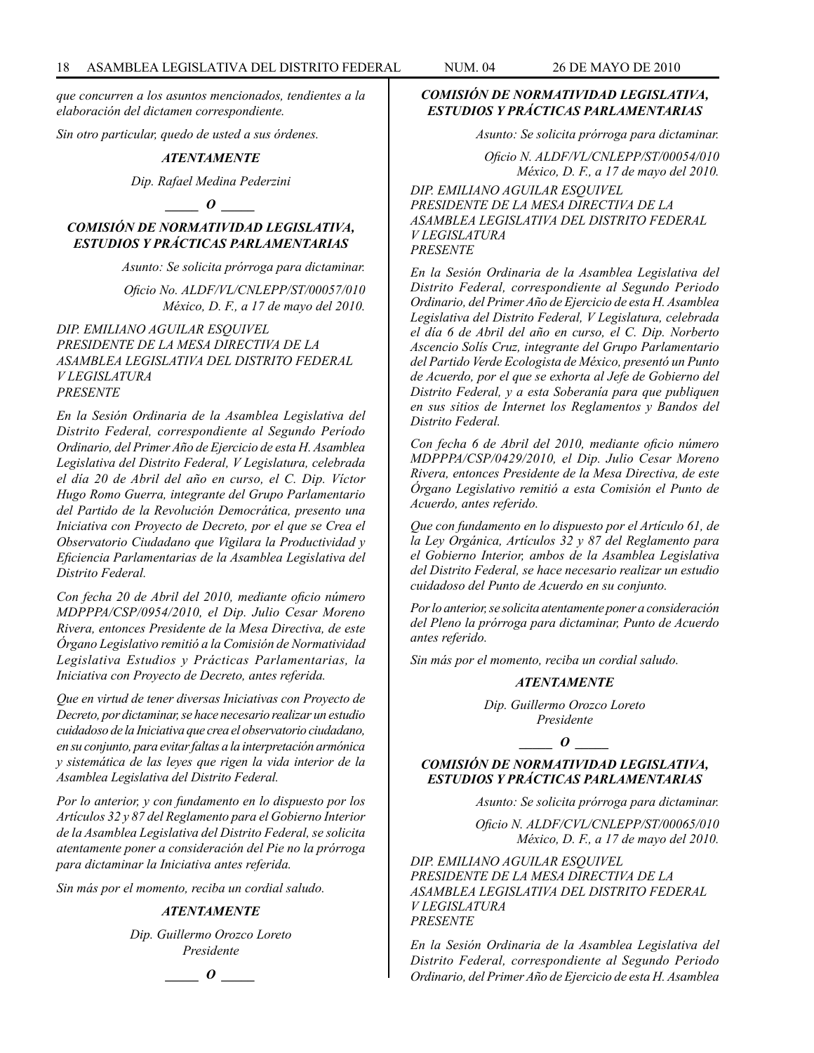*que concurren a los asuntos mencionados, tendientes a la elaboración del dictamen correspondiente.*

*Sin otro particular, quedo de usted a sus órdenes.*

***ATENTAMENTE***

*Dip. Rafael Medina Pederzini*

***_____ O _____***

### *COMISIÓN DE NORMATIVIDAD LEGISLATIVA, ESTUDIOS Y PRÁCTICAS PARLAMENTARIAS*

*Asunto: Se solicita prórroga para dictaminar.*

*Oficio No. ALDF/VL/CNLEPP/ST/00057/010*
*México, D. F., a 17 de mayo del 2010.*

*DIP. EMILIANO AGUILAR ESQUIVEL*
*PRESIDENTE DE LA MESA DIRECTIVA DE LA ASAMBLEA LEGISLATIVA DEL DISTRITO FEDERAL*
*V LEGISLATURA*
*PRESENTE*

*En la Sesión Ordinaria de la Asamblea Legislativa del Distrito Federal, correspondiente al Segundo Periodo Ordinario, del Primer Año de Ejercicio de esta H. Asamblea Legislativa del Distrito Federal, V Legislatura, celebrada el día 20 de Abril del año en curso, el C. Dip. Víctor Hugo Romo Guerra, integrante del Grupo Parlamentario del Partido de la Revolución Democrática, presento una Iniciativa con Proyecto de Decreto, por el que se Crea el Observatorio Ciudadano que Vigilara la Productividad y Eficiencia Parlamentarias de la Asamblea Legislativa del Distrito Federal.*

*Con fecha 20 de Abril del 2010, mediante oficio número MDPPPA/CSP/0954/2010, el Dip. Julio Cesar Moreno Rivera, entonces Presidente de la Mesa Directiva, de este Órgano Legislativo remitió a la Comisión de Normatividad Legislativa Estudios y Prácticas Parlamentarias, la Iniciativa con Proyecto de Decreto, antes referida.*

*Que en virtud de tener diversas Iniciativas con Proyecto de Decreto, por dictaminar, se hace necesario realizar un estudio cuidadoso de la Iniciativa que crea el observatorio ciudadano, en su conjunto, para evitar faltas a la interpretación armónica y sistemática de las leyes que rigen la vida interior de la Asamblea Legislativa del Distrito Federal.*

*Por lo anterior, y con fundamento en lo dispuesto por los Artículos 32 y 87 del Reglamento para el Gobierno Interior de la Asamblea Legislativa del Distrito Federal, se solicita atentamente poner a consideración del Pie no la prórroga para dictaminar la Iniciativa antes referida.*

*Sin más por el momento, reciba un cordial saludo.*

***ATENTAMENTE***

*Dip. Guillermo Orozco Loreto*
*Presidente*

***_____ O _____***

### *COMISIÓN DE NORMATIVIDAD LEGISLATIVA, ESTUDIOS Y PRÁCTICAS PARLAMENTARIAS*

*Asunto: Se solicita prórroga para dictaminar.*

*Oficio N. ALDF/VL/CNLEPP/ST/00054/010*
*México, D. F., a 17 de mayo del 2010.*

*DIP. EMILIANO AGUILAR ESQUIVEL*
*PRESIDENTE DE LA MESA DIRECTIVA DE LA ASAMBLEA LEGISLATIVA DEL DISTRITO FEDERAL*
*V LEGISLATURA*
*PRESENTE*

*En la Sesión Ordinaria de la Asamblea Legislativa del Distrito Federal, correspondiente al Segundo Periodo Ordinario, del Primer Año de Ejercicio de esta H. Asamblea Legislativa del Distrito Federal, V Legislatura, celebrada el día 6 de Abril del año en curso, el C. Dip. Norberto Ascencio Solís Cruz, integrante del Grupo Parlamentario del Partido Verde Ecologista de México, presentó un Punto de Acuerdo, por el que se exhorta al Jefe de Gobierno del Distrito Federal, y a esta Soberanía para que publiquen en sus sitios de Internet los Reglamentos y Bandos del Distrito Federal.*

*Con fecha 6 de Abril del 2010, mediante oficio número MDPPPA/CSP/0429/2010, el Dip. Julio Cesar Moreno Rivera, entonces Presidente de la Mesa Directiva, de este Órgano Legislativo remitió a esta Comisión el Punto de Acuerdo, antes referido.*

*Que con fundamento en lo dispuesto por el Artículo 61, de la Ley Orgánica, Artículos 32 y 87 del Reglamento para el Gobierno Interior, ambos de la Asamblea Legislativa del Distrito Federal, se hace necesario realizar un estudio cuidadoso del Punto de Acuerdo en su conjunto.*

*Por lo anterior, se solicita atentamente poner a consideración del Pleno la prórroga para dictaminar, Punto de Acuerdo antes referido.*

*Sin más por el momento, reciba un cordial saludo.*

***ATENTAMENTE***

*Dip. Guillermo Orozco Loreto*
*Presidente*

***_____ O _____***

### *COMISIÓN DE NORMATIVIDAD LEGISLATIVA, ESTUDIOS Y PRÁCTICAS PARLAMENTARIAS*

*Asunto: Se solicita prórroga para dictaminar.*

*Oficio N. ALDF/CVL/CNLEPP/ST/00065/010*
*México, D. F., a 17 de mayo del 2010.*

*DIP. EMILIANO AGUILAR ESQUIVEL*
*PRESIDENTE DE LA MESA DIRECTIVA DE LA ASAMBLEA LEGISLATIVA DEL DISTRITO FEDERAL*
*V LEGISLATURA*
*PRESENTE*

*En la Sesión Ordinaria de la Asamblea Legislativa del Distrito Federal, correspondiente al Segundo Periodo Ordinario, del Primer Año de Ejercicio de esta H. Asamblea*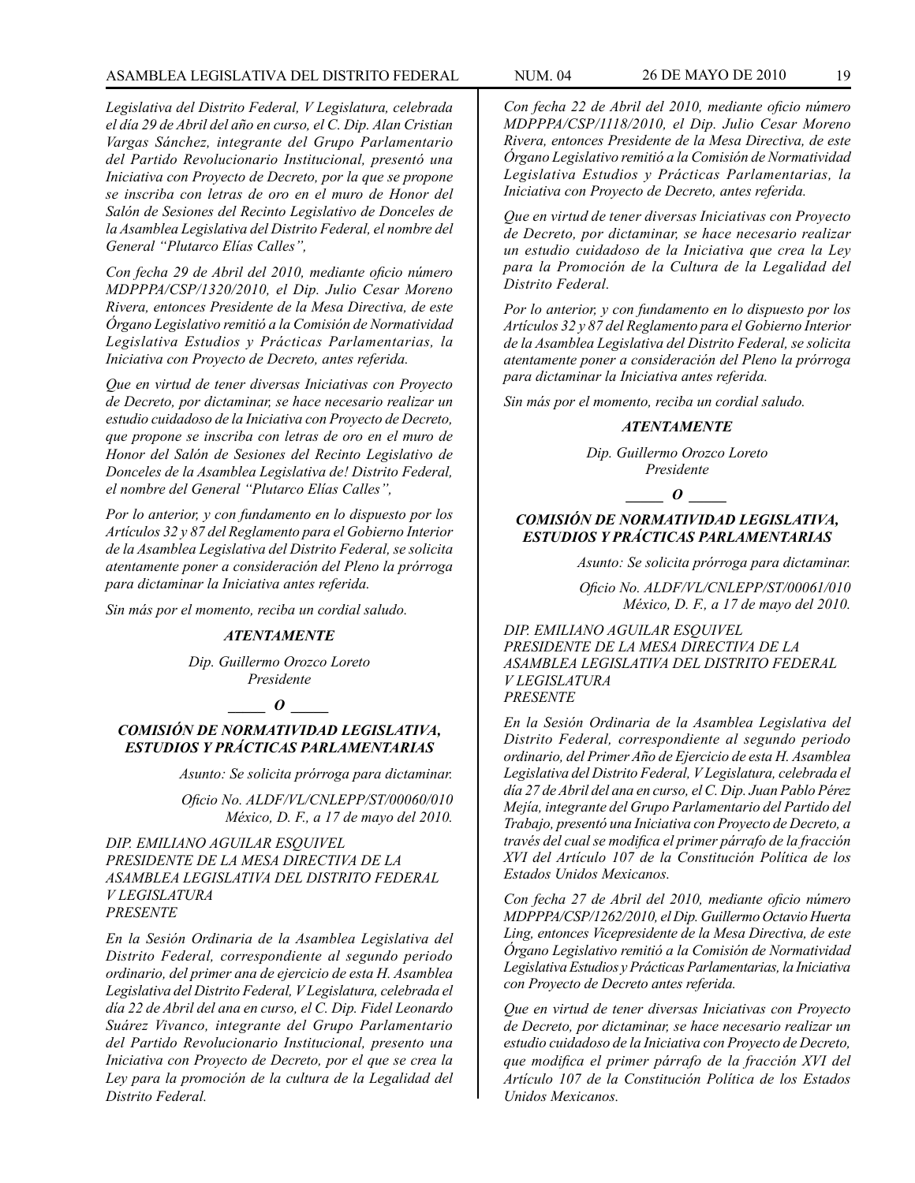*Legislativa del Distrito Federal, V Legislatura, celebrada el día 29 de Abril del año en curso, el C. Dip. Alan Cristian Vargas Sánchez, integrante del Grupo Parlamentario del Partido Revolucionario Institucional, presentó una Iniciativa con Proyecto de Decreto, por la que se propone se inscriba con letras de oro en el muro de Honor del Salón de Sesiones del Recinto Legislativo de Donceles de la Asamblea Legislativa del Distrito Federal, el nombre del General "Plutarco Elías Calles",*

*Con fecha 29 de Abril del 2010, mediante oficio número MDPPPA/CSP/1320/2010, el Dip. Julio Cesar Moreno Rivera, entonces Presidente de la Mesa Directiva, de este Órgano Legislativo remitió a la Comisión de Normatividad Legislativa Estudios y Prácticas Parlamentarias, la Iniciativa con Proyecto de Decreto, antes referida.*

*Que en virtud de tener diversas Iniciativas con Proyecto de Decreto, por dictaminar, se hace necesario realizar un estudio cuidadoso de la Iniciativa con Proyecto de Decreto, que propone se inscriba con letras de oro en el muro de Honor del Salón de Sesiones del Recinto Legislativo de Donceles de la Asamblea Legislativa de! Distrito Federal, el nombre del General "Plutarco Elías Calles",*

*Por lo anterior, y con fundamento en lo dispuesto por los Artículos 32 y 87 del Reglamento para el Gobierno Interior de la Asamblea Legislativa del Distrito Federal, se solicita atentamente poner a consideración del Pleno la prórroga para dictaminar la Iniciativa antes referida.*

*Sin más por el momento, reciba un cordial saludo.*

***ATENTAMENTE***

*Dip. Guillermo Orozco Loreto*
*Presidente*

***_____ O _____***

***COMISIÓN DE NORMATIVIDAD LEGISLATIVA, ESTUDIOS Y PRÁCTICAS PARLAMENTARIAS***

*Asunto: Se solicita prórroga para dictaminar.*

*Oficio No. ALDF/VL/CNLEPP/ST/00060/010*
*México, D. F., a 17 de mayo del 2010.*

*DIP. EMILIANO AGUILAR ESQUIVEL*
*PRESIDENTE DE LA MESA DIRECTIVA DE LA ASAMBLEA LEGISLATIVA DEL DISTRITO FEDERAL*
*V LEGISLATURA*
*PRESENTE*

*En la Sesión Ordinaria de la Asamblea Legislativa del Distrito Federal, correspondiente al segundo periodo ordinario, del primer ana de ejercicio de esta H. Asamblea Legislativa del Distrito Federal, V Legislatura, celebrada el día 22 de Abril del ana en curso, el C. Dip. Fidel Leonardo Suárez Vivanco, integrante del Grupo Parlamentario del Partido Revolucionario Institucional, presento una Iniciativa con Proyecto de Decreto, por el que se crea la Ley para la promoción de la cultura de la Legalidad del Distrito Federal.*

*Con fecha 22 de Abril del 2010, mediante oficio número MDPPPA/CSP/1118/2010, el Dip. Julio Cesar Moreno Rivera, entonces Presidente de la Mesa Directiva, de este Órgano Legislativo remitió a la Comisión de Normatividad Legislativa Estudios y Prácticas Parlamentarias, la Iniciativa con Proyecto de Decreto, antes referida.*

*Que en virtud de tener diversas Iniciativas con Proyecto de Decreto, por dictaminar, se hace necesario realizar un estudio cuidadoso de la Iniciativa que crea la Ley para la Promoción de la Cultura de la Legalidad del Distrito Federal.*

*Por lo anterior, y con fundamento en lo dispuesto por los Artículos 32 y 87 del Reglamento para el Gobierno Interior de la Asamblea Legislativa del Distrito Federal, se solicita atentamente poner a consideración del Pleno la prórroga para dictaminar la Iniciativa antes referida.*

*Sin más por el momento, reciba un cordial saludo.*

***ATENTAMENTE***

*Dip. Guillermo Orozco Loreto*
*Presidente*

***_____ O _____***

***COMISIÓN DE NORMATIVIDAD LEGISLATIVA, ESTUDIOS Y PRÁCTICAS PARLAMENTARIAS***

*Asunto: Se solicita prórroga para dictaminar.*

*Oficio No. ALDF/VL/CNLEPP/ST/00061/010*
*México, D. F., a 17 de mayo del 2010.*

*DIP. EMILIANO AGUILAR ESQUIVEL*
*PRESIDENTE DE LA MESA DIRECTIVA DE LA ASAMBLEA LEGISLATIVA DEL DISTRITO FEDERAL*
*V LEGISLATURA*
*PRESENTE*

*En la Sesión Ordinaria de la Asamblea Legislativa del Distrito Federal, correspondiente al segundo periodo ordinario, del Primer Año de Ejercicio de esta H. Asamblea Legislativa del Distrito Federal, V Legislatura, celebrada el día 27 de Abril del ana en curso, el C. Dip. Juan Pablo Pérez Mejía, integrante del Grupo Parlamentario del Partido del Trabajo, presentó una Iniciativa con Proyecto de Decreto, a través del cual se modifica el primer párrafo de la fracción XVI del Artículo 107 de la Constitución Política de los Estados Unidos Mexicanos.*

*Con fecha 27 de Abril del 2010, mediante oficio número MDPPPA/CSP/1262/2010, el Dip. Guillermo Octavio Huerta Ling, entonces Vicepresidente de la Mesa Directiva, de este Órgano Legislativo remitió a la Comisión de Normatividad Legislativa Estudios y Prácticas Parlamentarias, la Iniciativa con Proyecto de Decreto antes referida.*

*Que en virtud de tener diversas Iniciativas con Proyecto de Decreto, por dictaminar, se hace necesario realizar un estudio cuidadoso de la Iniciativa con Proyecto de Decreto, que modifica el primer párrafo de la fracción XVI del Artículo 107 de la Constitución Política de los Estados Unidos Mexicanos.*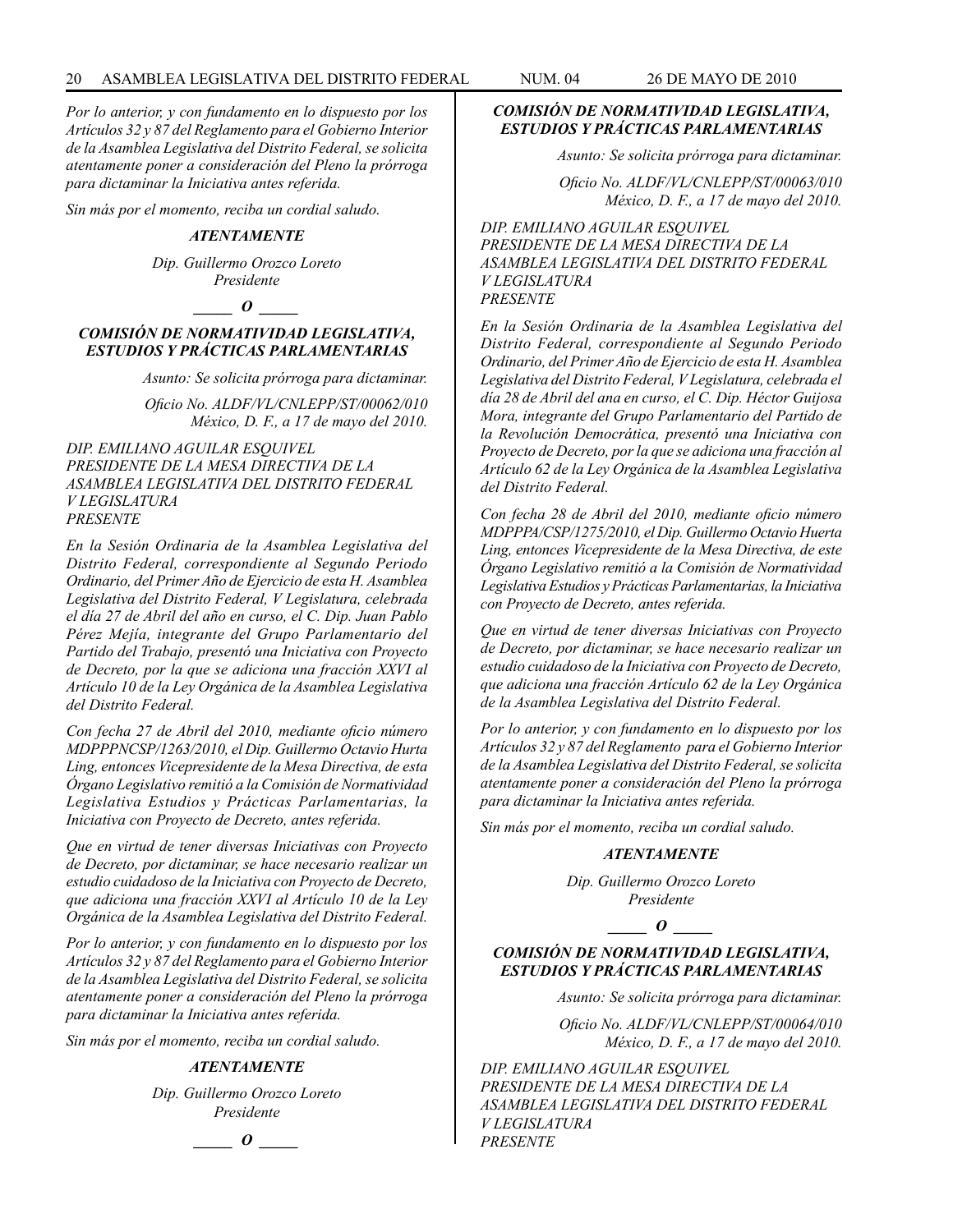*Por lo anterior, y con fundamento en lo dispuesto por los Artículos 32 y 87 del Reglamento para el Gobierno Interior de la Asamblea Legislativa del Distrito Federal, se solicita atentamente poner a consideración del Pleno la prórroga para dictaminar la Iniciativa antes referida.*

*Sin más por el momento, reciba un cordial saludo.*

***ATENTAMENTE***

*Dip. Guillermo Orozco Loreto*
*Presidente*

***_____ O _____***

***COMISIÓN DE NORMATIVIDAD LEGISLATIVA, ESTUDIOS Y PRÁCTICAS PARLAMENTARIAS***

*Asunto: Se solicita prórroga para dictaminar.*

*Oficio No. ALDF/VL/CNLEPP/ST/00062/010*
*México, D. F., a 17 de mayo del 2010.*

*DIP. EMILIANO AGUILAR ESQUIVEL*
*PRESIDENTE DE LA MESA DIRECTIVA DE LA ASAMBLEA LEGISLATIVA DEL DISTRITO FEDERAL*
*V LEGISLATURA*
*PRESENTE*

*En la Sesión Ordinaria de la Asamblea Legislativa del Distrito Federal, correspondiente al Segundo Periodo Ordinario, del Primer Año de Ejercicio de esta H. Asamblea Legislativa del Distrito Federal, V Legislatura, celebrada el día 27 de Abril del año en curso, el C. Dip. Juan Pablo Pérez Mejía, integrante del Grupo Parlamentario del Partido del Trabajo, presentó una Iniciativa con Proyecto de Decreto, por la que se adiciona una fracción XXVI al Artículo 10 de la Ley Orgánica de la Asamblea Legislativa del Distrito Federal.*

*Con fecha 27 de Abril del 2010, mediante oficio número MDPPPNCSP/1263/2010, el Dip. Guillermo Octavio Hurta Ling, entonces Vicepresidente de la Mesa Directiva, de esta Órgano Legislativo remitió a la Comisión de Normatividad Legislativa Estudios y Prácticas Parlamentarias, la Iniciativa con Proyecto de Decreto, antes referida.*

*Que en virtud de tener diversas Iniciativas con Proyecto de Decreto, por dictaminar, se hace necesario realizar un estudio cuidadoso de la Iniciativa con Proyecto de Decreto, que adiciona una fracción XXVI al Artículo 10 de la Ley Orgánica de la Asamblea Legislativa del Distrito Federal.*

*Por lo anterior, y con fundamento en lo dispuesto por los Artículos 32 y 87 del Reglamento para el Gobierno Interior de la Asamblea Legislativa del Distrito Federal, se solicita atentamente poner a consideración del Pleno la prórroga para dictaminar la Iniciativa antes referida.*

*Sin más por el momento, reciba un cordial saludo.*

***ATENTAMENTE***

*Dip. Guillermo Orozco Loreto*
*Presidente*

***_____ O _____***

***COMISIÓN DE NORMATIVIDAD LEGISLATIVA, ESTUDIOS Y PRÁCTICAS PARLAMENTARIAS***

*Asunto: Se solicita prórroga para dictaminar.*

*Oficio No. ALDF/VL/CNLEPP/ST/00063/010*
*México, D. F., a 17 de mayo del 2010.*

*DIP. EMILIANO AGUILAR ESQUIVEL*
*PRESIDENTE DE LA MESA DIRECTIVA DE LA ASAMBLEA LEGISLATIVA DEL DISTRITO FEDERAL*
*V LEGISLATURA*
*PRESENTE*

*En la Sesión Ordinaria de la Asamblea Legislativa del Distrito Federal, correspondiente al Segundo Periodo Ordinario, del Primer Año de Ejercicio de esta H. Asamblea Legislativa del Distrito Federal, V Legislatura, celebrada el día 28 de Abril del ana en curso, el C. Dip. Héctor Guijosa Mora, integrante del Grupo Parlamentario del Partido de la Revolución Democrática, presentó una Iniciativa con Proyecto de Decreto, por la que se adiciona una fracción al Artículo 62 de la Ley Orgánica de la Asamblea Legislativa del Distrito Federal.*

*Con fecha 28 de Abril del 2010, mediante oficio número MDPPPA/CSP/1275/2010, el Dip. Guillermo Octavio Huerta Ling, entonces Vicepresidente de la Mesa Directiva, de este Órgano Legislativo remitió a la Comisión de Normatividad Legislativa Estudios y Prácticas Parlamentarias, la Iniciativa con Proyecto de Decreto, antes referida.*

*Que en virtud de tener diversas Iniciativas con Proyecto de Decreto, por dictaminar, se hace necesario realizar un estudio cuidadoso de la Iniciativa con Proyecto de Decreto, que adiciona una fracción Artículo 62 de la Ley Orgánica de la Asamblea Legislativa del Distrito Federal.*

*Por lo anterior, y con fundamento en lo dispuesto por los Artículos 32 y 87 del Reglamento para el Gobierno Interior de la Asamblea Legislativa del Distrito Federal, se solicita atentamente poner a consideración del Pleno la prórroga para dictaminar la Iniciativa antes referida.*

*Sin más por el momento, reciba un cordial saludo.*

***ATENTAMENTE***

*Dip. Guillermo Orozco Loreto*
*Presidente*

***_____ O _____***

***COMISIÓN DE NORMATIVIDAD LEGISLATIVA, ESTUDIOS Y PRÁCTICAS PARLAMENTARIAS***

*Asunto: Se solicita prórroga para dictaminar.*

*Oficio No. ALDF/VL/CNLEPP/ST/00064/010*
*México, D. F., a 17 de mayo del 2010.*

*DIP. EMILIANO AGUILAR ESQUIVEL*
*PRESIDENTE DE LA MESA DIRECTIVA DE LA ASAMBLEA LEGISLATIVA DEL DISTRITO FEDERAL*
*V LEGISLATURA*
*PRESENTE*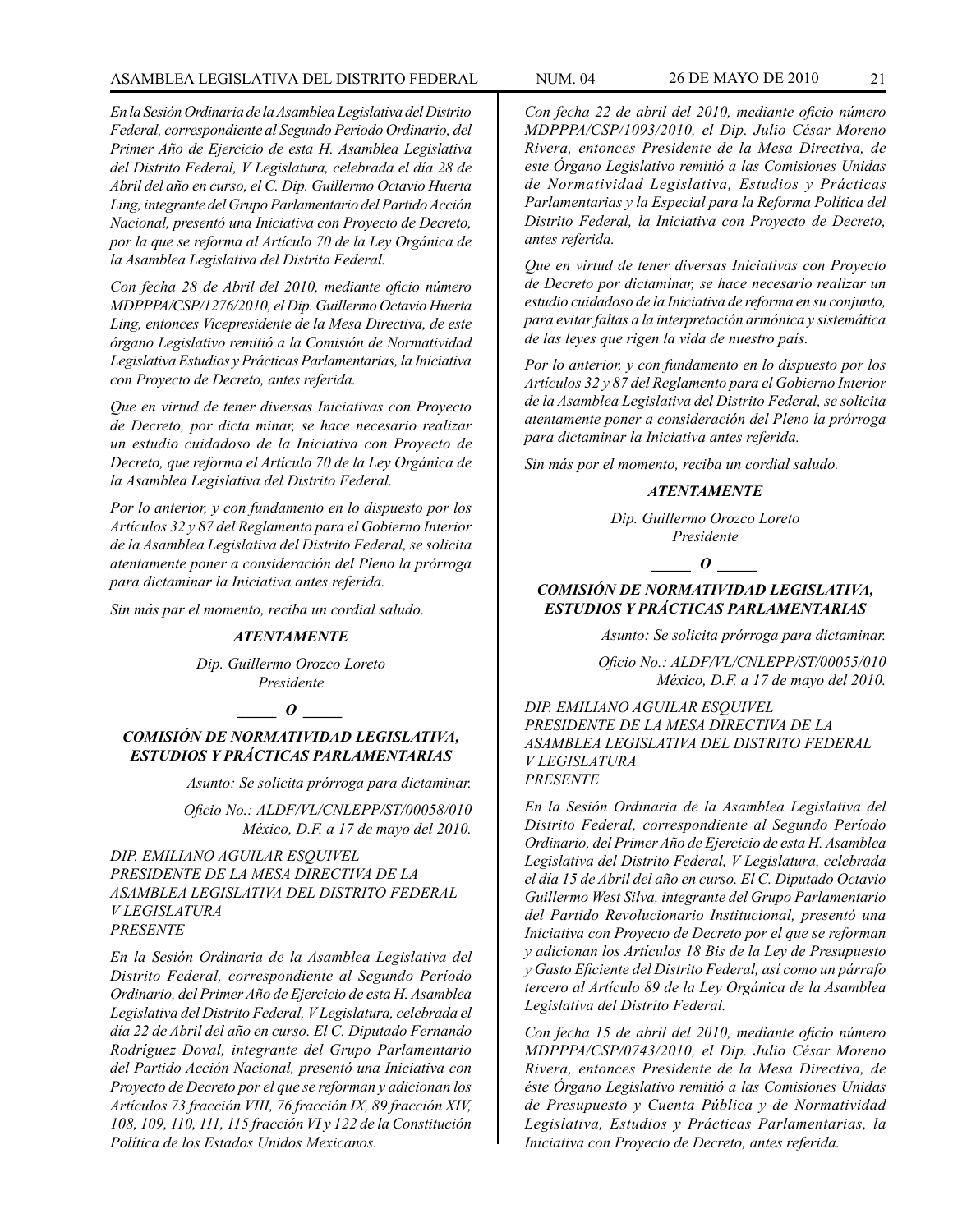*En la Sesión Ordinaria de la Asamblea Legislativa del Distrito Federal, correspondiente al Segundo Periodo Ordinario, del Primer Año de Ejercicio de esta H. Asamblea Legislativa del Distrito Federal, V Legislatura, celebrada el día 28 de Abril del año en curso, el C. Dip. Guillermo Octavio Huerta Ling, integrante del Grupo Parlamentario del Partido Acción Nacional, presentó una Iniciativa con Proyecto de Decreto, por la que se reforma al Artículo 70 de la Ley Orgánica de la Asamblea Legislativa del Distrito Federal.*

*Con fecha 28 de Abril del 2010, mediante oficio número MDPPPA/CSP/1276/2010, el Dip. Guillermo Octavio Huerta Ling, entonces Vicepresidente de la Mesa Directiva, de este órgano Legislativo remitió a la Comisión de Normatividad Legislativa Estudios y Prácticas Parlamentarias, la Iniciativa con Proyecto de Decreto, antes referida.*

*Que en virtud de tener diversas Iniciativas con Proyecto de Decreto, por dicta minar, se hace necesario realizar un estudio cuidadoso de la Iniciativa con Proyecto de Decreto, que reforma el Artículo 70 de la Ley Orgánica de la Asamblea Legislativa del Distrito Federal.*

*Por lo anterior, y con fundamento en lo dispuesto por los Artículos 32 y 87 del Reglamento para el Gobierno Interior de la Asamblea Legislativa del Distrito Federal, se solicita atentamente poner a consideración del Pleno la prórroga para dictaminar la Iniciativa antes referida.*

*Sin más par el momento, reciba un cordial saludo.*

***ATENTAMENTE***

*Dip. Guillermo Orozco Loreto*
*Presidente*

***_____ O _____***

***COMISIÓN DE NORMATIVIDAD LEGISLATIVA, ESTUDIOS Y PRÁCTICAS PARLAMENTARIAS***

*Asunto: Se solicita prórroga para dictaminar.*

*Oficio No.: ALDF/VL/CNLEPP/ST/00058/010*
*México, D.F. a 17 de mayo del 2010.*

*DIP. EMILIANO AGUILAR ESQUIVEL*
*PRESIDENTE DE LA MESA DIRECTIVA DE LA ASAMBLEA LEGISLATIVA DEL DISTRITO FEDERAL*
*V LEGISLATURA*
*PRESENTE*

*En la Sesión Ordinaria de la Asamblea Legislativa del Distrito Federal, correspondiente al Segundo Período Ordinario, del Primer Año de Ejercicio de esta H. Asamblea Legislativa del Distrito Federal, V Legislatura, celebrada el día 22 de Abril del año en curso. El C. Diputado Fernando Rodríguez Doval, integrante del Grupo Parlamentario del Partido Acción Nacional, presentó una Iniciativa con Proyecto de Decreto por el que se reforman y adicionan los Artículos 73 fracción VIII, 76 fracción IX, 89 fracción XIV, 108, 109, 110, 111, 115 fracción VI y 122 de la Constitución Política de los Estados Unidos Mexicanos.*

*Con fecha 22 de abril del 2010, mediante oficio número MDPPPA/CSP/1093/2010, el Dip. Julio César Moreno Rivera, entonces Presidente de la Mesa Directiva, de este Órgano Legislativo remitió a las Comisiones Unidas de Normatividad Legislativa, Estudios y Prácticas Parlamentarias y la Especial para la Reforma Política del Distrito Federal, la Iniciativa con Proyecto de Decreto, antes referida.*

*Que en virtud de tener diversas Iniciativas con Proyecto de Decreto por dictaminar, se hace necesario realizar un estudio cuidadoso de la Iniciativa de reforma en su conjunto, para evitar faltas a la interpretación armónica y sistemática de las leyes que rigen la vida de nuestro país.*

*Por lo anterior, y con fundamento en lo dispuesto por los Artículos 32 y 87 del Reglamento para el Gobierno Interior de la Asamblea Legislativa del Distrito Federal, se solicita atentamente poner a consideración del Pleno la prórroga para dictaminar la Iniciativa antes referida.*

*Sin más por el momento, reciba un cordial saludo.*

***ATENTAMENTE***

*Dip. Guillermo Orozco Loreto*
*Presidente*

***_____ O _____***

***COMISIÓN DE NORMATIVIDAD LEGISLATIVA, ESTUDIOS Y PRÁCTICAS PARLAMENTARIAS***

*Asunto: Se solicita prórroga para dictaminar.*

*Oficio No.: ALDF/VL/CNLEPP/ST/00055/010*
*México, D.F. a 17 de mayo del 2010.*

*DIP. EMILIANO AGUILAR ESQUIVEL*
*PRESIDENTE DE LA MESA DIRECTIVA DE LA ASAMBLEA LEGISLATIVA DEL DISTRITO FEDERAL*
*V LEGISLATURA*
*PRESENTE*

*En la Sesión Ordinaria de la Asamblea Legislativa del Distrito Federal, correspondiente al Segundo Período Ordinario, del Primer Año de Ejercicio de esta H. Asamblea Legislativa del Distrito Federal, V Legislatura, celebrada el día 15 de Abril del año en curso. El C. Diputado Octavio Guillermo West Silva, integrante del Grupo Parlamentario del Partido Revolucionario Institucional, presentó una Iniciativa con Proyecto de Decreto por el que se reforman y adicionan los Artículos 18 Bis de la Ley de Presupuesto y Gasto Eficiente del Distrito Federal, así como un párrafo tercero al Artículo 89 de la Ley Orgánica de la Asamblea Legislativa del Distrito Federal.*

*Con fecha 15 de abril del 2010, mediante oficio número MDPPPA/CSP/0743/2010, el Dip. Julio César Moreno Rivera, entonces Presidente de la Mesa Directiva, de éste Órgano Legislativo remitió a las Comisiones Unidas de Presupuesto y Cuenta Pública y de Normatividad Legislativa, Estudios y Prácticas Parlamentarias, la Iniciativa con Proyecto de Decreto, antes referida.*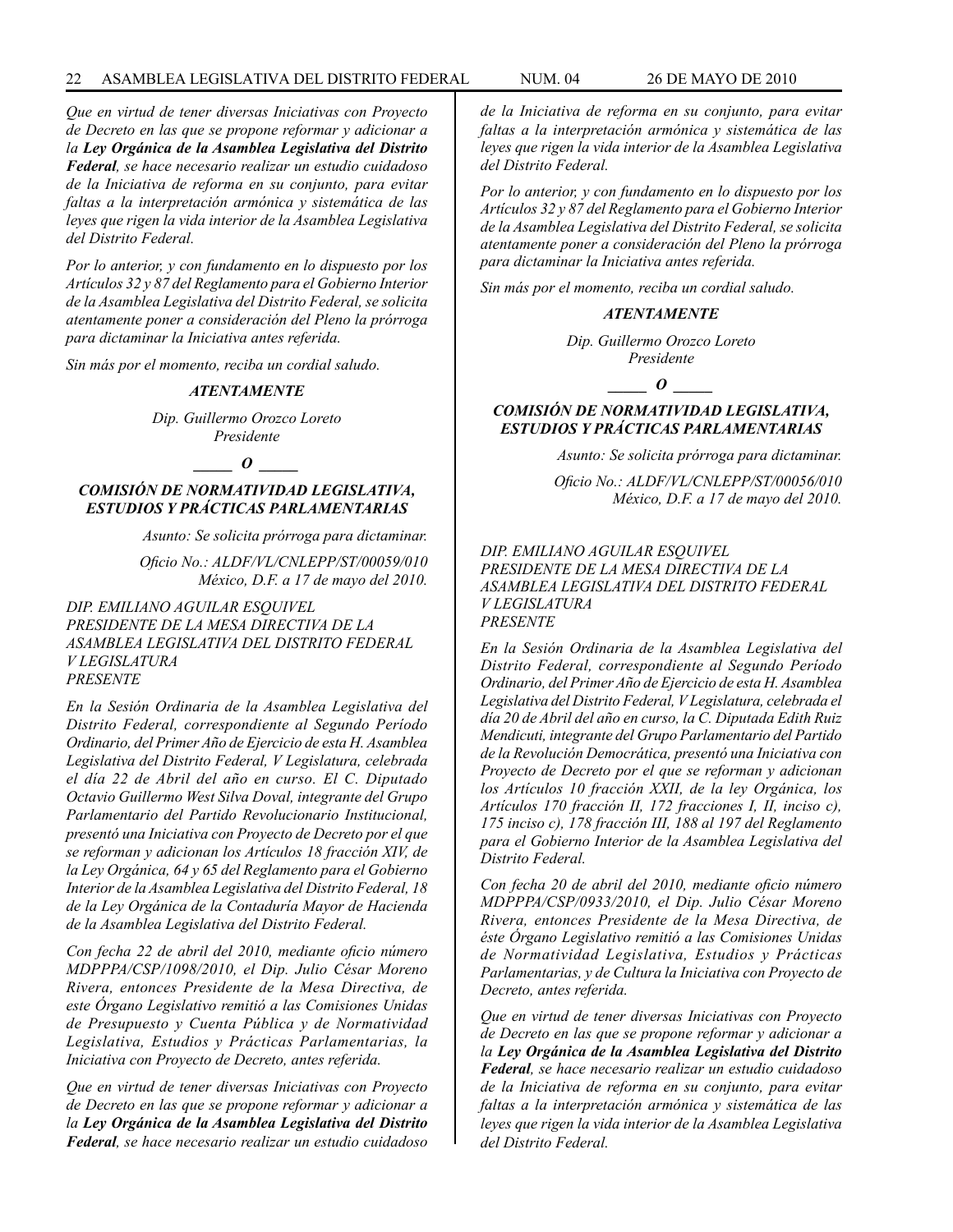*Que en virtud de tener diversas Iniciativas con Proyecto de Decreto en las que se propone reformar y adicionar a la **Ley Orgánica de la Asamblea Legislativa del Distrito Federal**, se hace necesario realizar un estudio cuidadoso de la Iniciativa de reforma en su conjunto, para evitar faltas a la interpretación armónica y sistemática de las leyes que rigen la vida interior de la Asamblea Legislativa del Distrito Federal.*

*Por lo anterior, y con fundamento en lo dispuesto por los Artículos 32 y 87 del Reglamento para el Gobierno Interior de la Asamblea Legislativa del Distrito Federal, se solicita atentamente poner a consideración del Pleno la prórroga para dictaminar la Iniciativa antes referida.*

*Sin más por el momento, reciba un cordial saludo.*

***ATENTAMENTE***

*Dip. Guillermo Orozco Loreto*
*Presidente*

**_____ O _____**

### *COMISIÓN DE NORMATIVIDAD LEGISLATIVA, ESTUDIOS Y PRÁCTICAS PARLAMENTARIAS*

*Asunto: Se solicita prórroga para dictaminar.*

*Oficio No.: ALDF/VL/CNLEPP/ST/00059/010*
*México, D.F. a 17 de mayo del 2010.*

*DIP. EMILIANO AGUILAR ESQUIVEL*
*PRESIDENTE DE LA MESA DIRECTIVA DE LA ASAMBLEA LEGISLATIVA DEL DISTRITO FEDERAL*
*V LEGISLATURA*
*PRESENTE*

*En la Sesión Ordinaria de la Asamblea Legislativa del Distrito Federal, correspondiente al Segundo Período Ordinario, del Primer Año de Ejercicio de esta H. Asamblea Legislativa del Distrito Federal, V Legislatura, celebrada el día 22 de Abril del año en curso. El C. Diputado Octavio Guillermo West Silva Doval, integrante del Grupo Parlamentario del Partido Revolucionario Institucional, presentó una Iniciativa con Proyecto de Decreto por el que se reforman y adicionan los Artículos 18 fracción XIV, de la Ley Orgánica, 64 y 65 del Reglamento para el Gobierno Interior de la Asamblea Legislativa del Distrito Federal, 18 de la Ley Orgánica de la Contaduría Mayor de Hacienda de la Asamblea Legislativa del Distrito Federal.*

*Con fecha 22 de abril del 2010, mediante oficio número MDPPPA/CSP/1098/2010, el Dip. Julio César Moreno Rivera, entonces Presidente de la Mesa Directiva, de este Órgano Legislativo remitió a las Comisiones Unidas de Presupuesto y Cuenta Pública y de Normatividad Legislativa, Estudios y Prácticas Parlamentarias, la Iniciativa con Proyecto de Decreto, antes referida.*

*Que en virtud de tener diversas Iniciativas con Proyecto de Decreto en las que se propone reformar y adicionar a la **Ley Orgánica de la Asamblea Legislativa del Distrito Federal**, se hace necesario realizar un estudio cuidadoso de la Iniciativa de reforma en su conjunto, para evitar faltas a la interpretación armónica y sistemática de las leyes que rigen la vida interior de la Asamblea Legislativa del Distrito Federal.*

*Por lo anterior, y con fundamento en lo dispuesto por los Artículos 32 y 87 del Reglamento para el Gobierno Interior de la Asamblea Legislativa del Distrito Federal, se solicita atentamente poner a consideración del Pleno la prórroga para dictaminar la Iniciativa antes referida.*

*Sin más por el momento, reciba un cordial saludo.*

***ATENTAMENTE***

*Dip. Guillermo Orozco Loreto*
*Presidente*

**_____ O _____**

### *COMISIÓN DE NORMATIVIDAD LEGISLATIVA, ESTUDIOS Y PRÁCTICAS PARLAMENTARIAS*

*Asunto: Se solicita prórroga para dictaminar.*

*Oficio No.: ALDF/VL/CNLEPP/ST/00056/010*
*México, D.F. a 17 de mayo del 2010.*

*DIP. EMILIANO AGUILAR ESQUIVEL*
*PRESIDENTE DE LA MESA DIRECTIVA DE LA ASAMBLEA LEGISLATIVA DEL DISTRITO FEDERAL*
*V LEGISLATURA*
*PRESENTE*

*En la Sesión Ordinaria de la Asamblea Legislativa del Distrito Federal, correspondiente al Segundo Período Ordinario, del Primer Año de Ejercicio de esta H. Asamblea Legislativa del Distrito Federal, V Legislatura, celebrada el día 20 de Abril del año en curso, la C. Diputada Edith Ruiz Mendicuti, integrante del Grupo Parlamentario del Partido de la Revolución Democrática, presentó una Iniciativa con Proyecto de Decreto por el que se reforman y adicionan los Artículos 10 fracción XXII, de la ley Orgánica, los Artículos 170 fracción II, 172 fracciones I, II, inciso c), 175 inciso c), 178 fracción III, 188 al 197 del Reglamento para el Gobierno Interior de la Asamblea Legislativa del Distrito Federal.*

*Con fecha 20 de abril del 2010, mediante oficio número MDPPPA/CSP/0933/2010, el Dip. Julio César Moreno Rivera, entonces Presidente de la Mesa Directiva, de éste Órgano Legislativo remitió a las Comisiones Unidas de Normatividad Legislativa, Estudios y Prácticas Parlamentarias, y de Cultura la Iniciativa con Proyecto de Decreto, antes referida.*

*Que en virtud de tener diversas Iniciativas con Proyecto de Decreto en las que se propone reformar y adicionar a la **Ley Orgánica de la Asamblea Legislativa del Distrito Federal**, se hace necesario realizar un estudio cuidadoso de la Iniciativa de reforma en su conjunto, para evitar faltas a la interpretación armónica y sistemática de las leyes que rigen la vida interior de la Asamblea Legislativa del Distrito Federal.*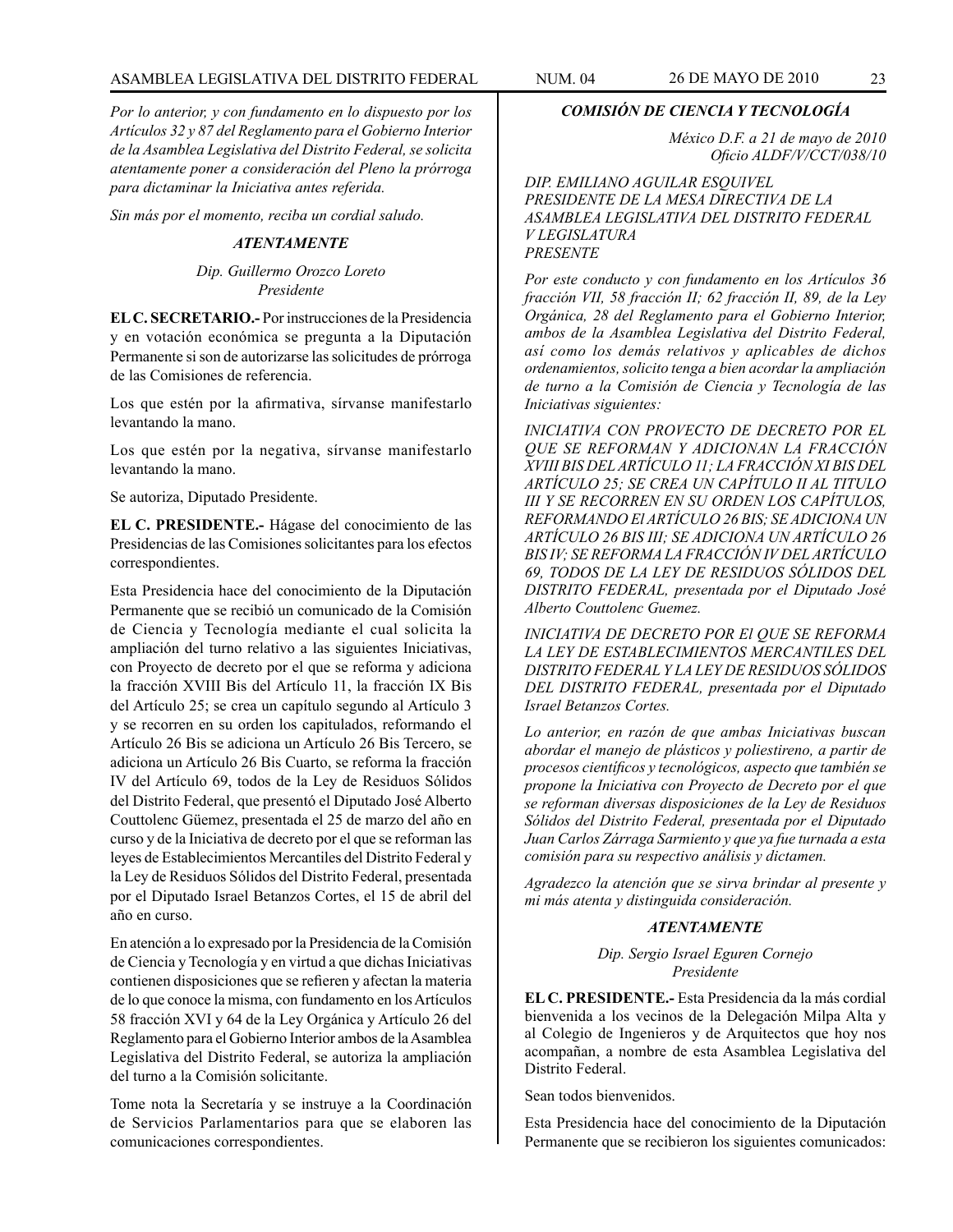*Por lo anterior, y con fundamento en lo dispuesto por los Artículos 32 y 87 del Reglamento para el Gobierno Interior de la Asamblea Legislativa del Distrito Federal, se solicita atentamente poner a consideración del Pleno la prórroga para dictaminar la Iniciativa antes referida.*

*Sin más por el momento, reciba un cordial saludo.*

***ATENTAMENTE***

*Dip. Guillermo Orozco Loreto*
*Presidente*

**EL C. SECRETARIO.-** Por instrucciones de la Presidencia y en votación económica se pregunta a la Diputación Permanente si son de autorizarse las solicitudes de prórroga de las Comisiones de referencia.

Los que estén por la afirmativa, sírvanse manifestarlo levantando la mano.

Los que estén por la negativa, sírvanse manifestarlo levantando la mano.

Se autoriza, Diputado Presidente.

**EL C. PRESIDENTE.-** Hágase del conocimiento de las Presidencias de las Comisiones solicitantes para los efectos correspondientes.

Esta Presidencia hace del conocimiento de la Diputación Permanente que se recibió un comunicado de la Comisión de Ciencia y Tecnología mediante el cual solicita la ampliación del turno relativo a las siguientes Iniciativas, con Proyecto de decreto por el que se reforma y adiciona la fracción XVIII Bis del Artículo 11, la fracción IX Bis del Artículo 25; se crea un capítulo segundo al Artículo 3 y se recorren en su orden los capitulados, reformando el Artículo 26 Bis se adiciona un Artículo 26 Bis Tercero, se adiciona un Artículo 26 Bis Cuarto, se reforma la fracción IV del Artículo 69, todos de la Ley de Residuos Sólidos del Distrito Federal, que presentó el Diputado José Alberto Couttolenc Güemez, presentada el 25 de marzo del año en curso y de la Iniciativa de decreto por el que se reforman las leyes de Establecimientos Mercantiles del Distrito Federal y la Ley de Residuos Sólidos del Distrito Federal, presentada por el Diputado Israel Betanzos Cortes, el 15 de abril del año en curso.

En atención a lo expresado por la Presidencia de la Comisión de Ciencia y Tecnología y en virtud a que dichas Iniciativas contienen disposiciones que se refieren y afectan la materia de lo que conoce la misma, con fundamento en los Artículos 58 fracción XVI y 64 de la Ley Orgánica y Artículo 26 del Reglamento para el Gobierno Interior ambos de la Asamblea Legislativa del Distrito Federal, se autoriza la ampliación del turno a la Comisión solicitante.

Tome nota la Secretaría y se instruye a la Coordinación de Servicios Parlamentarios para que se elaboren las comunicaciones correspondientes.

***COMISIÓN DE CIENCIA Y TECNOLOGÍA***

*México D.F. a 21 de mayo de 2010*
*Oficio ALDF/V/CCT/038/10*

*DIP. EMILIANO AGUILAR ESQUIVEL*
*PRESIDENTE DE LA MESA DIRECTIVA DE LA ASAMBLEA LEGISLATIVA DEL DISTRITO FEDERAL*
*V LEGISLATURA*
*PRESENTE*

*Por este conducto y con fundamento en los Artículos 36 fracción VII, 58 fracción II; 62 fracción II, 89, de la Ley Orgánica, 28 del Reglamento para el Gobierno Interior, ambos de la Asamblea Legislativa del Distrito Federal, así como los demás relativos y aplicables de dichos ordenamientos, solicito tenga a bien acordar la ampliación de turno a la Comisión de Ciencia y Tecnología de las Iniciativas siguientes:*

*INICIATIVA CON PROYECTO DE DECRETO POR EL QUE SE REFORMAN Y ADICIONAN LA FRACCIÓN XVIII BIS DEL ARTÍCULO 11; LA FRACCIÓN XI BIS DEL ARTÍCULO 25; SE CREA UN CAPÍTULO II AL TITULO III Y SE RECORREN EN SU ORDEN LOS CAPÍTULOS, REFORMANDO El ARTÍCULO 26 BIS; SE ADICIONA UN ARTÍCULO 26 BIS III; SE ADICIONA UN ARTÍCULO 26 BIS IV; SE REFORMA LA FRACCIÓN IV DEL ARTÍCULO 69, TODOS DE LA LEY DE RESIDUOS SÓLIDOS DEL DISTRITO FEDERAL, presentada por el Diputado José Alberto Couttolenc Guemez.*

*INICIATIVA DE DECRETO POR El QUE SE REFORMA LA LEY DE ESTABLECIMIENTOS MERCANTILES DEL DISTRITO FEDERAL Y LA LEY DE RESIDUOS SÓLIDOS DEL DISTRITO FEDERAL, presentada por el Diputado Israel Betanzos Cortes.*

*Lo anterior, en razón de que ambas Iniciativas buscan abordar el manejo de plásticos y poliestireno, a partir de procesos científicos y tecnológicos, aspecto que también se propone la Iniciativa con Proyecto de Decreto por el que se reforman diversas disposiciones de la Ley de Residuos Sólidos del Distrito Federal, presentada por el Diputado Juan Carlos Zárraga Sarmiento y que ya fue turnada a esta comisión para su respectivo análisis y dictamen.*

*Agradezco la atención que se sirva brindar al presente y mi más atenta y distinguida consideración.*

***ATENTAMENTE***

*Dip. Sergio Israel Eguren Cornejo*
*Presidente*

**EL C. PRESIDENTE.-** Esta Presidencia da la más cordial bienvenida a los vecinos de la Delegación Milpa Alta y al Colegio de Ingenieros y de Arquitectos que hoy nos acompañan, a nombre de esta Asamblea Legislativa del Distrito Federal.

Sean todos bienvenidos.

Esta Presidencia hace del conocimiento de la Diputación Permanente que se recibieron los siguientes comunicados: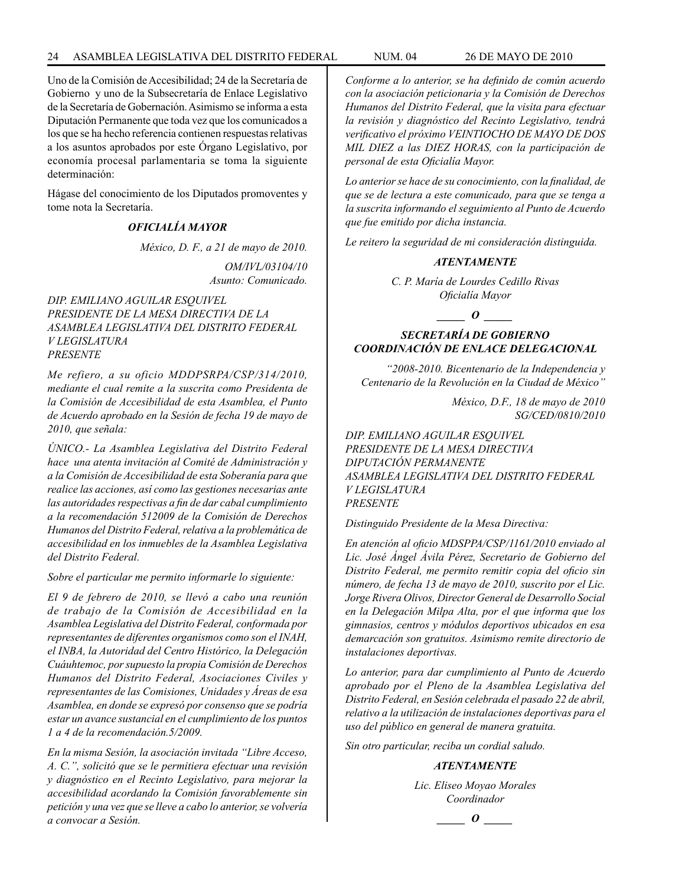Uno de la Comisión de Accesibilidad; 24 de la Secretaría de Gobierno y uno de la Subsecretaría de Enlace Legislativo de la Secretaría de Gobernación. Asimismo se informa a esta Diputación Permanente que toda vez que los comunicados a los que se ha hecho referencia contienen respuestas relativas a los asuntos aprobados por este Órgano Legislativo, por economía procesal parlamentaria se toma la siguiente determinación:

Hágase del conocimiento de los Diputados promoventes y tome nota la Secretaría.

***OFICIALÍA MAYOR***

*México, D. F., a 21 de mayo de 2010.*

*OM/IVL/03104/10*
*Asunto: Comunicado.*

*DIP. EMILIANO AGUILAR ESQUIVEL*
*PRESIDENTE DE LA MESA DIRECTIVA DE LA ASAMBLEA LEGISLATIVA DEL DISTRITO FEDERAL*
*V LEGISLATURA*
*PRESENTE*

*Me refiero, a su oficio MDDPSRPA/CSP/314/2010, mediante el cual remite a la suscrita como Presidenta de la Comisión de Accesibilidad de esta Asamblea, el Punto de Acuerdo aprobado en la Sesión de fecha 19 de mayo de 2010, que señala:*

*ÚNICO.- La Asamblea Legislativa del Distrito Federal hace una atenta invitación al Comité de Administración y a la Comisión de Accesibilidad de esta Soberanía para que realice las acciones, así como las gestiones necesarias ante las autoridades respectivas a fin de dar cabal cumplimiento a la recomendación 512009 de la Comisión de Derechos Humanos del Distrito Federal, relativa a la problemática de accesibilidad en los inmuebles de la Asamblea Legislativa del Distrito Federal.*

*Sobre el particular me permito informarle lo siguiente:*

*El 9 de febrero de 2010, se llevó a cabo una reunión de trabajo de la Comisión de Accesibilidad en la Asamblea Legislativa del Distrito Federal, conformada por representantes de diferentes organismos como son el INAH, el INBA, la Autoridad del Centro Histórico, la Delegación Cuáuhtemoc, por supuesto la propia Comisión de Derechos Humanos del Distrito Federal, Asociaciones Civiles y representantes de las Comisiones, Unidades y Áreas de esa Asamblea, en donde se expresó por consenso que se podría estar un avance sustancial en el cumplimiento de los puntos 1 a 4 de la recomendación.5/2009.*

*En la misma Sesión, la asociación invitada "Libre Acceso, A. C.", solicitó que se le permitiera efectuar una revisión y diagnóstico en el Recinto Legislativo, para mejorar la accesibilidad acordando la Comisión favorablemente sin petición y una vez que se lleve a cabo lo anterior, se volvería a convocar a Sesión.*

*Conforme a lo anterior, se ha definido de común acuerdo con la asociación peticionaria y la Comisión de Derechos Humanos del Distrito Federal, que la visita para efectuar la revisión y diagnóstico del Recinto Legislativo, tendrá verificativo el próximo VEINTIOCHO DE MAYO DE DOS MIL DIEZ a las DIEZ HORAS, con la participación de personal de esta Oficialía Mayor.*

*Lo anterior se hace de su conocimiento, con la finalidad, de que se de lectura a este comunicado, para que se tenga a la suscrita informando el seguimiento al Punto de Acuerdo que fue emitido por dicha instancia.*

*Le reitero la seguridad de mi consideración distinguida.*

***ATENTAMENTE***

*C. P. María de Lourdes Cedillo Rivas*
*Oficialía Mayor*

***\_\_\_\_\_ O \_\_\_\_\_***

***SECRETARÍA DE GOBIERNO***
***COORDINACIÓN DE ENLACE DELEGACIONAL***

*"2008-2010. Bicentenario de la Independencia y Centenario de la Revolución en la Ciudad de México"*

*México, D.F., 18 de mayo de 2010*
*SG/CED/0810/2010*

*DIP. EMILIANO AGUILAR ESQUIVEL*
*PRESIDENTE DE LA MESA DIRECTIVA*
*DIPUTACIÓN PERMANENTE*
*ASAMBLEA LEGISLATIVA DEL DISTRITO FEDERAL*
*V LEGISLATURA*
*PRESENTE*

*Distinguido Presidente de la Mesa Directiva:*

*En atención al oficio MDSPPA/CSP/1161/2010 enviado al Lic. José Ángel Ávila Pérez, Secretario de Gobierno del Distrito Federal, me permito remitir copia del oficio sin número, de fecha 13 de mayo de 2010, suscrito por el Lic. Jorge Rivera Olivos, Director General de Desarrollo Social en la Delegación Milpa Alta, por el que informa que los gimnasios, centros y módulos deportivos ubicados en esa demarcación son gratuitos. Asimismo remite directorio de instalaciones deportivas.*

*Lo anterior, para dar cumplimiento al Punto de Acuerdo aprobado por el Pleno de la Asamblea Legislativa del Distrito Federal, en Sesión celebrada el pasado 22 de abril, relativo a la utilización de instalaciones deportivas para el uso del público en general de manera gratuita.*

*Sin otro particular, reciba un cordial saludo.*

***ATENTAMENTE***

*Lic. Eliseo Moyao Morales*
*Coordinador*

***\_\_\_\_\_ O \_\_\_\_\_***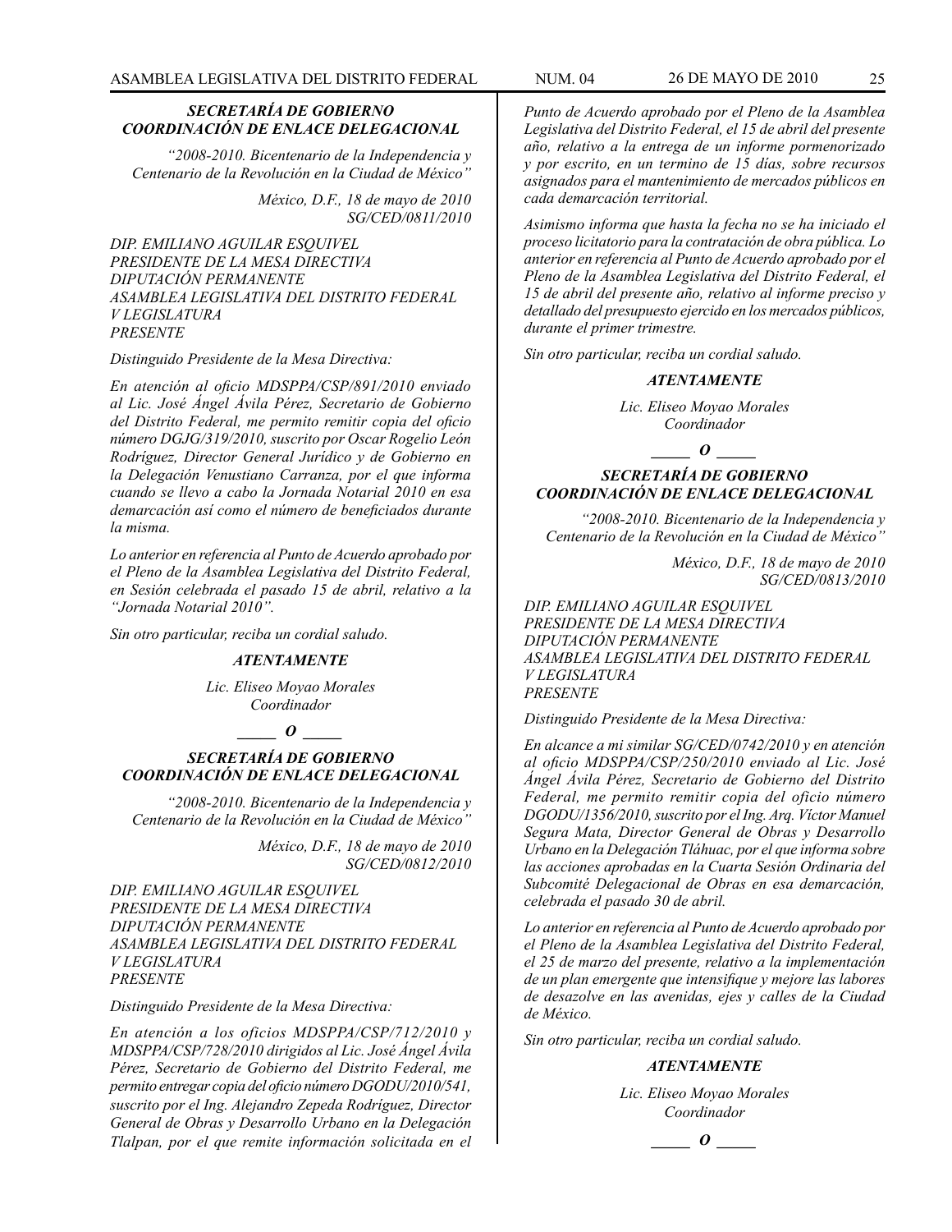### *SECRETARÍA DE GOBIERNO*
### *COORDINACIÓN DE ENLACE DELEGACIONAL*

*"2008-2010. Bicentenario de la Independencia y Centenario de la Revolución en la Ciudad de México"*

*México, D.F., 18 de mayo de 2010*
*SG/CED/0811/2010*

*DIP. EMILIANO AGUILAR ESQUIVEL*
*PRESIDENTE DE LA MESA DIRECTIVA*
*DIPUTACIÓN PERMANENTE*
*ASAMBLEA LEGISLATIVA DEL DISTRITO FEDERAL*
*V LEGISLATURA*
*PRESENTE*

*Distinguido Presidente de la Mesa Directiva:*

*En atención al oficio MDSPPA/CSP/891/2010 enviado al Lic. José Ángel Ávila Pérez, Secretario de Gobierno del Distrito Federal, me permito remitir copia del oficio número DGJG/319/2010, suscrito por Oscar Rogelio León Rodríguez, Director General Jurídico y de Gobierno en la Delegación Venustiano Carranza, por el que informa cuando se llevo a cabo la Jornada Notarial 2010 en esa demarcación así como el número de beneficiados durante la misma.*

*Lo anterior en referencia al Punto de Acuerdo aprobado por el Pleno de la Asamblea Legislativa del Distrito Federal, en Sesión celebrada el pasado 15 de abril, relativo a la "Jornada Notarial 2010".*

*Sin otro particular, reciba un cordial saludo.*

***ATENTAMENTE***

*Lic. Eliseo Moyao Morales*
*Coordinador*

*_____ O _____*

### *SECRETARÍA DE GOBIERNO*
### *COORDINACIÓN DE ENLACE DELEGACIONAL*

*"2008-2010. Bicentenario de la Independencia y Centenario de la Revolución en la Ciudad de México"*

*México, D.F., 18 de mayo de 2010*
*SG/CED/0812/2010*

*DIP. EMILIANO AGUILAR ESQUIVEL*
*PRESIDENTE DE LA MESA DIRECTIVA*
*DIPUTACIÓN PERMANENTE*
*ASAMBLEA LEGISLATIVA DEL DISTRITO FEDERAL*
*V LEGISLATURA*
*PRESENTE*

*Distinguido Presidente de la Mesa Directiva:*

*En atención a los oficios MDSPPA/CSP/712/2010 y MDSPPA/CSP/728/2010 dirigidos al Lic. José Ángel Ávila Pérez, Secretario de Gobierno del Distrito Federal, me permito entregar copia del oficio número DGODU/2010/541, suscrito por el Ing. Alejandro Zepeda Rodríguez, Director General de Obras y Desarrollo Urbano en la Delegación Tlalpan, por el que remite información solicitada en el Punto de Acuerdo aprobado por el Pleno de la Asamblea Legislativa del Distrito Federal, el 15 de abril del presente año, relativo a la entrega de un informe pormenorizado y por escrito, en un termino de 15 días, sobre recursos asignados para el mantenimiento de mercados públicos en cada demarcación territorial.*

*Asimismo informa que hasta la fecha no se ha iniciado el proceso licitatorio para la contratación de obra pública. Lo anterior en referencia al Punto de Acuerdo aprobado por el Pleno de la Asamblea Legislativa del Distrito Federal, el 15 de abril del presente año, relativo al informe preciso y detallado del presupuesto ejercido en los mercados públicos, durante el primer trimestre.*

*Sin otro particular, reciba un cordial saludo.*

***ATENTAMENTE***

*Lic. Eliseo Moyao Morales*
*Coordinador*

*_____ O _____*

### *SECRETARÍA DE GOBIERNO*
### *COORDINACIÓN DE ENLACE DELEGACIONAL*

*"2008-2010. Bicentenario de la Independencia y Centenario de la Revolución en la Ciudad de México"*

*México, D.F., 18 de mayo de 2010*
*SG/CED/0813/2010*

*DIP. EMILIANO AGUILAR ESQUIVEL*
*PRESIDENTE DE LA MESA DIRECTIVA*
*DIPUTACIÓN PERMANENTE*
*ASAMBLEA LEGISLATIVA DEL DISTRITO FEDERAL*
*V LEGISLATURA*
*PRESENTE*

*Distinguido Presidente de la Mesa Directiva:*

*En alcance a mi similar SG/CED/0742/2010 y en atención al oficio MDSPPA/CSP/250/2010 enviado al Lic. José Ángel Ávila Pérez, Secretario de Gobierno del Distrito Federal, me permito remitir copia del oficio número DGODU/1356/2010, suscrito por el Ing. Arq. Víctor Manuel Segura Mata, Director General de Obras y Desarrollo Urbano en la Delegación Tláhuac, por el que informa sobre las acciones aprobadas en la Cuarta Sesión Ordinaria del Subcomité Delegacional de Obras en esa demarcación, celebrada el pasado 30 de abril.*

*Lo anterior en referencia al Punto de Acuerdo aprobado por el Pleno de la Asamblea Legislativa del Distrito Federal, el 25 de marzo del presente, relativo a la implementación de un plan emergente que intensifique y mejore las labores de desazolve en las avenidas, ejes y calles de la Ciudad de México.*

*Sin otro particular, reciba un cordial saludo.*

***ATENTAMENTE***

*Lic. Eliseo Moyao Morales*
*Coordinador*

*_____ O _____*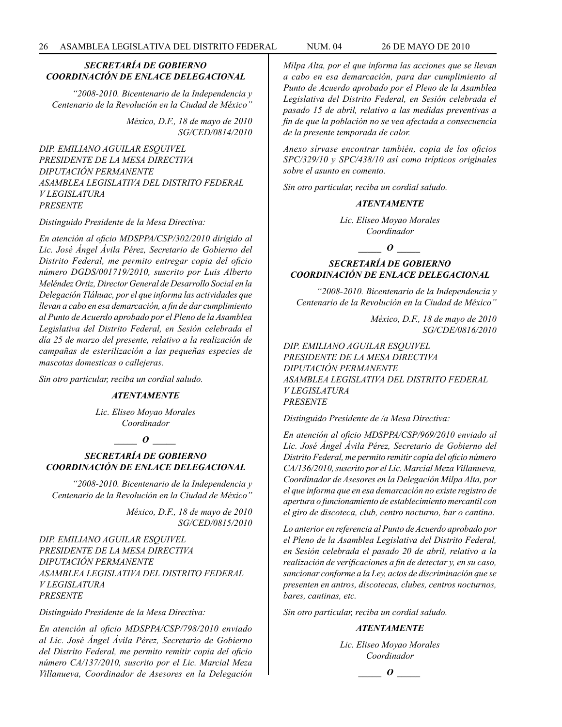***SECRETARÍA DE GOBIERNO***
***COORDINACIÓN DE ENLACE DELEGACIONAL***

*"2008-2010. Bicentenario de la Independencia y Centenario de la Revolución en la Ciudad de México"*

*México, D.F., 18 de mayo de 2010*
*SG/CED/0814/2010*

*DIP. EMILIANO AGUILAR ESQUIVEL*
*PRESIDENTE DE LA MESA DIRECTIVA*
*DIPUTACIÓN PERMANENTE*
*ASAMBLEA LEGISLATIVA DEL DISTRITO FEDERAL*
*V LEGISLATURA*
*PRESENTE*

*Distinguido Presidente de la Mesa Directiva:*

*En atención al oficio MDSPPA/CSP/302/2010 dirigido al Lic. José Ángel Ávila Pérez, Secretario de Gobierno del Distrito Federal, me permito entregar copia del oficio número DGDS/001719/2010, suscrito por Luis Alberto Meléndez Ortiz, Director General de Desarrollo Social en la Delegación Tláhuac, por el que informa las actividades que llevan a cabo en esa demarcación, a fin de dar cumplimiento al Punto de Acuerdo aprobado por el Pleno de la Asamblea Legislativa del Distrito Federal, en Sesión celebrada el día 25 de marzo del presente, relativo a la realización de campañas de esterilización a las pequeñas especies de mascotas domesticas o callejeras.*

*Sin otro particular, reciba un cordial saludo.*

***ATENTAMENTE***

*Lic. Eliseo Moyao Morales*
*Coordinador*

***\_\_\_\_\_ O \_\_\_\_\_***

***SECRETARÍA DE GOBIERNO***
***COORDINACIÓN DE ENLACE DELEGACIONAL***

*"2008-2010. Bicentenario de la Independencia y Centenario de la Revolución en la Ciudad de México"*

*México, D.F., 18 de mayo de 2010*
*SG/CED/0815/2010*

*DIP. EMILIANO AGUILAR ESQUIVEL*
*PRESIDENTE DE LA MESA DIRECTIVA*
*DIPUTACIÓN PERMANENTE*
*ASAMBLEA LEGISLATIVA DEL DISTRITO FEDERAL*
*V LEGISLATURA*
*PRESENTE*

*Distinguido Presidente de la Mesa Directiva:*

*En atención al oficio MDSPPA/CSP/798/2010 enviado al Lic. José Ángel Ávila Pérez, Secretario de Gobierno del Distrito Federal, me permito remitir copia del oficio número CA/137/2010, suscrito por el Lic. Marcial Meza Villanueva, Coordinador de Asesores en la Delegación Milpa Alta, por el que informa las acciones que se llevan a cabo en esa demarcación, para dar cumplimiento al Punto de Acuerdo aprobado por el Pleno de la Asamblea Legislativa del Distrito Federal, en Sesión celebrada el pasado 15 de abril, relativo a las medidas preventivas a fin de que la población no se vea afectada a consecuencia de la presente temporada de calor.*

*Anexo sírvase encontrar también, copia de los oficios SPC/329/10 y SPC/438/10 así como trípticos originales sobre el asunto en comento.*

*Sin otro particular, reciba un cordial saludo.*

***ATENTAMENTE***

*Lic. Eliseo Moyao Morales*
*Coordinador*

***\_\_\_\_\_ O \_\_\_\_\_***

***SECRETARÍA DE GOBIERNO***
***COORDINACIÓN DE ENLACE DELEGACIONAL***

*"2008-2010. Bicentenario de la Independencia y Centenario de la Revolución en la Ciudad de México"*

*México, D.F., 18 de mayo de 2010*
*SG/CDE/0816/2010*

*DIP. EMILIANO AGUILAR ESQUIVEL*
*PRESIDENTE DE LA MESA DIRECTIVA*
*DIPUTACIÓN PERMANENTE*
*ASAMBLEA LEGISLATIVA DEL DISTRITO FEDERAL*
*V LEGISLATURA*
*PRESENTE*

*Distinguido Presidente de /a Mesa Directiva:*

*En atención al oficio MDSPPA/CSP/969/2010 enviado al Lic. José Ángel Ávila Pérez, Secretario de Gobierno del Distrito Federal, me permito remitir copia del oficio número CA/136/2010, suscrito por el Lic. Marcial Meza Villanueva, Coordinador de Asesores en la Delegación Milpa Alta, por el que informa que en esa demarcación no existe registro de apertura o funcionamiento de establecimiento mercantil con el giro de discoteca, club, centro nocturno, bar o cantina.*

*Lo anterior en referencia al Punto de Acuerdo aprobado por el Pleno de la Asamblea Legislativa del Distrito Federal, en Sesión celebrada el pasado 20 de abril, relativo a la realización de verificaciones a fin de detectar y, en su caso, sancionar conforme a la Ley, actos de discriminación que se presenten en antros, discotecas, clubes, centros nocturnos, bares, cantinas, etc.*

*Sin otro particular, reciba un cordial saludo.*

***ATENTAMENTE***

*Lic. Eliseo Moyao Morales*
*Coordinador*

***\_\_\_\_\_ O \_\_\_\_\_***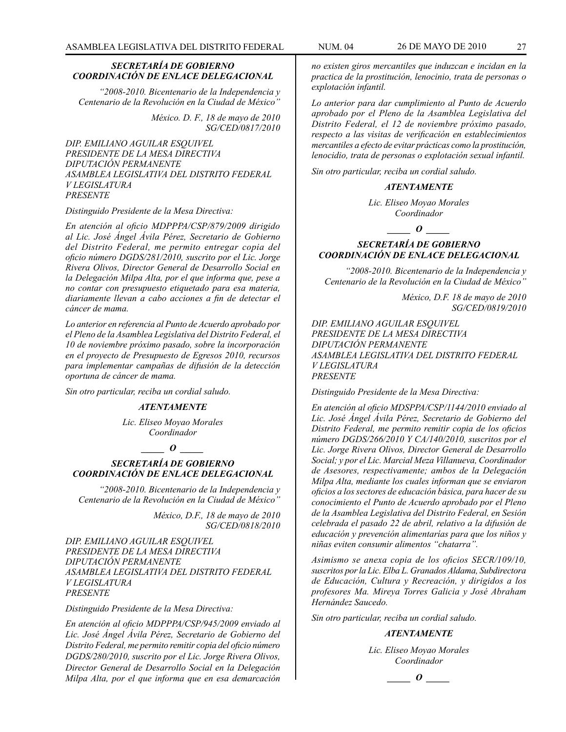***SECRETARÍA DE GOBIERNO***
***COORDINACIÓN DE ENLACE DELEGACIONAL***

*"2008-2010. Bicentenario de la Independencia y Centenario de la Revolución en la Ciudad de México"*

*México. D. F., 18 de mayo de 2010*
*SG/CED/0817/2010*

*DIP. EMILIANO AGUILAR ESQUIVEL*
*PRESIDENTE DE LA MESA DIRECTIVA*
*DIPUTACIÓN PERMANENTE*
*ASAMBLEA LEGISLATIVA DEL DISTRITO FEDERAL*
*V LEGISLATURA*
*PRESENTE*

*Distinguido Presidente de la Mesa Directiva:*

*En atención al oficio MDPPPA/CSP/879/2009 dirigido al Lic. José Ángel Ávila Pérez, Secretario de Gobierno del Distrito Federal, me permito entregar copia del oficio número DGDS/281/2010, suscrito por el Lic. Jorge Rivera Olivos, Director General de Desarrollo Social en la Delegación Milpa Alta, por el que informa que, pese a no contar con presupuesto etiquetado para esa materia, diariamente llevan a cabo acciones a fin de detectar el cáncer de mama.*

*Lo anterior en referencia al Punto de Acuerdo aprobado por el Pleno de la Asamblea Legislativa del Distrito Federal, el 10 de noviembre próximo pasado, sobre la incorporación en el proyecto de Presupuesto de Egresos 2010, recursos para implementar campañas de difusión de la detección oportuna de cáncer de mama.*

*Sin otro particular, reciba un cordial saludo.*

***ATENTAMENTE***

*Lic. Eliseo Moyao Morales*
*Coordinador*

***\_\_\_\_\_ O \_\_\_\_\_***

***SECRETARÍA DE GOBIERNO***
***COORDINACIÓN DE ENLACE DELEGACIONAL***

*"2008-2010. Bicentenario de la Independencia y Centenario de la Revolución en la Ciudad de México"*

*México, D.F., 18 de mayo de 2010*
*SG/CED/0818/2010*

*DIP. EMILIANO AGUILAR ESQUIVEL*
*PRESIDENTE DE LA MESA DIRECTIVA*
*DIPUTACIÓN PERMANENTE*
*ASAMBLEA LEGISLATIVA DEL DISTRITO FEDERAL*
*V LEGISLATURA*
*PRESENTE*

*Distinguido Presidente de la Mesa Directiva:*

*En atención al oficio MDPPPA/CSP/945/2009 enviado al Lic. José Ángel Ávila Pérez, Secretario de Gobierno del Distrito Federal, me permito remitir copia del oficio número DGDS/280/2010, suscrito por el Lic. Jorge Rivera Olivos, Director General de Desarrollo Social en la Delegación Milpa Alta, por el que informa que en esa demarcación no existen giros mercantiles que induzcan e incidan en la practica de la prostitución, lenocinio, trata de personas o explotación infantil.*

*Lo anterior para dar cumplimiento al Punto de Acuerdo aprobado por el Pleno de la Asamblea Legislativa del Distrito Federal, el 12 de noviembre próximo pasado, respecto a las visitas de verificación en establecimientos mercantiles a efecto de evitar prácticas como la prostitución, lenocidio, trata de personas o explotación sexual infantil.*

*Sin otro particular, reciba un cordial saludo.*

***ATENTAMENTE***

*Lic. Eliseo Moyao Morales*
*Coordinador*

***\_\_\_\_\_ O \_\_\_\_\_***

***SECRETARÍA DE GOBIERNO***
***COORDINACIÓN DE ENLACE DELEGACIONAL***

*"2008-2010. Bicentenario de la Independencia y Centenario de la Revolución en la Ciudad de México"*

*México, D.F. 18 de mayo de 2010*
*SG/CED/0819/2010*

*DIP. EMILIANO AGUILAR ESQUIVEL*
*PRESIDENTE DE LA MESA DIRECTIVA*
*DIPUTACIÓN PERMANENTE*
*ASAMBLEA LEGISLATIVA DEL DISTRITO FEDERAL*
*V LEGISLATURA*
*PRESENTE*

*Distinguido Presidente de la Mesa Directiva:*

*En atención al oficio MDSPPA/CSP/1144/2010 enviado al Lic. José Ángel Ávila Pérez, Secretario de Gobierno del Distrito Federal, me permito remitir copia de los oficios número DGDS/266/2010 Y CA/140/2010, suscritos por el Lic. Jorge Rivera Olivos, Director General de Desarrollo Social; y por el Lic. Marcial Meza Villanueva, Coordinador de Asesores, respectivamente; ambos de la Delegación Milpa Alta, mediante los cuales informan que se enviaron oficios a los sectores de educación básica, para hacer de su conocimiento el Punto de Acuerdo aprobado por el Pleno de la Asamblea Legislativa del Distrito Federal, en Sesión celebrada el pasado 22 de abril, relativo a la difusión de educación y prevención alimentarías para que los niños y niñas eviten consumir alimentos "chatarra".*

*Asimismo se anexa copia de los oficios SECR/109/10, suscritos por la Lic. Elba L. Granados Aldama, Subdirectora de Educación, Cultura y Recreación, y dirigidos a los profesores Ma. Mireya Torres Galicia y José Abraham Hernández Saucedo.*

*Sin otro particular, reciba un cordial saludo.*

***ATENTAMENTE***

*Lic. Eliseo Moyao Morales*
*Coordinador*

***\_\_\_\_\_ O \_\_\_\_\_***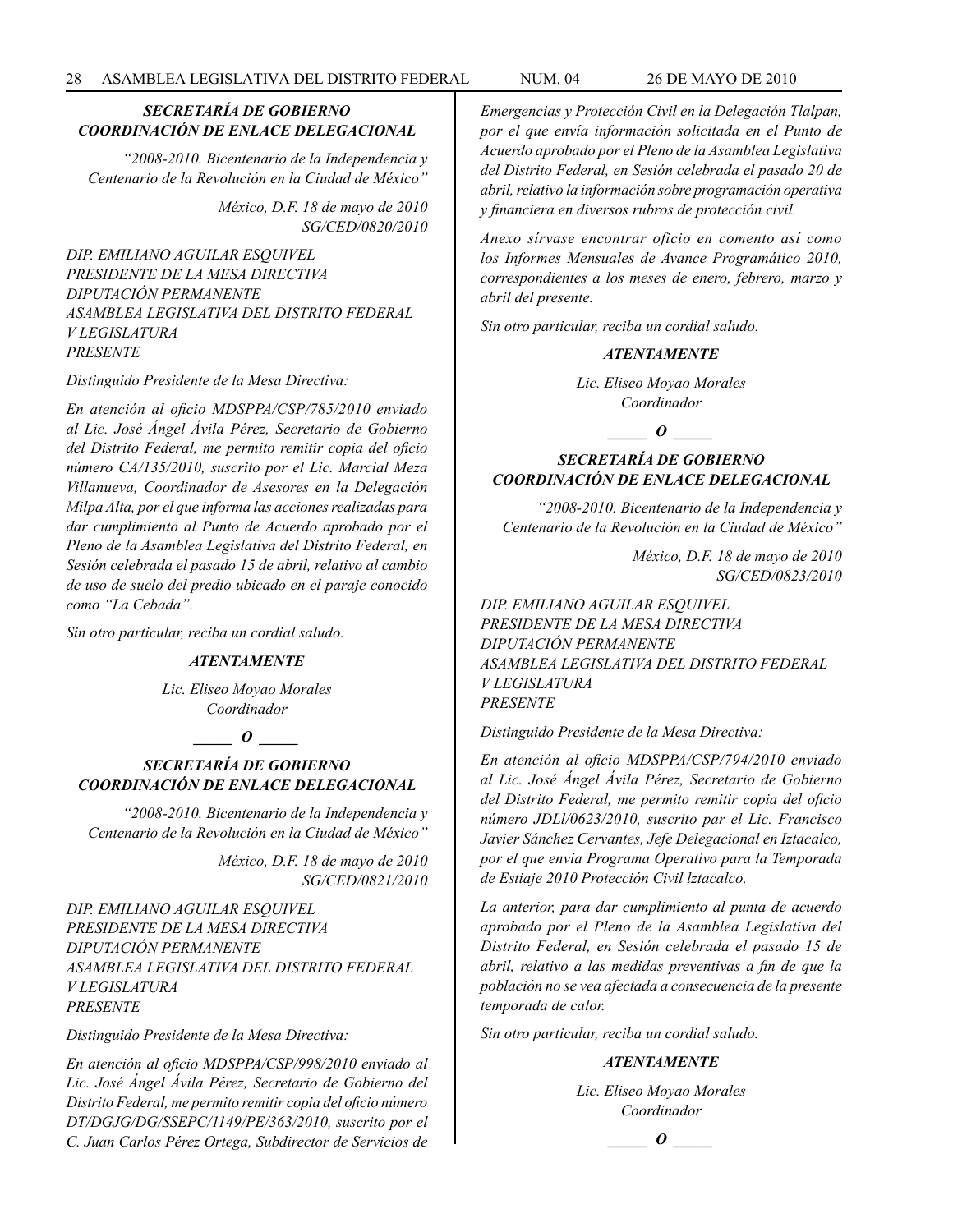### *SECRETARÍA DE GOBIERNO*
### *COORDINACIÓN DE ENLACE DELEGACIONAL*

*"2008-2010. Bicentenario de la Independencia y Centenario de la Revolución en la Ciudad de México"*

*México, D.F. 18 de mayo de 2010*
*SG/CED/0820/2010*

*DIP. EMILIANO AGUILAR ESQUIVEL*
*PRESIDENTE DE LA MESA DIRECTIVA*
*DIPUTACIÓN PERMANENTE*
*ASAMBLEA LEGISLATIVA DEL DISTRITO FEDERAL*
*V LEGISLATURA*
*PRESENTE*

*Distinguido Presidente de la Mesa Directiva:*

*En atención al oficio MDSPPA/CSP/785/2010 enviado al Lic. José Ángel Ávila Pérez, Secretario de Gobierno del Distrito Federal, me permito remitir copia del oficio número CA/135/2010, suscrito por el Lic. Marcial Meza Villanueva, Coordinador de Asesores en la Delegación Milpa Alta, por el que informa las acciones realizadas para dar cumplimiento al Punto de Acuerdo aprobado por el Pleno de la Asamblea Legislativa del Distrito Federal, en Sesión celebrada el pasado 15 de abril, relativo al cambio de uso de suelo del predio ubicado en el paraje conocido como "La Cebada".*

*Sin otro particular, reciba un cordial saludo.*

***ATENTAMENTE***

*Lic. Eliseo Moyao Morales*
*Coordinador*

**_____ O _____**

### *SECRETARÍA DE GOBIERNO*
### *COORDINACIÓN DE ENLACE DELEGACIONAL*

*"2008-2010. Bicentenario de la Independencia y Centenario de la Revolución en la Ciudad de México"*

*México, D.F. 18 de mayo de 2010*
*SG/CED/0821/2010*

*DIP. EMILIANO AGUILAR ESQUIVEL*
*PRESIDENTE DE LA MESA DIRECTIVA*
*DIPUTACIÓN PERMANENTE*
*ASAMBLEA LEGISLATIVA DEL DISTRITO FEDERAL*
*V LEGISLATURA*
*PRESENTE*

*Distinguido Presidente de la Mesa Directiva:*

*En atención al oficio MDSPPA/CSP/998/2010 enviado al Lic. José Ángel Ávila Pérez, Secretario de Gobierno del Distrito Federal, me permito remitir copia del oficio número DT/DGJG/DG/SSEPC/1149/PE/363/2010, suscrito por el C. Juan Carlos Pérez Ortega, Subdirector de Servicios de Emergencias y Protección Civil en la Delegación Tlalpan, por el que envía información solicitada en el Punto de Acuerdo aprobado por el Pleno de la Asamblea Legislativa del Distrito Federal, en Sesión celebrada el pasado 20 de abril, relativo la información sobre programación operativa y financiera en diversos rubros de protección civil.*

*Anexo sírvase encontrar oficio en comento así como los Informes Mensuales de Avance Programático 2010, correspondientes a los meses de enero, febrero, marzo y abril del presente.*

*Sin otro particular, reciba un cordial saludo.*

***ATENTAMENTE***

*Lic. Eliseo Moyao Morales*
*Coordinador*

**_____ O _____**

### *SECRETARÍA DE GOBIERNO*
### *COORDINACIÓN DE ENLACE DELEGACIONAL*

*"2008-2010. Bicentenario de la Independencia y Centenario de la Revolución en la Ciudad de México"*

*México, D.F. 18 de mayo de 2010*
*SG/CED/0823/2010*

*DIP. EMILIANO AGUILAR ESQUIVEL*
*PRESIDENTE DE LA MESA DIRECTIVA*
*DIPUTACIÓN PERMANENTE*
*ASAMBLEA LEGISLATIVA DEL DISTRITO FEDERAL*
*V LEGISLATURA*
*PRESENTE*

*Distinguido Presidente de la Mesa Directiva:*

*En atención al oficio MDSPPA/CSP/794/2010 enviado al Lic. José Ángel Ávila Pérez, Secretario de Gobierno del Distrito Federal, me permito remitir copia del oficio número JDLl/0623/2010, suscrito par el Lic. Francisco Javier Sánchez Cervantes, Jefe Delegacional en Iztacalco, por el que envía Programa Operativo para la Temporada de Estiaje 2010 Protección Civil lztacalco.*

*La anterior, para dar cumplimiento al punta de acuerdo aprobado por el Pleno de la Asamblea Legislativa del Distrito Federal, en Sesión celebrada el pasado 15 de abril, relativo a las medidas preventivas a fin de que la población no se vea afectada a consecuencia de la presente temporada de calor.*

*Sin otro particular, reciba un cordial saludo.*

***ATENTAMENTE***

*Lic. Eliseo Moyao Morales*
*Coordinador*

**_____ O _____**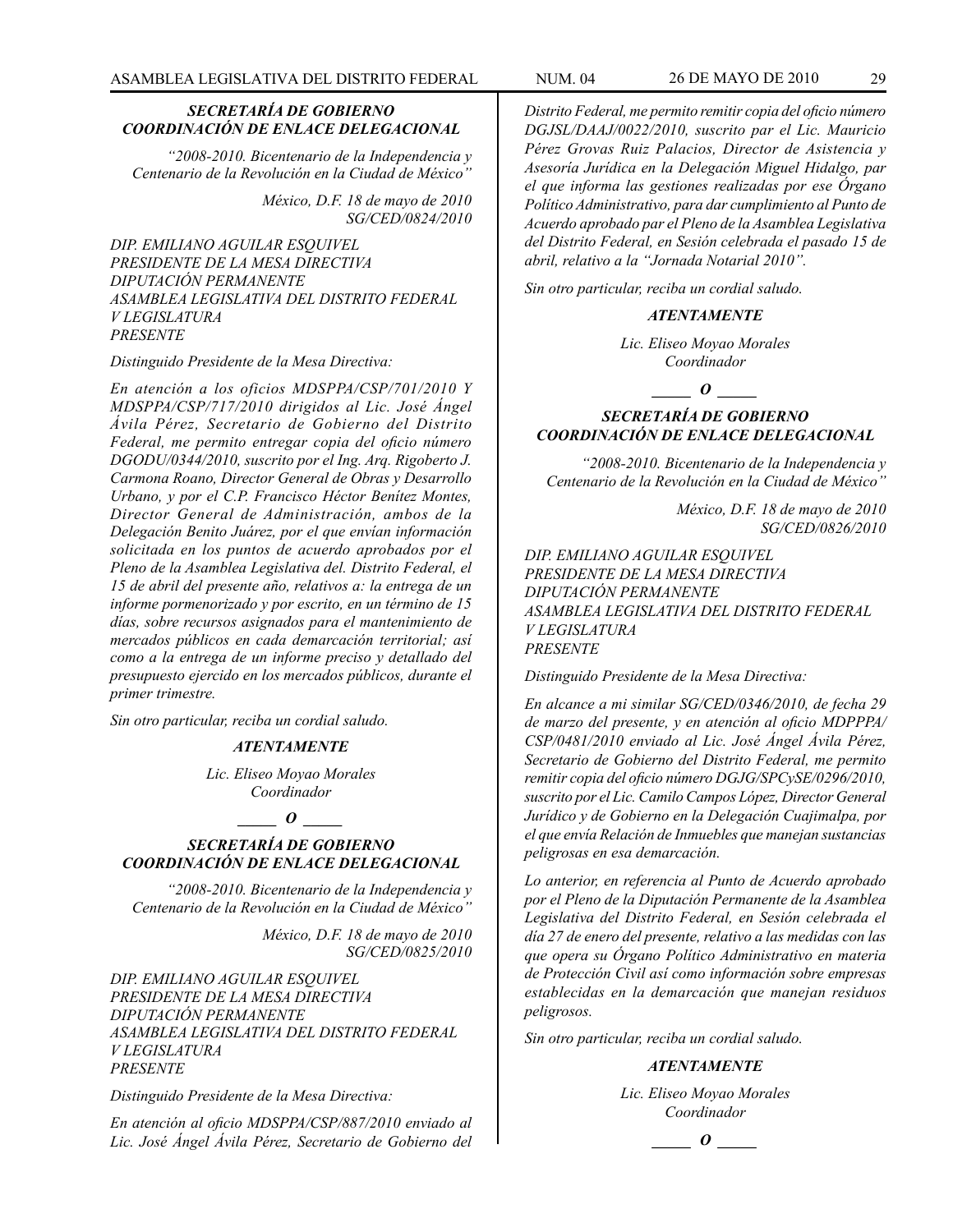### *SECRETARÍA DE GOBIERNO COORDINACIÓN DE ENLACE DELEGACIONAL*

*"2008-2010. Bicentenario de la Independencia y Centenario de la Revolución en la Ciudad de México"*

*México, D.F. 18 de mayo de 2010*
*SG/CED/0824/2010*

*DIP. EMILIANO AGUILAR ESQUIVEL*
*PRESIDENTE DE LA MESA DIRECTIVA*
*DIPUTACIÓN PERMANENTE*
*ASAMBLEA LEGISLATIVA DEL DISTRITO FEDERAL*
*V LEGISLATURA*
*PRESENTE*

*Distinguido Presidente de la Mesa Directiva:*

*En atención a los oficios MDSPPA/CSP/701/2010 Y MDSPPA/CSP/717/2010 dirigidos al Lic. José Ángel Ávila Pérez, Secretario de Gobierno del Distrito Federal, me permito entregar copia del oficio número DGODU/0344/2010, suscrito por el Ing. Arq. Rigoberto J. Carmona Roano, Director General de Obras y Desarrollo Urbano, y por el C.P. Francisco Héctor Benítez Montes, Director General de Administración, ambos de la Delegación Benito Juárez, por el que envían información solicitada en los puntos de acuerdo aprobados por el Pleno de la Asamblea Legislativa del. Distrito Federal, el 15 de abril del presente año, relativos a: la entrega de un informe pormenorizado y por escrito, en un término de 15 días, sobre recursos asignados para el mantenimiento de mercados públicos en cada demarcación territorial; así como a la entrega de un informe preciso y detallado del presupuesto ejercido en los mercados públicos, durante el primer trimestre.*

*Sin otro particular, reciba un cordial saludo.*

***ATENTAMENTE***

*Lic. Eliseo Moyao Morales*
*Coordinador*

***_____ O _____***

### *SECRETARÍA DE GOBIERNO COORDINACIÓN DE ENLACE DELEGACIONAL*

*"2008-2010. Bicentenario de la Independencia y Centenario de la Revolución en la Ciudad de México"*

*México, D.F. 18 de mayo de 2010*
*SG/CED/0825/2010*

*DIP. EMILIANO AGUILAR ESQUIVEL*
*PRESIDENTE DE LA MESA DIRECTIVA*
*DIPUTACIÓN PERMANENTE*
*ASAMBLEA LEGISLATIVA DEL DISTRITO FEDERAL*
*V LEGISLATURA*
*PRESENTE*

*Distinguido Presidente de la Mesa Directiva:*

*En atención al oficio MDSPPA/CSP/887/2010 enviado al Lic. José Ángel Ávila Pérez, Secretario de Gobierno del Distrito Federal, me permito remitir copia del oficio número DGJSL/DAAJ/0022/2010, suscrito par el Lic. Mauricio Pérez Grovas Ruiz Palacios, Director de Asistencia y Asesoría Jurídica en la Delegación Miguel Hidalgo, par el que informa las gestiones realizadas por ese Órgano Político Administrativo, para dar cumplimiento al Punto de Acuerdo aprobado par el Pleno de la Asamblea Legislativa del Distrito Federal, en Sesión celebrada el pasado 15 de abril, relativo a la "Jornada Notarial 2010".*

*Sin otro particular, reciba un cordial saludo.*

***ATENTAMENTE***

*Lic. Eliseo Moyao Morales*
*Coordinador*

***_____ O _____***

### *SECRETARÍA DE GOBIERNO COORDINACIÓN DE ENLACE DELEGACIONAL*

*"2008-2010. Bicentenario de la Independencia y Centenario de la Revolución en la Ciudad de México"*

*México, D.F. 18 de mayo de 2010*
*SG/CED/0826/2010*

*DIP. EMILIANO AGUILAR ESQUIVEL*
*PRESIDENTE DE LA MESA DIRECTIVA*
*DIPUTACIÓN PERMANENTE*
*ASAMBLEA LEGISLATIVA DEL DISTRITO FEDERAL*
*V LEGISLATURA*
*PRESENTE*

*Distinguido Presidente de la Mesa Directiva:*

*En alcance a mi similar SG/CED/0346/2010, de fecha 29 de marzo del presente, y en atención al oficio MDPPPA/CSP/0481/2010 enviado al Lic. José Ángel Ávila Pérez, Secretario de Gobierno del Distrito Federal, me permito remitir copia del oficio número DGJG/SPCySE/0296/2010, suscrito por el Lic. Camilo Campos López, Director General Jurídico y de Gobierno en la Delegación Cuajimalpa, por el que envía Relación de Inmuebles que manejan sustancias peligrosas en esa demarcación.*

*Lo anterior, en referencia al Punto de Acuerdo aprobado por el Pleno de la Diputación Permanente de la Asamblea Legislativa del Distrito Federal, en Sesión celebrada el día 27 de enero del presente, relativo a las medidas con las que opera su Órgano Político Administrativo en materia de Protección Civil así como información sobre empresas establecidas en la demarcación que manejan residuos peligrosos.*

*Sin otro particular, reciba un cordial saludo.*

***ATENTAMENTE***

*Lic. Eliseo Moyao Morales*
*Coordinador*

***_____ O _____***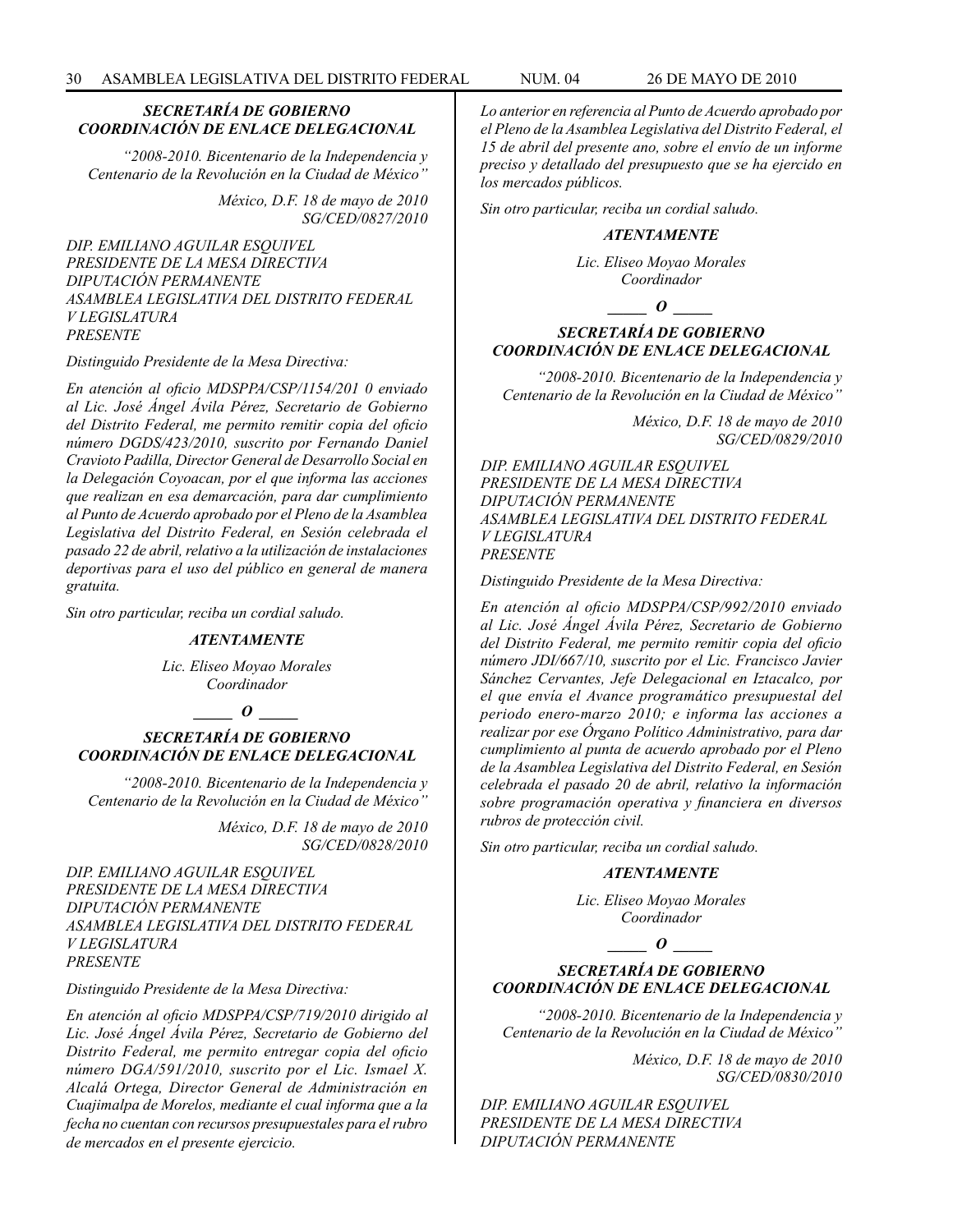***SECRETARÍA DE GOBIERNO***
***COORDINACIÓN DE ENLACE DELEGACIONAL***

*"2008-2010. Bicentenario de la Independencia y Centenario de la Revolución en la Ciudad de México"*

*México, D.F. 18 de mayo de 2010*
*SG/CED/0827/2010*

*DIP. EMILIANO AGUILAR ESQUIVEL*
*PRESIDENTE DE LA MESA DIRECTIVA*
*DIPUTACIÓN PERMANENTE*
*ASAMBLEA LEGISLATIVA DEL DISTRITO FEDERAL*
*V LEGISLATURA*
*PRESENTE*

*Distinguido Presidente de la Mesa Directiva:*

*En atención al oficio MDSPPA/CSP/1154/201 0 enviado al Lic. José Ángel Ávila Pérez, Secretario de Gobierno del Distrito Federal, me permito remitir copia del oficio número DGDS/423/2010, suscrito por Fernando Daniel Cravioto Padilla, Director General de Desarrollo Social en la Delegación Coyoacan, por el que informa las acciones que realizan en esa demarcación, para dar cumplimiento al Punto de Acuerdo aprobado por el Pleno de la Asamblea Legislativa del Distrito Federal, en Sesión celebrada el pasado 22 de abril, relativo a la utilización de instalaciones deportivas para el uso del público en general de manera gratuita.*

*Sin otro particular, reciba un cordial saludo.*

***ATENTAMENTE***

*Lic. Eliseo Moyao Morales*
*Coordinador*

***_____ O _____***

***SECRETARÍA DE GOBIERNO***
***COORDINACIÓN DE ENLACE DELEGACIONAL***

*"2008-2010. Bicentenario de la Independencia y Centenario de la Revolución en la Ciudad de México"*

*México, D.F. 18 de mayo de 2010*
*SG/CED/0828/2010*

*DIP. EMILIANO AGUILAR ESQUIVEL*
*PRESIDENTE DE LA MESA DIRECTIVA*
*DIPUTACIÓN PERMANENTE*
*ASAMBLEA LEGISLATIVA DEL DISTRITO FEDERAL*
*V LEGISLATURA*
*PRESENTE*

*Distinguido Presidente de la Mesa Directiva:*

*En atención al oficio MDSPPA/CSP/719/2010 dirigido al Lic. José Ángel Ávila Pérez, Secretario de Gobierno del Distrito Federal, me permito entregar copia del oficio número DGA/591/2010, suscrito por el Lic. Ismael X. Alcalá Ortega, Director General de Administración en Cuajimalpa de Morelos, mediante el cual informa que a la fecha no cuentan con recursos presupuestales para el rubro de mercados en el presente ejercicio.*

*Lo anterior en referencia al Punto de Acuerdo aprobado por el Pleno de la Asamblea Legislativa del Distrito Federal, el 15 de abril del presente ano, sobre el envío de un informe preciso y detallado del presupuesto que se ha ejercido en los mercados públicos.*

*Sin otro particular, reciba un cordial saludo.*

***ATENTAMENTE***

*Lic. Eliseo Moyao Morales*
*Coordinador*

***_____ O _____***

***SECRETARÍA DE GOBIERNO***
***COORDINACIÓN DE ENLACE DELEGACIONAL***

*"2008-2010. Bicentenario de la Independencia y Centenario de la Revolución en la Ciudad de México"*

*México, D.F. 18 de mayo de 2010*
*SG/CED/0829/2010*

*DIP. EMILIANO AGUILAR ESQUIVEL*
*PRESIDENTE DE LA MESA DIRECTIVA*
*DIPUTACIÓN PERMANENTE*
*ASAMBLEA LEGISLATIVA DEL DISTRITO FEDERAL*
*V LEGISLATURA*
*PRESENTE*

*Distinguido Presidente de la Mesa Directiva:*

*En atención al oficio MDSPPA/CSP/992/2010 enviado al Lic. José Ángel Ávila Pérez, Secretario de Gobierno del Distrito Federal, me permito remitir copia del oficio número JDI/667/10, suscrito por el Lic. Francisco Javier Sánchez Cervantes, Jefe Delegacional en Iztacalco, por el que envía el Avance programático presupuestal del periodo enero-marzo 2010; e informa las acciones a realizar por ese Órgano Político Administrativo, para dar cumplimiento al punta de acuerdo aprobado por el Pleno de la Asamblea Legislativa del Distrito Federal, en Sesión celebrada el pasado 20 de abril, relativo la información sobre programación operativa y financiera en diversos rubros de protección civil.*

*Sin otro particular, reciba un cordial saludo.*

***ATENTAMENTE***

*Lic. Eliseo Moyao Morales*
*Coordinador*

***_____ O _____***

***SECRETARÍA DE GOBIERNO***
***COORDINACIÓN DE ENLACE DELEGACIONAL***

*"2008-2010. Bicentenario de la Independencia y Centenario de la Revolución en la Ciudad de México"*

*México, D.F. 18 de mayo de 2010*
*SG/CED/0830/2010*

*DIP. EMILIANO AGUILAR ESQUIVEL*
*PRESIDENTE DE LA MESA DIRECTIVA*
*DIPUTACIÓN PERMANENTE*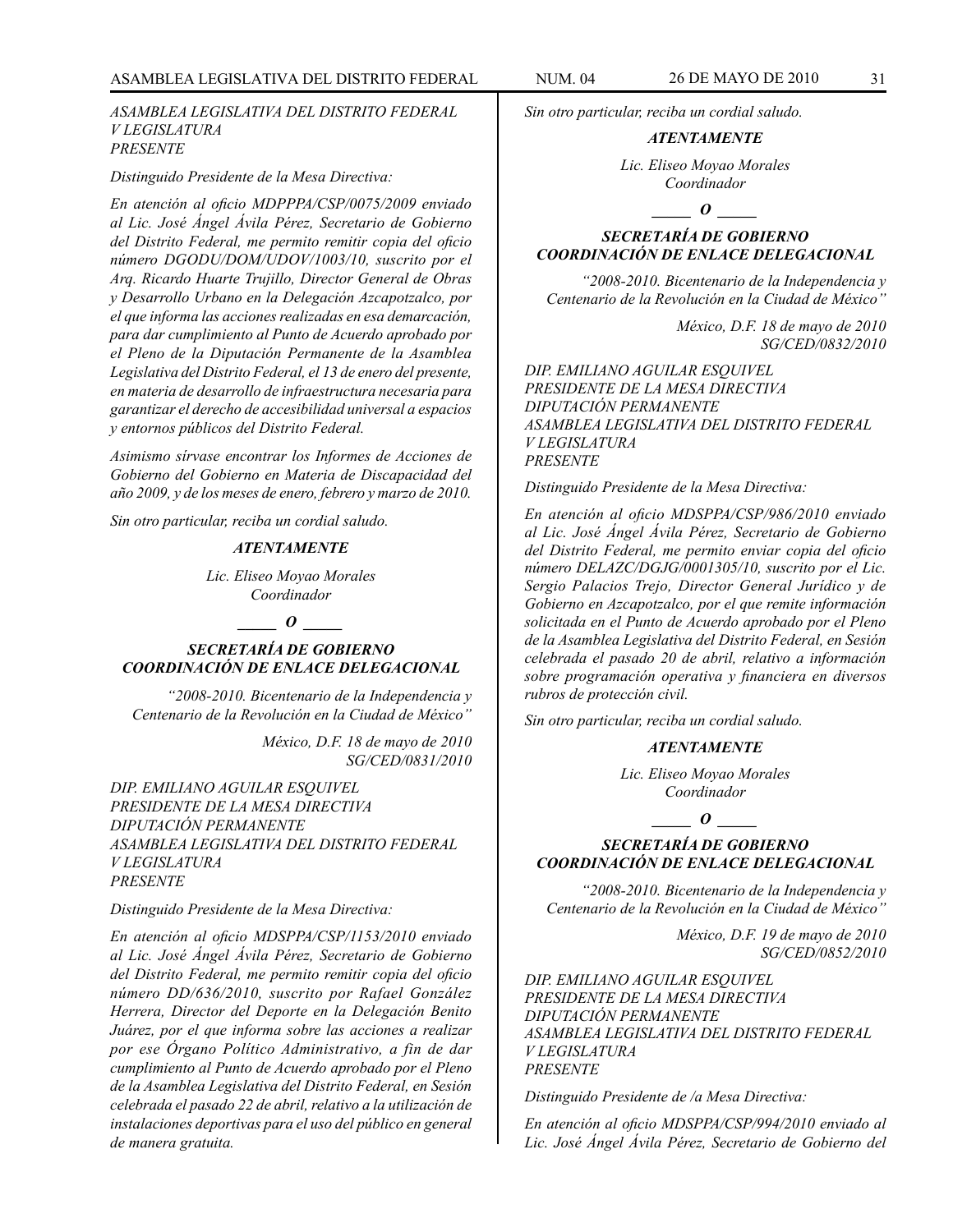*ASAMBLEA LEGISLATIVA DEL DISTRITO FEDERAL*
*V LEGISLATURA*
*PRESENTE*

*Distinguido Presidente de la Mesa Directiva:*

*En atención al oficio MDPPPA/CSP/0075/2009 enviado al Lic. José Ángel Ávila Pérez, Secretario de Gobierno del Distrito Federal, me permito remitir copia del oficio número DGODU/DOM/UDOV/1003/10, suscrito por el Arq. Ricardo Huarte Trujillo, Director General de Obras y Desarrollo Urbano en la Delegación Azcapotzalco, por el que informa las acciones realizadas en esa demarcación, para dar cumplimiento al Punto de Acuerdo aprobado por el Pleno de la Diputación Permanente de la Asamblea Legislativa del Distrito Federal, el 13 de enero del presente, en materia de desarrollo de infraestructura necesaria para garantizar el derecho de accesibilidad universal a espacios y entornos públicos del Distrito Federal.*

*Asimismo sírvase encontrar los Informes de Acciones de Gobierno del Gobierno en Materia de Discapacidad del año 2009, y de los meses de enero, febrero y marzo de 2010.*

*Sin otro particular, reciba un cordial saludo.*

***ATENTAMENTE***

*Lic. Eliseo Moyao Morales*
*Coordinador*

**_____ *O* _____**

***SECRETARÍA DE GOBIERNO***
***COORDINACIÓN DE ENLACE DELEGACIONAL***

*"2008-2010. Bicentenario de la Independencia y Centenario de la Revolución en la Ciudad de México"*

*México, D.F. 18 de mayo de 2010*
*SG/CED/0831/2010*

*DIP. EMILIANO AGUILAR ESQUIVEL*
*PRESIDENTE DE LA MESA DIRECTIVA*
*DIPUTACIÓN PERMANENTE*
*ASAMBLEA LEGISLATIVA DEL DISTRITO FEDERAL*
*V LEGISLATURA*
*PRESENTE*

*Distinguido Presidente de la Mesa Directiva:*

*En atención al oficio MDSPPA/CSP/1153/2010 enviado al Lic. José Ángel Ávila Pérez, Secretario de Gobierno del Distrito Federal, me permito remitir copia del oficio número DD/636/2010, suscrito por Rafael González Herrera, Director del Deporte en la Delegación Benito Juárez, por el que informa sobre las acciones a realizar por ese Órgano Político Administrativo, a fin de dar cumplimiento al Punto de Acuerdo aprobado por el Pleno de la Asamblea Legislativa del Distrito Federal, en Sesión celebrada el pasado 22 de abril, relativo a la utilización de instalaciones deportivas para el uso del público en general de manera gratuita.*

*Sin otro particular, reciba un cordial saludo.*

***ATENTAMENTE***

*Lic. Eliseo Moyao Morales*
*Coordinador*

**_____ *O* _____**

***SECRETARÍA DE GOBIERNO***
***COORDINACIÓN DE ENLACE DELEGACIONAL***

*"2008-2010. Bicentenario de la Independencia y Centenario de la Revolución en la Ciudad de México"*

*México, D.F. 18 de mayo de 2010*
*SG/CED/0832/2010*

*DIP. EMILIANO AGUILAR ESQUIVEL*
*PRESIDENTE DE LA MESA DIRECTIVA*
*DIPUTACIÓN PERMANENTE*
*ASAMBLEA LEGISLATIVA DEL DISTRITO FEDERAL*
*V LEGISLATURA*
*PRESENTE*

*Distinguido Presidente de la Mesa Directiva:*

*En atención al oficio MDSPPA/CSP/986/2010 enviado al Lic. José Ángel Ávila Pérez, Secretario de Gobierno del Distrito Federal, me permito enviar copia del oficio número DELAZC/DGJG/0001305/10, suscrito por el Lic. Sergio Palacios Trejo, Director General Jurídico y de Gobierno en Azcapotzalco, por el que remite información solicitada en el Punto de Acuerdo aprobado por el Pleno de la Asamblea Legislativa del Distrito Federal, en Sesión celebrada el pasado 20 de abril, relativo a información sobre programación operativa y financiera en diversos rubros de protección civil.*

*Sin otro particular, reciba un cordial saludo.*

***ATENTAMENTE***

*Lic. Eliseo Moyao Morales*
*Coordinador*

**_____ *O* _____**

***SECRETARÍA DE GOBIERNO***
***COORDINACIÓN DE ENLACE DELEGACIONAL***

*"2008-2010. Bicentenario de la Independencia y Centenario de la Revolución en la Ciudad de México"*

*México, D.F. 19 de mayo de 2010*
*SG/CED/0852/2010*

*DIP. EMILIANO AGUILAR ESQUIVEL*
*PRESIDENTE DE LA MESA DIRECTIVA*
*DIPUTACIÓN PERMANENTE*
*ASAMBLEA LEGISLATIVA DEL DISTRITO FEDERAL*
*V LEGISLATURA*
*PRESENTE*

*Distinguido Presidente de /a Mesa Directiva:*

*En atención al oficio MDSPPA/CSP/994/2010 enviado al Lic. José Ángel Ávila Pérez, Secretario de Gobierno del*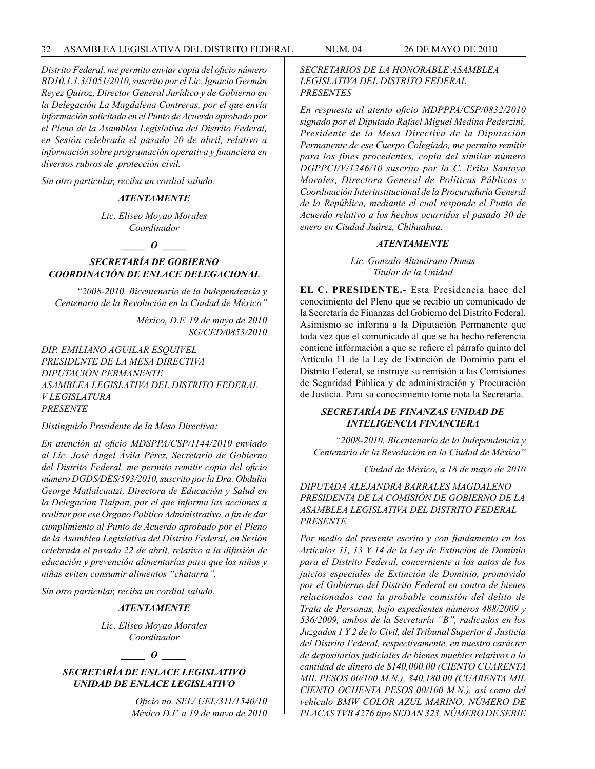*Distrito Federal, me permito enviar copia del oficio número BD10.1.1.3/1051/2010, suscrito por el Lic. Ignacio Germán Reyez Quiroz, Director General Jurídico y de Gobierno en la Delegación La Magdalena Contreras, por el que envía información solicitada en el Punto de Acuerdo aprobado por el Pleno de la Asamblea Legislativa del Distrito Federal, en Sesión celebrada el pasado 20 de abril, relativo a información sobre programación operativa y financiera en diversos rubros de ,protección civil.*

*Sin otro particular, reciba un cordial saludo.*

***ATENTAMENTE***

*Lic. Eliseo Moyao Morales*
*Coordinador*

***_____ O _____***

### *SECRETARÍA DE GOBIERNO COORDINACIÓN DE ENLACE DELEGACIONAL*

*"2008-2010. Bicentenario de la Independencia y Centenario de la Revolución en la Ciudad de México"*

*México, D.F. 19 de mayo de 2010*
*SG/CED/0853/2010*

*DIP. EMILIANO AGUILAR ESQUIVEL*
*PRESIDENTE DE LA MESA DIRECTIVA*
*DIPUTACIÓN PERMANENTE*
*ASAMBLEA LEGISLATIVA DEL DISTRITO FEDERAL*
*V LEGISLATURA*
*PRESENTE*

*Distinguido Presidente de la Mesa Directiva:*

*En atención al oficio MDSPPA/CSP/1144/2010 enviado al Lic. José Ángel Ávila Pérez, Secretario de Gobierno del Distrito Federal, me permito remitir copia del oficio número DGDS/DES/593/2010, suscrito por la Dra. Obdulia George Matlalcuatzi, Directora de Educación y Salud en la Delegación Tlalpan, por el que informa las acciones a realizar por ese Órgano Político Administrativo, a fin de dar cumplimiento al Punto de Acuerdo aprobado por el Pleno de la Asamblea Legislativa del Distrito Federal, en Sesión celebrada el pasado 22 de abril, relativo a la difusión de educación y prevención alimentarías para que los niños y niñas eviten consumir alimentos "chatarra".*

*Sin otro particular, reciba un cordial saludo.*

***ATENTAMENTE***

*Lic. Eliseo Moyao Morales*
*Coordinador*

***_____ O _____***

### *SECRETARÍA DE ENLACE LEGISLATIVO UNIDAD DE ENLACE LEGISLATIVO*

*Oficio no. SEL/ UEL/311/1540/10*
*México D.F. a 19 de mayo de 2010*

*SECRETARIOS DE LA HONORABLE ASAMBLEA LEGISLATIVA DEL DISTRITO FEDERAL*
*PRESENTES*

*En respuesta al atento oficio MDPPPA/CSP/0832/2010 signado por el Diputado Rafael Miguel Medina Pederzini, Presidente de la Mesa Directiva de la Diputación Permanente de ese Cuerpo Colegiado, me permito remitir para los fines procedentes, copia del similar número DGPPCI/V/1246/10 suscrito por la C. Erika Santoyo Morales, Directora General de Políticas Públicas y Coordinación Interinstitucional de la Procuraduría General de la República, mediante el cual responde el Punto de Acuerdo relativo a los hechos ocurridos el pasado 30 de enero en Ciudad Juárez, Chihuahua.*

***ATENTAMENTE***

*Lic. Gonzalo Altamirano Dimas*
*Titular de la Unidad*

**EL C. PRESIDENTE.-** Esta Presidencia hace del conocimiento del Pleno que se recibió un comunicado de la Secretaría de Finanzas del Gobierno del Distrito Federal. Asimismo se informa a la Diputación Permanente que toda vez que el comunicado al que se ha hecho referencia contiene información a que se refiere el párrafo quinto del Artículo 11 de la Ley de Extinción de Dominio para el Distrito Federal, se instruye su remisión a las Comisiones de Seguridad Pública y de administración y Procuración de Justicia. Para su conocimiento tome nota la Secretaría.

### *SECRETARÍA DE FINANZAS UNIDAD DE INTELIGENCIA FINANCIERA*

*"2008-2010. Bicentenario de la Independencia y Centenario de la Revolución en la Ciudad de México"*

*Ciudad de México, a 18 de mayo de 2010*

*DIPUTADA ALEJANDRA BARRALES MAGDALENO*
*PRESIDENTA DE LA COMISIÓN DE GOBIERNO DE LA ASAMBLEA LEGISLATIVA DEL DISTRITO FEDERAL*
*PRESENTE*

*Por medio del presente escrito y con fundamento en los Artículos 11, 13 Y 14 de la Ley de Extinción de Dominio para el Distrito Federal, concerniente a los autos de los juicios especiales de Extinción de Dominio, promovido por el Gobierno del Distrito Federal en contra de bienes relacionados con la probable comisión del delito de Trata de Personas, bajo expedientes números 488/2009 y 536/2009, ambos de la Secretaría "B", radicados en los Juzgados 1 Y 2 de lo Civil, del Tribunal Superior d Justicia del Distrito Federal, respectivamente, en nuestro carácter de depositarios judiciales de bienes muebles relativos a la cantidad de dinero de $140,000.00 (CIENTO CUARENTA MIL PESOS 00/100 M.N.), $40,180.00 (CUARENTA MIL CIENTO OCHENTA PESOS 00/100 M.N.), así como del vehículo BMW COLOR AZUL MARINO, NÚMERO DE PLACAS TVB 4276 tipo SEDAN 323, NÚMERO DE SERIE*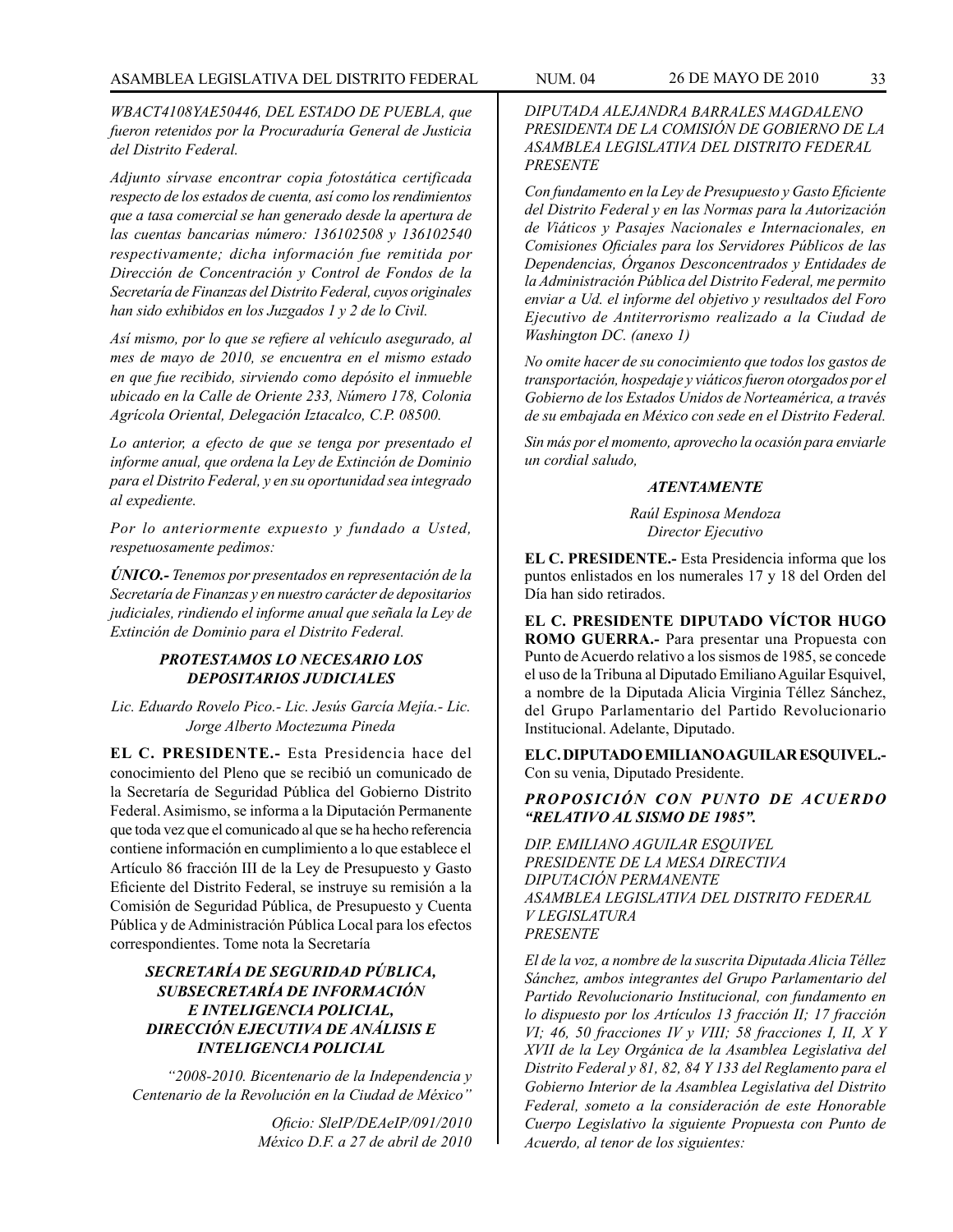*WBACT4108YAE50446, DEL ESTADO DE PUEBLA, que fueron retenidos por la Procuraduría General de Justicia del Distrito Federal.*

*Adjunto sírvase encontrar copia fotostática certificada respecto de los estados de cuenta, así como los rendimientos que a tasa comercial se han generado desde la apertura de las cuentas bancarias número: 136102508 y 136102540 respectivamente; dicha información fue remitida por Dirección de Concentración y Control de Fondos de la Secretaría de Finanzas del Distrito Federal, cuyos originales han sido exhibidos en los Juzgados 1 y 2 de lo Civil.*

*Así mismo, por lo que se refiere al vehículo asegurado, al mes de mayo de 2010, se encuentra en el mismo estado en que fue recibido, sirviendo como depósito el inmueble ubicado en la Calle de Oriente 233, Número 178, Colonia Agrícola Oriental, Delegación Iztacalco, C.P. 08500.*

*Lo anterior, a efecto de que se tenga por presentado el informe anual, que ordena la Ley de Extinción de Dominio para el Distrito Federal, y en su oportunidad sea integrado al expediente.*

*Por lo anteriormente expuesto y fundado a Usted, respetuosamente pedimos:*

***ÚNICO.-** Tenemos por presentados en representación de la Secretaría de Finanzas y en nuestro carácter de depositarios judiciales, rindiendo el informe anual que señala la Ley de Extinción de Dominio para el Distrito Federal.*

***PROTESTAMOS LO NECESARIO LOS DEPOSITARIOS JUDICIALES***

*Lic. Eduardo Rovelo Pico.- Lic. Jesús García Mejía.- Lic. Jorge Alberto Moctezuma Pineda*

**EL C. PRESIDENTE.-** Esta Presidencia hace del conocimiento del Pleno que se recibió un comunicado de la Secretaría de Seguridad Pública del Gobierno Distrito Federal. Asimismo, se informa a la Diputación Permanente que toda vez que el comunicado al que se ha hecho referencia contiene información en cumplimiento a lo que establece el Artículo 86 fracción III de la Ley de Presupuesto y Gasto Eficiente del Distrito Federal, se instruye su remisión a la Comisión de Seguridad Pública, de Presupuesto y Cuenta Pública y de Administración Pública Local para los efectos correspondientes. Tome nota la Secretaría

***SECRETARÍA DE SEGURIDAD PÚBLICA, SUBSECRETARÍA DE INFORMACIÓN E INTELIGENCIA POLICIAL, DIRECCIÓN EJECUTIVA DE ANÁLISIS E INTELIGENCIA POLICIAL***

*"2008-2010. Bicentenario de la Independencia y Centenario de la Revolución en la Ciudad de México"*

*Oficio: SleIP/DEAeIP/091/2010*
*México D.F. a 27 de abril de 2010*

*DIPUTADA ALEJANDRA BARRALES MAGDALENO*
*PRESIDENTA DE LA COMISIÓN DE GOBIERNO DE LA ASAMBLEA LEGISLATIVA DEL DISTRITO FEDERAL*
*PRESENTE*

*Con fundamento en la Ley de Presupuesto y Gasto Eficiente del Distrito Federal y en las Normas para la Autorización de Viáticos y Pasajes Nacionales e Internacionales, en Comisiones Oficiales para los Servidores Públicos de las Dependencias, Órganos Desconcentrados y Entidades de la Administración Pública del Distrito Federal, me permito enviar a Ud. el informe del objetivo y resultados del Foro Ejecutivo de Antiterrorismo realizado a la Ciudad de Washington DC. (anexo 1)*

*No omite hacer de su conocimiento que todos los gastos de transportación, hospedaje y viáticos fueron otorgados por el Gobierno de los Estados Unidos de Norteamérica, a través de su embajada en México con sede en el Distrito Federal.*

*Sin más por el momento, aprovecho la ocasión para enviarle un cordial saludo,*

***ATENTAMENTE***

*Raúl Espinosa Mendoza*
*Director Ejecutivo*

**EL C. PRESIDENTE.-** Esta Presidencia informa que los puntos enlistados en los numerales 17 y 18 del Orden del Día han sido retirados.

**EL C. PRESIDENTE DIPUTADO VÍCTOR HUGO ROMO GUERRA.-** Para presentar una Propuesta con Punto de Acuerdo relativo a los sismos de 1985, se concede el uso de la Tribuna al Diputado Emiliano Aguilar Esquivel, a nombre de la Diputada Alicia Virginia Téllez Sánchez, del Grupo Parlamentario del Partido Revolucionario Institucional. Adelante, Diputado.

**EL C. DIPUTADO EMILIANO AGUILAR ESQUIVEL.-** Con su venia, Diputado Presidente.

***PROPOSICIÓN CON PUNTO DE ACUERDO "RELATIVO AL SISMO DE 1985".***

*DIP. EMILIANO AGUILAR ESQUIVEL*
*PRESIDENTE DE LA MESA DIRECTIVA*
*DIPUTACIÓN PERMANENTE*
*ASAMBLEA LEGISLATIVA DEL DISTRITO FEDERAL*
*V LEGISLATURA*
*PRESENTE*

*El de la voz, a nombre de la suscrita Diputada Alicia Téllez Sánchez, ambos integrantes del Grupo Parlamentario del Partido Revolucionario Institucional, con fundamento en lo dispuesto por los Artículos 13 fracción II; 17 fracción VI; 46, 50 fracciones IV y VIII; 58 fracciones I, II, X Y XVII de la Ley Orgánica de la Asamblea Legislativa del Distrito Federal y 81, 82, 84 Y 133 del Reglamento para el Gobierno Interior de la Asamblea Legislativa del Distrito Federal, someto a la consideración de este Honorable Cuerpo Legislativo la siguiente Propuesta con Punto de Acuerdo, al tenor de los siguientes:*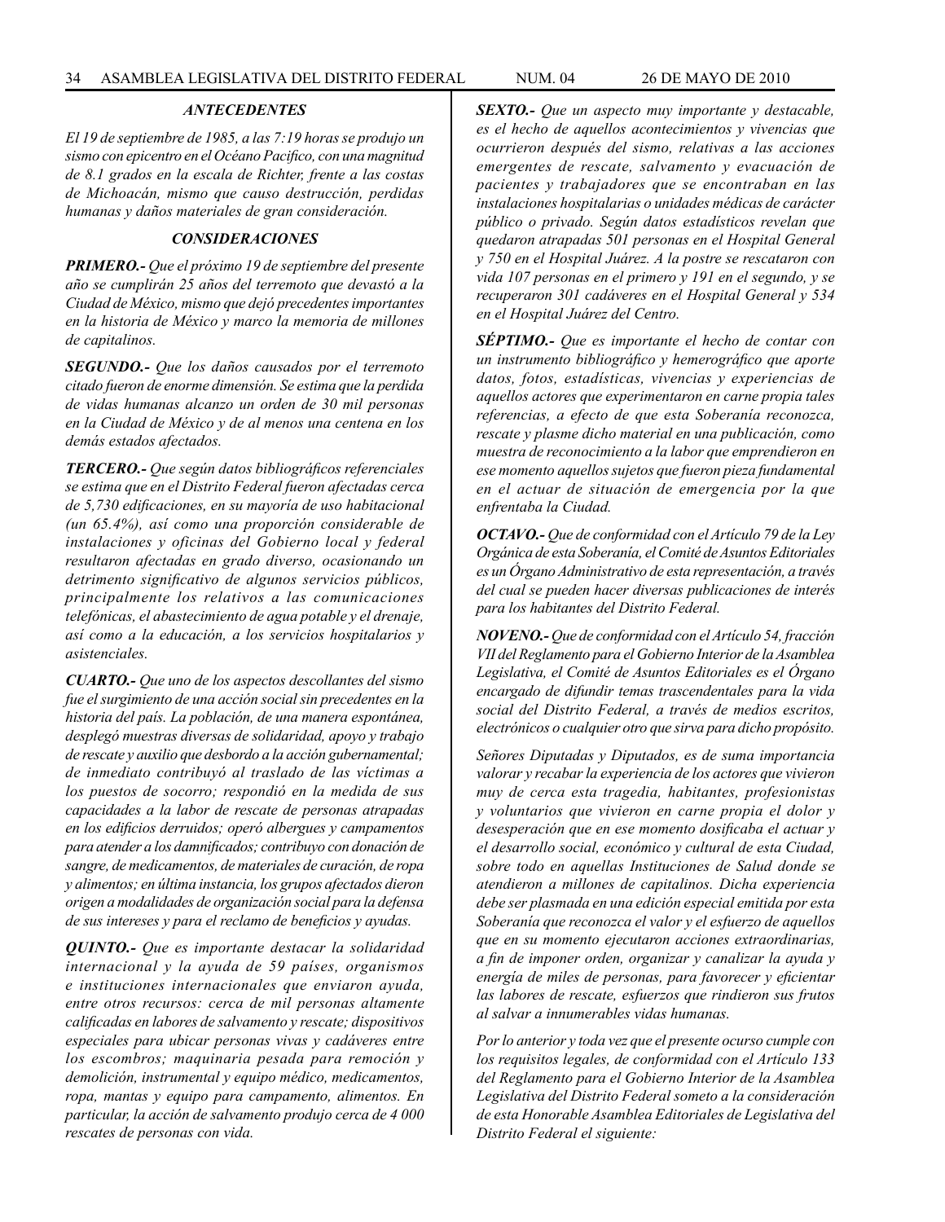### *ANTECEDENTES*

*El 19 de septiembre de 1985, a las 7:19 horas se produjo un sismo con epicentro en el Océano Pacifico, con una magnitud de 8.1 grados en la escala de Richter, frente a las costas de Michoacán, mismo que causo destrucción, perdidas humanas y daños materiales de gran consideración.*

### *CONSIDERACIONES*

***PRIMERO.-*** *Que el próximo 19 de septiembre del presente año se cumplirán 25 años del terremoto que devastó a la Ciudad de México, mismo que dejó precedentes importantes en la historia de México y marco la memoria de millones de capitalinos.*

***SEGUNDO.-*** *Que los daños causados por el terremoto citado fueron de enorme dimensión. Se estima que la perdida de vidas humanas alcanzo un orden de 30 mil personas en la Ciudad de México y de al menos una centena en los demás estados afectados.*

***TERCERO.-*** *Que según datos bibliográficos referenciales se estima que en el Distrito Federal fueron afectadas cerca de 5,730 edificaciones, en su mayoría de uso habitacional (un 65.4%), así como una proporción considerable de instalaciones y oficinas del Gobierno local y federal resultaron afectadas en grado diverso, ocasionando un detrimento significativo de algunos servicios públicos, principalmente los relativos a las comunicaciones telefónicas, el abastecimiento de agua potable y el drenaje, así como a la educación, a los servicios hospitalarios y asistenciales.*

***CUARTO.-*** *Que uno de los aspectos descollantes del sismo fue el surgimiento de una acción social sin precedentes en la historia del país. La población, de una manera espontánea, desplegó muestras diversas de solidaridad, apoyo y trabajo de rescate y auxilio que desbordo a la acción gubernamental; de inmediato contribuyó al traslado de las víctimas a los puestos de socorro; respondió en la medida de sus capacidades a la labor de rescate de personas atrapadas en los edificios derruidos; operó albergues y campamentos para atender a los damnificados; contribuyo con donación de sangre, de medicamentos, de materiales de curación, de ropa y alimentos; en última instancia, los grupos afectados dieron origen a modalidades de organización social para la defensa de sus intereses y para el reclamo de beneficios y ayudas.*

***QUINTO.-*** *Que es importante destacar la solidaridad internacional y la ayuda de 59 países, organismos e instituciones internacionales que enviaron ayuda, entre otros recursos: cerca de mil personas altamente calificadas en labores de salvamento y rescate; dispositivos especiales para ubicar personas vivas y cadáveres entre los escombros; maquinaria pesada para remoción y demolición, instrumental y equipo médico, medicamentos, ropa, mantas y equipo para campamento, alimentos. En particular, la acción de salvamento produjo cerca de 4 000 rescates de personas con vida.*

***SEXTO.-*** *Que un aspecto muy importante y destacable, es el hecho de aquellos acontecimientos y vivencias que ocurrieron después del sismo, relativas a las acciones emergentes de rescate, salvamento y evacuación de pacientes y trabajadores que se encontraban en las instalaciones hospitalarias o unidades médicas de carácter público o privado. Según datos estadísticos revelan que quedaron atrapadas 501 personas en el Hospital General y 750 en el Hospital Juárez. A la postre se rescataron con vida 107 personas en el primero y 191 en el segundo, y se recuperaron 301 cadáveres en el Hospital General y 534 en el Hospital Juárez del Centro.*

***SÉPTIMO.-*** *Que es importante el hecho de contar con un instrumento bibliográfico y hemerográfico que aporte datos, fotos, estadísticas, vivencias y experiencias de aquellos actores que experimentaron en carne propia tales referencias, a efecto de que esta Soberanía reconozca, rescate y plasme dicho material en una publicación, como muestra de reconocimiento a la labor que emprendieron en ese momento aquellos sujetos que fueron pieza fundamental en el actuar de situación de emergencia por la que enfrentaba la Ciudad.*

***OCTAVO.-*** *Que de conformidad con el Artículo 79 de la Ley Orgánica de esta Soberanía, el Comité de Asuntos Editoriales es un Órgano Administrativo de esta representación, a través del cual se pueden hacer diversas publicaciones de interés para los habitantes del Distrito Federal.*

***NOVENO.-*** *Que de conformidad con el Artículo 54, fracción VII del Reglamento para el Gobierno Interior de la Asamblea Legislativa, el Comité de Asuntos Editoriales es el Órgano encargado de difundir temas trascendentales para la vida social del Distrito Federal, a través de medios escritos, electrónicos o cualquier otro que sirva para dicho propósito.*

*Señores Diputadas y Diputados, es de suma importancia valorar y recabar la experiencia de los actores que vivieron muy de cerca esta tragedia, habitantes, profesionistas y voluntarios que vivieron en carne propia el dolor y desesperación que en ese momento dosificaba el actuar y el desarrollo social, económico y cultural de esta Ciudad, sobre todo en aquellas Instituciones de Salud donde se atendieron a millones de capitalinos. Dicha experiencia debe ser plasmada en una edición especial emitida por esta Soberanía que reconozca el valor y el esfuerzo de aquellos que en su momento ejecutaron acciones extraordinarias, a fin de imponer orden, organizar y canalizar la ayuda y energía de miles de personas, para favorecer y eficientar las labores de rescate, esfuerzos que rindieron sus frutos al salvar a innumerables vidas humanas.*

*Por lo anterior y toda vez que el presente ocurso cumple con los requisitos legales, de conformidad con el Artículo 133 del Reglamento para el Gobierno Interior de la Asamblea Legislativa del Distrito Federal someto a la consideración de esta Honorable Asamblea Editoriales de Legislativa del Distrito Federal el siguiente:*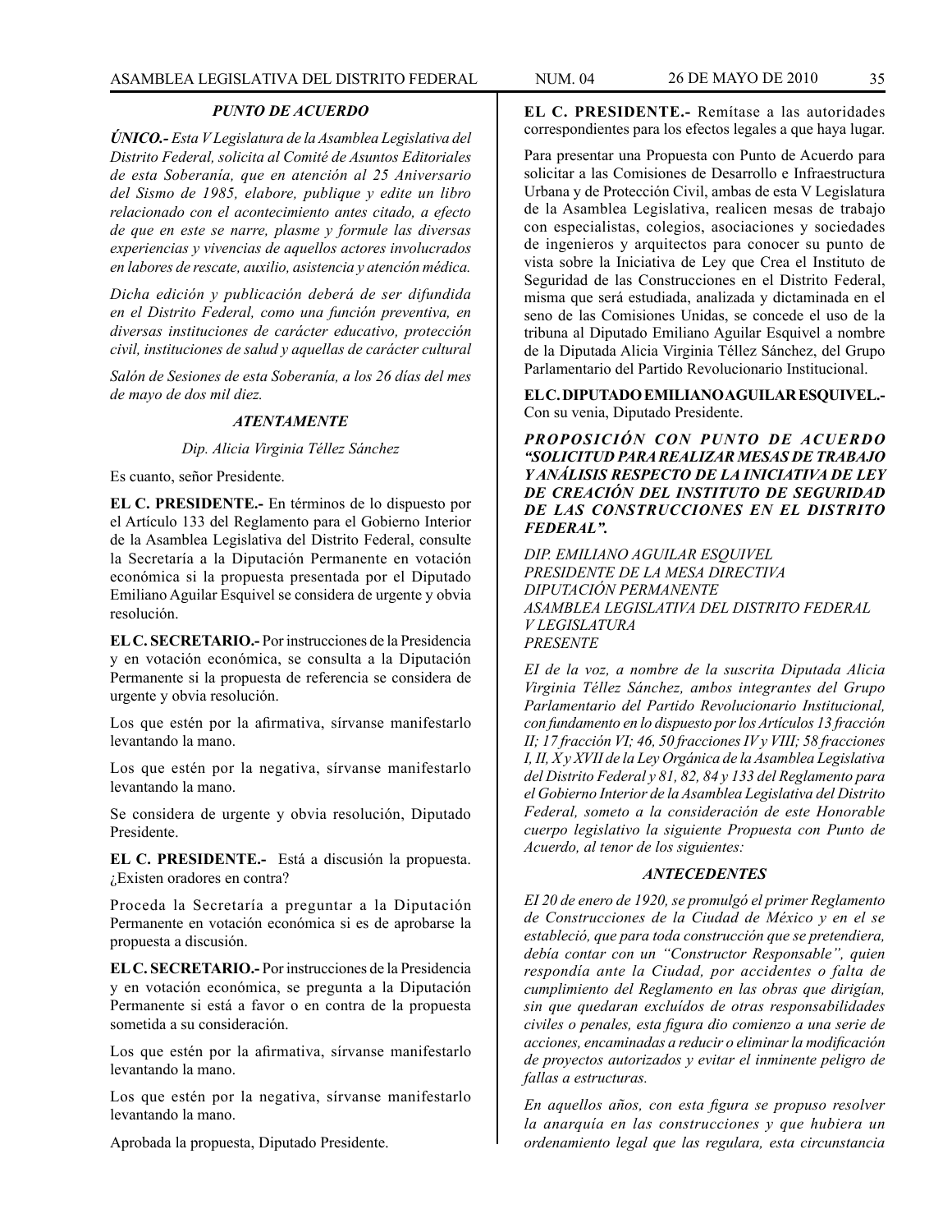### *PUNTO DE ACUERDO*

***ÚNICO.-*** *Esta V Legislatura de la Asamblea Legislativa del Distrito Federal, solicita al Comité de Asuntos Editoriales de esta Soberanía, que en atención al 25 Aniversario del Sismo de 1985, elabore, publique y edite un libro relacionado con el acontecimiento antes citado, a efecto de que en este se narre, plasme y formule las diversas experiencias y vivencias de aquellos actores involucrados en labores de rescate, auxilio, asistencia y atención médica.*

*Dicha edición y publicación deberá de ser difundida en el Distrito Federal, como una función preventiva, en diversas instituciones de carácter educativo, protección civil, instituciones de salud y aquellas de carácter cultural*

*Salón de Sesiones de esta Soberanía, a los 26 días del mes de mayo de dos mil diez.*

***ATENTAMENTE***

*Dip. Alicia Virginia Téllez Sánchez*

Es cuanto, señor Presidente.

**EL C. PRESIDENTE.-** En términos de lo dispuesto por el Artículo 133 del Reglamento para el Gobierno Interior de la Asamblea Legislativa del Distrito Federal, consulte la Secretaría a la Diputación Permanente en votación económica si la propuesta presentada por el Diputado Emiliano Aguilar Esquivel se considera de urgente y obvia resolución.

**EL C. SECRETARIO.-** Por instrucciones de la Presidencia y en votación económica, se consulta a la Diputación Permanente si la propuesta de referencia se considera de urgente y obvia resolución.

Los que estén por la afirmativa, sírvanse manifestarlo levantando la mano.

Los que estén por la negativa, sírvanse manifestarlo levantando la mano.

Se considera de urgente y obvia resolución, Diputado Presidente.

**EL C. PRESIDENTE.-** Está a discusión la propuesta. ¿Existen oradores en contra?

Proceda la Secretaría a preguntar a la Diputación Permanente en votación económica si es de aprobarse la propuesta a discusión.

**EL C. SECRETARIO.-** Por instrucciones de la Presidencia y en votación económica, se pregunta a la Diputación Permanente si está a favor o en contra de la propuesta sometida a su consideración.

Los que estén por la afirmativa, sírvanse manifestarlo levantando la mano.

Los que estén por la negativa, sírvanse manifestarlo levantando la mano.

Aprobada la propuesta, Diputado Presidente.

**EL C. PRESIDENTE.-** Remítase a las autoridades correspondientes para los efectos legales a que haya lugar.

Para presentar una Propuesta con Punto de Acuerdo para solicitar a las Comisiones de Desarrollo e Infraestructura Urbana y de Protección Civil, ambas de esta V Legislatura de la Asamblea Legislativa, realicen mesas de trabajo con especialistas, colegios, asociaciones y sociedades de ingenieros y arquitectos para conocer su punto de vista sobre la Iniciativa de Ley que Crea el Instituto de Seguridad de las Construcciones en el Distrito Federal, misma que será estudiada, analizada y dictaminada en el seno de las Comisiones Unidas, se concede el uso de la tribuna al Diputado Emiliano Aguilar Esquivel a nombre de la Diputada Alicia Virginia Téllez Sánchez, del Grupo Parlamentario del Partido Revolucionario Institucional.

**EL C. DIPUTADO EMILIANO AGUILAR ESQUIVEL.-** Con su venia, Diputado Presidente.

***PROPOSICIÓN CON PUNTO DE ACUERDO "SOLICITUD PARA REALIZAR MESAS DE TRABAJO Y ANÁLISIS RESPECTO DE LA INICIATIVA DE LEY DE CREACIÓN DEL INSTITUTO DE SEGURIDAD DE LAS CONSTRUCCIONES EN EL DISTRITO FEDERAL".***

*DIP. EMILIANO AGUILAR ESQUIVEL*
*PRESIDENTE DE LA MESA DIRECTIVA*
*DIPUTACIÓN PERMANENTE*
*ASAMBLEA LEGISLATIVA DEL DISTRITO FEDERAL*
*V LEGISLATURA*
*PRESENTE*

*El de la voz, a nombre de la suscrita Diputada Alicia Virginia Téllez Sánchez, ambos integrantes del Grupo Parlamentario del Partido Revolucionario Institucional, con fundamento en lo dispuesto por los Artículos 13 fracción II; 17 fracción VI; 46, 50 fracciones IV y VIII; 58 fracciones I, II, X y XVII de la Ley Orgánica de la Asamblea Legislativa del Distrito Federal y 81, 82, 84 y 133 del Reglamento para el Gobierno Interior de la Asamblea Legislativa del Distrito Federal, someto a la consideración de este Honorable cuerpo legislativo la siguiente Propuesta con Punto de Acuerdo, al tenor de los siguientes:*

### *ANTECEDENTES*

*El 20 de enero de 1920, se promulgó el primer Reglamento de Construcciones de la Ciudad de México y en el se estableció, que para toda construcción que se pretendiera, debía contar con un "Constructor Responsable", quien respondía ante la Ciudad, por accidentes o falta de cumplimiento del Reglamento en las obras que dirigían, sin que quedaran excluídos de otras responsabilidades civiles o penales, esta figura dio comienzo a una serie de acciones, encaminadas a reducir o eliminar la modificación de proyectos autorizados y evitar el inminente peligro de fallas a estructuras.*

*En aquellos años, con esta figura se propuso resolver la anarquía en las construcciones y que hubiera un ordenamiento legal que las regulara, esta circunstancia*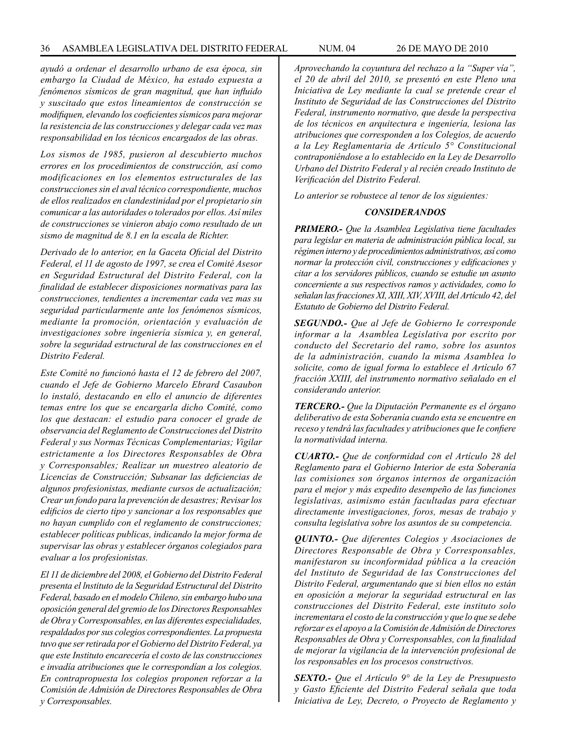*ayudó a ordenar el desarrollo urbano de esa época, sin embargo la Ciudad de México, ha estado expuesta a fenómenos sísmicos de gran magnitud, que han influido y suscitado que estos lineamientos de construcción se modifiquen, elevando los coeficientes sísmicos para mejorar la resistencia de las construcciones y delegar cada vez mas responsabilidad en los técnicos encargados de las obras.*

*Los sismos de 1985, pusieron al descubierto muchos errores en los procedimientos de construcción, así como modificaciones en los elementos estructurales de las construcciones sin el aval técnico correspondiente, muchos de ellos realizados en clandestinidad por el propietario sin comunicar a las autoridades o tolerados por ellos. Así miles de construcciones se vinieron abajo como resultado de un sismo de magnitud de 8.1 en la escala de Richter.*

*Derivado de lo anterior, en la Gaceta Oficial del Distrito Federal, el 11 de agosto de 1997, se crea el Comité Asesor en Seguridad Estructural del Distrito Federal, con la finalidad de establecer disposiciones normativas para las construcciones, tendientes a incrementar cada vez mas su seguridad particularmente ante los fenómenos sísmicos, mediante la promoción, orientación y evaluación de investigaciones sobre ingeniería sísmica y, en general, sobre la seguridad estructural de las construcciones en el Distrito Federal.*

*Este Comité no funcionó hasta el 12 de febrero del 2007, cuando el Jefe de Gobierno Marcelo Ebrard Casaubon lo instaló, destacando en ello el anuncio de diferentes temas entre los que se encargarla dicho Comité, como los que destacan: el estudio para conocer el grade de observancia del Reglamento de Construcciones del Distrito Federal y sus Normas Técnicas Complementarias; Vigilar estrictamente a los Directores Responsables de Obra y Corresponsables; Realizar un muestreo aleatorio de Licencias de Construcción; Subsanar las deficiencias de algunos profesionistas, mediante cursos de actualización; Crear un fondo para la prevención de desastres; Revisar los edificios de cierto tipo y sancionar a los responsables que no hayan cumplido con el reglamento de construcciones; establecer políticas publicas, indicando la mejor forma de supervisar las obras y establecer órganos colegiados para evaluar a los profesionistas.*

*El 11 de diciembre del 2008, el Gobierno del Distrito Federal presenta el lnstituto de la Seguridad Estructural del Distrito Federal, basado en el modelo Chileno, sin embargo hubo una oposición general del gremio de los Directores Responsables de Obra y Corresponsables, en las diferentes especialidades, respaldados por sus colegios correspondientes. La propuesta tuvo que ser retirada por el Gobierno del Distrito Federal, ya que este Instituto encarecería el costo de las construcciones e invadía atribuciones que le correspondían a los colegios. En contrapropuesta los colegios proponen reforzar a la Comisión de Admisión de Directores Responsables de Obra y Corresponsables.*

*Aprovechando la coyuntura del rechazo a la "Super vía", el 20 de abril del 2010, se presentó en este Pleno una Iniciativa de Ley mediante la cual se pretende crear el Instituto de Seguridad de las Construcciones del Distrito Federal, instrumento normativo, que desde la perspectiva de los técnicos en arquitectura e ingeniería, lesiona las atribuciones que corresponden a los Colegios, de acuerdo a la Ley Reglamentaria de Artículo 5° Constitucional contraponiéndose a lo establecido en la Ley de Desarrollo Urbano del Distrito Federal y al recién creado Instituto de Verificación del Distrito Federal.*

*Lo anterior se robustece al tenor de los siguientes:*

***CONSIDERANDOS***

***PRIMERO.-*** *Que la Asamblea Legislativa tiene facultades para legislar en materia de administración pública local, su régimen interno y de procedimientos administrativos, así como normar la protección civil, construcciones y edificaciones y citar a los servidores públicos, cuando se estudie un asunto concerniente a sus respectivos ramos y actividades, como lo señalan las fracciones XI, XIII, XIV, XVIII, del Artículo 42, del Estatuto de Gobierno del Distrito Federal.*

***SEGUNDO.-*** *Que al Jefe de Gobierno Ie corresponde informar a la Asamblea Legislativa por escrito por conducto del Secretario del ramo, sobre los asuntos de la administración, cuando la misma Asamblea lo solicite, como de igual forma lo establece el Artículo 67 fracción XXIII, del instrumento normativo señalado en el considerando anterior.*

***TERCERO.-*** *Que la Diputación Permanente es el órgano deliberativo de esta Soberanía cuando esta se encuentre en receso y tendrá las facultades y atribuciones que Ie confiere la normatividad interna.*

***CUARTO.-*** *Que de conformidad con el Artículo 28 del Reglamento para el Gobierno Interior de esta Soberanía las comisiones son órganos internos de organización para el mejor y más expedito desempeño de las funciones legislativas, asimismo están facultadas para efectuar directamente investigaciones, foros, mesas de trabajo y consulta legislativa sobre los asuntos de su competencia.*

***QUINTO.-*** *Que diferentes Colegios y Asociaciones de Directores Responsable de Obra y Corresponsables, manifestaron su inconformidad pública a la creación del Instituto de Seguridad de las Construcciones del Distrito Federal, argumentando que si bien ellos no están en oposición a mejorar la seguridad estructural en las construcciones del Distrito Federal, este instituto solo incrementara el costo de la construcción y que lo que se debe reforzar es el apoyo a la Comisión de Admisión de Directores Responsables de Obra y Corresponsables, con la finalidad de mejorar la vigilancia de la intervención profesional de los responsables en los procesos constructivos.*

***SEXTO.-*** *Que el Artículo 9° de la Ley de Presupuesto y Gasto Eficiente del Distrito Federal señala que toda Iniciativa de Ley, Decreto, o Proyecto de Reglamento y*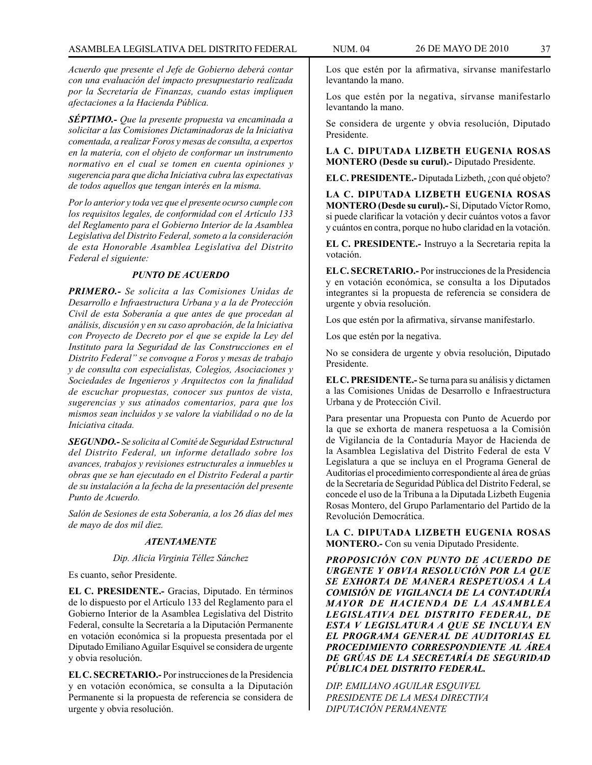*Acuerdo que presente el Jefe de Gobierno deberá contar con una evaluación del impacto presupuestario realizada por la Secretaría de Finanzas, cuando estas impliquen afectaciones a la Hacienda Pública.*

***SÉPTIMO.-*** *Que la presente propuesta va encaminada a solicitar a las Comisiones Dictaminadoras de la Iniciativa comentada, a realizar Foros y mesas de consulta, a expertos en la materia, con el objeto de conformar un instrumento normativo en el cual se tomen en cuenta opiniones y sugerencia para que dicha Iniciativa cubra las expectativas de todos aquellos que tengan interés en la misma.*

*Por lo anterior y toda vez que el presente ocurso cumple con los requisitos legales, de conformidad con el Artículo 133 del Reglamento para el Gobierno Interior de la Asamblea Legislativa del Distrito Federal, someto a la consideración de esta Honorable Asamblea Legislativa del Distrito Federal el siguiente:*

***PUNTO DE ACUERDO***

***PRIMERO.-*** *Se solicita a las Comisiones Unidas de Desarrollo e Infraestructura Urbana y a la de Protección Civil de esta Soberanía a que antes de que procedan al análisis, discusión y en su caso aprobación, de la Iniciativa con Proyecto de Decreto por el que se expide la Ley del Instituto para la Seguridad de las Construcciones en el Distrito Federal" se convoque a Foros y mesas de trabajo y de consulta con especialistas, Colegios, Asociaciones y Sociedades de Ingenieros y Arquitectos con la finalidad de escuchar propuestas, conocer sus puntos de vista, sugerencias y sus atinados comentarios, para que los mismos sean incluidos y se valore la viabilidad o no de la Iniciativa citada.*

***SEGUNDO.-*** *Se solicita al Comité de Seguridad Estructural del Distrito Federal, un informe detallado sobre los avances, trabajos y revisiones estructurales a inmuebles u obras que se han ejecutado en el Distrito Federal a partir de su instalación a la fecha de la presentación del presente Punto de Acuerdo.*

*Salón de Sesiones de esta Soberanía, a los 26 días del mes de mayo de dos mil diez.*

***ATENTAMENTE***

*Dip. Alicia Virginia Téllez Sánchez*

Es cuanto, señor Presidente.

**EL C. PRESIDENTE.-** Gracias, Diputado. En términos de lo dispuesto por el Artículo 133 del Reglamento para el Gobierno Interior de la Asamblea Legislativa del Distrito Federal, consulte la Secretaría a la Diputación Permanente en votación económica si la propuesta presentada por el Diputado Emiliano Aguilar Esquivel se considera de urgente y obvia resolución.

**EL C. SECRETARIO.-** Por instrucciones de la Presidencia y en votación económica, se consulta a la Diputación Permanente si la propuesta de referencia se considera de urgente y obvia resolución.

Los que estén por la afirmativa, sírvanse manifestarlo levantando la mano.

Los que estén por la negativa, sírvanse manifestarlo levantando la mano.

Se considera de urgente y obvia resolución, Diputado Presidente.

**LA C. DIPUTADA LIZBETH EUGENIA ROSAS MONTERO (Desde su curul).-** Diputado Presidente.

**EL C. PRESIDENTE.-** Diputada Lizbeth, ¿con qué objeto?

**LA C. DIPUTADA LIZBETH EUGENIA ROSAS MONTERO (Desde su curul).-** Sí, Diputado Víctor Romo, si puede clarificar la votación y decir cuántos votos a favor y cuántos en contra, porque no hubo claridad en la votación.

**EL C. PRESIDENTE.-** Instruyo a la Secretaria repita la votación.

**EL C. SECRETARIO.-** Por instrucciones de la Presidencia y en votación económica, se consulta a los Diputados integrantes si la propuesta de referencia se considera de urgente y obvia resolución.

Los que estén por la afirmativa, sírvanse manifestarlo.

Los que estén por la negativa.

No se considera de urgente y obvia resolución, Diputado Presidente.

**EL C. PRESIDENTE.-** Se turna para su análisis y dictamen a las Comisiones Unidas de Desarrollo e Infraestructura Urbana y de Protección Civil.

Para presentar una Propuesta con Punto de Acuerdo por la que se exhorta de manera respetuosa a la Comisión de Vigilancia de la Contaduría Mayor de Hacienda de la Asamblea Legislativa del Distrito Federal de esta V Legislatura a que se incluya en el Programa General de Auditorías el procedimiento correspondiente al área de grúas de la Secretaría de Seguridad Pública del Distrito Federal, se concede el uso de la Tribuna a la Diputada Lizbeth Eugenia Rosas Montero, del Grupo Parlamentario del Partido de la Revolución Democrática.

**LA C. DIPUTADA LIZBETH EUGENIA ROSAS MONTERO.-** Con su venia Diputado Presidente.

***PROPOSICIÓN CON PUNTO DE ACUERDO DE URGENTE Y OBVIA RESOLUCIÓN POR LA QUE SE EXHORTA DE MANERA RESPETUOSA A LA COMISIÓN DE VIGILANCIA DE LA CONTADURÍA MAYOR DE HACIENDA DE LA ASAMBLEA LEGISLATIVA DEL DISTRITO FEDERAL, DE ESTA V LEGISLATURA A QUE SE INCLUYA EN EL PROGRAMA GENERAL DE AUDITORIAS EL PROCEDIMIENTO CORRESPONDIENTE AL ÁREA DE GRÚAS DE LA SECRETARÍA DE SEGURIDAD PÚBLICA DEL DISTRITO FEDERAL.***

*DIP. EMILIANO AGUILAR ESQUIVEL*
*PRESIDENTE DE LA MESA DIRECTIVA*
*DIPUTACIÓN PERMANENTE*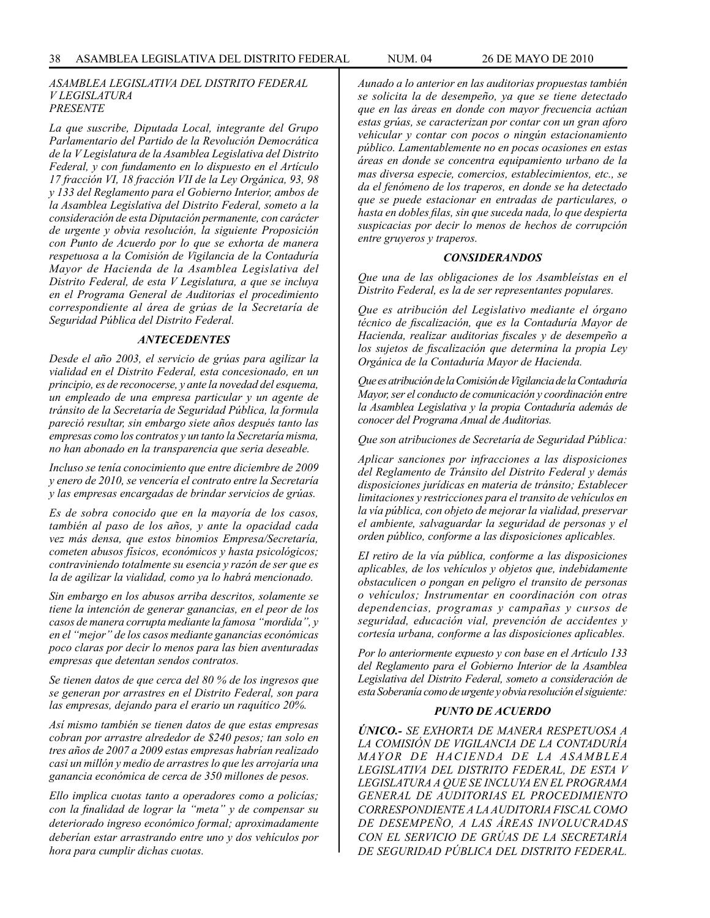*ASAMBLEA LEGISLATIVA DEL DISTRITO FEDERAL*
*V LEGISLATURA*
*PRESENTE*

*La que suscribe, Diputada Local, integrante del Grupo Parlamentario del Partido de la Revolución Democrática de la V Legislatura de la Asamblea Legislativa del Distrito Federal, y con fundamento en lo dispuesto en el Artículo 17 fracción VI, 18 fracción VII de la Ley Orgánica, 93, 98 y 133 del Reglamento para el Gobierno Interior, ambos de la Asamblea Legislativa del Distrito Federal, someto a la consideración de esta Diputación permanente, con carácter de urgente y obvia resolución, la siguiente Proposición con Punto de Acuerdo por lo que se exhorta de manera respetuosa a la Comisión de Vigilancia de la Contaduría Mayor de Hacienda de la Asamblea Legislativa del Distrito Federal, de esta V Legislatura, a que se incluya en el Programa General de Auditorias el procedimiento correspondiente al área de grúas de la Secretaría de Seguridad Pública del Distrito Federal.*

### *ANTECEDENTES*

*Desde el año 2003, el servicio de grúas para agilizar la vialidad en el Distrito Federal, esta concesionado, en un principio, es de reconocerse, y ante la novedad del esquema, un empleado de una empresa particular y un agente de tránsito de la Secretaría de Seguridad Pública, la formula pareció resultar, sin embargo siete años después tanto las empresas como los contratos y un tanto la Secretaría misma, no han abonado en la transparencia que seria deseable.*

*Incluso se tenía conocimiento que entre diciembre de 2009 y enero de 2010, se vencería el contrato entre la Secretaría y las empresas encargadas de brindar servicios de grúas.*

*Es de sobra conocido que en la mayoría de los casos, también al paso de los años, y ante la opacidad cada vez más densa, que estos binomios Empresa/Secretaría, cometen abusos físicos, económicos y hasta psicológicos; contraviniendo totalmente su esencia y razón de ser que es la de agilizar la vialidad, como ya lo habrá mencionado.*

*Sin embargo en los abusos arriba descritos, solamente se tiene la intención de generar ganancias, en el peor de los casos de manera corrupta mediante la famosa "mordida", y en el "mejor" de los casos mediante ganancias económicas poco claras por decir lo menos para las bien aventuradas empresas que detentan sendos contratos.*

*Se tienen datos de que cerca del 80 % de los ingresos que se generan por arrastres en el Distrito Federal, son para las empresas, dejando para el erario un raquítico 20%.*

*Así mismo también se tienen datos de que estas empresas cobran por arrastre alrededor de \$240 pesos; tan solo en tres años de 2007 a 2009 estas empresas habrían realizado casi un millón y medio de arrastres lo que les arrojaría una ganancia económica de cerca de 350 millones de pesos.*

*Ello implica cuotas tanto a operadores como a policías; con la finalidad de lograr la "meta" y de compensar su deteriorado ingreso económico formal; aproximadamente deberían estar arrastrando entre uno y dos vehículos por hora para cumplir dichas cuotas.*

*Aunado a lo anterior en las auditorias propuestas también se solicita la de desempeño, ya que se tiene detectado que en las áreas en donde con mayor frecuencia actúan estas grúas, se caracterizan por contar con un gran aforo vehicular y contar con pocos o ningún estacionamiento público. Lamentablemente no en pocas ocasiones en estas áreas en donde se concentra equipamiento urbano de la mas diversa especie, comercios, establecimientos, etc., se da el fenómeno de los traperos, en donde se ha detectado que se puede estacionar en entradas de particulares, o hasta en dobles filas, sin que suceda nada, lo que despierta suspicacias por decir lo menos de hechos de corrupción entre gruyeros y traperos.*

### *CONSIDERANDOS*

*Que una de las obligaciones de los Asambleístas en el Distrito Federal, es la de ser representantes populares.*

*Que es atribución del Legislativo mediante el órgano técnico de fiscalización, que es la Contaduría Mayor de Hacienda, realizar auditorias fiscales y de desempeño a los sujetos de fiscalización que determina la propia Ley Orgánica de la Contaduría Mayor de Hacienda.*

*Que es atribución de la Comisión de Vigilancia de la Contaduría Mayor, ser el conducto de comunicación y coordinación entre la Asamblea Legislativa y la propia Contaduría además de conocer del Programa Anual de Auditorias.*

*Que son atribuciones de Secretaría de Seguridad Pública:*

*Aplicar sanciones por infracciones a las disposiciones del Reglamento de Tránsito del Distrito Federal y demás disposiciones jurídicas en materia de tránsito; Establecer limitaciones y restricciones para el transito de vehículos en la vía pública, con objeto de mejorar la vialidad, preservar el ambiente, salvaguardar la seguridad de personas y el orden público, conforme a las disposiciones aplicables.*

*El retiro de la vía pública, conforme a las disposiciones aplicables, de los vehículos y objetos que, indebidamente obstaculicen o pongan en peligro el transito de personas o vehículos; Instrumentar en coordinación con otras dependencias, programas y campañas y cursos de seguridad, educación vial, prevención de accidentes y cortesía urbana, conforme a las disposiciones aplicables.*

*Por lo anteriormente expuesto y con base en el Artículo 133 del Reglamento para el Gobierno Interior de la Asamblea Legislativa del Distrito Federal, someto a consideración de esta Soberanía como de urgente y obvia resolución el siguiente:*

### *PUNTO DE ACUERDO*

***ÚNICO.-** SE EXHORTA DE MANERA RESPETUOSA A LA COMISIÓN DE VIGILANCIA DE LA CONTADURÍA MAYOR DE HACIENDA DE LA ASAMBLEA LEGISLATIVA DEL DISTRITO FEDERAL, DE ESTA V LEGISLATURA A QUE SE INCLUYA EN EL PROGRAMA GENERAL DE AUDITORIAS EL PROCEDIMIENTO CORRESPONDIENTE A LA AUDITORIA FISCAL COMO DE DESEMPEÑO, A LAS ÁREAS INVOLUCRADAS CON EL SERVICIO DE GRÚAS DE LA SECRETARÍA DE SEGURIDAD PÚBLICA DEL DISTRITO FEDERAL.*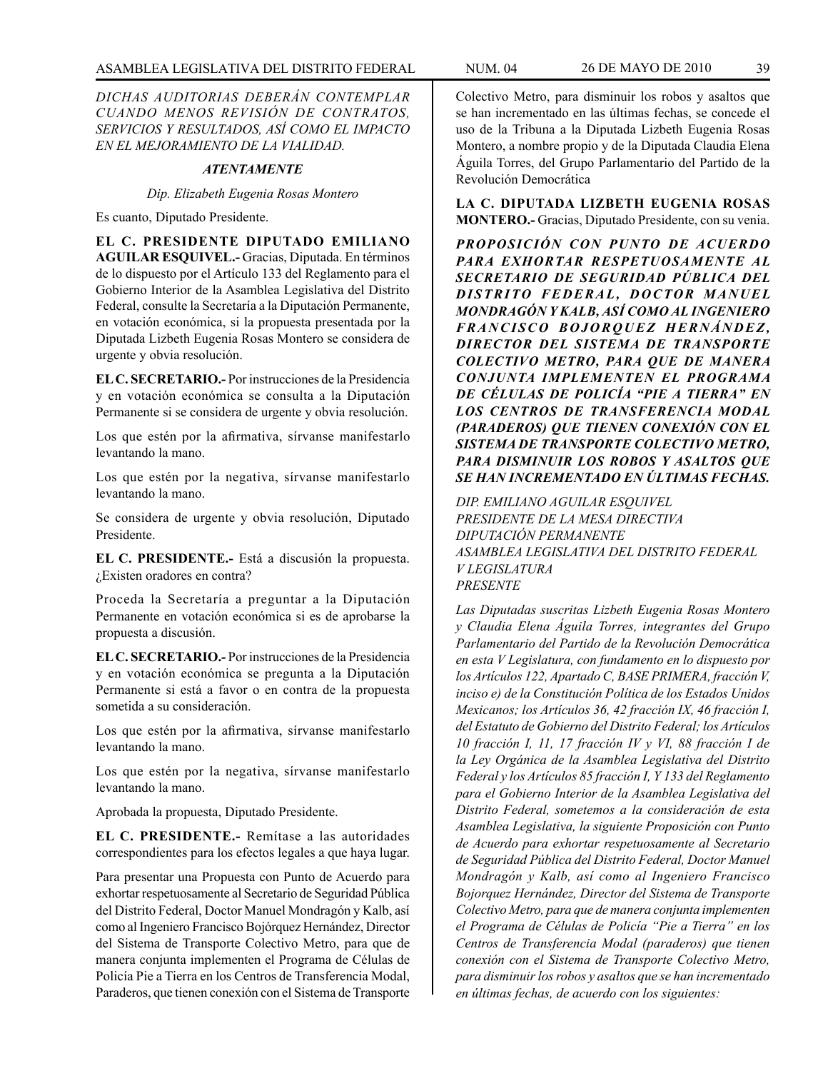*DICHAS AUDITORIAS DEBERÁN CONTEMPLAR CUANDO MENOS REVISIÓN DE CONTRATOS, SERVICIOS Y RESULTADOS, ASÍ COMO EL IMPACTO EN EL MEJORAMIENTO DE LA VIALIDAD.*

***ATENTAMENTE***

*Dip. Elizabeth Eugenia Rosas Montero*

Es cuanto, Diputado Presidente.

**EL C. PRESIDENTE DIPUTADO EMILIANO AGUILAR ESQUIVEL.-** Gracias, Diputada. En términos de lo dispuesto por el Artículo 133 del Reglamento para el Gobierno Interior de la Asamblea Legislativa del Distrito Federal, consulte la Secretaría a la Diputación Permanente, en votación económica, si la propuesta presentada por la Diputada Lizbeth Eugenia Rosas Montero se considera de urgente y obvia resolución.

**EL C. SECRETARIO.-** Por instrucciones de la Presidencia y en votación económica se consulta a la Diputación Permanente si se considera de urgente y obvia resolución.

Los que estén por la afirmativa, sírvanse manifestarlo levantando la mano.

Los que estén por la negativa, sírvanse manifestarlo levantando la mano.

Se considera de urgente y obvia resolución, Diputado Presidente.

**EL C. PRESIDENTE.-** Está a discusión la propuesta. ¿Existen oradores en contra?

Proceda la Secretaría a preguntar a la Diputación Permanente en votación económica si es de aprobarse la propuesta a discusión.

**EL C. SECRETARIO.-** Por instrucciones de la Presidencia y en votación económica se pregunta a la Diputación Permanente si está a favor o en contra de la propuesta sometida a su consideración.

Los que estén por la afirmativa, sírvanse manifestarlo levantando la mano.

Los que estén por la negativa, sírvanse manifestarlo levantando la mano.

Aprobada la propuesta, Diputado Presidente.

**EL C. PRESIDENTE.-** Remítase a las autoridades correspondientes para los efectos legales a que haya lugar.

Para presentar una Propuesta con Punto de Acuerdo para exhortar respetuosamente al Secretario de Seguridad Pública del Distrito Federal, Doctor Manuel Mondragón y Kalb, así como al Ingeniero Francisco Bojórquez Hernández, Director del Sistema de Transporte Colectivo Metro, para que de manera conjunta implementen el Programa de Células de Policía Pie a Tierra en los Centros de Transferencia Modal, Paraderos, que tienen conexión con el Sistema de Transporte Colectivo Metro, para disminuir los robos y asaltos que se han incrementado en las últimas fechas, se concede el uso de la Tribuna a la Diputada Lizbeth Eugenia Rosas Montero, a nombre propio y de la Diputada Claudia Elena Águila Torres, del Grupo Parlamentario del Partido de la Revolución Democrática

**LA C. DIPUTADA LIZBETH EUGENIA ROSAS MONTERO.-** Gracias, Diputado Presidente, con su venia.

***PROPOSICIÓN CON PUNTO DE ACUERDO PARA EXHORTAR RESPETUOSAMENTE AL SECRETARIO DE SEGURIDAD PÚBLICA DEL DISTRITO FEDERAL, DOCTOR MANUEL MONDRAGÓN Y KALB, ASÍ COMO AL INGENIERO FRANCISCO BOJORQUEZ HERNÁNDEZ, DIRECTOR DEL SISTEMA DE TRANSPORTE COLECTIVO METRO, PARA QUE DE MANERA CONJUNTA IMPLEMENTEN EL PROGRAMA DE CÉLULAS DE POLICÍA "PIE A TIERRA" EN LOS CENTROS DE TRANSFERENCIA MODAL (PARADEROS) QUE TIENEN CONEXIÓN CON EL SISTEMA DE TRANSPORTE COLECTIVO METRO, PARA DISMINUIR LOS ROBOS Y ASALTOS QUE SE HAN INCREMENTADO EN ÚLTIMAS FECHAS.***

*DIP. EMILIANO AGUILAR ESQUIVEL*
*PRESIDENTE DE LA MESA DIRECTIVA*
*DIPUTACIÓN PERMANENTE*
*ASAMBLEA LEGISLATIVA DEL DISTRITO FEDERAL*
*V LEGISLATURA*
*PRESENTE*

*Las Diputadas suscritas Lizbeth Eugenia Rosas Montero y Claudia Elena Águila Torres, integrantes del Grupo Parlamentario del Partido de la Revolución Democrática en esta V Legislatura, con fundamento en lo dispuesto por los Artículos 122, Apartado C, BASE PRIMERA, fracción V, inciso e) de la Constitución Política de los Estados Unidos Mexicanos; los Artículos 36, 42 fracción IX, 46 fracción I, del Estatuto de Gobierno del Distrito Federal; los Artículos 10 fracción I, 11, 17 fracción IV y VI, 88 fracción I de la Ley Orgánica de la Asamblea Legislativa del Distrito Federal y los Artículos 85 fracción I, Y 133 del Reglamento para el Gobierno Interior de la Asamblea Legislativa del Distrito Federal, sometemos a la consideración de esta Asamblea Legislativa, la siguiente Proposición con Punto de Acuerdo para exhortar respetuosamente al Secretario de Seguridad Pública del Distrito Federal, Doctor Manuel Mondragón y Kalb, así como al Ingeniero Francisco Bojorquez Hernández, Director del Sistema de Transporte Colectivo Metro, para que de manera conjunta implementen el Programa de Células de Policía "Pie a Tierra" en los Centros de Transferencia Modal (paraderos) que tienen conexión con el Sistema de Transporte Colectivo Metro, para disminuir los robos y asaltos que se han incrementado en últimas fechas, de acuerdo con los siguientes:*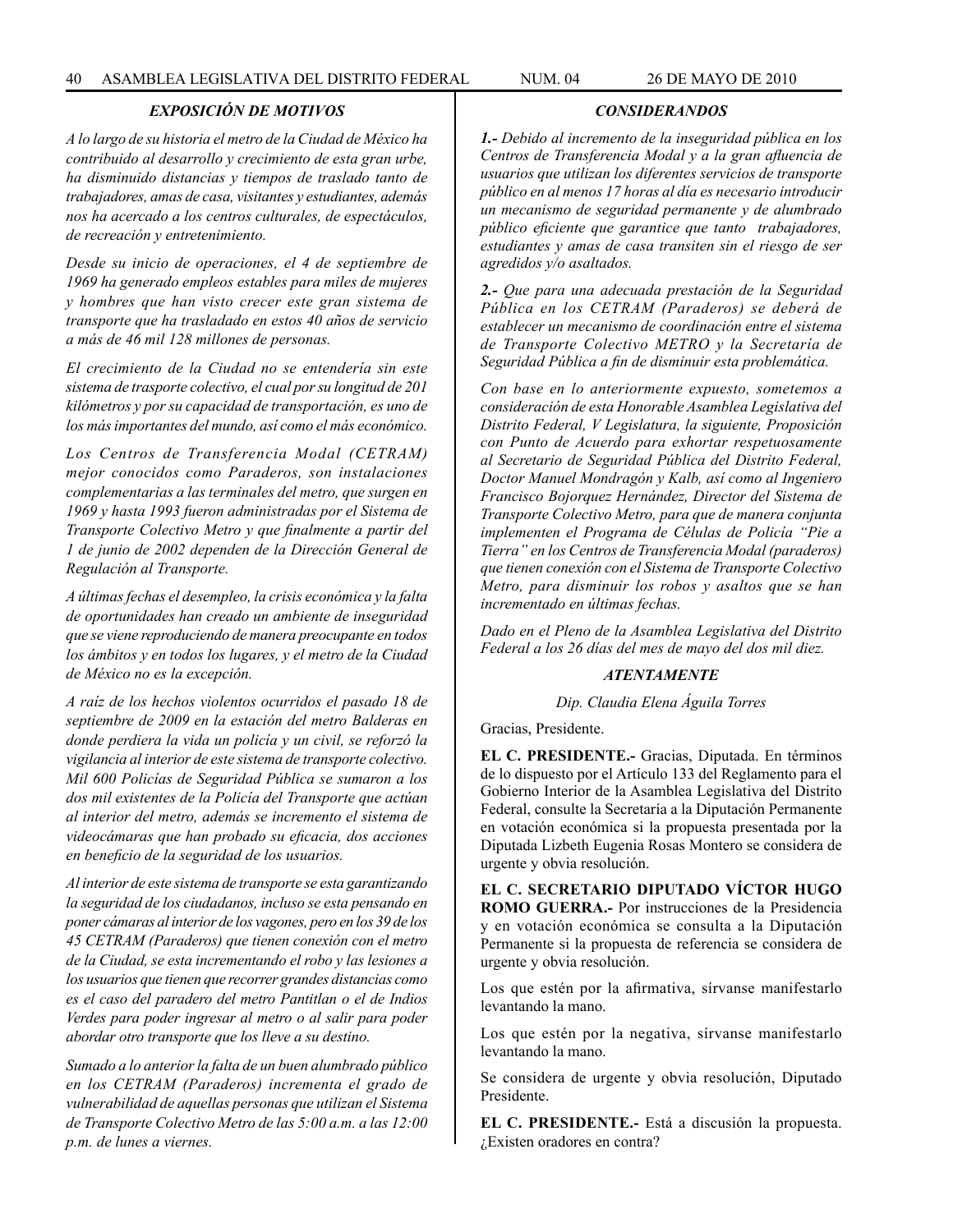### *EXPOSICIÓN DE MOTIVOS*

*A lo largo de su historia el metro de la Ciudad de México ha contribuido al desarrollo y crecimiento de esta gran urbe, ha disminuido distancias y tiempos de traslado tanto de trabajadores, amas de casa, visitantes y estudiantes, además nos ha acercado a los centros culturales, de espectáculos, de recreación y entretenimiento.*

*Desde su inicio de operaciones, el 4 de septiembre de 1969 ha generado empleos estables para miles de mujeres y hombres que han visto crecer este gran sistema de transporte que ha trasladado en estos 40 años de servicio a más de 46 mil 128 millones de personas.*

*El crecimiento de la Ciudad no se entendería sin este sistema de trasporte colectivo, el cual por su longitud de 201 kilómetros y por su capacidad de transportación, es uno de los más importantes del mundo, así como el más económico.*

*Los Centros de Transferencia Modal (CETRAM) mejor conocidos como Paraderos, son instalaciones complementarias a las terminales del metro, que surgen en 1969 y hasta 1993 fueron administradas por el Sistema de Transporte Colectivo Metro y que finalmente a partir del 1 de junio de 2002 dependen de la Dirección General de Regulación al Transporte.*

*A últimas fechas el desempleo, la crisis económica y la falta de oportunidades han creado un ambiente de inseguridad que se viene reproduciendo de manera preocupante en todos los ámbitos y en todos los lugares, y el metro de la Ciudad de México no es la excepción.*

*A raíz de los hechos violentos ocurridos el pasado 18 de septiembre de 2009 en la estación del metro Balderas en donde perdiera la vida un policía y un civil, se reforzó la vigilancia al interior de este sistema de transporte colectivo. Mil 600 Policías de Seguridad Pública se sumaron a los dos mil existentes de la Policía del Transporte que actúan al interior del metro, además se incremento el sistema de videocámaras que han probado su eficacia, dos acciones en beneficio de la seguridad de los usuarios.*

*Al interior de este sistema de transporte se esta garantizando la seguridad de los ciudadanos, incluso se esta pensando en poner cámaras al interior de los vagones, pero en los 39 de los 45 CETRAM (Paraderos) que tienen conexión con el metro de la Ciudad, se esta incrementando el robo y las lesiones a los usuarios que tienen que recorrer grandes distancias como es el caso del paradero del metro Pantitlan o el de Indios Verdes para poder ingresar al metro o al salir para poder abordar otro transporte que los lleve a su destino.*

*Sumado a lo anterior la falta de un buen alumbrado público en los CETRAM (Paraderos) incrementa el grado de vulnerabilidad de aquellas personas que utilizan el Sistema de Transporte Colectivo Metro de las 5:00 a.m. a las 12:00 p.m. de lunes a viernes.*

### *CONSIDERANDOS*

***1.-** Debido al incremento de la inseguridad pública en los Centros de Transferencia Modal y a la gran afluencia de usuarios que utilizan los diferentes servicios de transporte público en al menos 17 horas al día es necesario introducir un mecanismo de seguridad permanente y de alumbrado público eficiente que garantice que tanto trabajadores, estudiantes y amas de casa transiten sin el riesgo de ser agredidos y/o asaltados.*

***2.-** Que para una adecuada prestación de la Seguridad Pública en los CETRAM (Paraderos) se deberá de establecer un mecanismo de coordinación entre el sistema de Transporte Colectivo METRO y la Secretaría de Seguridad Pública a fin de disminuir esta problemática.*

*Con base en lo anteriormente expuesto, sometemos a consideración de esta Honorable Asamblea Legislativa del Distrito Federal, V Legislatura, la siguiente, Proposición con Punto de Acuerdo para exhortar respetuosamente al Secretario de Seguridad Pública del Distrito Federal, Doctor Manuel Mondragón y Kalb, así como al Ingeniero Francisco Bojorquez Hernández, Director del Sistema de Transporte Colectivo Metro, para que de manera conjunta implementen el Programa de Células de Policía "Pie a Tierra" en los Centros de Transferencia Modal (paraderos) que tienen conexión con el Sistema de Transporte Colectivo Metro, para disminuir los robos y asaltos que se han incrementado en últimas fechas.*

*Dado en el Pleno de la Asamblea Legislativa del Distrito Federal a los 26 días del mes de mayo del dos mil diez.*

***ATENTAMENTE***

*Dip. Claudia Elena Águila Torres*

Gracias, Presidente.

**EL C. PRESIDENTE.-** Gracias, Diputada. En términos de lo dispuesto por el Artículo 133 del Reglamento para el Gobierno Interior de la Asamblea Legislativa del Distrito Federal, consulte la Secretaría a la Diputación Permanente en votación económica si la propuesta presentada por la Diputada Lizbeth Eugenia Rosas Montero se considera de urgente y obvia resolución.

**EL C. SECRETARIO DIPUTADO VÍCTOR HUGO ROMO GUERRA.-** Por instrucciones de la Presidencia y en votación económica se consulta a la Diputación Permanente si la propuesta de referencia se considera de urgente y obvia resolución.

Los que estén por la afirmativa, sírvanse manifestarlo levantando la mano.

Los que estén por la negativa, sírvanse manifestarlo levantando la mano.

Se considera de urgente y obvia resolución, Diputado Presidente.

**EL C. PRESIDENTE.-** Está a discusión la propuesta. ¿Existen oradores en contra?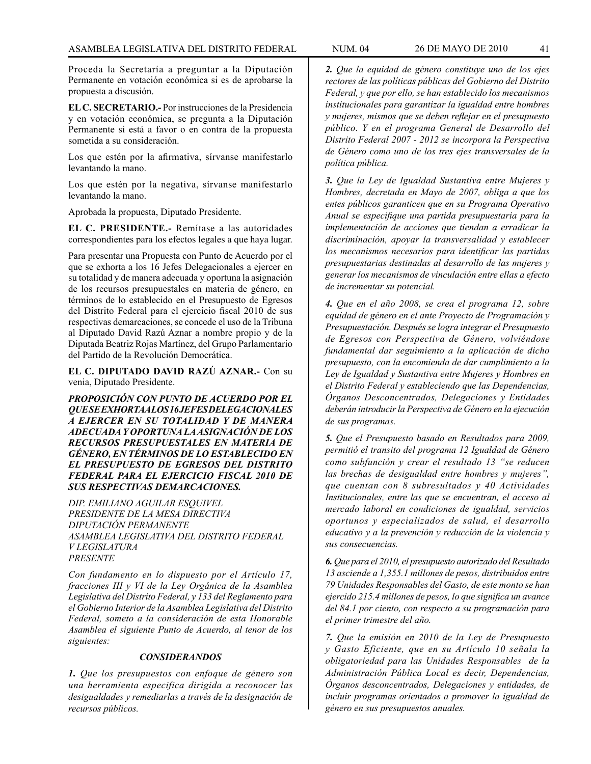Proceda la Secretaría a preguntar a la Diputación Permanente en votación económica si es de aprobarse la propuesta a discusión.

**EL C. SECRETARIO.-** Por instrucciones de la Presidencia y en votación económica, se pregunta a la Diputación Permanente si está a favor o en contra de la propuesta sometida a su consideración.

Los que estén por la afirmativa, sírvanse manifestarlo levantando la mano.

Los que estén por la negativa, sírvanse manifestarlo levantando la mano.

Aprobada la propuesta, Diputado Presidente.

**EL C. PRESIDENTE.-** Remítase a las autoridades correspondientes para los efectos legales a que haya lugar.

Para presentar una Propuesta con Punto de Acuerdo por el que se exhorta a los 16 Jefes Delegacionales a ejercer en su totalidad y de manera adecuada y oportuna la asignación de los recursos presupuestales en materia de género, en términos de lo establecido en el Presupuesto de Egresos del Distrito Federal para el ejercicio fiscal 2010 de sus respectivas demarcaciones, se concede el uso de la Tribuna al Diputado David Razú Aznar a nombre propio y de la Diputada Beatriz Rojas Martínez, del Grupo Parlamentario del Partido de la Revolución Democrática.

**EL C. DIPUTADO DAVID RAZÚ AZNAR.-** Con su venia, Diputado Presidente.

***PROPOSICIÓN CON PUNTO DE ACUERDO POR EL QUE SE EXHORTA A LOS 16 JEFES DELEGACIONALES A EJERCER EN SU TOTALIDAD Y DE MANERA ADECUADA Y OPORTUNA LA ASIGNACIÓN DE LOS RECURSOS PRESUPUESTALES EN MATERIA DE GÉNERO, EN TÉRMINOS DE LO ESTABLECIDO EN EL PRESUPUESTO DE EGRESOS DEL DISTRITO FEDERAL PARA EL EJERCICIO FISCAL 2010 DE SUS RESPECTIVAS DEMARCACIONES.***

*DIP. EMILIANO AGUILAR ESQUIVEL*
*PRESIDENTE DE LA MESA DIRECTIVA*
*DIPUTACIÓN PERMANENTE*
*ASAMBLEA LEGISLATIVA DEL DISTRITO FEDERAL*
*V LEGISLATURA*
*PRESENTE*

*Con fundamento en lo dispuesto por el Artículo 17, fracciones III y VI de la Ley Orgánica de la Asamblea Legislativa del Distrito Federal, y 133 del Reglamento para el Gobierno Interior de la Asamblea Legislativa del Distrito Federal, someto a la consideración de esta Honorable Asamblea el siguiente Punto de Acuerdo, al tenor de los siguientes:*

***CONSIDERANDOS***

***1.*** *Que los presupuestos con enfoque de género son una herramienta especifica dirigida a reconocer las desigualdades y remediarlas a través de la designación de recursos públicos.*

***2.*** *Que la equidad de género constituye uno de los ejes rectores de las políticas públicas del Gobierno del Distrito Federal, y que por ello, se han establecido los mecanismos institucionales para garantizar la igualdad entre hombres y mujeres, mismos que se deben reflejar en el presupuesto público. Y en el programa General de Desarrollo del Distrito Federal 2007 - 2012 se incorpora la Perspectiva de Género como uno de los tres ejes transversales de la política pública.*

***3.*** *Que la Ley de Igualdad Sustantiva entre Mujeres y Hombres, decretada en Mayo de 2007, obliga a que los entes públicos garanticen que en su Programa Operativo Anual se especifique una partida presupuestaria para la implementación de acciones que tiendan a erradicar la discriminación, apoyar la transversalidad y establecer los mecanismos necesarios para identificar las partidas presupuestarias destinadas al desarrollo de las mujeres y generar los mecanismos de vinculación entre ellas a efecto de incrementar su potencial.*

***4.*** *Que en el año 2008, se crea el programa 12, sobre equidad de género en el ante Proyecto de Programación y Presupuestación. Después se logra integrar el Presupuesto de Egresos con Perspectiva de Género, volviéndose fundamental dar seguimiento a la aplicación de dicho presupuesto, con la encomienda de dar cumplimiento a la Ley de Igualdad y Sustantiva entre Mujeres y Hombres en el Distrito Federal y estableciendo que las Dependencias, Órganos Desconcentrados, Delegaciones y Entidades deberán introducir la Perspectiva de Género en la ejecución de sus programas.*

***5.*** *Que el Presupuesto basado en Resultados para 2009, permitió el transito del programa 12 Igualdad de Género como subfunción y crear el resultado 13 "se reducen las brechas de desigualdad entre hombres y mujeres", que cuentan con 8 subresultados y 40 Actividades Institucionales, entre las que se encuentran, el acceso al mercado laboral en condiciones de igualdad, servicios oportunos y especializados de salud, el desarrollo educativo y a la prevención y reducción de la violencia y sus consecuencias.*

***6.*** *Que para el 2010, el presupuesto autorizado del Resultado 13 asciende a 1,355.1 millones de pesos, distribuidos entre 79 Unidades Responsables del Gasto, de este monto se han ejercido 215.4 millones de pesos, lo que significa un avance del 84.1 por ciento, con respecto a su programación para el primer trimestre del año.*

***7.*** *Que la emisión en 2010 de la Ley de Presupuesto y Gasto Eficiente, que en su Artículo 10 señala la obligatoriedad para las Unidades Responsables de la Administración Pública Local es decir, Dependencias, Órganos desconcentrados, Delegaciones y entidades, de incluir programas orientados a promover la igualdad de género en sus presupuestos anuales.*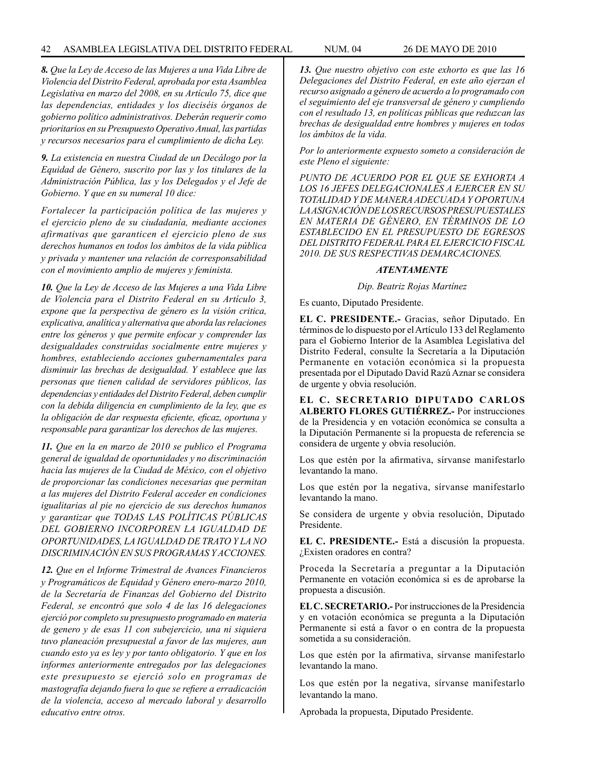*8. Que la Ley de Acceso de las Mujeres a una Vida Libre de Violencia del Distrito Federal, aprobada por esta Asamblea Legislativa en marzo del 2008, en su Artículo 75, dice que las dependencias, entidades y los dieciséis órganos de gobierno político administrativos. Deberán requerir como prioritarios en su Presupuesto Operativo Anual, las partidas y recursos necesarios para el cumplimiento de dicha Ley.*

*9. La existencia en nuestra Ciudad de un Decálogo por la Equidad de Género, suscrito por las y los titulares de la Administración Pública, las y los Delegados y el Jefe de Gobierno. Y que en su numeral 10 dice:*

*Fortalecer la participación política de las mujeres y el ejercicio pleno de su ciudadanía, mediante acciones afirmativas que garanticen el ejercicio pleno de sus derechos humanos en todos los ámbitos de la vida pública y privada y mantener una relación de corresponsabilidad con el movimiento amplio de mujeres y feminista.*

*10. Que la Ley de Acceso de las Mujeres a una Vida Libre de Violencia para el Distrito Federal en su Artículo 3, expone que la perspectiva de género es la visión critica, explicativa, analítica y alternativa que aborda las relaciones entre los géneros y que permite enfocar y comprender las desigualdades construidas socialmente entre mujeres y hombres, estableciendo acciones gubernamentales para disminuir las brechas de desigualdad. Y establece que las personas que tienen calidad de servidores públicos, las dependencias y entidades del Distrito Federal, deben cumplir con la debida diligencia en cumplimiento de la ley, que es la obligación de dar respuesta eficiente, eficaz, oportuna y responsable para garantizar los derechos de las mujeres.*

*11. Que en la en marzo de 2010 se publico el Programa general de igualdad de oportunidades y no discriminación hacia las mujeres de la Ciudad de México, con el objetivo de proporcionar las condiciones necesarias que permitan a las mujeres del Distrito Federal acceder en condiciones igualitarias al pie no ejercicio de sus derechos humanos y garantizar que TODAS LAS POLÍTICAS PÚBLICAS DEL GOBIERNO INCORPOREN LA IGUALDAD DE OPORTUNIDADES, LA IGUALDAD DE TRATO Y LA NO DISCRIMINACIÓN EN SUS PROGRAMAS Y ACCIONES.*

*12. Que en el Informe Trimestral de Avances Financieros y Programáticos de Equidad y Género enero-marzo 2010, de la Secretaría de Finanzas del Gobierno del Distrito Federal, se encontró que solo 4 de las 16 delegaciones ejerció por completo su presupuesto programado en materia de genero y de esas 11 con subejercicio, una ni siquiera tuvo planeación presupuestal a favor de las mujeres, aun cuando esto ya es ley y por tanto obligatorio. Y que en los informes anteriormente entregados por las delegaciones este presupuesto se ejerció solo en programas de mastografía dejando fuera lo que se refiere a erradicación de la violencia, acceso al mercado laboral y desarrollo educativo entre otros.*

*13. Que nuestro objetivo con este exhorto es que las 16 Delegaciones del Distrito Federal, en este año ejerzan el recurso asignado a género de acuerdo a lo programado con el seguimiento del eje transversal de género y cumpliendo con el resultado 13, en políticas públicas que reduzcan las brechas de desigualdad entre hombres y mujeres en todos los ámbitos de la vida.*

*Por lo anteriormente expuesto someto a consideración de este Pleno el siguiente:*

*PUNTO DE ACUERDO POR EL QUE SE EXHORTA A LOS 16 JEFES DELEGACIONALES A EJERCER EN SU TOTALIDAD Y DE MANERA ADECUADA Y OPORTUNA LA ASIGNACIÓN DE LOS RECURSOS PRESUPUESTALES EN MATERIA DE GÉNERO, EN TÉRMINOS DE LO ESTABLECIDO EN EL PRESUPUESTO DE EGRESOS DEL DISTRITO FEDERAL PARA EL EJERCICIO FISCAL 2010. DE SUS RESPECTIVAS DEMARCACIONES.*

***ATENTAMENTE***

*Dip. Beatriz Rojas Martínez*

Es cuanto, Diputado Presidente.

**EL C. PRESIDENTE.-** Gracias, señor Diputado. En términos de lo dispuesto por el Artículo 133 del Reglamento para el Gobierno Interior de la Asamblea Legislativa del Distrito Federal, consulte la Secretaría a la Diputación Permanente en votación económica si la propuesta presentada por el Diputado David Razú Aznar se considera de urgente y obvia resolución.

**EL C. SECRETARIO DIPUTADO CARLOS ALBERTO FLORES GUTIÉRREZ.-** Por instrucciones de la Presidencia y en votación económica se consulta a la Diputación Permanente si la propuesta de referencia se considera de urgente y obvia resolución.

Los que estén por la afirmativa, sírvanse manifestarlo levantando la mano.

Los que estén por la negativa, sírvanse manifestarlo levantando la mano.

Se considera de urgente y obvia resolución, Diputado Presidente.

**EL C. PRESIDENTE.-** Está a discusión la propuesta. ¿Existen oradores en contra?

Proceda la Secretaría a preguntar a la Diputación Permanente en votación económica si es de aprobarse la propuesta a discusión.

**EL C. SECRETARIO.-** Por instrucciones de la Presidencia y en votación económica se pregunta a la Diputación Permanente si está a favor o en contra de la propuesta sometida a su consideración.

Los que estén por la afirmativa, sírvanse manifestarlo levantando la mano.

Los que estén por la negativa, sírvanse manifestarlo levantando la mano.

Aprobada la propuesta, Diputado Presidente.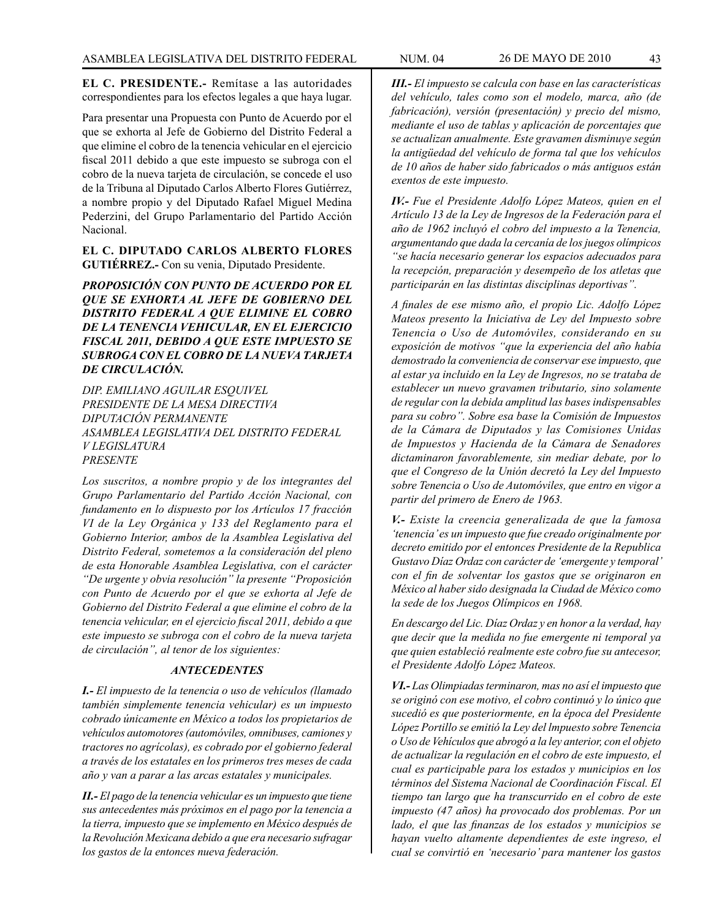**EL C. PRESIDENTE.-** Remítase a las autoridades correspondientes para los efectos legales a que haya lugar.

Para presentar una Propuesta con Punto de Acuerdo por el que se exhorta al Jefe de Gobierno del Distrito Federal a que elimine el cobro de la tenencia vehicular en el ejercicio fiscal 2011 debido a que este impuesto se subroga con el cobro de la nueva tarjeta de circulación, se concede el uso de la Tribuna al Diputado Carlos Alberto Flores Gutiérrez, a nombre propio y del Diputado Rafael Miguel Medina Pederzini, del Grupo Parlamentario del Partido Acción Nacional.

**EL C. DIPUTADO CARLOS ALBERTO FLORES GUTIÉRREZ.-** Con su venia, Diputado Presidente.

***PROPOSICIÓN CON PUNTO DE ACUERDO POR EL QUE SE EXHORTA AL JEFE DE GOBIERNO DEL DISTRITO FEDERAL A QUE ELIMINE EL COBRO DE LA TENENCIA VEHICULAR, EN EL EJERCICIO FISCAL 2011, DEBIDO A QUE ESTE IMPUESTO SE SUBROGA CON EL COBRO DE LA NUEVA TARJETA DE CIRCULACIÓN.***

*DIP. EMILIANO AGUILAR ESQUIVEL*
*PRESIDENTE DE LA MESA DIRECTIVA*
*DIPUTACIÓN PERMANENTE*
*ASAMBLEA LEGISLATIVA DEL DISTRITO FEDERAL*
*V LEGISLATURA*
*PRESENTE*

*Los suscritos, a nombre propio y de los integrantes del Grupo Parlamentario del Partido Acción Nacional, con fundamento en lo dispuesto por los Artículos 17 fracción VI de la Ley Orgánica y 133 del Reglamento para el Gobierno Interior, ambos de la Asamblea Legislativa del Distrito Federal, sometemos a la consideración del pleno de esta Honorable Asamblea Legislativa, con el carácter "De urgente y obvia resolución" la presente "Proposición con Punto de Acuerdo por el que se exhorta al Jefe de Gobierno del Distrito Federal a que elimine el cobro de la tenencia vehicular, en el ejercicio fiscal 2011, debido a que este impuesto se subroga con el cobro de la nueva tarjeta de circulación", al tenor de los siguientes:*

***ANTECEDENTES***

***I.-*** *El impuesto de la tenencia o uso de vehículos (llamado también simplemente tenencia vehicular) es un impuesto cobrado únicamente en México a todos los propietarios de vehículos automotores (automóviles, omnibuses, camiones y tractores no agrícolas), es cobrado por el gobierno federal a través de los estatales en los primeros tres meses de cada año y van a parar a las arcas estatales y municipales.*

***II.-*** *El pago de la tenencia vehicular es un impuesto que tiene sus antecedentes más próximos en el pago por la tenencia a la tierra, impuesto que se implemento en México después de la Revolución Mexicana debido a que era necesario sufragar los gastos de la entonces nueva federación.*

***III.-*** *El impuesto se calcula con base en las características del vehículo, tales como son el modelo, marca, año (de fabricación), versión (presentación) y precio del mismo, mediante el uso de tablas y aplicación de porcentajes que se actualizan anualmente. Este gravamen disminuye según la antigüedad del vehículo de forma tal que los vehículos de 10 años de haber sido fabricados o más antiguos están exentos de este impuesto.*

***IV.-*** *Fue el Presidente Adolfo López Mateos, quien en el Artículo 13 de la Ley de Ingresos de la Federación para el año de 1962 incluyó el cobro del impuesto a la Tenencia, argumentando que dada la cercanía de los juegos olímpicos "se hacía necesario generar los espacios adecuados para la recepción, preparación y desempeño de los atletas que participarán en las distintas disciplinas deportivas".*

*A finales de ese mismo año, el propio Lic. Adolfo López Mateos presento la Iniciativa de Ley del Impuesto sobre Tenencia o Uso de Automóviles, considerando en su exposición de motivos "que la experiencia del año había demostrado la conveniencia de conservar ese impuesto, que al estar ya incluido en la Ley de Ingresos, no se trataba de establecer un nuevo gravamen tributario, sino solamente de regular con la debida amplitud las bases indispensables para su cobro". Sobre esa base la Comisión de Impuestos de la Cámara de Diputados y las Comisiones Unidas de Impuestos y Hacienda de la Cámara de Senadores dictaminaron favorablemente, sin mediar debate, por lo que el Congreso de la Unión decretó la Ley del Impuesto sobre Tenencia o Uso de Automóviles, que entro en vigor a partir del primero de Enero de 1963.*

***V.-*** *Existe la creencia generalizada de que la famosa 'tenencia' es un impuesto que fue creado originalmente por decreto emitido por el entonces Presidente de la Republica Gustavo Díaz Ordaz con carácter de 'emergente y temporal' con el fin de solventar los gastos que se originaron en México al haber sido designada la Ciudad de México como la sede de los Juegos Olímpicos en 1968.*

*En descargo del Lic. Díaz Ordaz y en honor a la verdad, hay que decir que la medida no fue emergente ni temporal ya que quien estableció realmente este cobro fue su antecesor, el Presidente Adolfo López Mateos.*

***VI.-*** *Las Olimpiadas terminaron, mas no así el impuesto que se originó con ese motivo, el cobro continuó y lo único que sucedió es que posteriormente, en la época del Presidente López Portillo se emitió la Ley del lmpuesto sobre Tenencia o Uso de Vehículos que abrogó a la ley anterior, con el objeto de actualizar la regulación en el cobro de este impuesto, el cual es participable para los estados y municipios en los términos del Sistema Nacional de Coordinación Fiscal. El tiempo tan largo que ha transcurrido en el cobro de este impuesto (47 años) ha provocado dos problemas. Por un lado, el que las finanzas de los estados y municipios se hayan vuelto altamente dependientes de este ingreso, el cual se convirtió en 'necesario' para mantener los gastos*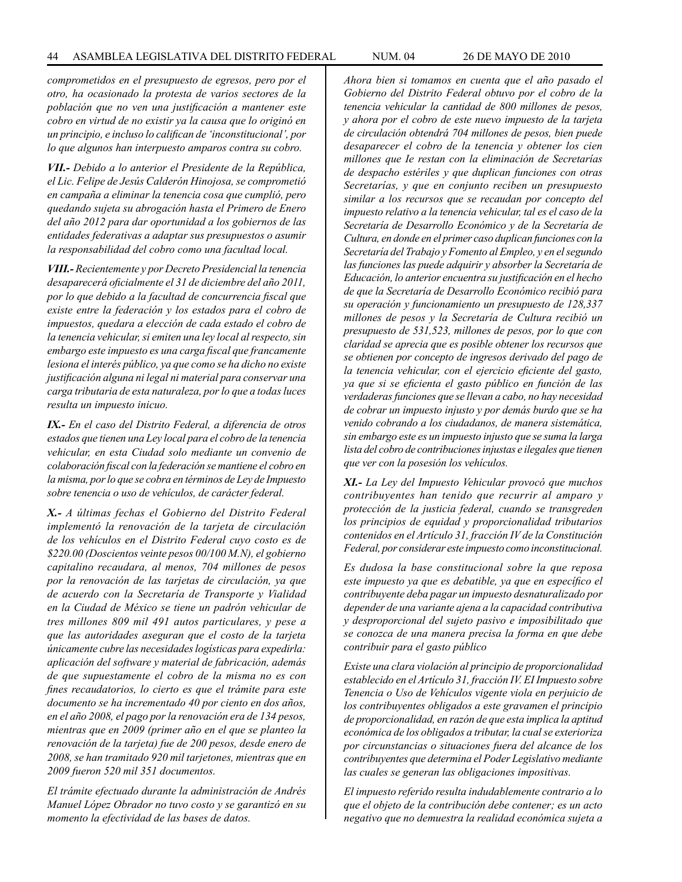*comprometidos en el presupuesto de egresos, pero por el otro, ha ocasionado la protesta de varios sectores de la población que no ven una justificación a mantener este cobro en virtud de no existir ya la causa que lo originó en un principio, e incluso lo califican de 'inconstitucional', por lo que algunos han interpuesto amparos contra su cobro.*

***VII.-*** *Debido a lo anterior el Presidente de la República, el Lic. Felipe de Jesús Calderón Hinojosa, se comprometió en campaña a eliminar la tenencia cosa que cumplió, pero quedando sujeta su abrogación hasta el Primero de Enero del año 2012 para dar oportunidad a los gobiernos de las entidades federativas a adaptar sus presupuestos o asumir la responsabilidad del cobro como una facultad local.*

***VIII.-*** *Recientemente y por Decreto Presidencial la tenencia desaparecerá oficialmente el 31 de diciembre del año 2011, por lo que debido a la facultad de concurrencia fiscal que existe entre la federación y los estados para el cobro de impuestos, quedara a elección de cada estado el cobro de la tenencia vehicular, si emiten una ley local al respecto, sin embargo este impuesto es una carga fiscal que francamente lesiona el interés público, ya que como se ha dicho no existe justificación alguna ni legal ni material para conservar una carga tributaria de esta naturaleza, por lo que a todas luces resulta un impuesto inicuo.*

***IX.-*** *En el caso del Distrito Federal, a diferencia de otros estados que tienen una Ley local para el cobro de la tenencia vehicular, en esta Ciudad solo mediante un convenio de colaboración fiscal con la federación se mantiene el cobro en la misma, por lo que se cobra en términos de Ley de Impuesto sobre tenencia o uso de vehículos, de carácter federal.*

***X.-*** *A últimas fechas el Gobierno del Distrito Federal implementó la renovación de la tarjeta de circulación de los vehículos en el Distrito Federal cuyo costo es de $220.00 (Doscientos veinte pesos 00/100 M.N), el gobierno capitalino recaudara, al menos, 704 millones de pesos por la renovación de las tarjetas de circulación, ya que de acuerdo con la Secretaría de Transporte y Vialidad en la Ciudad de México se tiene un padrón vehicular de tres millones 809 mil 491 autos particulares, y pese a que las autoridades aseguran que el costo de la tarjeta únicamente cubre las necesidades logísticas para expedirla: aplicación del software y material de fabricación, además de que supuestamente el cobro de la misma no es con fines recaudatorios, lo cierto es que el trámite para este documento se ha incrementado 40 por ciento en dos años, en el año 2008, el pago por la renovación era de 134 pesos, mientras que en 2009 (primer año en el que se planteo la renovación de la tarjeta) fue de 200 pesos, desde enero de 2008, se han tramitado 920 mil tarjetones, mientras que en 2009 fueron 520 mil 351 documentos.*

*El trámite efectuado durante la administración de Andrés Manuel López Obrador no tuvo costo y se garantizó en su momento la efectividad de las bases de datos.*

*Ahora bien si tomamos en cuenta que el año pasado el Gobierno del Distrito Federal obtuvo por el cobro de la tenencia vehicular la cantidad de 800 millones de pesos, y ahora por el cobro de este nuevo impuesto de la tarjeta de circulación obtendrá 704 millones de pesos, bien puede desaparecer el cobro de la tenencia y obtener los cien millones que Ie restan con la eliminación de Secretarías de despacho estériles y que duplican funciones con otras Secretarías, y que en conjunto reciben un presupuesto similar a los recursos que se recaudan por concepto del impuesto relativo a la tenencia vehicular, tal es el caso de la Secretaría de Desarrollo Económico y de la Secretaría de Cultura, en donde en el primer caso duplican funciones con la Secretaría del Trabajo y Fomento al Empleo, y en el segundo las funciones las puede adquirir y absorber la Secretaría de Educación, lo anterior encuentra su justificación en el hecho de que la Secretaría de Desarrollo Económico recibió para su operación y funcionamiento un presupuesto de 128,337 millones de pesos y la Secretaría de Cultura recibió un presupuesto de 531,523, millones de pesos, por lo que con claridad se aprecia que es posible obtener los recursos que se obtienen por concepto de ingresos derivado del pago de la tenencia vehicular, con el ejercicio eficiente del gasto, ya que si se eficienta el gasto público en función de las verdaderas funciones que se llevan a cabo, no hay necesidad de cobrar un impuesto injusto y por demás burdo que se ha venido cobrando a los ciudadanos, de manera sistemática, sin embargo este es un impuesto injusto que se suma la larga lista del cobro de contribuciones injustas e ilegales que tienen que ver con la posesión los vehículos.*

***XI.-*** *La Ley del Impuesto Vehicular provocó que muchos contribuyentes han tenido que recurrir al amparo y protección de la justicia federal, cuando se transgreden los principios de equidad y proporcionalidad tributarios contenidos en el Artículo 31, fracción IV de la Constitución Federal, por considerar este impuesto como inconstitucional.*

*Es dudosa la base constitucional sobre la que reposa este impuesto ya que es debatible, ya que en específico el contribuyente deba pagar un impuesto desnaturalizado por depender de una variante ajena a la capacidad contributiva y desproporcional del sujeto pasivo e imposibilitado que se conozca de una manera precisa la forma en que debe contribuir para el gasto público*

*Existe una clara violación al principio de proporcionalidad establecido en el Artículo 31, fracción IV. El Impuesto sobre Tenencia o Uso de Vehículos vigente viola en perjuicio de los contribuyentes obligados a este gravamen el principio de proporcionalidad, en razón de que esta implica la aptitud económica de los obligados a tributar, la cual se exterioriza por circunstancias o situaciones fuera del alcance de los contribuyentes que determina el Poder Legislativo mediante las cuales se generan las obligaciones impositivas.*

*El impuesto referido resulta indudablemente contrario a lo que el objeto de la contribución debe contener; es un acto negativo que no demuestra la realidad económica sujeta a*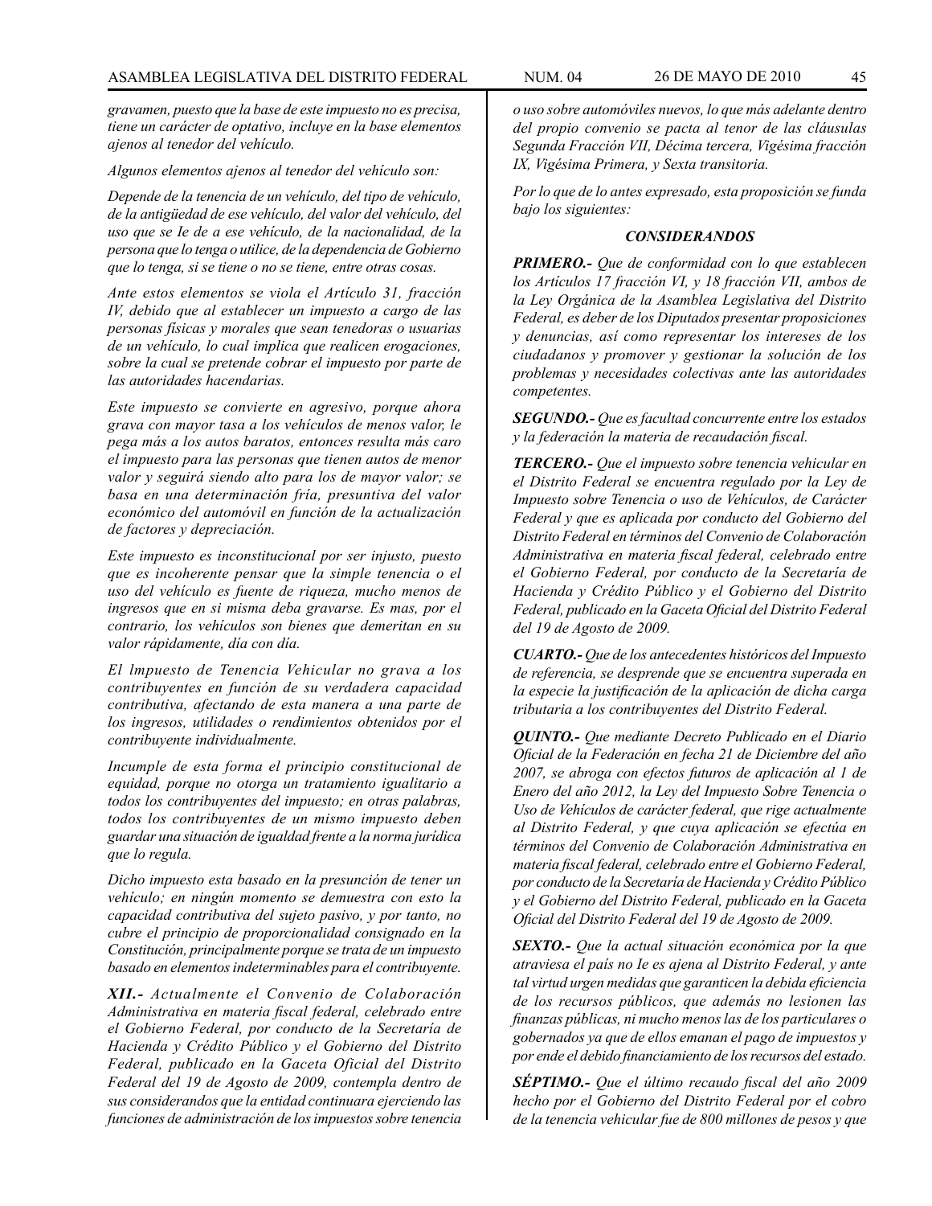*gravamen, puesto que la base de este impuesto no es precisa, tiene un carácter de optativo, incluye en la base elementos ajenos al tenedor del vehículo.*

*Algunos elementos ajenos al tenedor del vehículo son:*

*Depende de la tenencia de un vehículo, del tipo de vehículo, de la antigüedad de ese vehículo, del valor del vehículo, del uso que se Ie de a ese vehículo, de la nacionalidad, de la persona que lo tenga o utilice, de la dependencia de Gobierno que lo tenga, si se tiene o no se tiene, entre otras cosas.*

*Ante estos elementos se viola el Artículo 31, fracción IV, debido que al establecer un impuesto a cargo de las personas físicas y morales que sean tenedoras o usuarias de un vehículo, lo cual implica que realicen erogaciones, sobre la cual se pretende cobrar el impuesto por parte de las autoridades hacendarias.*

*Este impuesto se convierte en agresivo, porque ahora grava con mayor tasa a los vehículos de menos valor, le pega más a los autos baratos, entonces resulta más caro el impuesto para las personas que tienen autos de menor valor y seguirá siendo alto para los de mayor valor; se basa en una determinación fría, presuntiva del valor económico del automóvil en función de la actualización de factores y depreciación.*

*Este impuesto es inconstitucional por ser injusto, puesto que es incoherente pensar que la simple tenencia o el uso del vehículo es fuente de riqueza, mucho menos de ingresos que en si misma deba gravarse. Es mas, por el contrario, los vehículos son bienes que demeritan en su valor rápidamente, día con día.*

*El lmpuesto de Tenencia Vehicular no grava a los contribuyentes en función de su verdadera capacidad contributiva, afectando de esta manera a una parte de los ingresos, utilidades o rendimientos obtenidos por el contribuyente individualmente.*

*Incumple de esta forma el principio constitucional de equidad, porque no otorga un tratamiento igualitario a todos los contribuyentes del impuesto; en otras palabras, todos los contribuyentes de un mismo impuesto deben guardar una situación de igualdad frente a la norma jurídica que lo regula.*

*Dicho impuesto esta basado en la presunción de tener un vehículo; en ningún momento se demuestra con esto la capacidad contributiva del sujeto pasivo, y por tanto, no cubre el principio de proporcionalidad consignado en la Constitución, principalmente porque se trata de un impuesto basado en elementos indeterminables para el contribuyente.*

***XII.-*** *Actualmente el Convenio de Colaboración Administrativa en materia fiscal federal, celebrado entre el Gobierno Federal, por conducto de la Secretaría de Hacienda y Crédito Público y el Gobierno del Distrito Federal, publicado en la Gaceta Oficial del Distrito Federal del 19 de Agosto de 2009, contempla dentro de sus considerandos que la entidad continuara ejerciendo las funciones de administración de los impuestos sobre tenencia o uso sobre automóviles nuevos, lo que más adelante dentro del propio convenio se pacta al tenor de las cláusulas Segunda Fracción VII, Décima tercera, Vigésima fracción IX, Vigésima Primera, y Sexta transitoria.*

*Por lo que de lo antes expresado, esta proposición se funda bajo los siguientes:*

***CONSIDERANDOS***

***PRIMERO.-*** *Que de conformidad con lo que establecen los Artículos 17 fracción VI, y 18 fracción VII, ambos de la Ley Orgánica de la Asamblea Legislativa del Distrito Federal, es deber de los Diputados presentar proposiciones y denuncias, así como representar los intereses de los ciudadanos y promover y gestionar la solución de los problemas y necesidades colectivas ante las autoridades competentes.*

***SEGUNDO.-*** *Que es facultad concurrente entre los estados y la federación la materia de recaudación fiscal.*

***TERCERO.-*** *Que el impuesto sobre tenencia vehicular en el Distrito Federal se encuentra regulado por la Ley de Impuesto sobre Tenencia o uso de Vehículos, de Carácter Federal y que es aplicada por conducto del Gobierno del Distrito Federal en términos del Convenio de Colaboración Administrativa en materia fiscal federal, celebrado entre el Gobierno Federal, por conducto de la Secretaría de Hacienda y Crédito Público y el Gobierno del Distrito Federal, publicado en la Gaceta Oficial del Distrito Federal del 19 de Agosto de 2009.*

***CUARTO.-*** *Que de los antecedentes históricos del Impuesto de referencia, se desprende que se encuentra superada en la especie la justificación de la aplicación de dicha carga tributaria a los contribuyentes del Distrito Federal.*

***QUINTO.-*** *Que mediante Decreto Publicado en el Diario Oficial de la Federación en fecha 21 de Diciembre del año 2007, se abroga con efectos futuros de aplicación al 1 de Enero del año 2012, la Ley del Impuesto Sobre Tenencia o Uso de Vehículos de carácter federal, que rige actualmente al Distrito Federal, y que cuya aplicación se efectúa en términos del Convenio de Colaboración Administrativa en materia fiscal federal, celebrado entre el Gobierno Federal, por conducto de la Secretaría de Hacienda y Crédito Público y el Gobierno del Distrito Federal, publicado en la Gaceta Oficial del Distrito Federal del 19 de Agosto de 2009.*

***SEXTO.-*** *Que la actual situación económica por la que atraviesa el país no Ie es ajena al Distrito Federal, y ante tal virtud urgen medidas que garanticen la debida eficiencia de los recursos públicos, que además no lesionen las finanzas públicas, ni mucho menos las de los particulares o gobernados ya que de ellos emanan el pago de impuestos y por ende el debido financiamiento de los recursos del estado.*

***SÉPTIMO.-*** *Que el último recaudo fiscal del año 2009 hecho por el Gobierno del Distrito Federal por el cobro de la tenencia vehicular fue de 800 millones de pesos y que*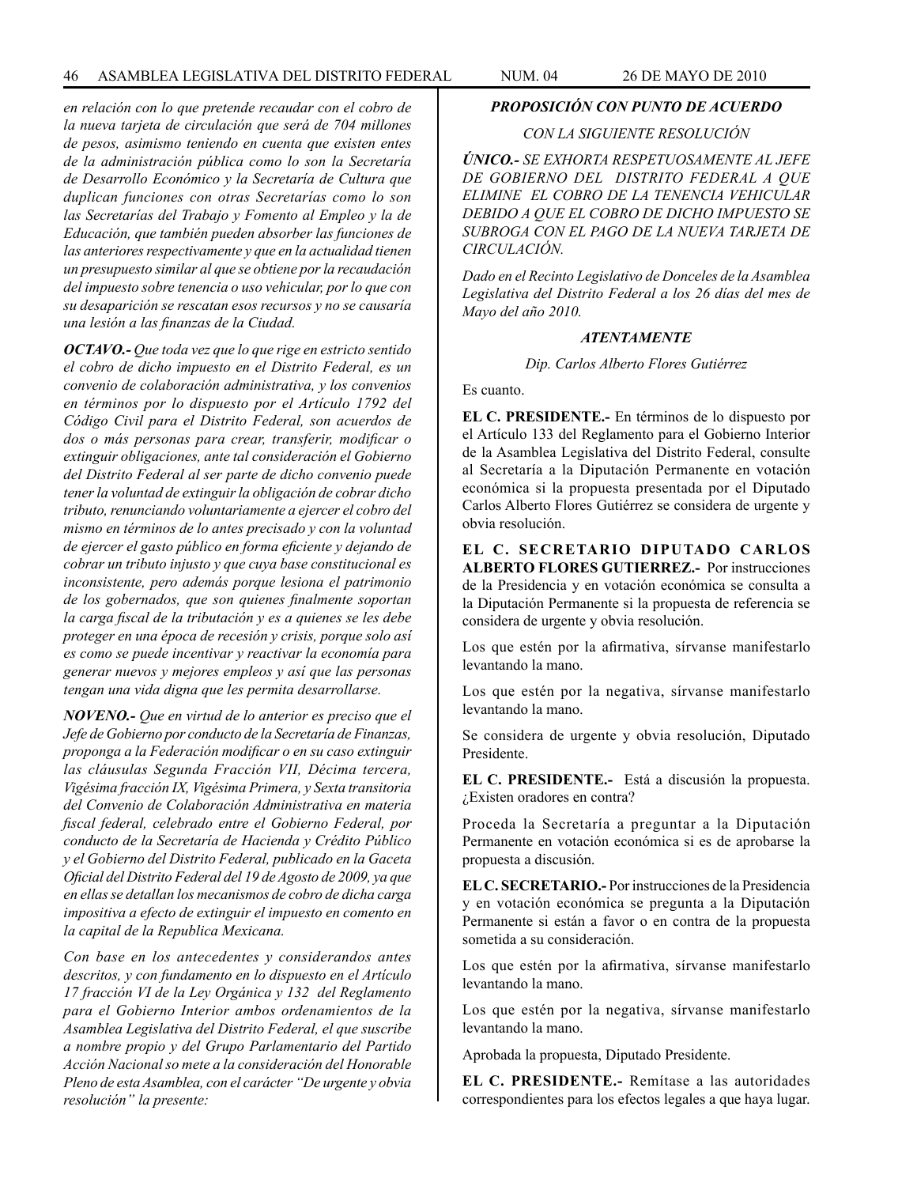*en relación con lo que pretende recaudar con el cobro de la nueva tarjeta de circulación que será de 704 millones de pesos, asimismo teniendo en cuenta que existen entes de la administración pública como lo son la Secretaría de Desarrollo Económico y la Secretaría de Cultura que duplican funciones con otras Secretarías como lo son las Secretarías del Trabajo y Fomento al Empleo y la de Educación, que también pueden absorber las funciones de las anteriores respectivamente y que en la actualidad tienen un presupuesto similar al que se obtiene por la recaudación del impuesto sobre tenencia o uso vehicular, por lo que con su desaparición se rescatan esos recursos y no se causaría una lesión a las finanzas de la Ciudad.*

***OCTAVO.-*** *Que toda vez que lo que rige en estricto sentido el cobro de dicho impuesto en el Distrito Federal, es un convenio de colaboración administrativa, y los convenios en términos por lo dispuesto por el Artículo 1792 del Código Civil para el Distrito Federal, son acuerdos de dos o más personas para crear, transferir, modificar o extinguir obligaciones, ante tal consideración el Gobierno del Distrito Federal al ser parte de dicho convenio puede tener la voluntad de extinguir la obligación de cobrar dicho tributo, renunciando voluntariamente a ejercer el cobro del mismo en términos de lo antes precisado y con la voluntad de ejercer el gasto público en forma eficiente y dejando de cobrar un tributo injusto y que cuya base constitucional es inconsistente, pero además porque lesiona el patrimonio de los gobernados, que son quienes finalmente soportan la carga fiscal de la tributación y es a quienes se les debe proteger en una época de recesión y crisis, porque solo así es como se puede incentivar y reactivar la economía para generar nuevos y mejores empleos y así que las personas tengan una vida digna que les permita desarrollarse.*

***NOVENO.-*** *Que en virtud de lo anterior es preciso que el Jefe de Gobierno por conducto de la Secretaría de Finanzas, proponga a la Federación modificar o en su caso extinguir las cláusulas Segunda Fracción VII, Décima tercera, Vigésima fracción IX, Vigésima Primera, y Sexta transitoria del Convenio de Colaboración Administrativa en materia fiscal federal, celebrado entre el Gobierno Federal, por conducto de la Secretaría de Hacienda y Crédito Público y el Gobierno del Distrito Federal, publicado en la Gaceta Oficial del Distrito Federal del 19 de Agosto de 2009, ya que en ellas se detallan los mecanismos de cobro de dicha carga impositiva a efecto de extinguir el impuesto en comento en la capital de la Republica Mexicana.*

*Con base en los antecedentes y considerandos antes descritos, y con fundamento en lo dispuesto en el Artículo 17 fracción VI de la Ley Orgánica y 132 del Reglamento para el Gobierno Interior ambos ordenamientos de la Asamblea Legislativa del Distrito Federal, el que suscribe a nombre propio y del Grupo Parlamentario del Partido Acción Nacional so mete a la consideración del Honorable Pleno de esta Asamblea, con el carácter "De urgente y obvia resolución" la presente:*

***PROPOSICIÓN CON PUNTO DE ACUERDO***

*CON LA SIGUIENTE RESOLUCIÓN*

***ÚNICO.-*** *SE EXHORTA RESPETUOSAMENTE AL JEFE DE GOBIERNO DEL DISTRITO FEDERAL A QUE ELIMINE EL COBRO DE LA TENENCIA VEHICULAR DEBIDO A QUE EL COBRO DE DICHO IMPUESTO SE SUBROGA CON EL PAGO DE LA NUEVA TARJETA DE CIRCULACIÓN.*

*Dado en el Recinto Legislativo de Donceles de la Asamblea Legislativa del Distrito Federal a los 26 días del mes de Mayo del año 2010.*

***ATENTAMENTE***

*Dip. Carlos Alberto Flores Gutiérrez*

Es cuanto.

**EL C. PRESIDENTE.-** En términos de lo dispuesto por el Artículo 133 del Reglamento para el Gobierno Interior de la Asamblea Legislativa del Distrito Federal, consulte al Secretaría a la Diputación Permanente en votación económica si la propuesta presentada por el Diputado Carlos Alberto Flores Gutiérrez se considera de urgente y obvia resolución.

**EL C. SECRETARIO DIPUTADO CARLOS ALBERTO FLORES GUTIERREZ.-** Por instrucciones de la Presidencia y en votación económica se consulta a la Diputación Permanente si la propuesta de referencia se considera de urgente y obvia resolución.

Los que estén por la afirmativa, sírvanse manifestarlo levantando la mano.

Los que estén por la negativa, sírvanse manifestarlo levantando la mano.

Se considera de urgente y obvia resolución, Diputado Presidente.

**EL C. PRESIDENTE.-** Está a discusión la propuesta. ¿Existen oradores en contra?

Proceda la Secretaría a preguntar a la Diputación Permanente en votación económica si es de aprobarse la propuesta a discusión.

**EL C. SECRETARIO.-** Por instrucciones de la Presidencia y en votación económica se pregunta a la Diputación Permanente si están a favor o en contra de la propuesta sometida a su consideración.

Los que estén por la afirmativa, sírvanse manifestarlo levantando la mano.

Los que estén por la negativa, sírvanse manifestarlo levantando la mano.

Aprobada la propuesta, Diputado Presidente.

**EL C. PRESIDENTE.-** Remítase a las autoridades correspondientes para los efectos legales a que haya lugar.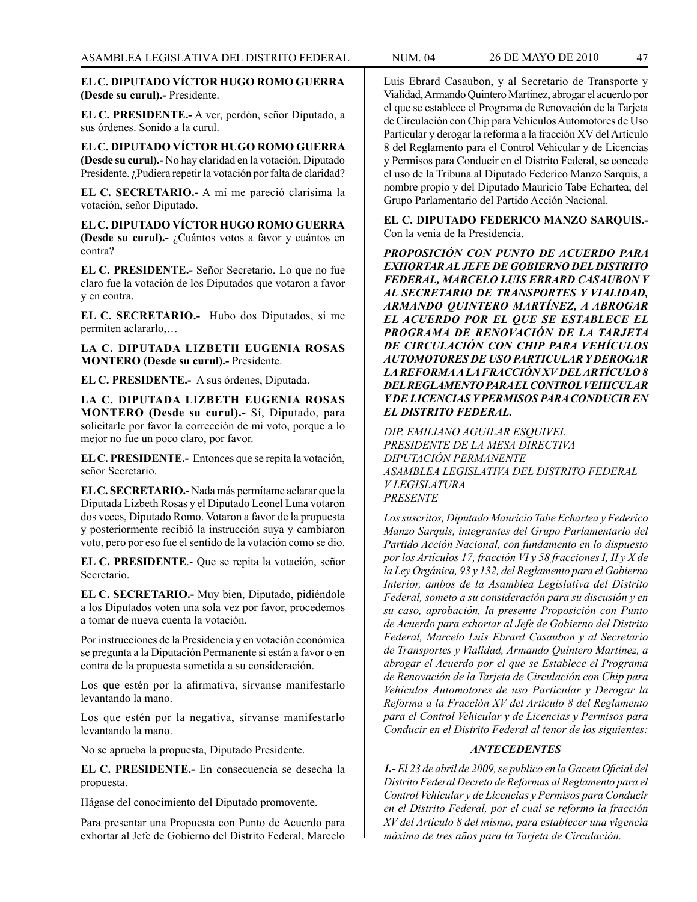**EL C. DIPUTADO VÍCTOR HUGO ROMO GUERRA (Desde su curul).-** Presidente.

**EL C. PRESIDENTE.-** A ver, perdón, señor Diputado, a sus órdenes. Sonido a la curul.

**EL C. DIPUTADO VÍCTOR HUGO ROMO GUERRA (Desde su curul).-** No hay claridad en la votación, Diputado Presidente. ¿Pudiera repetir la votación por falta de claridad?

**EL C. SECRETARIO.-** A mí me pareció clarísima la votación, señor Diputado.

**EL C. DIPUTADO VÍCTOR HUGO ROMO GUERRA (Desde su curul).-** ¿Cuántos votos a favor y cuántos en contra?

**EL C. PRESIDENTE.-** Señor Secretario. Lo que no fue claro fue la votación de los Diputados que votaron a favor y en contra.

**EL C. SECRETARIO.-** Hubo dos Diputados, si me permiten aclararlo,…

**LA C. DIPUTADA LIZBETH EUGENIA ROSAS MONTERO (Desde su curul).-** Presidente.

**EL C. PRESIDENTE.-** A sus órdenes, Diputada.

**LA C. DIPUTADA LIZBETH EUGENIA ROSAS MONTERO (Desde su curul).-** Sí, Diputado, para solicitarle por favor la corrección de mi voto, porque a lo mejor no fue un poco claro, por favor.

**EL C. PRESIDENTE.-** Entonces que se repita la votación, señor Secretario.

**EL C. SECRETARIO.-** Nada más permítame aclarar que la Diputada Lizbeth Rosas y el Diputado Leonel Luna votaron dos veces, Diputado Romo. Votaron a favor de la propuesta y posteriormente recibió la instrucción suya y cambiaron voto, pero por eso fue el sentido de la votación como se dio.

**EL C. PRESIDENTE**.- Que se repita la votación, señor Secretario.

**EL C. SECRETARIO.-** Muy bien, Diputado, pidiéndole a los Diputados voten una sola vez por favor, procedemos a tomar de nueva cuenta la votación.

Por instrucciones de la Presidencia y en votación económica se pregunta a la Diputación Permanente si están a favor o en contra de la propuesta sometida a su consideración.

Los que estén por la afirmativa, sírvanse manifestarlo levantando la mano.

Los que estén por la negativa, sírvanse manifestarlo levantando la mano.

No se aprueba la propuesta, Diputado Presidente.

**EL C. PRESIDENTE.-** En consecuencia se desecha la propuesta.

Hágase del conocimiento del Diputado promovente.

Para presentar una Propuesta con Punto de Acuerdo para exhortar al Jefe de Gobierno del Distrito Federal, Marcelo Luis Ebrard Casaubon, y al Secretario de Transporte y Vialidad, Armando Quintero Martínez, abrogar el acuerdo por el que se establece el Programa de Renovación de la Tarjeta de Circulación con Chip para Vehículos Automotores de Uso Particular y derogar la reforma a la fracción XV del Artículo 8 del Reglamento para el Control Vehicular y de Licencias y Permisos para Conducir en el Distrito Federal, se concede el uso de la Tribuna al Diputado Federico Manzo Sarquis, a nombre propio y del Diputado Mauricio Tabe Echartea, del Grupo Parlamentario del Partido Acción Nacional.

**EL C. DIPUTADO FEDERICO MANZO SARQUIS.-** Con la venia de la Presidencia.

***PROPOSICIÓN CON PUNTO DE ACUERDO PARA EXHORTAR AL JEFE DE GOBIERNO DEL DISTRITO FEDERAL, MARCELO LUIS EBRARD CASAUBON Y AL SECRETARIO DE TRANSPORTES Y VIALIDAD, ARMANDO QUINTERO MARTÍNEZ, A ABROGAR EL ACUERDO POR EL QUE SE ESTABLECE EL PROGRAMA DE RENOVACIÓN DE LA TARJETA DE CIRCULACIÓN CON CHIP PARA VEHÍCULOS AUTOMOTORES DE USO PARTICULAR Y DEROGAR LA REFORMA A LA FRACCIÓN XV DEL ARTÍCULO 8 DEL REGLAMENTO PARA EL CONTROL VEHICULAR Y DE LICENCIAS Y PERMISOS PARA CONDUCIR EN EL DISTRITO FEDERAL.***

*DIP. EMILIANO AGUILAR ESQUIVEL*
*PRESIDENTE DE LA MESA DIRECTIVA*
*DIPUTACIÓN PERMANENTE*
*ASAMBLEA LEGISLATIVA DEL DISTRITO FEDERAL*
*V LEGISLATURA*
*PRESENTE*

*Los suscritos, Diputado Mauricio Tabe Echartea y Federico Manzo Sarquis, integrantes del Grupo Parlamentario del Partido Acción Nacional, con fundamento en lo dispuesto por los Artículos 17, fracción VI y 58 fracciones I, II y X de la Ley Orgánica, 93 y 132, del Reglamento para el Gobierno Interior, ambos de la Asamblea Legislativa del Distrito Federal, someto a su consideración para su discusión y en su caso, aprobación, la presente Proposición con Punto de Acuerdo para exhortar al Jefe de Gobierno del Distrito Federal, Marcelo Luis Ebrard Casaubon y al Secretario de Transportes y Vialidad, Armando Quintero Martínez, a abrogar el Acuerdo por el que se Establece el Programa de Renovación de la Tarjeta de Circulación con Chip para Vehículos Automotores de uso Particular y Derogar la Reforma a la Fracción XV del Artículo 8 del Reglamento para el Control Vehicular y de Licencias y Permisos para Conducir en el Distrito Federal al tenor de los siguientes:*

***ANTECEDENTES***

***1.-*** *El 23 de abril de 2009, se publico en la Gaceta Oficial del Distrito Federal Decreto de Reformas al Reglamento para el Control Vehicular y de Licencias y Permisos para Conducir en el Distrito Federal, por el cual se reformo la fracción XV del Artículo 8 del mismo, para establecer una vigencia máxima de tres años para la Tarjeta de Circulación.*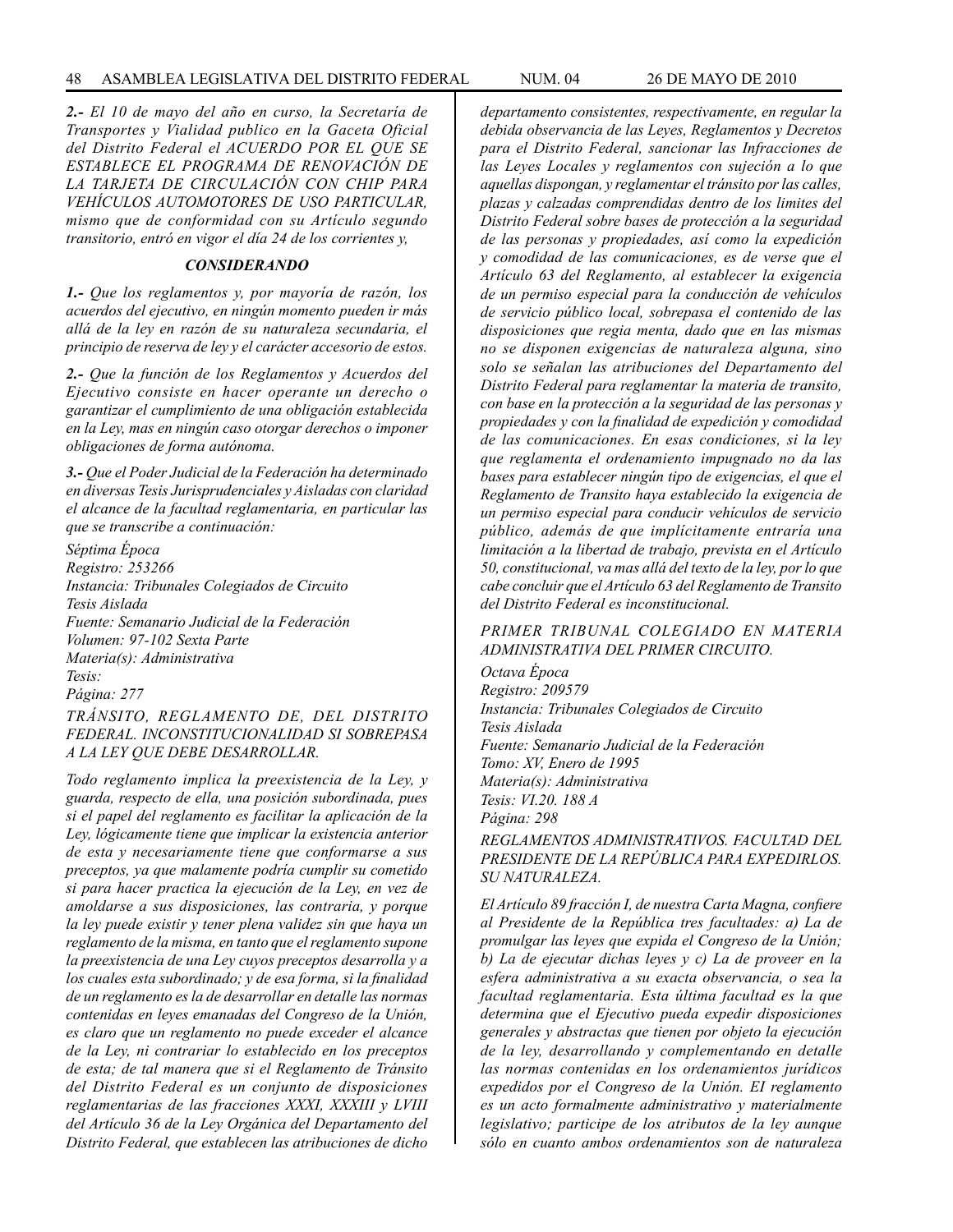*2.- El 10 de mayo del año en curso, la Secretaría de Transportes y Vialidad publico en la Gaceta Oficial del Distrito Federal el ACUERDO POR EL QUE SE ESTABLECE EL PROGRAMA DE RENOVACIÓN DE LA TARJETA DE CIRCULACIÓN CON CHIP PARA VEHÍCULOS AUTOMOTORES DE USO PARTICULAR, mismo que de conformidad con su Artículo segundo transitorio, entró en vigor el día 24 de los corrientes y,*

***CONSIDERANDO***

*1.- Que los reglamentos y, por mayoría de razón, los acuerdos del ejecutivo, en ningún momento pueden ir más allá de la ley en razón de su naturaleza secundaria, el principio de reserva de ley y el carácter accesorio de estos.*

*2.- Que la función de los Reglamentos y Acuerdos del Ejecutivo consiste en hacer operante un derecho o garantizar el cumplimiento de una obligación establecida en la Ley, mas en ningún caso otorgar derechos o imponer obligaciones de forma autónoma.*

*3.- Que el Poder Judicial de la Federación ha determinado en diversas Tesis Jurisprudenciales y Aisladas con claridad el alcance de la facultad reglamentaria, en particular las que se transcribe a continuación:*

*Séptima Época*
*Registro: 253266*
*Instancia: Tribunales Colegiados de Circuito*
*Tesis Aislada*
*Fuente: Semanario Judicial de la Federación*
*Volumen: 97-102 Sexta Parte*
*Materia(s): Administrativa*
*Tesis:*
*Página: 277*

*TRÁNSITO, REGLAMENTO DE, DEL DISTRITO FEDERAL. INCONSTITUCIONALIDAD SI SOBREPASA A LA LEY QUE DEBE DESARROLLAR.*

*Todo reglamento implica la preexistencia de la Ley, y guarda, respecto de ella, una posición subordinada, pues si el papel del reglamento es facilitar la aplicación de la Ley, lógicamente tiene que implicar la existencia anterior de esta y necesariamente tiene que conformarse a sus preceptos, ya que malamente podría cumplir su cometido si para hacer practica la ejecución de la Ley, en vez de amoldarse a sus disposiciones, las contraria, y porque la ley puede existir y tener plena validez sin que haya un reglamento de la misma, en tanto que el reglamento supone la preexistencia de una Ley cuyos preceptos desarrolla y a los cuales esta subordinado; y de esa forma, si la finalidad de un reglamento es la de desarrollar en detalle las normas contenidas en leyes emanadas del Congreso de la Unión, es claro que un reglamento no puede exceder el alcance de la Ley, ni contrariar lo establecido en los preceptos de esta; de tal manera que si el Reglamento de Tránsito del Distrito Federal es un conjunto de disposiciones reglamentarias de las fracciones XXXI, XXXIII y LVIII del Artículo 36 de la Ley Orgánica del Departamento del Distrito Federal, que establecen las atribuciones de dicho departamento consistentes, respectivamente, en regular la debida observancia de las Leyes, Reglamentos y Decretos para el Distrito Federal, sancionar las Infracciones de las Leyes Locales y reglamentos con sujeción a lo que aquellas dispongan, y reglamentar el tránsito por las calles, plazas y calzadas comprendidas dentro de los limites del Distrito Federal sobre bases de protección a la seguridad de las personas y propiedades, así como la expedición y comodidad de las comunicaciones, es de verse que el Artículo 63 del Reglamento, al establecer la exigencia de un permiso especial para la conducción de vehículos de servicio público local, sobrepasa el contenido de las disposiciones que regia menta, dado que en las mismas no se disponen exigencias de naturaleza alguna, sino solo se señalan las atribuciones del Departamento del Distrito Federal para reglamentar la materia de transito, con base en la protección a la seguridad de las personas y propiedades y con la finalidad de expedición y comodidad de las comunicaciones. En esas condiciones, si la ley que reglamenta el ordenamiento impugnado no da las bases para establecer ningún tipo de exigencias, el que el Reglamento de Transito haya establecido la exigencia de un permiso especial para conducir vehículos de servicio público, además de que implícitamente entraría una limitación a la libertad de trabajo, prevista en el Artículo 50, constitucional, va mas allá del texto de la ley, por lo que cabe concluir que el Artículo 63 del Reglamento de Transito del Distrito Federal es inconstitucional.*

*PRIMER TRIBUNAL COLEGIADO EN MATERIA ADMINISTRATIVA DEL PRIMER CIRCUITO.*

*Octava Época*
*Registro: 209579*
*Instancia: Tribunales Colegiados de Circuito*
*Tesis Aislada*
*Fuente: Semanario Judicial de la Federación*
*Tomo: XV, Enero de 1995*
*Materia(s): Administrativa*
*Tesis: VI.20. 188 A*
*Página: 298*

*REGLAMENTOS ADMINISTRATIVOS. FACULTAD DEL PRESIDENTE DE LA REPÚBLICA PARA EXPEDIRLOS. SU NATURALEZA.*

*El Artículo 89 fracción I, de nuestra Carta Magna, confiere al Presidente de la República tres facultades: a) La de promulgar las leyes que expida el Congreso de la Unión; b) La de ejecutar dichas leyes y c) La de proveer en la esfera administrativa a su exacta observancia, o sea la facultad reglamentaria. Esta última facultad es la que determina que el Ejecutivo pueda expedir disposiciones generales y abstractas que tienen por objeto la ejecución de la ley, desarrollando y complementando en detalle las normas contenidas en los ordenamientos jurídicos expedidos por el Congreso de la Unión. El reglamento es un acto formalmente administrativo y materialmente legislativo; participe de los atributos de la ley aunque sólo en cuanto ambos ordenamientos son de naturaleza*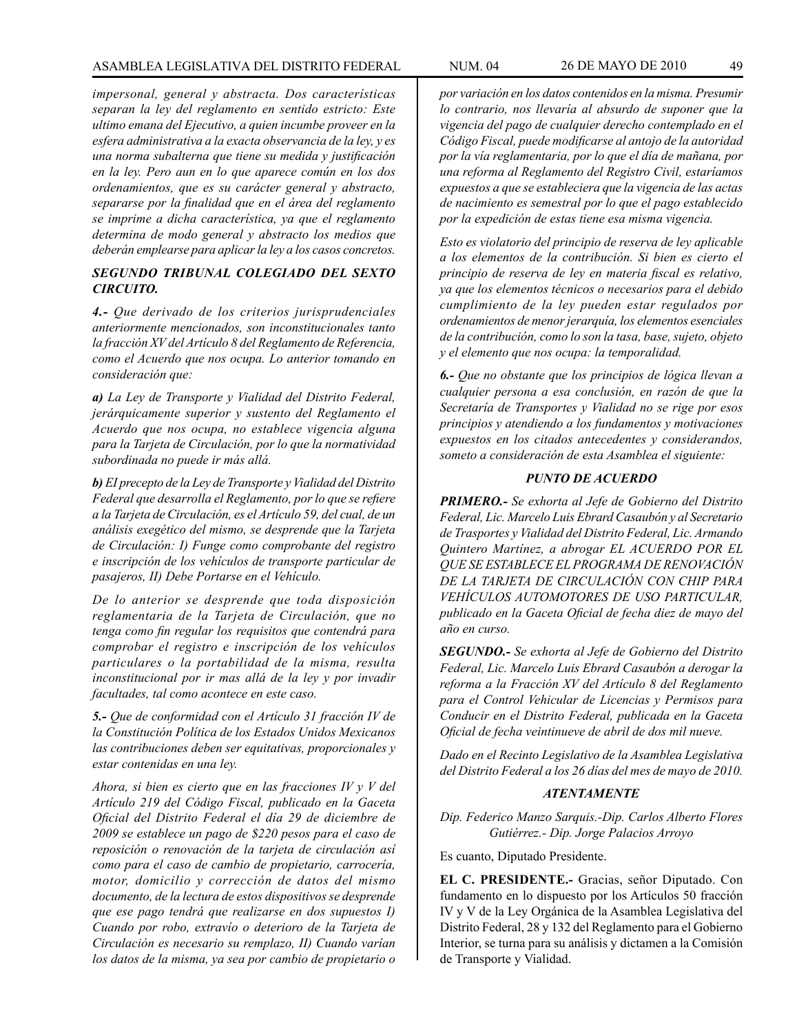*impersonal, general y abstracta. Dos características separan la ley del reglamento en sentido estricto: Este ultimo emana del Ejecutivo, a quien incumbe proveer en la esfera administrativa a la exacta observancia de la ley, y es una norma subalterna que tiene su medida y justificación en la ley. Pero aun en lo que aparece común en los dos ordenamientos, que es su carácter general y abstracto, separarse por la finalidad que en el área del reglamento se imprime a dicha característica, ya que el reglamento determina de modo general y abstracto los medios que deberán emplearse para aplicar la ley a los casos concretos.*

***SEGUNDO TRIBUNAL COLEGIADO DEL SEXTO CIRCUITO.***

***4.-*** *Que derivado de los criterios jurisprudenciales anteriormente mencionados, son inconstitucionales tanto la fracción XV del Artículo 8 del Reglamento de Referencia, como el Acuerdo que nos ocupa. Lo anterior tomando en consideración que:*

***a)*** *La Ley de Transporte y Vialidad del Distrito Federal, jerárquicamente superior y sustento del Reglamento el Acuerdo que nos ocupa, no establece vigencia alguna para la Tarjeta de Circulación, por lo que la normatividad subordinada no puede ir más allá.*

***b)*** *EI precepto de la Ley de Transporte y Vialidad del Distrito Federal que desarrolla el Reglamento, por lo que se refiere a la Tarjeta de Circulación, es el Artículo 59, del cual, de un análisis exegético del mismo, se desprende que la Tarjeta de Circulación: I) Funge como comprobante del registro e inscripción de los vehículos de transporte particular de pasajeros, II) Debe Portarse en el Vehículo.*

*De lo anterior se desprende que toda disposición reglamentaria de la Tarjeta de Circulación, que no tenga como fin regular los requisitos que contendrá para comprobar el registro e inscripción de los vehículos particulares o la portabilidad de la misma, resulta inconstitucional por ir mas allá de la ley y por invadir facultades, tal como acontece en este caso.*

***5.-*** *Que de conformidad con el Artículo 31 fracción IV de la Constitución Política de los Estados Unidos Mexicanos las contribuciones deben ser equitativas, proporcionales y estar contenidas en una ley.*

*Ahora, si bien es cierto que en las fracciones IV y V del Artículo 219 del Código Fiscal, publicado en la Gaceta Oficial del Distrito Federal el día 29 de diciembre de 2009 se establece un pago de $220 pesos para el caso de reposición o renovación de la tarjeta de circulación así como para el caso de cambio de propietario, carrocería, motor, domicilio y corrección de datos del mismo documento, de la lectura de estos dispositivos se desprende que ese pago tendrá que realizarse en dos supuestos I) Cuando por robo, extravío o deterioro de la Tarjeta de Circulación es necesario su remplazo, II) Cuando varían los datos de la misma, ya sea por cambio de propietario o por variación en los datos contenidos en la misma. Presumir lo contrario, nos llevaría al absurdo de suponer que la vigencia del pago de cualquier derecho contemplado en el Código Fiscal, puede modificarse al antojo de la autoridad por la vía reglamentaria, por lo que el día de mañana, por una reforma al Reglamento del Registro Civil, estaríamos expuestos a que se estableciera que la vigencia de las actas de nacimiento es semestral por lo que el pago establecido por la expedición de estas tiene esa misma vigencia.*

*Esto es violatorio del principio de reserva de ley aplicable a los elementos de la contribución. Si bien es cierto el principio de reserva de ley en materia fiscal es relativo, ya que los elementos técnicos o necesarios para el debido cumplimiento de la ley pueden estar regulados por ordenamientos de menor jerarquía, los elementos esenciales de la contribución, como lo son la tasa, base, sujeto, objeto y el elemento que nos ocupa: la temporalidad.*

***6.-*** *Que no obstante que los principios de lógica llevan a cualquier persona a esa conclusión, en razón de que la Secretaría de Transportes y Vialidad no se rige por esos principios y atendiendo a los fundamentos y motivaciones expuestos en los citados antecedentes y considerandos, someto a consideración de esta Asamblea el siguiente:*

***PUNTO DE ACUERDO***

***PRIMERO.-*** *Se exhorta al Jefe de Gobierno del Distrito Federal, Lic. Marcelo Luis Ebrard Casaubón y al Secretario de Trasportes y Vialidad del Distrito Federal, Lic. Armando Quintero Martínez, a abrogar EL ACUERDO POR EL QUE SE ESTABLECE EL PROGRAMA DE RENOVACIÓN DE LA TARJETA DE CIRCULACIÓN CON CHIP PARA VEHÍCULOS AUTOMOTORES DE USO PARTICULAR, publicado en la Gaceta Oficial de fecha diez de mayo del año en curso.*

***SEGUNDO.-*** *Se exhorta al Jefe de Gobierno del Distrito Federal, Lic. Marcelo Luis Ebrard Casaubón a derogar la reforma a la Fracción XV del Artículo 8 del Reglamento para el Control Vehicular de Licencias y Permisos para Conducir en el Distrito Federal, publicada en la Gaceta Oficial de fecha veintinueve de abril de dos mil nueve.*

*Dado en el Recinto Legislativo de la Asamblea Legislativa del Distrito Federal a los 26 días del mes de mayo de 2010.*

***ATENTAMENTE***

*Dip. Federico Manzo Sarquis.-Dip. Carlos Alberto Flores Gutiérrez.- Dip. Jorge Palacios Arroyo*

Es cuanto, Diputado Presidente.

**EL C. PRESIDENTE.-** Gracias, señor Diputado. Con fundamento en lo dispuesto por los Artículos 50 fracción IV y V de la Ley Orgánica de la Asamblea Legislativa del Distrito Federal, 28 y 132 del Reglamento para el Gobierno Interior, se turna para su análisis y dictamen a la Comisión de Transporte y Vialidad.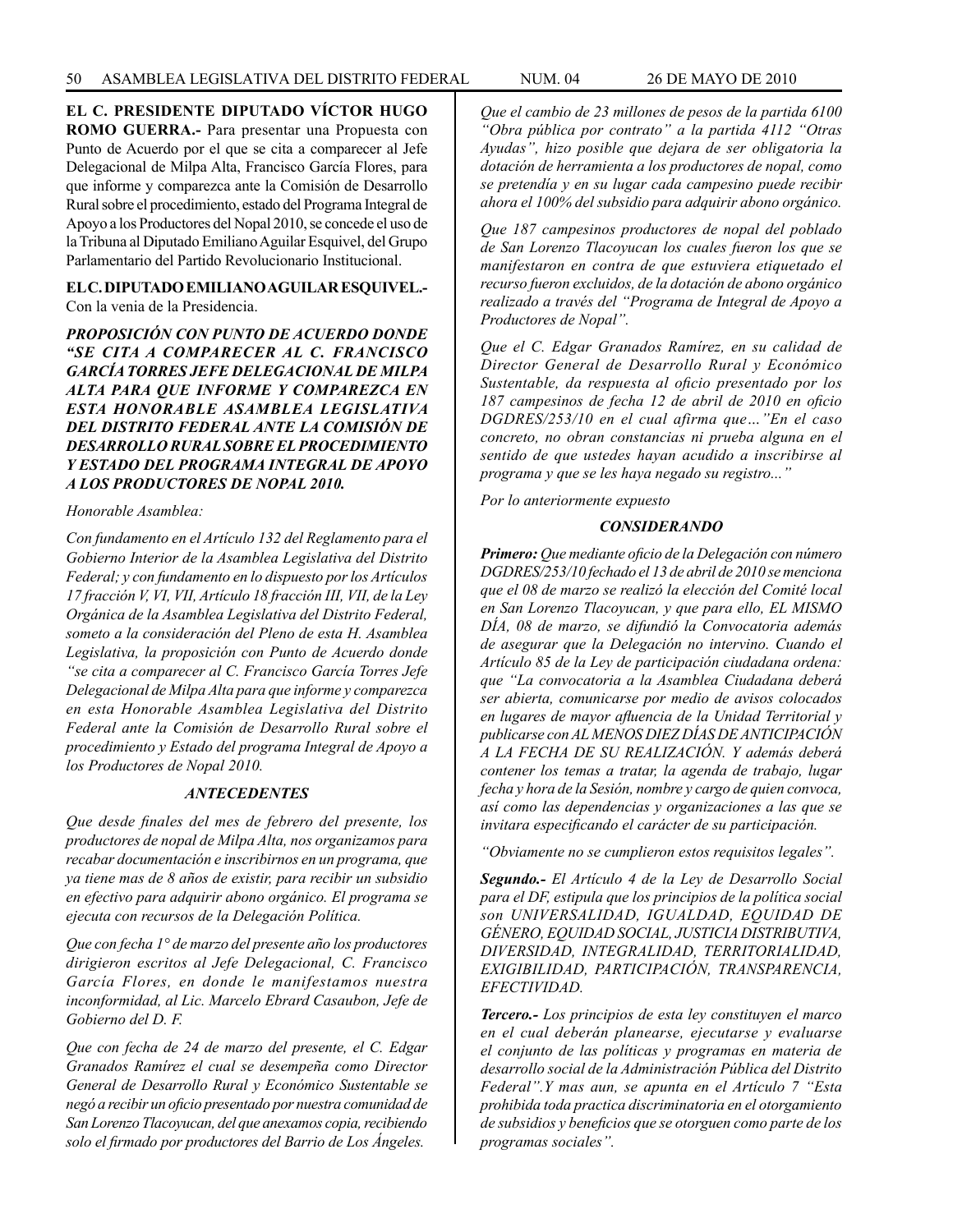**EL C. PRESIDENTE DIPUTADO VÍCTOR HUGO ROMO GUERRA.-** Para presentar una Propuesta con Punto de Acuerdo por el que se cita a comparecer al Jefe Delegacional de Milpa Alta, Francisco García Flores, para que informe y comparezca ante la Comisión de Desarrollo Rural sobre el procedimiento, estado del Programa Integral de Apoyo a los Productores del Nopal 2010, se concede el uso de la Tribuna al Diputado Emiliano Aguilar Esquivel, del Grupo Parlamentario del Partido Revolucionario Institucional.

**EL C. DIPUTADO EMILIANO AGUILAR ESQUIVEL.-** Con la venia de la Presidencia.

***PROPOSICIÓN CON PUNTO DE ACUERDO DONDE "SE CITA A COMPARECER AL C. FRANCISCO GARCÍA TORRES JEFE DELEGACIONAL DE MILPA ALTA PARA QUE INFORME Y COMPAREZCA EN ESTA HONORABLE ASAMBLEA LEGISLATIVA DEL DISTRITO FEDERAL ANTE LA COMISIÓN DE DESARROLLO RURAL SOBRE EL PROCEDIMIENTO Y ESTADO DEL PROGRAMA INTEGRAL DE APOYO A LOS PRODUCTORES DE NOPAL 2010.***

*Honorable Asamblea:*

*Con fundamento en el Artículo 132 del Reglamento para el Gobierno Interior de la Asamblea Legislativa del Distrito Federal; y con fundamento en lo dispuesto por los Artículos 17 fracción V, VI, VII, Artículo 18 fracción III, VII, de la Ley Orgánica de la Asamblea Legislativa del Distrito Federal, someto a la consideración del Pleno de esta H. Asamblea Legislativa, la proposición con Punto de Acuerdo donde "se cita a comparecer al C. Francisco García Torres Jefe Delegacional de Milpa Alta para que informe y comparezca en esta Honorable Asamblea Legislativa del Distrito Federal ante la Comisión de Desarrollo Rural sobre el procedimiento y Estado del programa Integral de Apoyo a los Productores de Nopal 2010.*

***ANTECEDENTES***

*Que desde finales del mes de febrero del presente, los productores de nopal de Milpa Alta, nos organizamos para recabar documentación e inscribirnos en un programa, que ya tiene mas de 8 años de existir, para recibir un subsidio en efectivo para adquirir abono orgánico. El programa se ejecuta con recursos de la Delegación Política.*

*Que con fecha 1° de marzo del presente año los productores dirigieron escritos al Jefe Delegacional, C. Francisco García Flores, en donde le manifestamos nuestra inconformidad, al Lic. Marcelo Ebrard Casaubon, Jefe de Gobierno del D. F.*

*Que con fecha de 24 de marzo del presente, el C. Edgar Granados Ramírez el cual se desempeña como Director General de Desarrollo Rural y Económico Sustentable se negó a recibir un oficio presentado por nuestra comunidad de San Lorenzo Tlacoyucan, del que anexamos copia, recibiendo solo el firmado por productores del Barrio de Los Ángeles.*

*Que el cambio de 23 millones de pesos de la partida 6100 "Obra pública por contrato" a la partida 4112 "Otras Ayudas", hizo posible que dejara de ser obligatoria la dotación de herramienta a los productores de nopal, como se pretendía y en su lugar cada campesino puede recibir ahora el 100% del subsidio para adquirir abono orgánico.*

*Que 187 campesinos productores de nopal del poblado de San Lorenzo Tlacoyucan los cuales fueron los que se manifestaron en contra de que estuviera etiquetado el recurso fueron excluidos, de la dotación de abono orgánico realizado a través del "Programa de Integral de Apoyo a Productores de Nopal".*

*Que el C. Edgar Granados Ramírez, en su calidad de Director General de Desarrollo Rural y Económico Sustentable, da respuesta al oficio presentado por los 187 campesinos de fecha 12 de abril de 2010 en oficio DGDRES/253/10 en el cual afirma que…"En el caso concreto, no obran constancias ni prueba alguna en el sentido de que ustedes hayan acudido a inscribirse al programa y que se les haya negado su registro..."*

*Por lo anteriormente expuesto*

***CONSIDERANDO***

***Primero:*** *Que mediante oficio de la Delegación con número DGDRES/253/10 fechado el 13 de abril de 2010 se menciona que el 08 de marzo se realizó la elección del Comité local en San Lorenzo Tlacoyucan, y que para ello, EL MISMO DÍA, 08 de marzo, se difundió la Convocatoria además de asegurar que la Delegación no intervino. Cuando el Artículo 85 de la Ley de participación ciudadana ordena: que "La convocatoria a la Asamblea Ciudadana deberá ser abierta, comunicarse por medio de avisos colocados en lugares de mayor afluencia de la Unidad Territorial y publicarse con AL MENOS DIEZ DÍAS DE ANTICIPACIÓN A LA FECHA DE SU REALIZACIÓN. Y además deberá contener los temas a tratar, la agenda de trabajo, lugar fecha y hora de la Sesión, nombre y cargo de quien convoca, así como las dependencias y organizaciones a las que se invitara especificando el carácter de su participación.*

*"Obviamente no se cumplieron estos requisitos legales".*

***Segundo.-*** *El Artículo 4 de la Ley de Desarrollo Social para el DF, estipula que los principios de la política social son UNIVERSALIDAD, IGUALDAD, EQUIDAD DE GÉNERO, EQUIDAD SOCIAL, JUSTICIA DISTRIBUTIVA, DIVERSIDAD, INTEGRALIDAD, TERRITORIALIDAD, EXIGIBILIDAD, PARTICIPACIÓN, TRANSPARENCIA, EFECTIVIDAD.*

***Tercero.-*** *Los principios de esta ley constituyen el marco en el cual deberán planearse, ejecutarse y evaluarse el conjunto de las políticas y programas en materia de desarrollo social de la Administración Pública del Distrito Federal".Y mas aun, se apunta en el Artículo 7 "Esta prohibida toda practica discriminatoria en el otorgamiento de subsidios y beneficios que se otorguen como parte de los programas sociales".*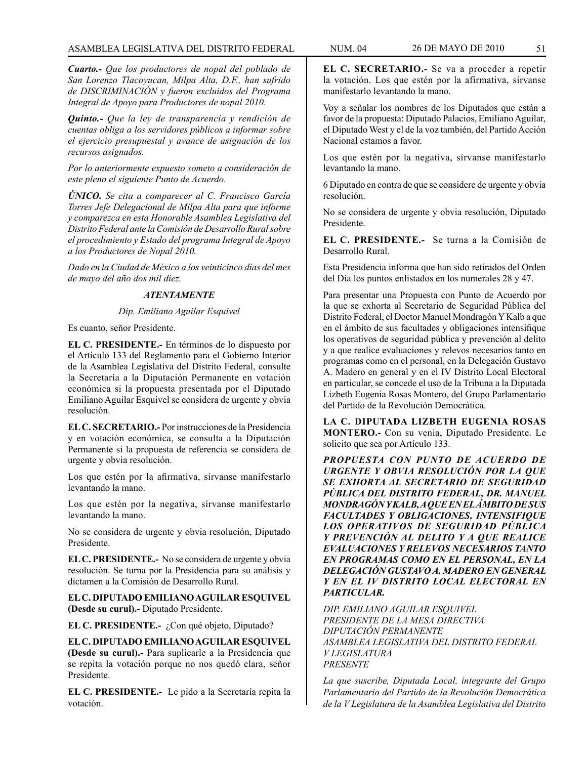*Cuarto.- Que los productores de nopal del poblado de San Lorenzo Tlacoyucan, Milpa Alta, D.F., han sufrido de DISCRIMINACIÓN y fueron excluidos del Programa Integral de Apoyo para Productores de nopal 2010.*

*Quinto.- Que la ley de transparencia y rendición de cuentas obliga a los servidores públicos a informar sobre el ejercicio presupuestal y avance de asignación de los recursos asignados.*

*Por lo anteriormente expuesto someto a consideración de este pleno el siguiente Punto de Acuerdo.*

***ÚNICO.** Se cita a comparecer al C. Francisco García Torres Jefe Delegacional de Milpa Alta para que informe y comparezca en esta Honorable Asamblea Legislativa del Distrito Federal ante la Comisión de Desarrollo Rural sobre el procedimiento y Estado del programa Integral de Apoyo a los Productores de Nopal 2010.*

*Dado en la Ciudad de México a los veinticinco días del mes de mayo del año dos mil diez.*

***ATENTAMENTE***

*Dip. Emiliano Aguilar Esquivel*

Es cuanto, señor Presidente.

**EL C. PRESIDENTE.-** En términos de lo dispuesto por el Artículo 133 del Reglamento para el Gobierno Interior de la Asamblea Legislativa del Distrito Federal, consulte la Secretaría a la Diputación Permanente en votación económica si la propuesta presentada por el Diputado Emiliano Aguilar Esquivel se considera de urgente y obvia resolución.

**EL C. SECRETARIO.-** Por instrucciones de la Presidencia y en votación económica, se consulta a la Diputación Permanente si la propuesta de referencia se considera de urgente y obvia resolución.

Los que estén por la afirmativa, sírvanse manifestarlo levantando la mano.

Los que estén por la negativa, sírvanse manifestarlo levantando la mano.

No se considera de urgente y obvia resolución, Diputado Presidente.

**EL C. PRESIDENTE.-** No se considera de urgente y obvia resolución. Se turna por la Presidencia para su análisis y dictamen a la Comisión de Desarrollo Rural.

**EL C. DIPUTADO EMILIANO AGUILAR ESQUIVEL (Desde su curul).-** Diputado Presidente.

**EL C. PRESIDENTE.-** ¿Con qué objeto, Diputado?

**EL C. DIPUTADO EMILIANO AGUILAR ESQUIVEL (Desde su curul).-** Para suplicarle a la Presidencia que se repita la votación porque no nos quedó clara, señor Presidente.

**EL C. PRESIDENTE.-** Le pido a la Secretaría repita la votación.

**EL C. SECRETARIO.-** Se va a proceder a repetir la votación. Los que estén por la afirmativa, sírvanse manifestarlo levantando la mano.

Voy a señalar los nombres de los Diputados que están a favor de la propuesta: Diputado Palacios, Emiliano Aguilar, el Diputado West y el de la voz también, del Partido Acción Nacional estamos a favor.

Los que estén por la negativa, sírvanse manifestarlo levantando la mano.

6 Diputado en contra de que se considere de urgente y obvia resolución.

No se considera de urgente y obvia resolución, Diputado Presidente.

**EL C. PRESIDENTE.-** Se turna a la Comisión de Desarrollo Rural.

Esta Presidencia informa que han sido retirados del Orden del Día los puntos enlistados en los numerales 28 y 47.

Para presentar una Propuesta con Punto de Acuerdo por la que se exhorta al Secretario de Seguridad Pública del Distrito Federal, el Doctor Manuel Mondragón Y Kalb a que en el ámbito de sus facultades y obligaciones intensifique los operativos de seguridad pública y prevención al delito y a que realice evaluaciones y relevos necesarios tanto en programas como en el personal, en la Delegación Gustavo A. Madero en general y en el IV Distrito Local Electoral en particular, se concede el uso de la Tribuna a la Diputada Lizbeth Eugenia Rosas Montero, del Grupo Parlamentario del Partido de la Revolución Democrática.

**LA C. DIPUTADA LIZBETH EUGENIA ROSAS MONTERO.-** Con su venia, Diputado Presidente. Le solicito que sea por Artículo 133.

***PROPUESTA CON PUNTO DE ACUERDO DE URGENTE Y OBVIA RESOLUCIÓN POR LA QUE SE EXHORTA AL SECRETARIO DE SEGURIDAD PÚBLICA DEL DISTRITO FEDERAL, DR. MANUEL MONDRAGÓN Y KALB, A QUE EN EL ÁMBITO DE SUS FACULTADES Y OBLIGACIONES, INTENSIFIQUE LOS OPERATIVOS DE SEGURIDAD PÚBLICA Y PREVENCIÓN AL DELITO Y A QUE REALICE EVALUACIONES Y RELEVOS NECESARIOS TANTO EN PROGRAMAS COMO EN EL PERSONAL, EN LA DELEGACIÓN GUSTAVO A. MADERO EN GENERAL Y EN EL IV DISTRITO LOCAL ELECTORAL EN PARTICULAR.***

*DIP. EMILIANO AGUILAR ESQUIVEL*
*PRESIDENTE DE LA MESA DIRECTIVA*
*DIPUTACIÓN PERMANENTE*
*ASAMBLEA LEGISLATIVA DEL DISTRITO FEDERAL*
*V LEGISLATURA*
*PRESENTE*

*La que suscribe, Diputada Local, integrante del Grupo Parlamentario del Partido de la Revolución Democrática de la V Legislatura de la Asamblea Legislativa del Distrito*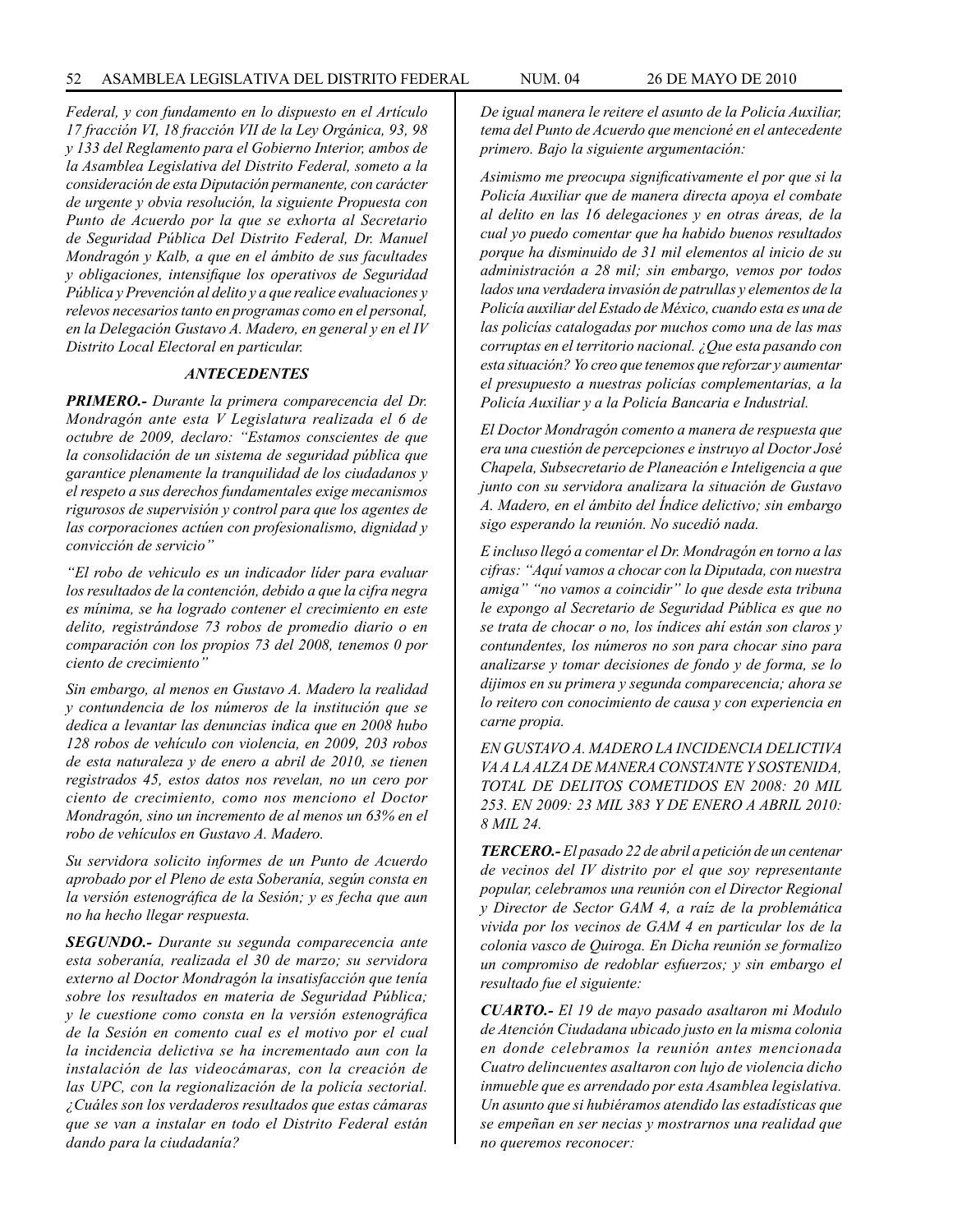*Federal, y con fundamento en lo dispuesto en el Artículo 17 fracción VI, 18 fracción VII de la Ley Orgánica, 93, 98 y 133 del Reglamento para el Gobierno Interior, ambos de la Asamblea Legislativa del Distrito Federal, someto a la consideración de esta Diputación permanente, con carácter de urgente y obvia resolución, la siguiente Propuesta con Punto de Acuerdo por la que se exhorta al Secretario de Seguridad Pública Del Distrito Federal, Dr. Manuel Mondragón y Kalb, a que en el ámbito de sus facultades y obligaciones, intensifique los operativos de Seguridad Pública y Prevención al delito y a que realice evaluaciones y relevos necesarios tanto en programas como en el personal, en la Delegación Gustavo A. Madero, en general y en el IV Distrito Local Electoral en particular.*

### *ANTECEDENTES*

***PRIMERO.-*** *Durante la primera comparecencia del Dr. Mondragón ante esta V Legislatura realizada el 6 de octubre de 2009, declaro: "Estamos conscientes de que la consolidación de un sistema de seguridad pública que garantice plenamente la tranquilidad de los ciudadanos y el respeto a sus derechos fundamentales exige mecanismos rigurosos de supervisión y control para que los agentes de las corporaciones actúen con profesionalismo, dignidad y convicción de servicio"*

*"El robo de vehiculo es un indicador líder para evaluar los resultados de la contención, debido a que la cifra negra es mínima, se ha logrado contener el crecimiento en este delito, registrándose 73 robos de promedio diario o en comparación con los propios 73 del 2008, tenemos 0 por ciento de crecimiento"*

*Sin embargo, al menos en Gustavo A. Madero la realidad y contundencia de los números de la institución que se dedica a levantar las denuncias indica que en 2008 hubo 128 robos de vehículo con violencia, en 2009, 203 robos de esta naturaleza y de enero a abril de 2010, se tienen registrados 45, estos datos nos revelan, no un cero por ciento de crecimiento, como nos menciono el Doctor Mondragón, sino un incremento de al menos un 63% en el robo de vehículos en Gustavo A. Madero.*

*Su servidora solicito informes de un Punto de Acuerdo aprobado por el Pleno de esta Soberanía, según consta en la versión estenográfica de la Sesión; y es fecha que aun no ha hecho llegar respuesta.*

***SEGUNDO.-*** *Durante su segunda comparecencia ante esta soberanía, realizada el 30 de marzo; su servidora externo al Doctor Mondragón la insatisfacción que tenía sobre los resultados en materia de Seguridad Pública; y le cuestione como consta en la versión estenográfica de la Sesión en comento cual es el motivo por el cual la incidencia delictiva se ha incrementado aun con la instalación de las videocámaras, con la creación de las UPC, con la regionalización de la policía sectorial. ¿Cuáles son los verdaderos resultados que estas cámaras que se van a instalar en todo el Distrito Federal están dando para la ciudadanía?*

*De igual manera le reitere el asunto de la Policía Auxiliar, tema del Punto de Acuerdo que mencioné en el antecedente primero. Bajo la siguiente argumentación:*

*Asimismo me preocupa significativamente el por que si la Policía Auxiliar que de manera directa apoya el combate al delito en las 16 delegaciones y en otras áreas, de la cual yo puedo comentar que ha habido buenos resultados porque ha disminuido de 31 mil elementos al inicio de su administración a 28 mil; sin embargo, vemos por todos lados una verdadera invasión de patrullas y elementos de la Policía auxiliar del Estado de México, cuando esta es una de las policías catalogadas por muchos como una de las mas corruptas en el territorio nacional. ¿Que esta pasando con esta situación? Yo creo que tenemos que reforzar y aumentar el presupuesto a nuestras policías complementarias, a la Policía Auxiliar y a la Policía Bancaria e Industrial.*

*El Doctor Mondragón comento a manera de respuesta que era una cuestión de percepciones e instruyo al Doctor José Chapela, Subsecretario de Planeación e Inteligencia a que junto con su servidora analizara la situación de Gustavo A. Madero, en el ámbito del Índice delictivo; sin embargo sigo esperando la reunión. No sucedió nada.*

*E incluso llegó a comentar el Dr. Mondragón en torno a las cifras: "Aquí vamos a chocar con la Diputada, con nuestra amiga" "no vamos a coincidir" lo que desde esta tribuna le expongo al Secretario de Seguridad Pública es que no se trata de chocar o no, los índices ahí están son claros y contundentes, los números no son para chocar sino para analizarse y tomar decisiones de fondo y de forma, se lo dijimos en su primera y segunda comparecencia; ahora se lo reitero con conocimiento de causa y con experiencia en carne propia.*

*EN GUSTAVO A. MADERO LA INCIDENCIA DELICTIVA VA A LA ALZA DE MANERA CONSTANTE Y SOSTENIDA, TOTAL DE DELITOS COMETIDOS EN 2008: 20 MIL 253. EN 2009: 23 MIL 383 Y DE ENERO A ABRIL 2010: 8 MIL 24.*

***TERCERO.-*** *El pasado 22 de abril a petición de un centenar de vecinos del IV distrito por el que soy representante popular, celebramos una reunión con el Director Regional y Director de Sector GAM 4, a raíz de la problemática vivida por los vecinos de GAM 4 en particular los de la colonia vasco de Quiroga. En Dicha reunión se formalizo un compromiso de redoblar esfuerzos; y sin embargo el resultado fue el siguiente:*

***CUARTO.-*** *El 19 de mayo pasado asaltaron mi Modulo de Atención Ciudadana ubicado justo en la misma colonia en donde celebramos la reunión antes mencionada Cuatro delincuentes asaltaron con lujo de violencia dicho inmueble que es arrendado por esta Asamblea legislativa. Un asunto que si hubiéramos atendido las estadísticas que se empeñan en ser necias y mostrarnos una realidad que no queremos reconocer:*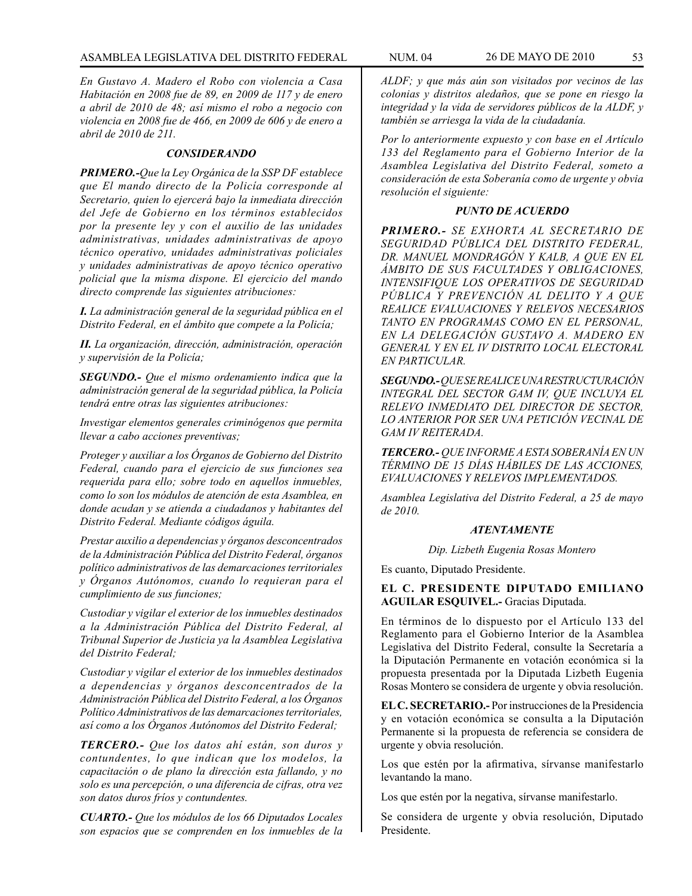*En Gustavo A. Madero el Robo con violencia a Casa Habitación en 2008 fue de 89, en 2009 de 117 y de enero a abril de 2010 de 48; así mismo el robo a negocio con violencia en 2008 fue de 466, en 2009 de 606 y de enero a abril de 2010 de 211.*

### *CONSIDERANDO*

***PRIMERO.-****Que la Ley Orgánica de la SSP DF establece que El mando directo de la Policía corresponde al Secretario, quien lo ejercerá bajo la inmediata dirección del Jefe de Gobierno en los términos establecidos por la presente ley y con el auxilio de las unidades administrativas, unidades administrativas de apoyo técnico operativo, unidades administrativas policiales y unidades administrativas de apoyo técnico operativo policial que la misma dispone. El ejercicio del mando directo comprende las siguientes atribuciones:*

***I.*** *La administración general de la seguridad pública en el Distrito Federal, en el ámbito que compete a la Policía;*

***II.*** *La organización, dirección, administración, operación y supervisión de la Policía;*

***SEGUNDO.-*** *Que el mismo ordenamiento indica que la administración general de la seguridad pública, la Policía tendrá entre otras las siguientes atribuciones:*

*Investigar elementos generales criminógenos que permita llevar a cabo acciones preventivas;*

*Proteger y auxiliar a los Órganos de Gobierno del Distrito Federal, cuando para el ejercicio de sus funciones sea requerida para ello; sobre todo en aquellos inmuebles, como lo son los módulos de atención de esta Asamblea, en donde acudan y se atienda a ciudadanos y habitantes del Distrito Federal. Mediante códigos águila.*

*Prestar auxilio a dependencias y órganos desconcentrados de la Administración Pública del Distrito Federal, órganos político administrativos de las demarcaciones territoriales y Órganos Autónomos, cuando lo requieran para el cumplimiento de sus funciones;*

*Custodiar y vigilar el exterior de los inmuebles destinados a la Administración Pública del Distrito Federal, al Tribunal Superior de Justicia ya la Asamblea Legislativa del Distrito Federal;*

*Custodiar y vigilar el exterior de los inmuebles destinados a dependencias y órganos desconcentrados de la Administración Pública del Distrito Federal, a los Órganos Político Administrativos de las demarcaciones territoriales, así como a los Órganos Autónomos del Distrito Federal;*

***TERCERO.-*** *Que los datos ahí están, son duros y contundentes, lo que indican que los modelos, la capacitación o de plano la dirección esta fallando, y no solo es una percepción, o una diferencia de cifras, otra vez son datos duros fríos y contundentes.*

***CUARTO.-*** *Que los módulos de los 66 Diputados Locales son espacios que se comprenden en los inmuebles de la ALDF; y que más aún son visitados por vecinos de las colonias y distritos aledaños, que se pone en riesgo la integridad y la vida de servidores públicos de la ALDF, y también se arriesga la vida de la ciudadanía.*

*Por lo anteriormente expuesto y con base en el Artículo 133 del Reglamento para el Gobierno Interior de la Asamblea Legislativa del Distrito Federal, someto a consideración de esta Soberanía como de urgente y obvia resolución el siguiente:*

### *PUNTO DE ACUERDO*

***PRIMERO.-*** *SE EXHORTA AL SECRETARIO DE SEGURIDAD PÚBLICA DEL DISTRITO FEDERAL, DR. MANUEL MONDRAGÓN Y KALB, A QUE EN EL ÁMBITO DE SUS FACULTADES Y OBLIGACIONES, INTENSIFIQUE LOS OPERATIVOS DE SEGURIDAD PÚBLICA Y PREVENCIÓN AL DELITO Y A QUE REALICE EVALUACIONES Y RELEVOS NECESARIOS TANTO EN PROGRAMAS COMO EN EL PERSONAL, EN LA DELEGACIÓN GUSTAVO A. MADERO EN GENERAL Y EN EL IV DISTRITO LOCAL ELECTORAL EN PARTICULAR.*

***SEGUNDO.-*** *QUE SE REALICE UNA RESTRUCTURACIÓN INTEGRAL DEL SECTOR GAM IV, QUE INCLUYA EL RELEVO INMEDIATO DEL DIRECTOR DE SECTOR, LO ANTERIOR POR SER UNA PETICIÓN VECINAL DE GAM IV REITERADA.*

***TERCERO.-*** *QUE INFORME A ESTA SOBERANÍA EN UN TÉRMINO DE 15 DÍAS HÁBILES DE LAS ACCIONES, EVALUACIONES Y RELEVOS IMPLEMENTADOS.*

*Asamblea Legislativa del Distrito Federal, a 25 de mayo de 2010.*

***ATENTAMENTE***

*Dip. Lizbeth Eugenia Rosas Montero*

Es cuanto, Diputado Presidente.

**EL C. PRESIDENTE DIPUTADO EMILIANO AGUILAR ESQUIVEL.-** Gracias Diputada.

En términos de lo dispuesto por el Artículo 133 del Reglamento para el Gobierno Interior de la Asamblea Legislativa del Distrito Federal, consulte la Secretaría a la Diputación Permanente en votación económica si la propuesta presentada por la Diputada Lizbeth Eugenia Rosas Montero se considera de urgente y obvia resolución.

**EL C. SECRETARIO.-** Por instrucciones de la Presidencia y en votación económica se consulta a la Diputación Permanente si la propuesta de referencia se considera de urgente y obvia resolución.

Los que estén por la afirmativa, sírvanse manifestarlo levantando la mano.

Los que estén por la negativa, sírvanse manifestarlo.

Se considera de urgente y obvia resolución, Diputado Presidente.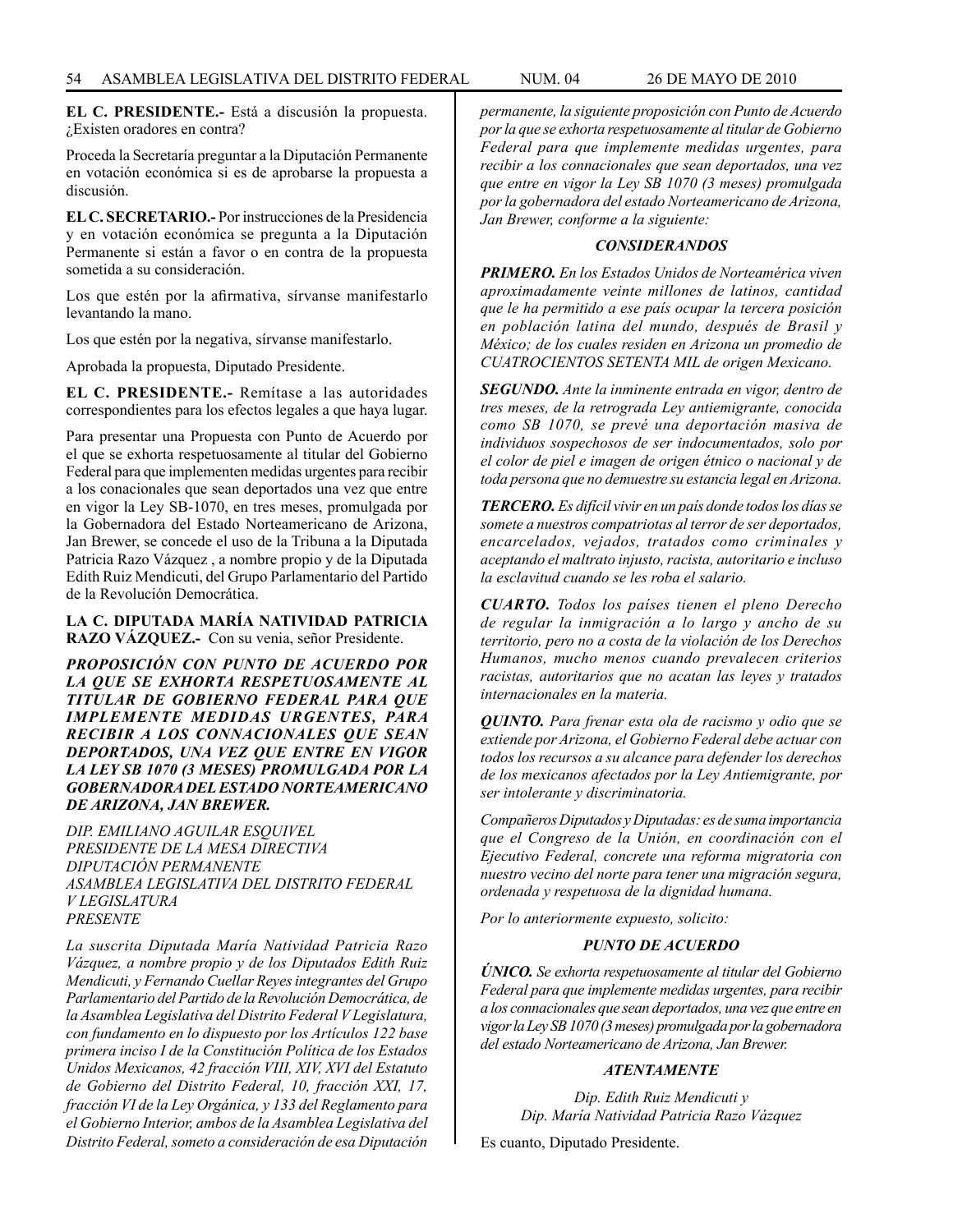**EL C. PRESIDENTE.-** Está a discusión la propuesta. ¿Existen oradores en contra?

Proceda la Secretaría preguntar a la Diputación Permanente en votación económica si es de aprobarse la propuesta a discusión.

**EL C. SECRETARIO.-** Por instrucciones de la Presidencia y en votación económica se pregunta a la Diputación Permanente si están a favor o en contra de la propuesta sometida a su consideración.

Los que estén por la afirmativa, sírvanse manifestarlo levantando la mano.

Los que estén por la negativa, sírvanse manifestarlo.

Aprobada la propuesta, Diputado Presidente.

**EL C. PRESIDENTE.-** Remítase a las autoridades correspondientes para los efectos legales a que haya lugar.

Para presentar una Propuesta con Punto de Acuerdo por el que se exhorta respetuosamente al titular del Gobierno Federal para que implementen medidas urgentes para recibir a los conacionales que sean deportados una vez que entre en vigor la Ley SB-1070, en tres meses, promulgada por la Gobernadora del Estado Norteamericano de Arizona, Jan Brewer, se concede el uso de la Tribuna a la Diputada Patricia Razo Vázquez , a nombre propio y de la Diputada Edith Ruiz Mendicuti, del Grupo Parlamentario del Partido de la Revolución Democrática.

**LA C. DIPUTADA MARÍA NATIVIDAD PATRICIA RAZO VÁZQUEZ.-** Con su venia, señor Presidente.

***PROPOSICIÓN CON PUNTO DE ACUERDO POR LA QUE SE EXHORTA RESPETUOSAMENTE AL TITULAR DE GOBIERNO FEDERAL PARA QUE IMPLEMENTE MEDIDAS URGENTES, PARA RECIBIR A LOS CONNACIONALES QUE SEAN DEPORTADOS, UNA VEZ QUE ENTRE EN VIGOR LA LEY SB 1070 (3 MESES) PROMULGADA POR LA GOBERNADORA DEL ESTADO NORTEAMERICANO DE ARIZONA, JAN BREWER.***

*DIP. EMILIANO AGUILAR ESQUIVEL*
*PRESIDENTE DE LA MESA DIRECTIVA*
*DIPUTACIÓN PERMANENTE*
*ASAMBLEA LEGISLATIVA DEL DISTRITO FEDERAL*
*V LEGISLATURA*
*PRESENTE*

*La suscrita Diputada María Natividad Patricia Razo Vázquez, a nombre propio y de los Diputados Edith Ruiz Mendicuti, y Fernando Cuellar Reyes integrantes del Grupo Parlamentario del Partido de la Revolución Democrática, de la Asamblea Legislativa del Distrito Federal V Legislatura, con fundamento en lo dispuesto por los Artículos 122 base primera inciso I de la Constitución Política de los Estados Unidos Mexicanos, 42 fracción VIII, XIV, XVI del Estatuto de Gobierno del Distrito Federal, 10, fracción XXI, 17, fracción VI de la Ley Orgánica, y 133 del Reglamento para el Gobierno Interior, ambos de la Asamblea Legislativa del Distrito Federal, someto a consideración de esa Diputación permanente, la siguiente proposición con Punto de Acuerdo por la que se exhorta respetuosamente al titular de Gobierno Federal para que implemente medidas urgentes, para recibir a los connacionales que sean deportados, una vez que entre en vigor la Ley SB 1070 (3 meses) promulgada por la gobernadora del estado Norteamericano de Arizona, Jan Brewer, conforme a la siguiente:*

***CONSIDERANDOS***

***PRIMERO.*** *En los Estados Unidos de Norteamérica viven aproximadamente veinte millones de latinos, cantidad que le ha permitido a ese país ocupar la tercera posición en población latina del mundo, después de Brasil y México; de los cuales residen en Arizona un promedio de CUATROCIENTOS SETENTA MIL de origen Mexicano.*

***SEGUNDO.*** *Ante la inminente entrada en vigor, dentro de tres meses, de la retrograda Ley antiemigrante, conocida como SB 1070, se prevé una deportación masiva de individuos sospechosos de ser indocumentados, solo por el color de piel e imagen de origen étnico o nacional y de toda persona que no demuestre su estancia legal en Arizona.*

***TERCERO.*** *Es difícil vivir en un país donde todos los días se somete a nuestros compatriotas al terror de ser deportados, encarcelados, vejados, tratados como criminales y aceptando el maltrato injusto, racista, autoritario e incluso la esclavitud cuando se les roba el salario.*

***CUARTO.*** *Todos los países tienen el pleno Derecho de regular la inmigración a lo largo y ancho de su territorio, pero no a costa de la violación de los Derechos Humanos, mucho menos cuando prevalecen criterios racistas, autoritarios que no acatan las leyes y tratados internacionales en la materia.*

***QUINTO.*** *Para frenar esta ola de racismo y odio que se extiende por Arizona, el Gobierno Federal debe actuar con todos los recursos a su alcance para defender los derechos de los mexicanos afectados por la Ley Antiemigrante, por ser intolerante y discriminatoria.*

*Compañeros Diputados y Diputadas: es de suma importancia que el Congreso de la Unión, en coordinación con el Ejecutivo Federal, concrete una reforma migratoria con nuestro vecino del norte para tener una migración segura, ordenada y respetuosa de la dignidad humana.*

*Por lo anteriormente expuesto, solicito:*

***PUNTO DE ACUERDO***

***ÚNICO.*** *Se exhorta respetuosamente al titular del Gobierno Federal para que implemente medidas urgentes, para recibir a los connacionales que sean deportados, una vez que entre en vigor la Ley SB 1070 (3 meses) promulgada por la gobernadora del estado Norteamericano de Arizona, Jan Brewer.*

***ATENTAMENTE***

*Dip. Edith Ruiz Mendicuti y*
*Dip. María Natividad Patricia Razo Vázquez*

Es cuanto, Diputado Presidente.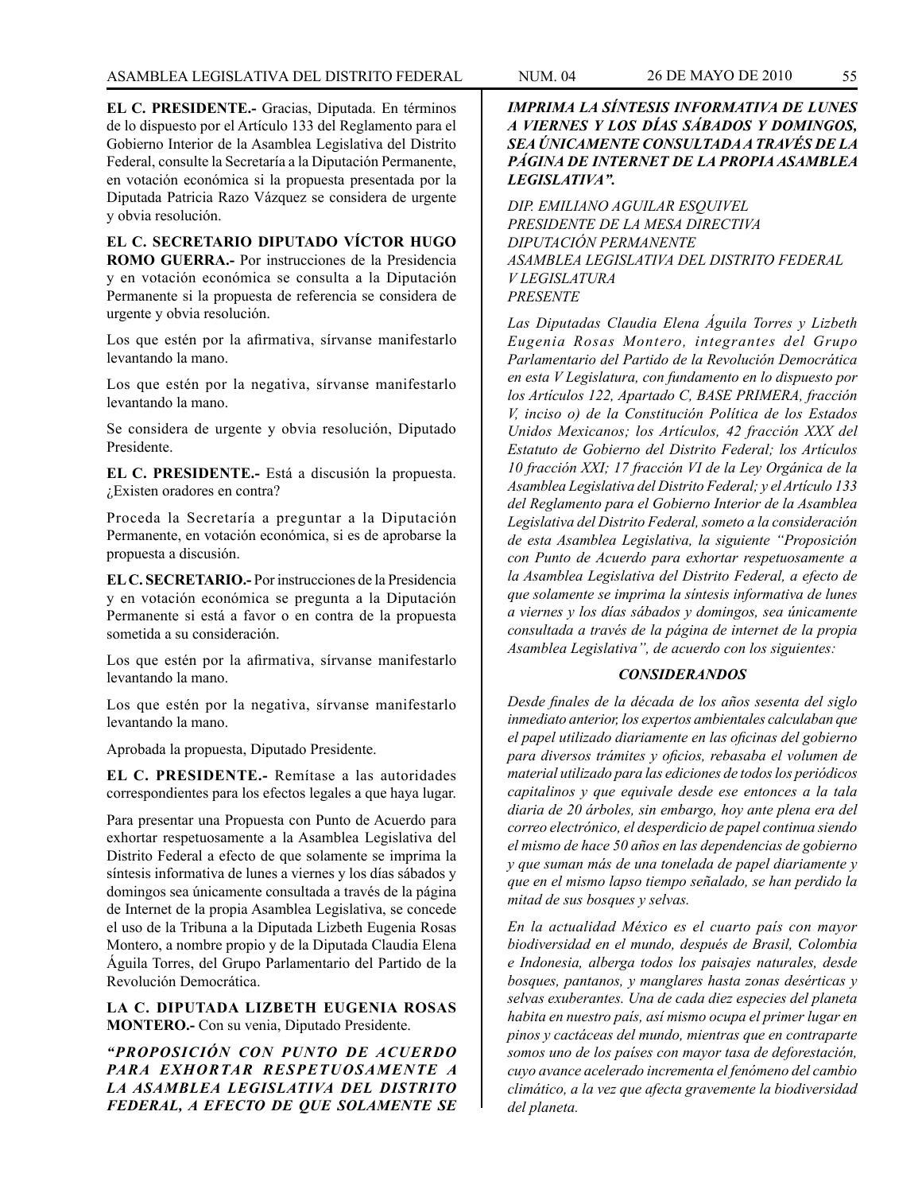**EL C. PRESIDENTE.-** Gracias, Diputada. En términos de lo dispuesto por el Artículo 133 del Reglamento para el Gobierno Interior de la Asamblea Legislativa del Distrito Federal, consulte la Secretaría a la Diputación Permanente, en votación económica si la propuesta presentada por la Diputada Patricia Razo Vázquez se considera de urgente y obvia resolución.

**EL C. SECRETARIO DIPUTADO VÍCTOR HUGO ROMO GUERRA.-** Por instrucciones de la Presidencia y en votación económica se consulta a la Diputación Permanente si la propuesta de referencia se considera de urgente y obvia resolución.

Los que estén por la afirmativa, sírvanse manifestarlo levantando la mano.

Los que estén por la negativa, sírvanse manifestarlo levantando la mano.

Se considera de urgente y obvia resolución, Diputado Presidente.

**EL C. PRESIDENTE.-** Está a discusión la propuesta. ¿Existen oradores en contra?

Proceda la Secretaría a preguntar a la Diputación Permanente, en votación económica, si es de aprobarse la propuesta a discusión.

**EL C. SECRETARIO.-** Por instrucciones de la Presidencia y en votación económica se pregunta a la Diputación Permanente si está a favor o en contra de la propuesta sometida a su consideración.

Los que estén por la afirmativa, sírvanse manifestarlo levantando la mano.

Los que estén por la negativa, sírvanse manifestarlo levantando la mano.

Aprobada la propuesta, Diputado Presidente.

**EL C. PRESIDENTE.-** Remítase a las autoridades correspondientes para los efectos legales a que haya lugar.

Para presentar una Propuesta con Punto de Acuerdo para exhortar respetuosamente a la Asamblea Legislativa del Distrito Federal a efecto de que solamente se imprima la síntesis informativa de lunes a viernes y los días sábados y domingos sea únicamente consultada a través de la página de Internet de la propia Asamblea Legislativa, se concede el uso de la Tribuna a la Diputada Lizbeth Eugenia Rosas Montero, a nombre propio y de la Diputada Claudia Elena Águila Torres, del Grupo Parlamentario del Partido de la Revolución Democrática.

**LA C. DIPUTADA LIZBETH EUGENIA ROSAS MONTERO.-** Con su venia, Diputado Presidente.

***"PROPOSICIÓN CON PUNTO DE ACUERDO PARA EXHORTAR RESPETUOSAMENTE A LA ASAMBLEA LEGISLATIVA DEL DISTRITO FEDERAL, A EFECTO DE QUE SOLAMENTE SE IMPRIMA LA SÍNTESIS INFORMATIVA DE LUNES A VIERNES Y LOS DÍAS SÁBADOS Y DOMINGOS, SEA ÚNICAMENTE CONSULTADA A TRAVÉS DE LA PÁGINA DE INTERNET DE LA PROPIA ASAMBLEA LEGISLATIVA".***

*DIP. EMILIANO AGUILAR ESQUIVEL*
*PRESIDENTE DE LA MESA DIRECTIVA*
*DIPUTACIÓN PERMANENTE*
*ASAMBLEA LEGISLATIVA DEL DISTRITO FEDERAL*
*V LEGISLATURA*
*PRESENTE*

*Las Diputadas Claudia Elena Águila Torres y Lizbeth Eugenia Rosas Montero, integrantes del Grupo Parlamentario del Partido de la Revolución Democrática en esta V Legislatura, con fundamento en lo dispuesto por los Artículos 122, Apartado C, BASE PRIMERA, fracción V, inciso o) de la Constitución Política de los Estados Unidos Mexicanos; los Artículos, 42 fracción XXX del Estatuto de Gobierno del Distrito Federal; los Artículos 10 fracción XXI; 17 fracción VI de la Ley Orgánica de la Asamblea Legislativa del Distrito Federal; y el Artículo 133 del Reglamento para el Gobierno Interior de la Asamblea Legislativa del Distrito Federal, someto a la consideración de esta Asamblea Legislativa, la siguiente "Proposición con Punto de Acuerdo para exhortar respetuosamente a la Asamblea Legislativa del Distrito Federal, a efecto de que solamente se imprima la síntesis informativa de lunes a viernes y los días sábados y domingos, sea únicamente consultada a través de la página de internet de la propia Asamblea Legislativa", de acuerdo con los siguientes:*

***CONSIDERANDOS***

*Desde finales de la década de los años sesenta del siglo inmediato anterior, los expertos ambientales calculaban que el papel utilizado diariamente en las oficinas del gobierno para diversos trámites y oficios, rebasaba el volumen de material utilizado para las ediciones de todos los periódicos capitalinos y que equivale desde ese entonces a la tala diaria de 20 árboles, sin embargo, hoy ante plena era del correo electrónico, el desperdicio de papel continua siendo el mismo de hace 50 años en las dependencias de gobierno y que suman más de una tonelada de papel diariamente y que en el mismo lapso tiempo señalado, se han perdido la mitad de sus bosques y selvas.*

*En la actualidad México es el cuarto país con mayor biodiversidad en el mundo, después de Brasil, Colombia e Indonesia, alberga todos los paisajes naturales, desde bosques, pantanos, y manglares hasta zonas desérticas y selvas exuberantes. Una de cada diez especies del planeta habita en nuestro país, así mismo ocupa el primer lugar en pinos y cactáceas del mundo, mientras que en contraparte somos uno de los países con mayor tasa de deforestación, cuyo avance acelerado incrementa el fenómeno del cambio climático, a la vez que afecta gravemente la biodiversidad del planeta.*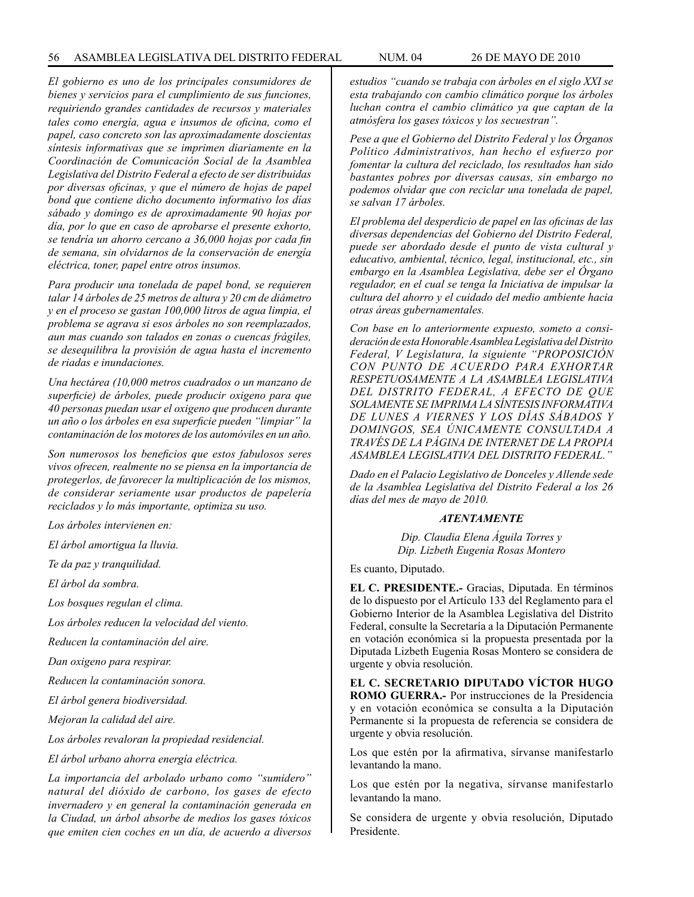*El gobierno es uno de los principales consumidores de bienes y servicios para el cumplimiento de sus funciones, requiriendo grandes cantidades de recursos y materiales tales como energía, agua e insumos de oficina, como el papel, caso concreto son las aproximadamente doscientas síntesis informativas que se imprimen diariamente en la Coordinación de Comunicación Social de la Asamblea Legislativa del Distrito Federal a efecto de ser distribuidas por diversas oficinas, y que el número de hojas de papel bond que contiene dicho documento informativo los días sábado y domingo es de aproximadamente 90 hojas por día, por lo que en caso de aprobarse el presente exhorto, se tendría un ahorro cercano a 36,000 hojas por cada fin de semana, sin olvidarnos de la conservación de energía eléctrica, toner, papel entre otros insumos.*

*Para producir una tonelada de papel bond, se requieren talar 14 árboles de 25 metros de altura y 20 cm de diámetro y en el proceso se gastan 100,000 litros de agua limpia, el problema se agrava si esos árboles no son reemplazados, aun mas cuando son talados en zonas o cuencas frágiles, se desequilibra la provisión de agua hasta el incremento de riadas e inundaciones.*

*Una hectárea (10,000 metros cuadrados o un manzano de superficie) de árboles, puede producir oxigeno para que 40 personas puedan usar el oxigeno que producen durante un año o los árboles en esa superficie pueden "limpiar" la contaminación de los motores de los automóviles en un año.*

*Son numerosos los beneficios que estos fabulosos seres vivos ofrecen, realmente no se piensa en la importancia de protegerlos, de favorecer la multiplicación de los mismos, de considerar seriamente usar productos de papelería reciclados y lo más importante, optimiza su uso.*

*Los árboles intervienen en:*

*El árbol amortigua la lluvia.*

*Te da paz y tranquilidad.*

*El árbol da sombra.*

*Los bosques regulan el clima.*

*Los árboles reducen la velocidad del viento.*

*Reducen la contaminación del aire.*

*Dan oxigeno para respirar.*

*Reducen la contaminación sonora.*

*El árbol genera biodiversidad.*

*Mejoran la calidad del aire.*

*Los árboles revaloran la propiedad residencial.*

*El árbol urbano ahorra energía eléctrica.*

*La importancia del arbolado urbano como "sumidero" natural del dióxido de carbono, los gases de efecto invernadero y en general la contaminación generada en la Ciudad, un árbol absorbe de medios los gases tóxicos que emiten cien coches en un día, de acuerdo a diversos estudios "cuando se trabaja con árboles en el siglo XXI se esta trabajando con cambio climático porque los árboles luchan contra el cambio climático ya que captan de la atmósfera los gases tóxicos y los secuestran".*

*Pese a que el Gobierno del Distrito Federal y los Órganos Político Administrativos, han hecho el esfuerzo por fomentar la cultura del reciclado, los resultados han sido bastantes pobres por diversas causas, sin embargo no podemos olvidar que con reciclar una tonelada de papel, se salvan 17 árboles.*

*El problema del desperdicio de papel en las oficinas de las diversas dependencias del Gobierno del Distrito Federal, puede ser abordado desde el punto de vista cultural y educativo, ambiental, técnico, legal, institucional, etc., sin embargo en la Asamblea Legislativa, debe ser el Órgano regulador, en el cual se tenga la Iniciativa de impulsar la cultura del ahorro y el cuidado del medio ambiente hacia otras áreas gubernamentales.*

*Con base en lo anteriormente expuesto, someto a consideración de esta Honorable Asamblea Legislativa del Distrito Federal, V Legislatura, la siguiente "PROPOSICIÓN CON PUNTO DE ACUERDO PARA EXHORTAR RESPETUOSAMENTE A LA ASAMBLEA LEGISLATIVA DEL DISTRITO FEDERAL, A EFECTO DE QUE SOLAMENTE SE IMPRIMA LA SÍNTESIS INFORMATIVA DE LUNES A VIERNES Y LOS DÍAS SÁBADOS Y DOMINGOS, SEA ÚNICAMENTE CONSULTADA A TRAVÉS DE LA PÁGINA DE INTERNET DE LA PROPIA ASAMBLEA LEGISLATIVA DEL DISTRITO FEDERAL."*

*Dado en el Palacio Legislativo de Donceles y Allende sede de la Asamblea Legislativa del Distrito Federal a los 26 días del mes de mayo de 2010.*

***ATENTAMENTE***

*Dip. Claudia Elena Águila Torres y*
*Dip. Lizbeth Eugenia Rosas Montero*

Es cuanto, Diputado.

**EL C. PRESIDENTE.-** Gracias, Diputada. En términos de lo dispuesto por el Artículo 133 del Reglamento para el Gobierno Interior de la Asamblea Legislativa del Distrito Federal, consulte la Secretaría a la Diputación Permanente en votación económica si la propuesta presentada por la Diputada Lizbeth Eugenia Rosas Montero se considera de urgente y obvia resolución.

**EL C. SECRETARIO DIPUTADO VÍCTOR HUGO ROMO GUERRA.-** Por instrucciones de la Presidencia y en votación económica se consulta a la Diputación Permanente si la propuesta de referencia se considera de urgente y obvia resolución.

Los que estén por la afirmativa, sírvanse manifestarlo levantando la mano.

Los que estén por la negativa, sírvanse manifestarlo levantando la mano.

Se considera de urgente y obvia resolución, Diputado Presidente.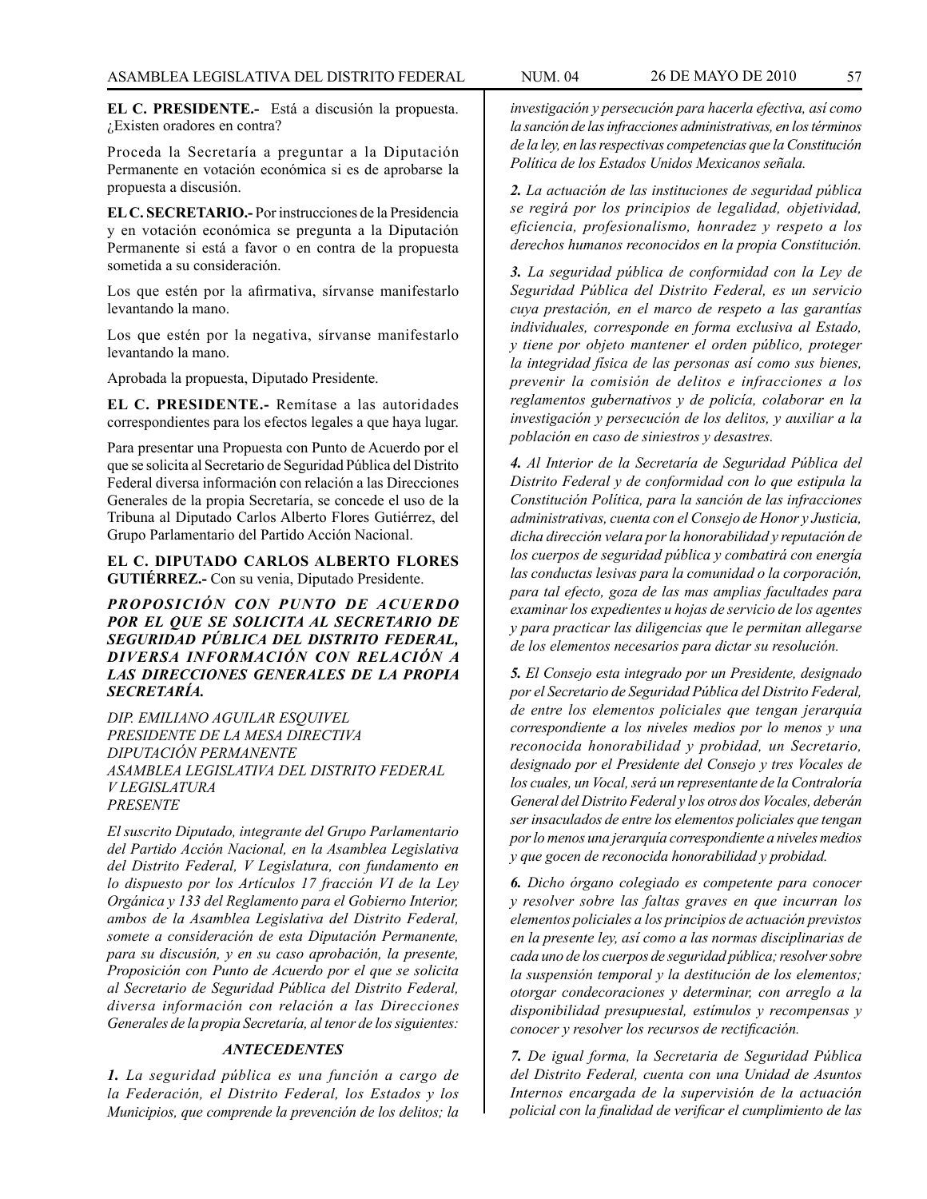**EL C. PRESIDENTE.-** Está a discusión la propuesta. ¿Existen oradores en contra?

Proceda la Secretaría a preguntar a la Diputación Permanente en votación económica si es de aprobarse la propuesta a discusión.

**EL C. SECRETARIO.-** Por instrucciones de la Presidencia y en votación económica se pregunta a la Diputación Permanente si está a favor o en contra de la propuesta sometida a su consideración.

Los que estén por la afirmativa, sírvanse manifestarlo levantando la mano.

Los que estén por la negativa, sírvanse manifestarlo levantando la mano.

Aprobada la propuesta, Diputado Presidente.

**EL C. PRESIDENTE.-** Remítase a las autoridades correspondientes para los efectos legales a que haya lugar.

Para presentar una Propuesta con Punto de Acuerdo por el que se solicita al Secretario de Seguridad Pública del Distrito Federal diversa información con relación a las Direcciones Generales de la propia Secretaría, se concede el uso de la Tribuna al Diputado Carlos Alberto Flores Gutiérrez, del Grupo Parlamentario del Partido Acción Nacional.

**EL C. DIPUTADO CARLOS ALBERTO FLORES GUTIÉRREZ.-** Con su venia, Diputado Presidente.

***PROPOSICIÓN CON PUNTO DE ACUERDO POR EL QUE SE SOLICITA AL SECRETARIO DE SEGURIDAD PÚBLICA DEL DISTRITO FEDERAL, DIVERSA INFORMACIÓN CON RELACIÓN A LAS DIRECCIONES GENERALES DE LA PROPIA SECRETARÍA.***

*DIP. EMILIANO AGUILAR ESQUIVEL*
*PRESIDENTE DE LA MESA DIRECTIVA*
*DIPUTACIÓN PERMANENTE*
*ASAMBLEA LEGISLATIVA DEL DISTRITO FEDERAL*
*V LEGISLATURA*
*PRESENTE*

*El suscrito Diputado, integrante del Grupo Parlamentario del Partido Acción Nacional, en la Asamblea Legislativa del Distrito Federal, V Legislatura, con fundamento en lo dispuesto por los Artículos 17 fracción VI de la Ley Orgánica y 133 del Reglamento para el Gobierno Interior, ambos de la Asamblea Legislativa del Distrito Federal, somete a consideración de esta Diputación Permanente, para su discusión, y en su caso aprobación, la presente, Proposición con Punto de Acuerdo por el que se solicita al Secretario de Seguridad Pública del Distrito Federal, diversa información con relación a las Direcciones Generales de la propia Secretaría, al tenor de los siguientes:*

***ANTECEDENTES***

***1.*** *La seguridad pública es una función a cargo de la Federación, el Distrito Federal, los Estados y los Municipios, que comprende la prevención de los delitos; la investigación y persecución para hacerla efectiva, así como la sanción de las infracciones administrativas, en los términos de la ley, en las respectivas competencias que la Constitución Política de los Estados Unidos Mexicanos señala.*

***2.*** *La actuación de las instituciones de seguridad pública se regirá por los principios de legalidad, objetividad, eficiencia, profesionalismo, honradez y respeto a los derechos humanos reconocidos en la propia Constitución.*

***3.*** *La seguridad pública de conformidad con la Ley de Seguridad Pública del Distrito Federal, es un servicio cuya prestación, en el marco de respeto a las garantías individuales, corresponde en forma exclusiva al Estado, y tiene por objeto mantener el orden público, proteger la integridad física de las personas así como sus bienes, prevenir la comisión de delitos e infracciones a los reglamentos gubernativos y de policía, colaborar en la investigación y persecución de los delitos, y auxiliar a la población en caso de siniestros y desastres.*

***4.*** *Al Interior de la Secretaría de Seguridad Pública del Distrito Federal y de conformidad con lo que estipula la Constitución Política, para la sanción de las infracciones administrativas, cuenta con el Consejo de Honor y Justicia, dicha dirección velara por la honorabilidad y reputación de los cuerpos de seguridad pública y combatirá con energía las conductas lesivas para la comunidad o la corporación, para tal efecto, goza de las mas amplias facultades para examinar los expedientes u hojas de servicio de los agentes y para practicar las diligencias que le permitan allegarse de los elementos necesarios para dictar su resolución.*

***5.*** *El Consejo esta integrado por un Presidente, designado por el Secretario de Seguridad Pública del Distrito Federal, de entre los elementos policiales que tengan jerarquía correspondiente a los niveles medios por lo menos y una reconocida honorabilidad y probidad, un Secretario, designado por el Presidente del Consejo y tres Vocales de los cuales, un Vocal, será un representante de la Contraloría General del Distrito Federal y los otros dos Vocales, deberán ser insaculados de entre los elementos policiales que tengan por lo menos una jerarquía correspondiente a niveles medios y que gocen de reconocida honorabilidad y probidad.*

***6.*** *Dicho órgano colegiado es competente para conocer y resolver sobre las faltas graves en que incurran los elementos policiales a los principios de actuación previstos en la presente ley, así como a las normas disciplinarias de cada uno de los cuerpos de seguridad pública; resolver sobre la suspensión temporal y la destitución de los elementos; otorgar condecoraciones y determinar, con arreglo a la disponibilidad presupuestal, estímulos y recompensas y conocer y resolver los recursos de rectificación.*

***7.*** *De igual forma, la Secretaria de Seguridad Pública del Distrito Federal, cuenta con una Unidad de Asuntos Internos encargada de la supervisión de la actuación policial con la finalidad de verificar el cumplimiento de las*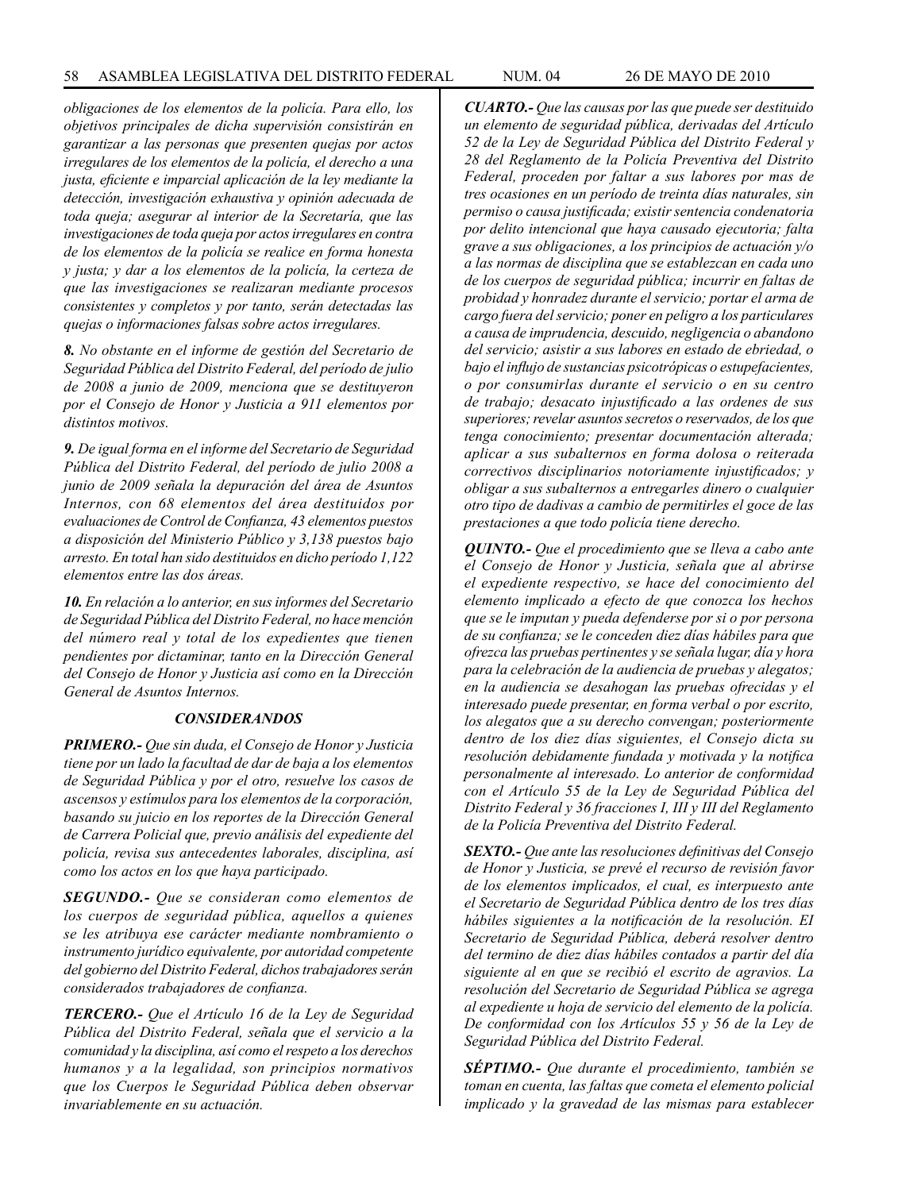*obligaciones de los elementos de la policía. Para ello, los objetivos principales de dicha supervisión consistirán en garantizar a las personas que presenten quejas por actos irregulares de los elementos de la policía, el derecho a una justa, eficiente e imparcial aplicación de la ley mediante la detección, investigación exhaustiva y opinión adecuada de toda queja; asegurar al interior de la Secretaría, que las investigaciones de toda queja por actos irregulares en contra de los elementos de la policía se realice en forma honesta y justa; y dar a los elementos de la policía, la certeza de que las investigaciones se realizaran mediante procesos consistentes y completos y por tanto, serán detectadas las quejas o informaciones falsas sobre actos irregulares.*

***8.** No obstante en el informe de gestión del Secretario de Seguridad Pública del Distrito Federal, del período de julio de 2008 a junio de 2009, menciona que se destituyeron por el Consejo de Honor y Justicia a 911 elementos por distintos motivos.*

***9.** De igual forma en el informe del Secretario de Seguridad Pública del Distrito Federal, del período de julio 2008 a junio de 2009 señala la depuración del área de Asuntos Internos, con 68 elementos del área destituidos por evaluaciones de Control de Confianza, 43 elementos puestos a disposición del Ministerio Público y 3,138 puestos bajo arresto. En total han sido destituidos en dicho período 1,122 elementos entre las dos áreas.*

***10.** En relación a lo anterior, en sus informes del Secretario de Seguridad Pública del Distrito Federal, no hace mención del número real y total de los expedientes que tienen pendientes por dictaminar, tanto en la Dirección General del Consejo de Honor y Justicia así como en la Dirección General de Asuntos Internos.*

### *CONSIDERANDOS*

***PRIMERO.-** Que sin duda, el Consejo de Honor y Justicia tiene por un lado la facultad de dar de baja a los elementos de Seguridad Pública y por el otro, resuelve los casos de ascensos y estímulos para los elementos de la corporación, basando su juicio en los reportes de la Dirección General de Carrera Policial que, previo análisis del expediente del policía, revisa sus antecedentes laborales, disciplina, así como los actos en los que haya participado.*

***SEGUNDO.-** Que se consideran como elementos de los cuerpos de seguridad pública, aquellos a quienes se les atribuya ese carácter mediante nombramiento o instrumento jurídico equivalente, por autoridad competente del gobierno del Distrito Federal, dichos trabajadores serán considerados trabajadores de confianza.*

***TERCERO.-** Que el Artículo 16 de la Ley de Seguridad Pública del Distrito Federal, señala que el servicio a la comunidad y la disciplina, así como el respeto a los derechos humanos y a la legalidad, son principios normativos que los Cuerpos le Seguridad Pública deben observar invariablemente en su actuación.*

***CUARTO.-** Que las causas por las que puede ser destituido un elemento de seguridad pública, derivadas del Artículo 52 de la Ley de Seguridad Pública del Distrito Federal y 28 del Reglamento de la Policía Preventiva del Distrito Federal, proceden por faltar a sus labores por mas de tres ocasiones en un período de treinta días naturales, sin permiso o causa justificada; existir sentencia condenatoria por delito intencional que haya causado ejecutoria; falta grave a sus obligaciones, a los principios de actuación y/o a las normas de disciplina que se establezcan en cada uno de los cuerpos de seguridad pública; incurrir en faltas de probidad y honradez durante el servicio; portar el arma de cargo fuera del servicio; poner en peligro a los particulares a causa de imprudencia, descuido, negligencia o abandono del servicio; asistir a sus labores en estado de ebriedad, o bajo el influjo de sustancias psicotrópicas o estupefacientes, o por consumirlas durante el servicio o en su centro de trabajo; desacato injustificado a las ordenes de sus superiores; revelar asuntos secretos o reservados, de los que tenga conocimiento; presentar documentación alterada; aplicar a sus subalternos en forma dolosa o reiterada correctivos disciplinarios notoriamente injustificados; y obligar a sus subalternos a entregarles dinero o cualquier otro tipo de dadivas a cambio de permitirles el goce de las prestaciones a que todo policía tiene derecho.*

***QUINTO.-** Que el procedimiento que se lleva a cabo ante el Consejo de Honor y Justicia, señala que al abrirse el expediente respectivo, se hace del conocimiento del elemento implicado a efecto de que conozca los hechos que se le imputan y pueda defenderse por si o por persona de su confianza; se le conceden diez días hábiles para que ofrezca las pruebas pertinentes y se señala lugar, día y hora para la celebración de la audiencia de pruebas y alegatos; en la audiencia se desahogan las pruebas ofrecidas y el interesado puede presentar, en forma verbal o por escrito, los alegatos que a su derecho convengan; posteriormente dentro de los diez días siguientes, el Consejo dicta su resolución debidamente fundada y motivada y la notifica personalmente al interesado. Lo anterior de conformidad con el Artículo 55 de la Ley de Seguridad Pública del Distrito Federal y 36 fracciones I, III y III del Reglamento de la Policía Preventiva del Distrito Federal.*

***SEXTO.-** Que ante las resoluciones definitivas del Consejo de Honor y Justicia, se prevé el recurso de revisión favor de los elementos implicados, el cual, es interpuesto ante el Secretario de Seguridad Pública dentro de los tres días hábiles siguientes a la notificación de la resolución. EI Secretario de Seguridad Pública, deberá resolver dentro del termino de diez días hábiles contados a partir del día siguiente al en que se recibió el escrito de agravios. La resolución del Secretario de Seguridad Pública se agrega al expediente u hoja de servicio del elemento de la policía. De conformidad con los Artículos 55 y 56 de la Ley de Seguridad Pública del Distrito Federal.*

***SÉPTIMO.-** Que durante el procedimiento, también se toman en cuenta, las faltas que cometa el elemento policial implicado y la gravedad de las mismas para establecer*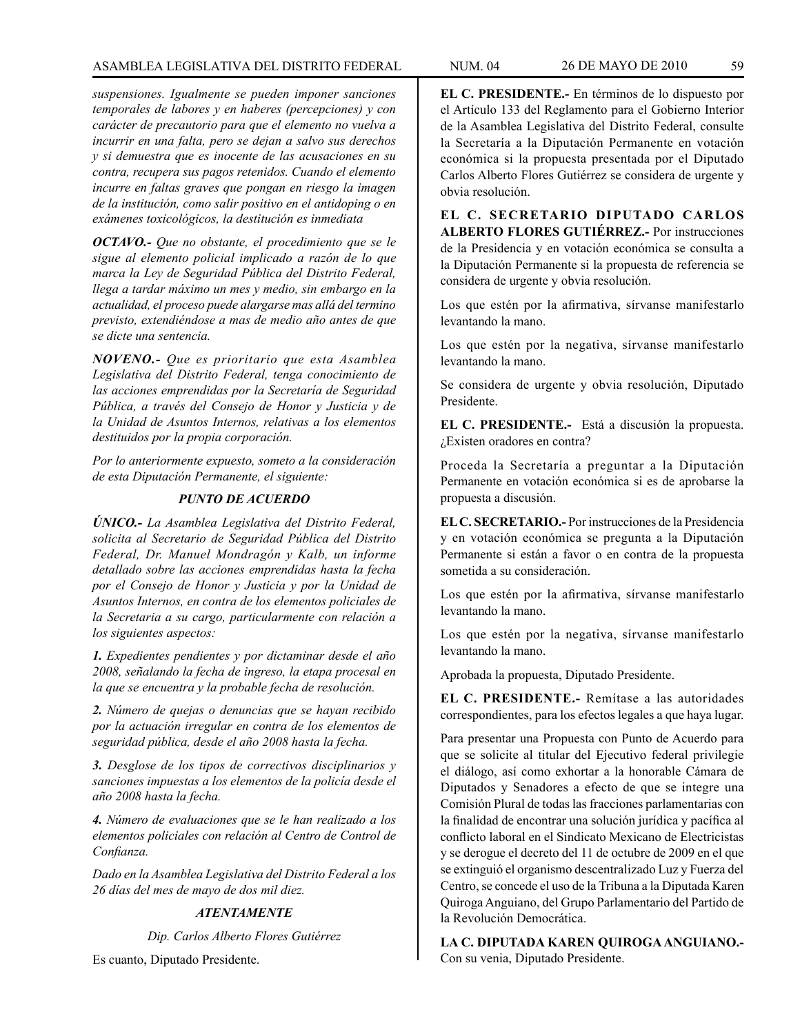*suspensiones. Igualmente se pueden imponer sanciones temporales de labores y en haberes (percepciones) y con carácter de precautorio para que el elemento no vuelva a incurrir en una falta, pero se dejan a salvo sus derechos y si demuestra que es inocente de las acusaciones en su contra, recupera sus pagos retenidos. Cuando el elemento incurre en faltas graves que pongan en riesgo la imagen de la institución, como salir positivo en el antidoping o en exámenes toxicológicos, la destitución es inmediata*

***OCTAVO.-*** *Que no obstante, el procedimiento que se le sigue al elemento policial implicado a razón de lo que marca la Ley de Seguridad Pública del Distrito Federal, llega a tardar máximo un mes y medio, sin embargo en la actualidad, el proceso puede alargarse mas allá del termino previsto, extendiéndose a mas de medio año antes de que se dicte una sentencia.*

***NOVENO.-*** *Que es prioritario que esta Asamblea Legislativa del Distrito Federal, tenga conocimiento de las acciones emprendidas por la Secretaría de Seguridad Pública, a través del Consejo de Honor y Justicia y de la Unidad de Asuntos Internos, relativas a los elementos destituidos por la propia corporación.*

*Por lo anteriormente expuesto, someto a la consideración de esta Diputación Permanente, el siguiente:*

***PUNTO DE ACUERDO***

***ÚNICO.-*** *La Asamblea Legislativa del Distrito Federal, solicita al Secretario de Seguridad Pública del Distrito Federal, Dr. Manuel Mondragón y Kalb, un informe detallado sobre las acciones emprendidas hasta la fecha por el Consejo de Honor y Justicia y por la Unidad de Asuntos Internos, en contra de los elementos policiales de la Secretaria a su cargo, particularmente con relación a los siguientes aspectos:*

***1.*** *Expedientes pendientes y por dictaminar desde el año 2008, señalando la fecha de ingreso, la etapa procesal en la que se encuentra y la probable fecha de resolución.*

***2.*** *Número de quejas o denuncias que se hayan recibido por la actuación irregular en contra de los elementos de seguridad pública, desde el año 2008 hasta la fecha.*

***3.*** *Desglose de los tipos de correctivos disciplinarios y sanciones impuestas a los elementos de la policía desde el año 2008 hasta la fecha.*

***4.*** *Número de evaluaciones que se le han realizado a los elementos policiales con relación al Centro de Control de Confianza.*

*Dado en la Asamblea Legislativa del Distrito Federal a los 26 días del mes de mayo de dos mil diez.*

***ATENTAMENTE***

*Dip. Carlos Alberto Flores Gutiérrez*

Es cuanto, Diputado Presidente.

**EL C. PRESIDENTE.-** En términos de lo dispuesto por el Artículo 133 del Reglamento para el Gobierno Interior de la Asamblea Legislativa del Distrito Federal, consulte la Secretaría a la Diputación Permanente en votación económica si la propuesta presentada por el Diputado Carlos Alberto Flores Gutiérrez se considera de urgente y obvia resolución.

**EL C. SECRETARIO DIPUTADO CARLOS ALBERTO FLORES GUTIÉRREZ.-** Por instrucciones de la Presidencia y en votación económica se consulta a la Diputación Permanente si la propuesta de referencia se considera de urgente y obvia resolución.

Los que estén por la afirmativa, sírvanse manifestarlo levantando la mano.

Los que estén por la negativa, sírvanse manifestarlo levantando la mano.

Se considera de urgente y obvia resolución, Diputado Presidente.

**EL C. PRESIDENTE.-** Está a discusión la propuesta. ¿Existen oradores en contra?

Proceda la Secretaría a preguntar a la Diputación Permanente en votación económica si es de aprobarse la propuesta a discusión.

**EL C. SECRETARIO.-** Por instrucciones de la Presidencia y en votación económica se pregunta a la Diputación Permanente si están a favor o en contra de la propuesta sometida a su consideración.

Los que estén por la afirmativa, sírvanse manifestarlo levantando la mano.

Los que estén por la negativa, sírvanse manifestarlo levantando la mano.

Aprobada la propuesta, Diputado Presidente.

**EL C. PRESIDENTE.-** Remítase a las autoridades correspondientes, para los efectos legales a que haya lugar.

Para presentar una Propuesta con Punto de Acuerdo para que se solicite al titular del Ejecutivo federal privilegie el diálogo, así como exhortar a la honorable Cámara de Diputados y Senadores a efecto de que se integre una Comisión Plural de todas las fracciones parlamentarias con la finalidad de encontrar una solución jurídica y pacífica al conflicto laboral en el Sindicato Mexicano de Electricistas y se derogue el decreto del 11 de octubre de 2009 en el que se extinguió el organismo descentralizado Luz y Fuerza del Centro, se concede el uso de la Tribuna a la Diputada Karen Quiroga Anguiano, del Grupo Parlamentario del Partido de la Revolución Democrática.

**LA C. DIPUTADA KAREN QUIROGA ANGUIANO.-** Con su venia, Diputado Presidente.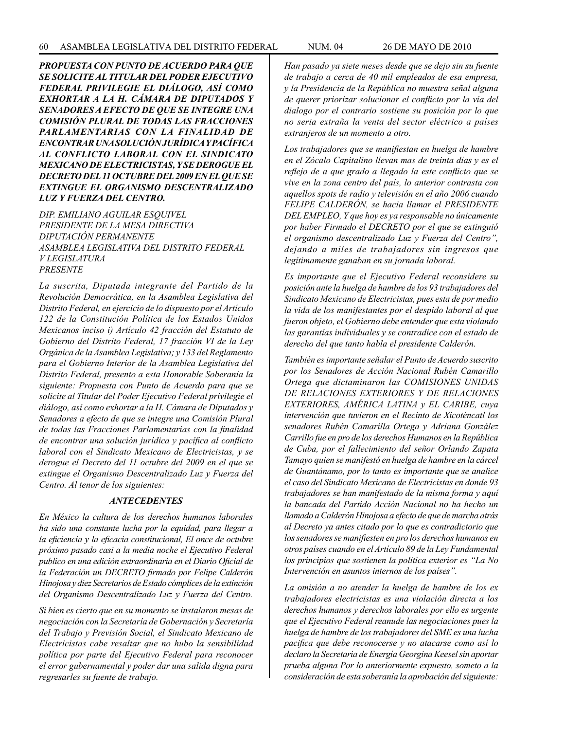***PROPUESTA CON PUNTO DE ACUERDO PARA QUE SE SOLICITE AL TITULAR DEL PODER EJECUTIVO FEDERAL PRIVILEGIE EL DIÁLOGO, ASÍ COMO EXHORTAR A LA H. CÁMARA DE DIPUTADOS Y SENADORES A EFECTO DE QUE SE INTEGRE UNA COMISIÓN PLURAL DE TODAS LAS FRACCIONES PARLAMENTARIAS CON LA FINALIDAD DE ENCONTRAR UNA SOLUCIÓN JURÍDICA Y PACÍFICA AL CONFLICTO LABORAL CON EL SINDICATO MEXICANO DE ELECTRICISTAS, Y SE DEROGUE EL DECRETO DEL 11 OCTUBRE DEL 2009 EN EL QUE SE EXTINGUE EL ORGANISMO DESCENTRALIZADO LUZ Y FUERZA DEL CENTRO.***

*DIP. EMILIANO AGUILAR ESQUIVEL*
*PRESIDENTE DE LA MESA DIRECTIVA*
*DIPUTACIÓN PERMANENTE*
*ASAMBLEA LEGISLATIVA DEL DISTRITO FEDERAL*
*V LEGISLATURA*
*PRESENTE*

*La suscrita, Diputada integrante del Partido de la Revolución Democrática, en la Asamblea Legislativa del Distrito Federal, en ejercicio de lo dispuesto por el Artículo 122 de la Constitución Política de los Estados Unidos Mexicanos inciso i) Artículo 42 fracción del Estatuto de Gobierno del Distrito Federal, 17 fracción VI de la Ley Orgánica de la Asamblea Legislativa; y 133 del Reglamento para el Gobierno Interior de la Asamblea Legislativa del Distrito Federal, presento a esta Honorable Soberanía la siguiente: Propuesta con Punto de Acuerdo para que se solicite al Titular del Poder Ejecutivo Federal privilegie el diálogo, así como exhortar a la H. Cámara de Diputados y Senadores a efecto de que se integre una Comisión Plural de todas las Fracciones Parlamentarias con la finalidad de encontrar una solución jurídica y pacífica al conflicto laboral con el Sindicato Mexicano de Electricistas, y se derogue el Decreto del 11 octubre del 2009 en el que se extingue el Organismo Descentralizado Luz y Fuerza del Centro. Al tenor de los siguientes:*

***ANTECEDENTES***

*En México la cultura de los derechos humanos laborales ha sido una constante lucha por la equidad, para llegar a la eficiencia y la eficacia constitucional, El once de octubre próximo pasado casi a la media noche el Ejecutivo Federal publico en una edición extraordinaria en el Diario Oficial de la Federación un DECRETO firmado por Felipe Calderón Hinojosa y diez Secretarios de Estado cómplices de la extinción del Organismo Descentralizado Luz y Fuerza del Centro.*

*Si bien es cierto que en su momento se instalaron mesas de negociación con la Secretaría de Gobernación y Secretaría del Trabajo y Previsión Social, el Sindicato Mexicano de Electricistas cabe resaltar que no hubo la sensibilidad política por parte del Ejecutivo Federal para reconocer el error gubernamental y poder dar una salida digna para regresarles su fuente de trabajo.*

*Han pasado ya siete meses desde que se dejo sin su fuente de trabajo a cerca de 40 mil empleados de esa empresa, y la Presidencia de la República no muestra señal alguna de querer priorizar solucionar el conflicto por la vía del dialogo por el contrario sostiene su posición por lo que no seria extraña la venta del sector eléctrico a países extranjeros de un momento a otro.*

*Los trabajadores que se manifiestan en huelga de hambre en el Zócalo Capitalino llevan mas de treinta días y es el reflejo de a que grado a llegado la este conflicto que se vive en la zona centro del país, lo anterior contrasta con aquellos spots de radio y televisión en el año 2006 cuando FELIPE CALDERÓN, se hacia llamar el PRESIDENTE DEL EMPLEO, Y que hoy es ya responsable no únicamente por haber Firmado el DECRETO por el que se extinguió el organismo descentralizado Luz y Fuerza del Centro", dejando a miles de trabajadores sin ingresos que legítimamente ganaban en su jornada laboral.*

*Es importante que el Ejecutivo Federal reconsidere su posición ante la huelga de hambre de los 93 trabajadores del Sindicato Mexicano de Electricistas, pues esta de por medio la vida de los manifestantes por el despido laboral al que fueron objeto, el Gobierno debe entender que esta violando las garantías individuales y se contradice con el estado de derecho del que tanto habla el presidente Calderón.*

*También es importante señalar el Punto de Acuerdo suscrito por los Senadores de Acción Nacional Rubén Camarillo Ortega que dictaminaron las COMISIONES UNIDAS DE RELACIONES EXTERIORES Y DE RELACIONES EXTERIORES, AMÉRICA LATINA y EL CARIBE, cuya intervención que tuvieron en el Recinto de Xicoténcatl los senadores Rubén Camarilla Ortega y Adriana González Carrillo fue en pro de los derechos Humanos en la República de Cuba, por el fallecimiento del señor Orlando Zapata Tamayo quien se manifestó en huelga de hambre en la cárcel de Guantánamo, por lo tanto es importante que se analice el caso del Sindicato Mexicano de Electricistas en donde 93 trabajadores se han manifestado de la misma forma y aquí la bancada del Partido Acción Nacional no ha hecho un llamado a Calderón Hinojosa a efecto de que de marcha atrás al Decreto ya antes citado por lo que es contradictorio que los senadores se manifiesten en pro los derechos humanos en otros países cuando en el Artículo 89 de la Ley Fundamental los principios que sostienen la política exterior es "La No Intervención en asuntos internos de los países".*

*La omisión a no atender la huelga de hambre de los ex trabajadores electricistas es una violación directa a los derechos humanos y derechos laborales por ello es urgente que el Ejecutivo Federal reanude las negociaciones pues la huelga de hambre de los trabajadores del SME es una lucha pacifica que debe reconocerse y no atacarse como así lo declaro la Secretaria de Energía Georgina Keesel sin aportar prueba alguna Por lo anteriormente expuesto, someto a la consideración de esta soberanía la aprobación del siguiente:*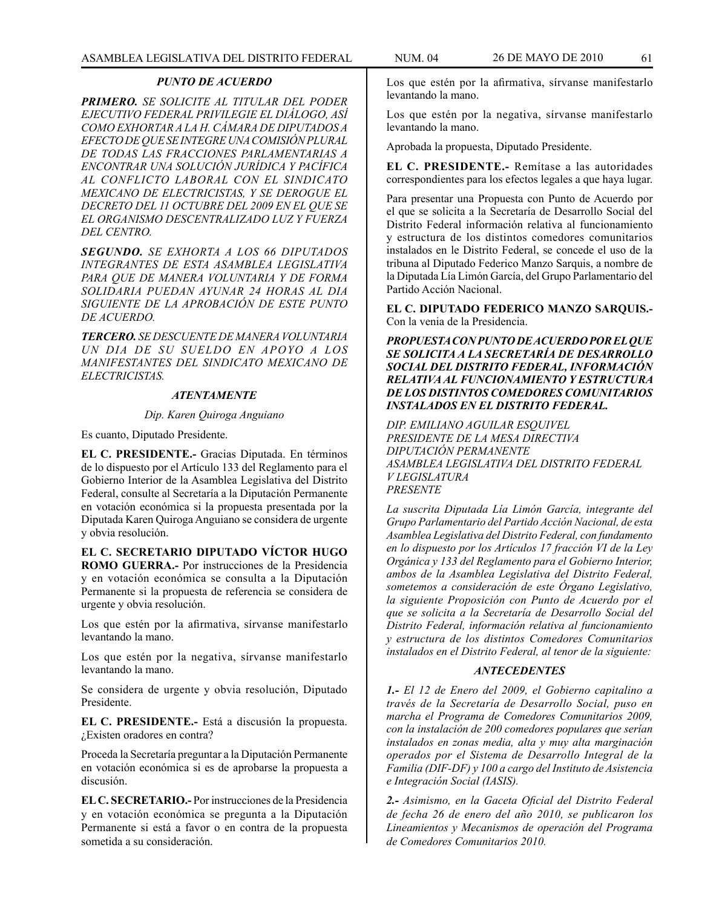***PUNTO DE ACUERDO***

***PRIMERO.*** *SE SOLICITE AL TITULAR DEL PODER EJECUTIVO FEDERAL PRIVILEGIE EL DIÁLOGO, ASÍ COMO EXHORTAR A LA H. CÁMARA DE DIPUTADOS A EFECTO DE QUE SE INTEGRE UNA COMISIÓN PLURAL DE TODAS LAS FRACCIONES PARLAMENTARIAS A ENCONTRAR UNA SOLUCIÓN JURÍDICA Y PACÍFICA AL CONFLICTO LABORAL CON EL SINDICATO MEXICANO DE ELECTRICISTAS, Y SE DEROGUE EL DECRETO DEL 11 OCTUBRE DEL 2009 EN EL QUE SE EL ORGANISMO DESCENTRALIZADO LUZ Y FUERZA DEL CENTRO.*

***SEGUNDO.*** *SE EXHORTA A LOS 66 DIPUTADOS INTEGRANTES DE ESTA ASAMBLEA LEGISLATIVA PARA QUE DE MANERA VOLUNTARIA Y DE FORMA SOLIDARIA PUEDAN AYUNAR 24 HORAS AL DIA SIGUIENTE DE LA APROBACIÓN DE ESTE PUNTO DE ACUERDO.*

***TERCERO.*** *SE DESCUENTE DE MANERA VOLUNTARIA UN DIA DE SU SUELDO EN APOYO A LOS MANIFESTANTES DEL SINDICATO MEXICANO DE ELECTRICISTAS.*

***ATENTAMENTE***

*Dip. Karen Quiroga Anguiano*

Es cuanto, Diputado Presidente.

**EL C. PRESIDENTE.-** Gracias Diputada. En términos de lo dispuesto por el Artículo 133 del Reglamento para el Gobierno Interior de la Asamblea Legislativa del Distrito Federal, consulte al Secretaría a la Diputación Permanente en votación económica si la propuesta presentada por la Diputada Karen Quiroga Anguiano se considera de urgente y obvia resolución.

**EL C. SECRETARIO DIPUTADO VÍCTOR HUGO ROMO GUERRA.-** Por instrucciones de la Presidencia y en votación económica se consulta a la Diputación Permanente si la propuesta de referencia se considera de urgente y obvia resolución.

Los que estén por la afirmativa, sírvanse manifestarlo levantando la mano.

Los que estén por la negativa, sírvanse manifestarlo levantando la mano.

Se considera de urgente y obvia resolución, Diputado Presidente.

**EL C. PRESIDENTE.-** Está a discusión la propuesta. ¿Existen oradores en contra?

Proceda la Secretaría preguntar a la Diputación Permanente en votación económica si es de aprobarse la propuesta a discusión.

**EL C. SECRETARIO.-** Por instrucciones de la Presidencia y en votación económica se pregunta a la Diputación Permanente si está a favor o en contra de la propuesta sometida a su consideración.

Los que estén por la afirmativa, sírvanse manifestarlo levantando la mano.

Los que estén por la negativa, sírvanse manifestarlo levantando la mano.

Aprobada la propuesta, Diputado Presidente.

**EL C. PRESIDENTE.-** Remítase a las autoridades correspondientes para los efectos legales a que haya lugar.

Para presentar una Propuesta con Punto de Acuerdo por el que se solicita a la Secretaría de Desarrollo Social del Distrito Federal información relativa al funcionamiento y estructura de los distintos comedores comunitarios instalados en el Distrito Federal, se concede el uso de la tribuna al Diputado Federico Manzo Sarquis, a nombre de la Diputada Lía Limón García, del Grupo Parlamentario del Partido Acción Nacional.

**EL C. DIPUTADO FEDERICO MANZO SARQUIS.-** Con la venia de la Presidencia.

***PROPUESTA CON PUNTO DE ACUERDO POR EL QUE SE SOLICITA A LA SECRETARÍA DE DESARROLLO SOCIAL DEL DISTRITO FEDERAL, INFORMACIÓN RELATIVA AL FUNCIONAMIENTO Y ESTRUCTURA DE LOS DISTINTOS COMEDORES COMUNITARIOS INSTALADOS EN EL DISTRITO FEDERAL.***

*DIP. EMILIANO AGUILAR ESQUIVEL*
*PRESIDENTE DE LA MESA DIRECTIVA*
*DIPUTACIÓN PERMANENTE*
*ASAMBLEA LEGISLATIVA DEL DISTRITO FEDERAL*
*V LEGISLATURA*
*PRESENTE*

*La suscrita Diputada Lía Limón García, integrante del Grupo Parlamentario del Partido Acción Nacional, de esta Asamblea Legislativa del Distrito Federal, con fundamento en lo dispuesto por los Artículos 17 fracción VI de la Ley Orgánica y 133 del Reglamento para el Gobierno Interior, ambos de la Asamblea Legislativa del Distrito Federal, sometemos a consideración de este Órgano Legislativo, la siguiente Proposición con Punto de Acuerdo por el que se solicita a la Secretaría de Desarrollo Social del Distrito Federal, información relativa al funcionamiento y estructura de los distintos Comedores Comunitarios instalados en el Distrito Federal, al tenor de la siguiente:*

***ANTECEDENTES***

***1.-*** *El 12 de Enero del 2009, el Gobierno capitalino a través de la Secretaría de Desarrollo Social, puso en marcha el Programa de Comedores Comunitarios 2009, con la instalación de 200 comedores populares que serían instalados en zonas media, alta y muy alta marginación operados por el Sistema de Desarrollo Integral de la Familia (DIF-DF) y 100 a cargo del Instituto de Asistencia e Integración Social (IASIS).*

***2.-*** *Asimismo, en la Gaceta Oficial del Distrito Federal de fecha 26 de enero del año 2010, se publicaron los Lineamientos y Mecanismos de operación del Programa de Comedores Comunitarios 2010.*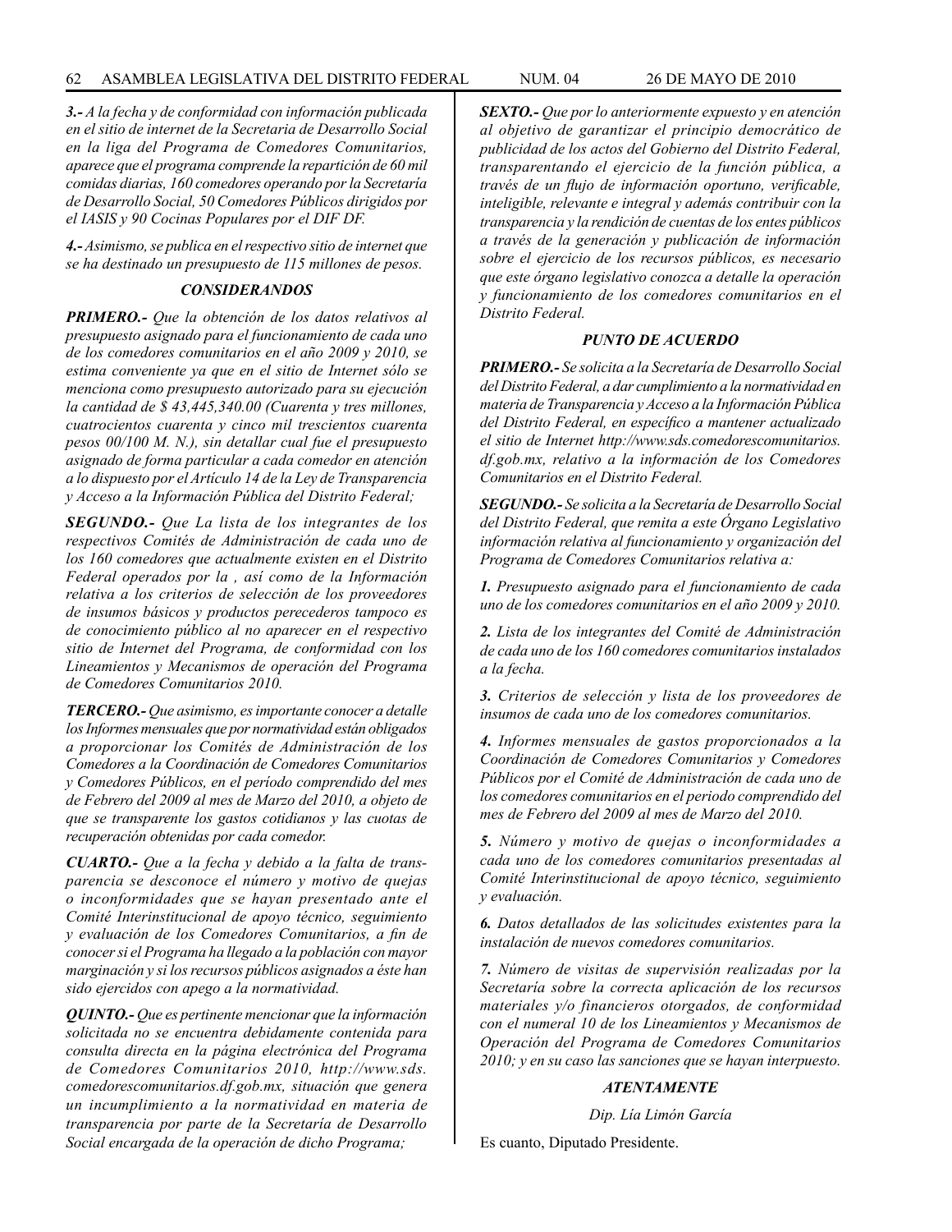*__3.-__ A la fecha y de conformidad con información publicada en el sitio de internet de la Secretaria de Desarrollo Social en la liga del Programa de Comedores Comunitarios, aparece que el programa comprende la repartición de 60 mil comidas diarias, 160 comedores operando por la Secretaría de Desarrollo Social, 50 Comedores Públicos dirigidos por el IASIS y 90 Cocinas Populares por el DIF DF.*

*__4.-__ Asimismo, se publica en el respectivo sitio de internet que se ha destinado un presupuesto de 115 millones de pesos.*

### *CONSIDERANDOS*

*__PRIMERO.-__ Que la obtención de los datos relativos al presupuesto asignado para el funcionamiento de cada uno de los comedores comunitarios en el año 2009 y 2010, se estima conveniente ya que en el sitio de Internet sólo se menciona como presupuesto autorizado para su ejecución la cantidad de $ 43,445,340.00 (Cuarenta y tres millones, cuatrocientos cuarenta y cinco mil trescientos cuarenta pesos 00/100 M. N.), sin detallar cual fue el presupuesto asignado de forma particular a cada comedor en atención a lo dispuesto por el Artículo 14 de la Ley de Transparencia y Acceso a la Información Pública del Distrito Federal;*

*__SEGUNDO.-__ Que La lista de los integrantes de los respectivos Comités de Administración de cada uno de los 160 comedores que actualmente existen en el Distrito Federal operados por la , así como de la Información relativa a los criterios de selección de los proveedores de insumos básicos y productos perecederos tampoco es de conocimiento público al no aparecer en el respectivo sitio de Internet del Programa, de conformidad con los Lineamientos y Mecanismos de operación del Programa de Comedores Comunitarios 2010.*

*__TERCERO.-__ Que asimismo, es importante conocer a detalle los Informes mensuales que por normatividad están obligados a proporcionar los Comités de Administración de los Comedores a la Coordinación de Comedores Comunitarios y Comedores Públicos, en el período comprendido del mes de Febrero del 2009 al mes de Marzo del 2010, a objeto de que se transparente los gastos cotidianos y las cuotas de recuperación obtenidas por cada comedor.*

*__CUARTO.-__ Que a la fecha y debido a la falta de transparencia se desconoce el número y motivo de quejas o inconformidades que se hayan presentado ante el Comité Interinstitucional de apoyo técnico, seguimiento y evaluación de los Comedores Comunitarios, a fin de conocer si el Programa ha llegado a la población con mayor marginación y si los recursos públicos asignados a éste han sido ejercidos con apego a la normatividad.*

*__QUINTO.-__ Que es pertinente mencionar que la información solicitada no se encuentra debidamente contenida para consulta directa en la página electrónica del Programa de Comedores Comunitarios 2010, http://www.sds.comedorescomunitarios.df.gob.mx, situación que genera un incumplimiento a la normatividad en materia de transparencia por parte de la Secretaría de Desarrollo Social encargada de la operación de dicho Programa;*

*__SEXTO.-__ Que por lo anteriormente expuesto y en atención al objetivo de garantizar el principio democrático de publicidad de los actos del Gobierno del Distrito Federal, transparentando el ejercicio de la función pública, a través de un flujo de información oportuno, verificable, inteligible, relevante e integral y además contribuir con la transparencia y la rendición de cuentas de los entes públicos a través de la generación y publicación de información sobre el ejercicio de los recursos públicos, es necesario que este órgano legislativo conozca a detalle la operación y funcionamiento de los comedores comunitarios en el Distrito Federal.*

### *PUNTO DE ACUERDO*

*__PRIMERO.-__ Se solicita a la Secretaría de Desarrollo Social del Distrito Federal, a dar cumplimiento a la normatividad en materia de Transparencia y Acceso a la Información Pública del Distrito Federal, en específico a mantener actualizado el sitio de Internet http://www.sds.comedorescomunitarios.df.gob.mx, relativo a la información de los Comedores Comunitarios en el Distrito Federal.*

*__SEGUNDO.-__ Se solicita a la Secretaría de Desarrollo Social del Distrito Federal, que remita a este Órgano Legislativo información relativa al funcionamiento y organización del Programa de Comedores Comunitarios relativa a:*

*__1.__ Presupuesto asignado para el funcionamiento de cada uno de los comedores comunitarios en el año 2009 y 2010.*

*__2.__ Lista de los integrantes del Comité de Administración de cada uno de los 160 comedores comunitarios instalados a la fecha.*

*__3.__ Criterios de selección y lista de los proveedores de insumos de cada uno de los comedores comunitarios.*

*__4.__ Informes mensuales de gastos proporcionados a la Coordinación de Comedores Comunitarios y Comedores Públicos por el Comité de Administración de cada uno de los comedores comunitarios en el periodo comprendido del mes de Febrero del 2009 al mes de Marzo del 2010.*

*__5.__ Número y motivo de quejas o inconformidades a cada uno de los comedores comunitarios presentadas al Comité Interinstitucional de apoyo técnico, seguimiento y evaluación.*

*__6.__ Datos detallados de las solicitudes existentes para la instalación de nuevos comedores comunitarios.*

*__7.__ Número de visitas de supervisión realizadas por la Secretaría sobre la correcta aplicación de los recursos materiales y/o financieros otorgados, de conformidad con el numeral 10 de los Lineamientos y Mecanismos de Operación del Programa de Comedores Comunitarios 2010; y en su caso las sanciones que se hayan interpuesto.*

***ATENTAMENTE***

*Dip. Lía Limón García*

Es cuanto, Diputado Presidente.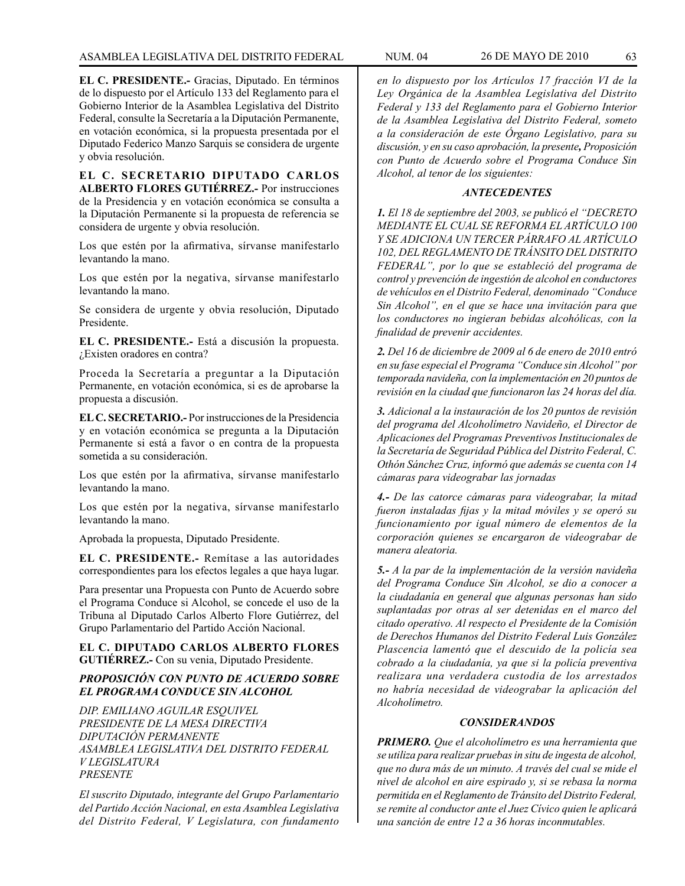**EL C. PRESIDENTE.-** Gracias, Diputado. En términos de lo dispuesto por el Artículo 133 del Reglamento para el Gobierno Interior de la Asamblea Legislativa del Distrito Federal, consulte la Secretaría a la Diputación Permanente, en votación económica, si la propuesta presentada por el Diputado Federico Manzo Sarquis se considera de urgente y obvia resolución.

**EL C. SECRETARIO DIPUTADO CARLOS ALBERTO FLORES GUTIÉRREZ.-** Por instrucciones de la Presidencia y en votación económica se consulta a la Diputación Permanente si la propuesta de referencia se considera de urgente y obvia resolución.

Los que estén por la afirmativa, sírvanse manifestarlo levantando la mano.

Los que estén por la negativa, sírvanse manifestarlo levantando la mano.

Se considera de urgente y obvia resolución, Diputado Presidente.

**EL C. PRESIDENTE.-** Está a discusión la propuesta. ¿Existen oradores en contra?

Proceda la Secretaría a preguntar a la Diputación Permanente, en votación económica, si es de aprobarse la propuesta a discusión.

**EL C. SECRETARIO.-** Por instrucciones de la Presidencia y en votación económica se pregunta a la Diputación Permanente si está a favor o en contra de la propuesta sometida a su consideración.

Los que estén por la afirmativa, sírvanse manifestarlo levantando la mano.

Los que estén por la negativa, sírvanse manifestarlo levantando la mano.

Aprobada la propuesta, Diputado Presidente.

**EL C. PRESIDENTE.-** Remítase a las autoridades correspondientes para los efectos legales a que haya lugar.

Para presentar una Propuesta con Punto de Acuerdo sobre el Programa Conduce si Alcohol, se concede el uso de la Tribuna al Diputado Carlos Alberto Flore Gutiérrez, del Grupo Parlamentario del Partido Acción Nacional.

**EL C. DIPUTADO CARLOS ALBERTO FLORES GUTIÉRREZ.-** Con su venia, Diputado Presidente.

***PROPOSICIÓN CON PUNTO DE ACUERDO SOBRE EL PROGRAMA CONDUCE SIN ALCOHOL***

*DIP. EMILIANO AGUILAR ESQUIVEL*
*PRESIDENTE DE LA MESA DIRECTIVA*
*DIPUTACIÓN PERMANENTE*
*ASAMBLEA LEGISLATIVA DEL DISTRITO FEDERAL*
*V LEGISLATURA*
*PRESENTE*

*El suscrito Diputado, integrante del Grupo Parlamentario del Partido Acción Nacional, en esta Asamblea Legislativa del Distrito Federal, V Legislatura, con fundamento en lo dispuesto por los Artículos 17 fracción VI de la Ley Orgánica de la Asamblea Legislativa del Distrito Federal y 133 del Reglamento para el Gobierno Interior de la Asamblea Legislativa del Distrito Federal, someto a la consideración de este Órgano Legislativo, para su discusión, y en su caso aprobación, la presente,* ***Proposición*** *con Punto de Acuerdo sobre el Programa Conduce Sin Alcohol, al tenor de los siguientes:*

***ANTECEDENTES***

***1.*** *El 18 de septiembre del 2003, se publicó el "DECRETO MEDIANTE EL CUAL SE REFORMA EL ARTÍCULO 100 Y SE ADICIONA UN TERCER PÁRRAFO AL ARTÍCULO 102, DEL REGLAMENTO DE TRÁNSITO DEL DISTRITO FEDERAL", por lo que se estableció del programa de control y prevención de ingestión de alcohol en conductores de vehículos en el Distrito Federal, denominado "Conduce Sin Alcohol", en el que se hace una invitación para que los conductores no ingieran bebidas alcohólicas, con la finalidad de prevenir accidentes.*

***2.*** *Del 16 de diciembre de 2009 al 6 de enero de 2010 entró en su fase especial el Programa "Conduce sin Alcohol" por temporada navideña, con la implementación en 20 puntos de revisión en la ciudad que funcionaron las 24 horas del día.*

***3.*** *Adicional a la instauración de los 20 puntos de revisión del programa del Alcoholímetro Navideño, el Director de Aplicaciones del Programas Preventivos Institucionales de la Secretaría de Seguridad Pública del Distrito Federal, C. Othón Sánchez Cruz, informó que además se cuenta con 14 cámaras para videograbar las jornadas*

***4.-*** *De las catorce cámaras para videograbar, la mitad fueron instaladas fijas y la mitad móviles y se operó su funcionamiento por igual número de elementos de la corporación quienes se encargaron de videograbar de manera aleatoria.*

***5.-*** *A la par de la implementación de la versión navideña del Programa Conduce Sin Alcohol, se dio a conocer a la ciudadanía en general que algunas personas han sido suplantadas por otras al ser detenidas en el marco del citado operativo. Al respecto el Presidente de la Comisión de Derechos Humanos del Distrito Federal Luis González Plascencia lamentó que el descuido de la policía sea cobrado a la ciudadanía, ya que si la policía preventiva realizara una verdadera custodia de los arrestados no habría necesidad de videograbar la aplicación del Alcoholímetro.*

***CONSIDERANDOS***

***PRIMERO.*** *Que el alcoholímetro es una herramienta que se utiliza para realizar pruebas in situ de ingesta de alcohol, que no dura más de un minuto. A través del cual se mide el nivel de alcohol en aire espirado y, si se rebasa la norma permitida en el Reglamento de Tránsito del Distrito Federal, se remite al conductor ante el Juez Cívico quien le aplicará una sanción de entre 12 a 36 horas inconmutables.*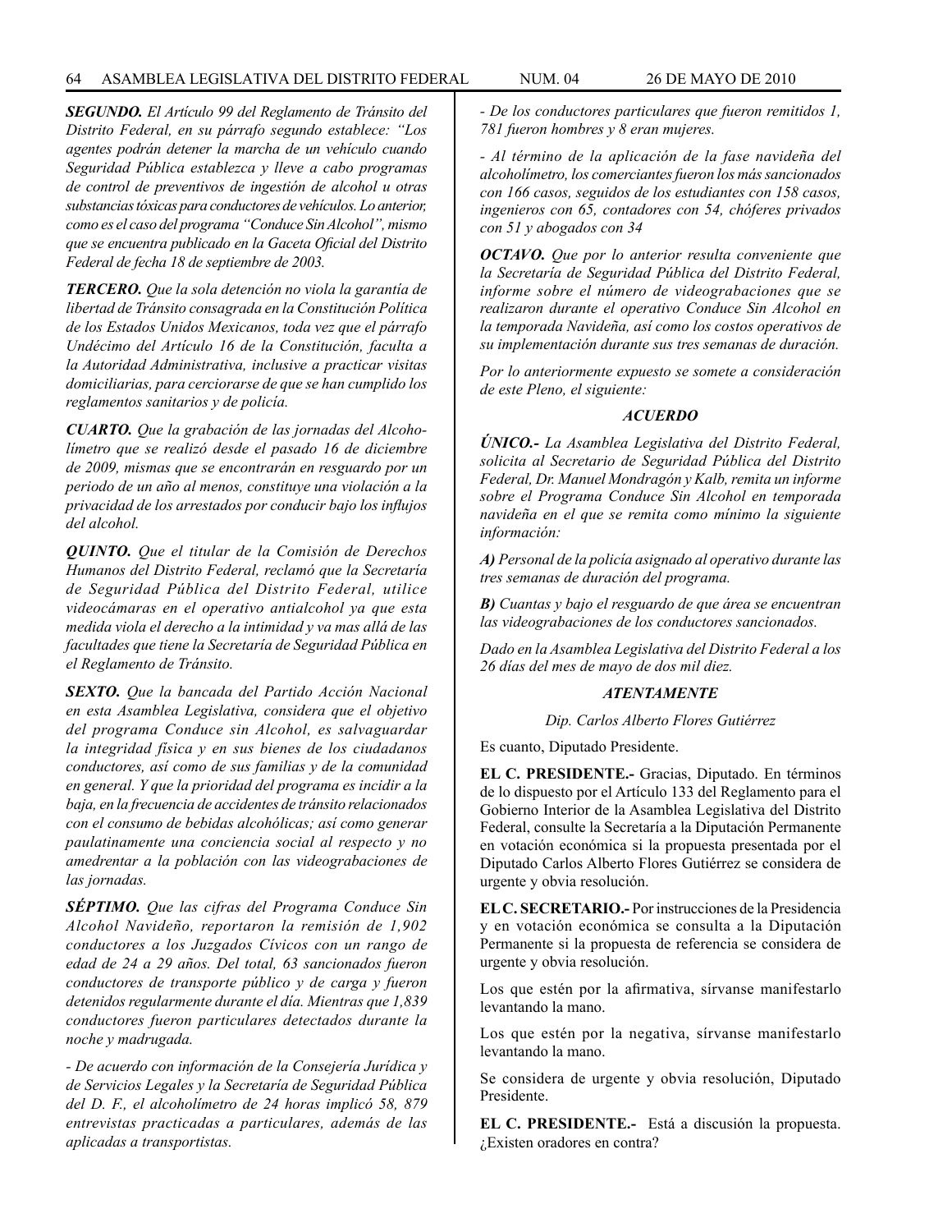***SEGUNDO.*** *El Artículo 99 del Reglamento de Tránsito del Distrito Federal, en su párrafo segundo establece: "Los agentes podrán detener la marcha de un vehículo cuando Seguridad Pública establezca y lleve a cabo programas de control de preventivos de ingestión de alcohol u otras substancias tóxicas para conductores de vehículos. Lo anterior, como es el caso del programa "Conduce Sin Alcohol", mismo que se encuentra publicado en la Gaceta Oficial del Distrito Federal de fecha 18 de septiembre de 2003.*

***TERCERO.*** *Que la sola detención no viola la garantía de libertad de Tránsito consagrada en la Constitución Política de los Estados Unidos Mexicanos, toda vez que el párrafo Undécimo del Artículo 16 de la Constitución, faculta a la Autoridad Administrativa, inclusive a practicar visitas domiciliarias, para cerciorarse de que se han cumplido los reglamentos sanitarios y de policía.*

***CUARTO.*** *Que la grabación de las jornadas del Alcoholímetro que se realizó desde el pasado 16 de diciembre de 2009, mismas que se encontrarán en resguardo por un periodo de un año al menos, constituye una violación a la privacidad de los arrestados por conducir bajo los influjos del alcohol.*

***QUINTO.*** *Que el titular de la Comisión de Derechos Humanos del Distrito Federal, reclamó que la Secretaría de Seguridad Pública del Distrito Federal, utilice videocámaras en el operativo antialcohol ya que esta medida viola el derecho a la intimidad y va mas allá de las facultades que tiene la Secretaría de Seguridad Pública en el Reglamento de Tránsito.*

***SEXTO.*** *Que la bancada del Partido Acción Nacional en esta Asamblea Legislativa, considera que el objetivo del programa Conduce sin Alcohol, es salvaguardar la integridad física y en sus bienes de los ciudadanos conductores, así como de sus familias y de la comunidad en general. Y que la prioridad del programa es incidir a la baja, en la frecuencia de accidentes de tránsito relacionados con el consumo de bebidas alcohólicas; así como generar paulatinamente una conciencia social al respecto y no amedrentar a la población con las videograbaciones de las jornadas.*

***SÉPTIMO.*** *Que las cifras del Programa Conduce Sin Alcohol Navideño, reportaron la remisión de 1,902 conductores a los Juzgados Cívicos con un rango de edad de 24 a 29 años. Del total, 63 sancionados fueron conductores de transporte público y de carga y fueron detenidos regularmente durante el día. Mientras que 1,839 conductores fueron particulares detectados durante la noche y madrugada.*

*- De acuerdo con información de la Consejería Jurídica y de Servicios Legales y la Secretaría de Seguridad Pública del D. F., el alcoholímetro de 24 horas implicó 58, 879 entrevistas practicadas a particulares, además de las aplicadas a transportistas.*

*- De los conductores particulares que fueron remitidos 1, 781 fueron hombres y 8 eran mujeres.*

*- Al término de la aplicación de la fase navideña del alcoholímetro, los comerciantes fueron los más sancionados con 166 casos, seguidos de los estudiantes con 158 casos, ingenieros con 65, contadores con 54, chóferes privados con 51 y abogados con 34*

***OCTAVO.*** *Que por lo anterior resulta conveniente que la Secretaría de Seguridad Pública del Distrito Federal, informe sobre el número de videograbaciones que se realizaron durante el operativo Conduce Sin Alcohol en la temporada Navideña, así como los costos operativos de su implementación durante sus tres semanas de duración.*

*Por lo anteriormente expuesto se somete a consideración de este Pleno, el siguiente:*

***ACUERDO***

***ÚNICO.-*** *La Asamblea Legislativa del Distrito Federal, solicita al Secretario de Seguridad Pública del Distrito Federal, Dr. Manuel Mondragón y Kalb, remita un informe sobre el Programa Conduce Sin Alcohol en temporada navideña en el que se remita como mínimo la siguiente información:*

***A)*** *Personal de la policía asignado al operativo durante las tres semanas de duración del programa.*

***B)*** *Cuantas y bajo el resguardo de que área se encuentran las videograbaciones de los conductores sancionados.*

*Dado en la Asamblea Legislativa del Distrito Federal a los 26 días del mes de mayo de dos mil diez.*

***ATENTAMENTE***

*Dip. Carlos Alberto Flores Gutiérrez*

Es cuanto, Diputado Presidente.

**EL C. PRESIDENTE.-** Gracias, Diputado. En términos de lo dispuesto por el Artículo 133 del Reglamento para el Gobierno Interior de la Asamblea Legislativa del Distrito Federal, consulte la Secretaría a la Diputación Permanente en votación económica si la propuesta presentada por el Diputado Carlos Alberto Flores Gutiérrez se considera de urgente y obvia resolución.

**EL C. SECRETARIO.-** Por instrucciones de la Presidencia y en votación económica se consulta a la Diputación Permanente si la propuesta de referencia se considera de urgente y obvia resolución.

Los que estén por la afirmativa, sírvanse manifestarlo levantando la mano.

Los que estén por la negativa, sírvanse manifestarlo levantando la mano.

Se considera de urgente y obvia resolución, Diputado Presidente.

**EL C. PRESIDENTE.-** Está a discusión la propuesta. ¿Existen oradores en contra?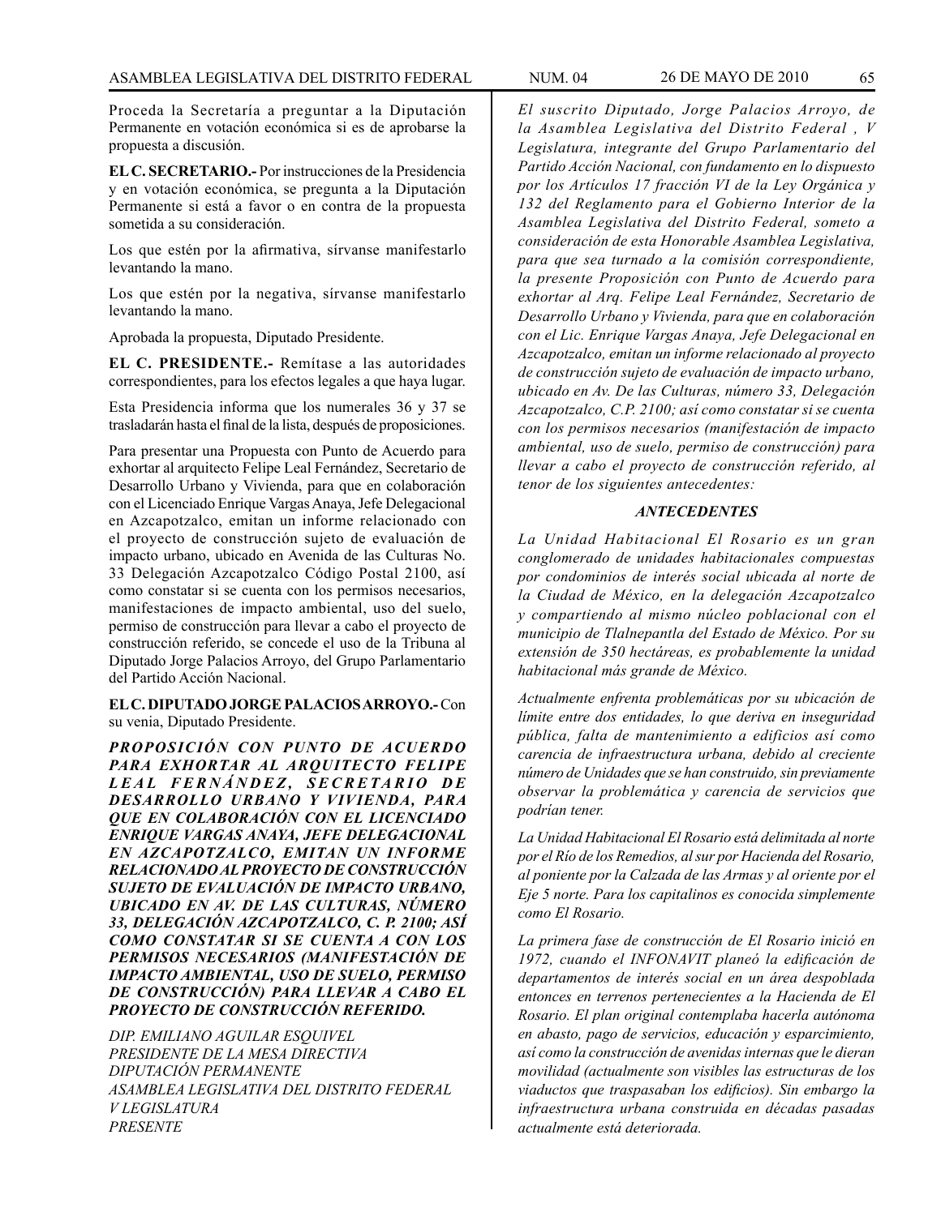Proceda la Secretaría a preguntar a la Diputación Permanente en votación económica si es de aprobarse la propuesta a discusión.

**EL C. SECRETARIO.-** Por instrucciones de la Presidencia y en votación económica, se pregunta a la Diputación Permanente si está a favor o en contra de la propuesta sometida a su consideración.

Los que estén por la afirmativa, sírvanse manifestarlo levantando la mano.

Los que estén por la negativa, sírvanse manifestarlo levantando la mano.

Aprobada la propuesta, Diputado Presidente.

**EL C. PRESIDENTE.-** Remítase a las autoridades correspondientes, para los efectos legales a que haya lugar.

Esta Presidencia informa que los numerales 36 y 37 se trasladarán hasta el final de la lista, después de proposiciones.

Para presentar una Propuesta con Punto de Acuerdo para exhortar al arquitecto Felipe Leal Fernández, Secretario de Desarrollo Urbano y Vivienda, para que en colaboración con el Licenciado Enrique Vargas Anaya, Jefe Delegacional en Azcapotzalco, emitan un informe relacionado con el proyecto de construcción sujeto de evaluación de impacto urbano, ubicado en Avenida de las Culturas No. 33 Delegación Azcapotzalco Código Postal 2100, así como constatar si se cuenta con los permisos necesarios, manifestaciones de impacto ambiental, uso del suelo, permiso de construcción para llevar a cabo el proyecto de construcción referido, se concede el uso de la Tribuna al Diputado Jorge Palacios Arroyo, del Grupo Parlamentario del Partido Acción Nacional.

**EL C. DIPUTADO JORGE PALACIOS ARROYO.-** Con su venia, Diputado Presidente.

***PROPOSICIÓN CON PUNTO DE ACUERDO PARA EXHORTAR AL ARQUITECTO FELIPE LEAL FERNÁNDEZ, SECRETARIO DE DESARROLLO URBANO Y VIVIENDA, PARA QUE EN COLABORACIÓN CON EL LICENCIADO ENRIQUE VARGAS ANAYA, JEFE DELEGACIONAL EN AZCAPOTZALCO, EMITAN UN INFORME RELACIONADO AL PROYECTO DE CONSTRUCCIÓN SUJETO DE EVALUACIÓN DE IMPACTO URBANO, UBICADO EN AV. DE LAS CULTURAS, NÚMERO 33, DELEGACIÓN AZCAPOTZALCO, C. P. 2100; ASÍ COMO CONSTATAR SI SE CUENTA A CON LOS PERMISOS NECESARIOS (MANIFESTACIÓN DE IMPACTO AMBIENTAL, USO DE SUELO, PERMISO DE CONSTRUCCIÓN) PARA LLEVAR A CABO EL PROYECTO DE CONSTRUCCIÓN REFERIDO.***

*DIP. EMILIANO AGUILAR ESQUIVEL*
*PRESIDENTE DE LA MESA DIRECTIVA*
*DIPUTACIÓN PERMANENTE*
*ASAMBLEA LEGISLATIVA DEL DISTRITO FEDERAL*
*V LEGISLATURA*
*PRESENTE*

*El suscrito Diputado, Jorge Palacios Arroyo, de la Asamblea Legislativa del Distrito Federal , V Legislatura, integrante del Grupo Parlamentario del Partido Acción Nacional, con fundamento en lo dispuesto por los Artículos 17 fracción VI de la Ley Orgánica y 132 del Reglamento para el Gobierno Interior de la Asamblea Legislativa del Distrito Federal, someto a consideración de esta Honorable Asamblea Legislativa, para que sea turnado a la comisión correspondiente, la presente Proposición con Punto de Acuerdo para exhortar al Arq. Felipe Leal Fernández, Secretario de Desarrollo Urbano y Vivienda, para que en colaboración con el Lic. Enrique Vargas Anaya, Jefe Delegacional en Azcapotzalco, emitan un informe relacionado al proyecto de construcción sujeto de evaluación de impacto urbano, ubicado en Av. De las Culturas, número 33, Delegación Azcapotzalco, C.P. 2100; así como constatar si se cuenta con los permisos necesarios (manifestación de impacto ambiental, uso de suelo, permiso de construcción) para llevar a cabo el proyecto de construcción referido, al tenor de los siguientes antecedentes:*

***ANTECEDENTES***

*La Unidad Habitacional El Rosario es un gran conglomerado de unidades habitacionales compuestas por condominios de interés social ubicada al norte de la Ciudad de México, en la delegación Azcapotzalco y compartiendo al mismo núcleo poblacional con el municipio de Tlalnepantla del Estado de México. Por su extensión de 350 hectáreas, es probablemente la unidad habitacional más grande de México.*

*Actualmente enfrenta problemáticas por su ubicación de límite entre dos entidades, lo que deriva en inseguridad pública, falta de mantenimiento a edificios así como carencia de infraestructura urbana, debido al creciente número de Unidades que se han construido, sin previamente observar la problemática y carencia de servicios que podrían tener.*

*La Unidad Habitacional El Rosario está delimitada al norte por el Río de los Remedios, al sur por Hacienda del Rosario, al poniente por la Calzada de las Armas y al oriente por el Eje 5 norte. Para los capitalinos es conocida simplemente como El Rosario.*

*La primera fase de construcción de El Rosario inició en 1972, cuando el INFONAVIT planeó la edificación de departamentos de interés social en un área despoblada entonces en terrenos pertenecientes a la Hacienda de El Rosario. El plan original contemplaba hacerla autónoma en abasto, pago de servicios, educación y esparcimiento, así como la construcción de avenidas internas que le dieran movilidad (actualmente son visibles las estructuras de los viaductos que traspasaban los edificios). Sin embargo la infraestructura urbana construida en décadas pasadas actualmente está deteriorada.*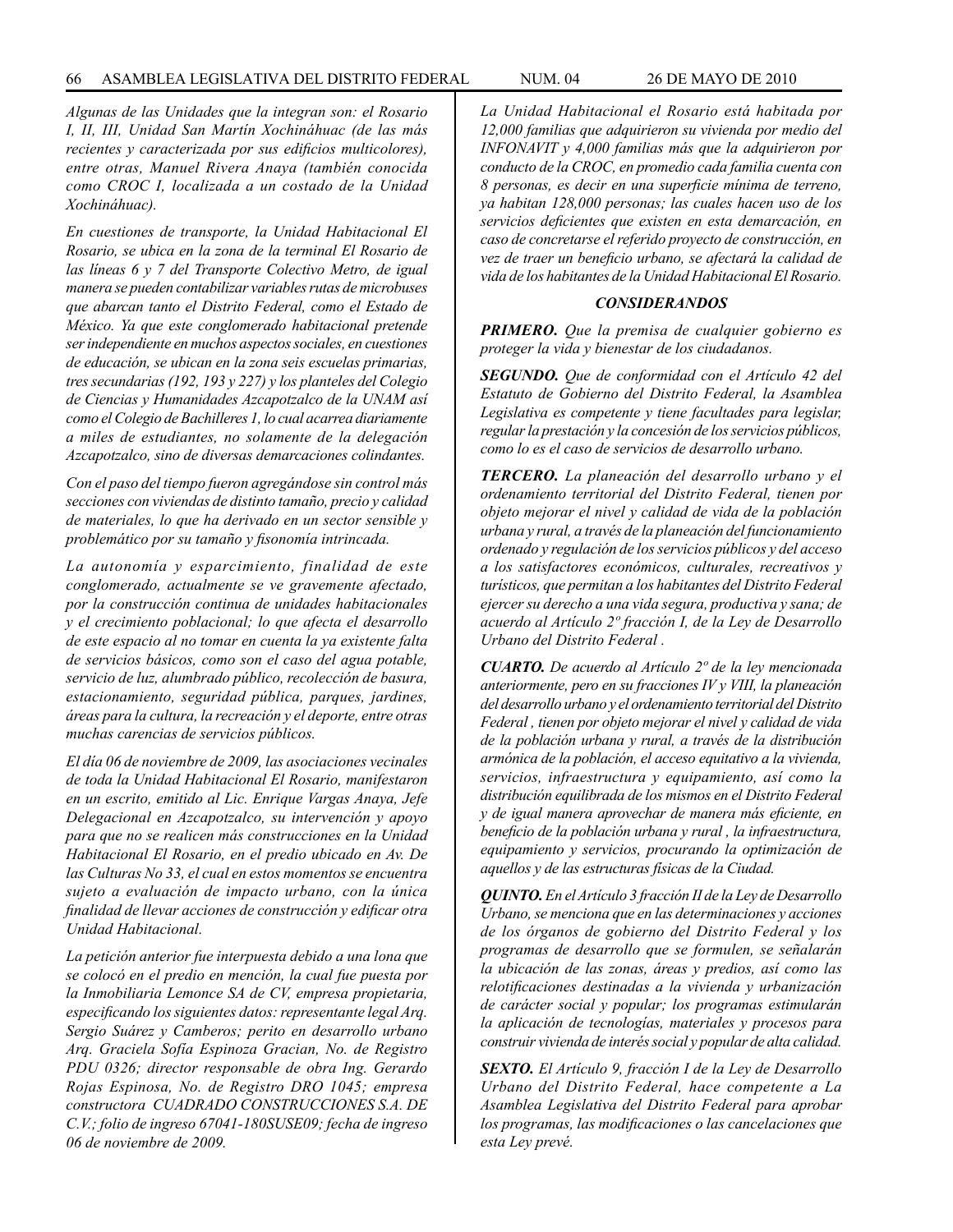*Algunas de las Unidades que la integran son: el Rosario I, II, III, Unidad San Martín Xochináhuac (de las más recientes y caracterizada por sus edificios multicolores), entre otras, Manuel Rivera Anaya (también conocida como CROC I, localizada a un costado de la Unidad Xochináhuac).*

*En cuestiones de transporte, la Unidad Habitacional El Rosario, se ubica en la zona de la terminal El Rosario de las líneas 6 y 7 del Transporte Colectivo Metro, de igual manera se pueden contabilizar variables rutas de microbuses que abarcan tanto el Distrito Federal, como el Estado de México. Ya que este conglomerado habitacional pretende ser independiente en muchos aspectos sociales, en cuestiones de educación, se ubican en la zona seis escuelas primarias, tres secundarias (192, 193 y 227) y los planteles del Colegio de Ciencias y Humanidades Azcapotzalco de la UNAM así como el Colegio de Bachilleres 1, lo cual acarrea diariamente a miles de estudiantes, no solamente de la delegación Azcapotzalco, sino de diversas demarcaciones colindantes.*

*Con el paso del tiempo fueron agregándose sin control más secciones con viviendas de distinto tamaño, precio y calidad de materiales, lo que ha derivado en un sector sensible y problemático por su tamaño y fisonomía intrincada.*

*La autonomía y esparcimiento, finalidad de este conglomerado, actualmente se ve gravemente afectado, por la construcción continua de unidades habitacionales y el crecimiento poblacional; lo que afecta el desarrollo de este espacio al no tomar en cuenta la ya existente falta de servicios básicos, como son el caso del agua potable, servicio de luz, alumbrado público, recolección de basura, estacionamiento, seguridad pública, parques, jardines, áreas para la cultura, la recreación y el deporte, entre otras muchas carencias de servicios públicos.*

*El día 06 de noviembre de 2009, las asociaciones vecinales de toda la Unidad Habitacional El Rosario, manifestaron en un escrito, emitido al Lic. Enrique Vargas Anaya, Jefe Delegacional en Azcapotzalco, su intervención y apoyo para que no se realicen más construcciones en la Unidad Habitacional El Rosario, en el predio ubicado en Av. De las Culturas No 33, el cual en estos momentos se encuentra sujeto a evaluación de impacto urbano, con la única finalidad de llevar acciones de construcción y edificar otra Unidad Habitacional.*

*La petición anterior fue interpuesta debido a una lona que se colocó en el predio en mención, la cual fue puesta por la Inmobiliaria Lemonce SA de CV, empresa propietaria, especificando los siguientes datos: representante legal Arq. Sergio Suárez y Camberos; perito en desarrollo urbano Arq. Graciela Sofía Espinoza Gracian, No. de Registro PDU 0326; director responsable de obra Ing. Gerardo Rojas Espinosa, No. de Registro DRO 1045; empresa constructora CUADRADO CONSTRUCCIONES S.A. DE C.V.; folio de ingreso 67041-180SUSE09; fecha de ingreso 06 de noviembre de 2009.*

*La Unidad Habitacional el Rosario está habitada por 12,000 familias que adquirieron su vivienda por medio del INFONAVIT y 4,000 familias más que la adquirieron por conducto de la CROC, en promedio cada familia cuenta con 8 personas, es decir en una superficie mínima de terreno, ya habitan 128,000 personas; las cuales hacen uso de los servicios deficientes que existen en esta demarcación, en caso de concretarse el referido proyecto de construcción, en vez de traer un beneficio urbano, se afectará la calidad de vida de los habitantes de la Unidad Habitacional El Rosario.*

***CONSIDERANDOS***

***PRIMERO.*** *Que la premisa de cualquier gobierno es proteger la vida y bienestar de los ciudadanos.*

***SEGUNDO.*** *Que de conformidad con el Artículo 42 del Estatuto de Gobierno del Distrito Federal, la Asamblea Legislativa es competente y tiene facultades para legislar, regular la prestación y la concesión de los servicios públicos, como lo es el caso de servicios de desarrollo urbano.*

***TERCERO.*** *La planeación del desarrollo urbano y el ordenamiento territorial del Distrito Federal, tienen por objeto mejorar el nivel y calidad de vida de la población urbana y rural, a través de la planeación del funcionamiento ordenado y regulación de los servicios públicos y del acceso a los satisfactores económicos, culturales, recreativos y turísticos, que permitan a los habitantes del Distrito Federal ejercer su derecho a una vida segura, productiva y sana; de acuerdo al Artículo 2º fracción I, de la Ley de Desarrollo Urbano del Distrito Federal .*

***CUARTO.*** *De acuerdo al Artículo 2º de la ley mencionada anteriormente, pero en su fracciones IV y VIII, la planeación del desarrollo urbano y el ordenamiento territorial del Distrito Federal , tienen por objeto mejorar el nivel y calidad de vida de la población urbana y rural, a través de la distribución armónica de la población, el acceso equitativo a la vivienda, servicios, infraestructura y equipamiento, así como la distribución equilibrada de los mismos en el Distrito Federal y de igual manera aprovechar de manera más eficiente, en beneficio de la población urbana y rural , la infraestructura, equipamiento y servicios, procurando la optimización de aquellos y de las estructuras físicas de la Ciudad.*

***QUINTO.*** *En el Artículo 3 fracción II de la Ley de Desarrollo Urbano, se menciona que en las determinaciones y acciones de los órganos de gobierno del Distrito Federal y los programas de desarrollo que se formulen, se señalarán la ubicación de las zonas, áreas y predios, así como las relotificaciones destinadas a la vivienda y urbanización de carácter social y popular; los programas estimularán la aplicación de tecnologías, materiales y procesos para construir vivienda de interés social y popular de alta calidad.*

***SEXTO.*** *El Artículo 9, fracción I de la Ley de Desarrollo Urbano del Distrito Federal, hace competente a La Asamblea Legislativa del Distrito Federal para aprobar los programas, las modificaciones o las cancelaciones que esta Ley prevé.*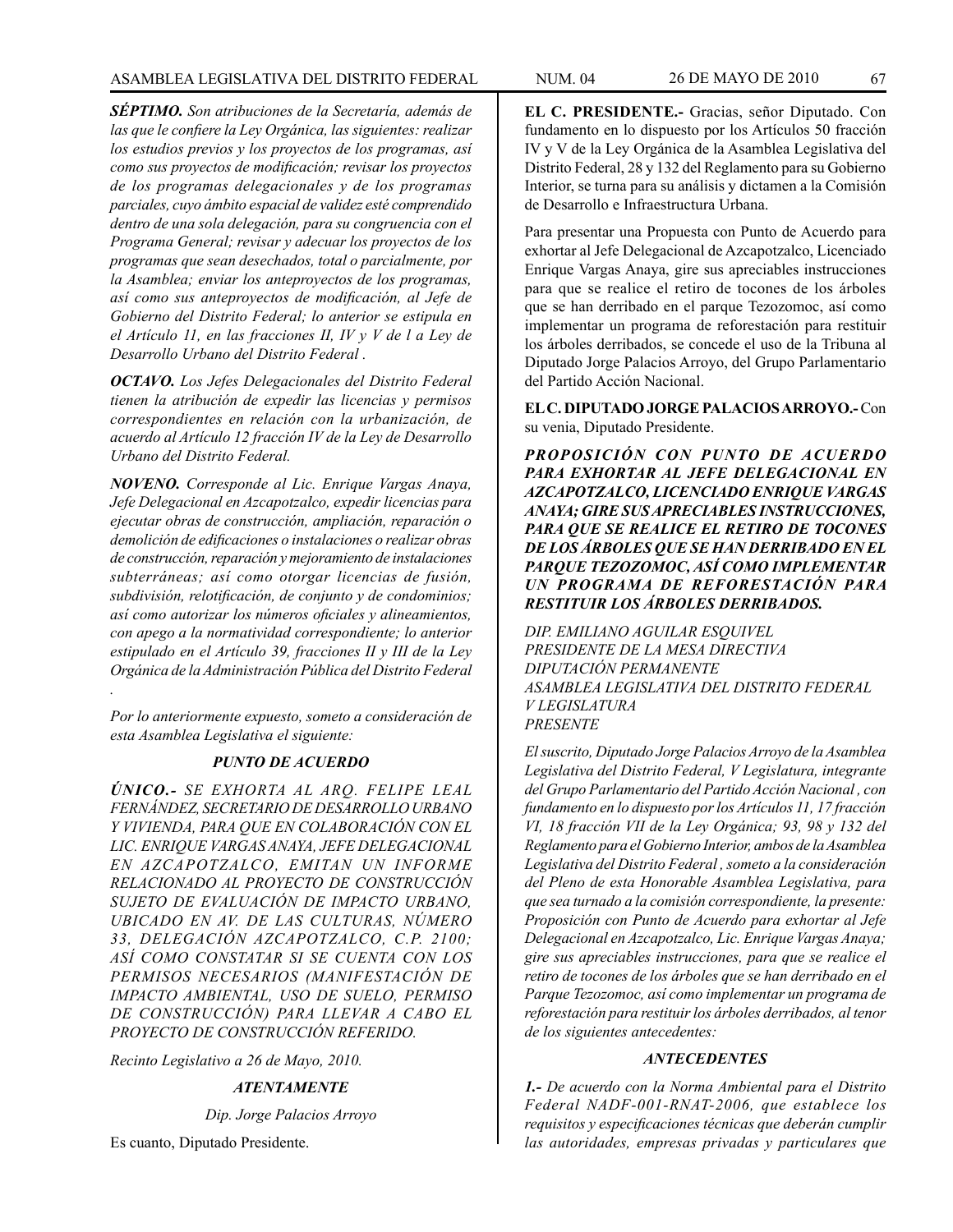***SÉPTIMO.*** *Son atribuciones de la Secretaría, además de las que le confiere la Ley Orgánica, las siguientes: realizar los estudios previos y los proyectos de los programas, así como sus proyectos de modificación; revisar los proyectos de los programas delegacionales y de los programas parciales, cuyo ámbito espacial de validez esté comprendido dentro de una sola delegación, para su congruencia con el Programa General; revisar y adecuar los proyectos de los programas que sean desechados, total o parcialmente, por la Asamblea; enviar los anteproyectos de los programas, así como sus anteproyectos de modificación, al Jefe de Gobierno del Distrito Federal; lo anterior se estipula en el Artículo 11, en las fracciones II, IV y V de l a Ley de Desarrollo Urbano del Distrito Federal .*

***OCTAVO.*** *Los Jefes Delegacionales del Distrito Federal tienen la atribución de expedir las licencias y permisos correspondientes en relación con la urbanización, de acuerdo al Artículo 12 fracción IV de la Ley de Desarrollo Urbano del Distrito Federal.*

***NOVENO.*** *Corresponde al Lic. Enrique Vargas Anaya, Jefe Delegacional en Azcapotzalco, expedir licencias para ejecutar obras de construcción, ampliación, reparación o demolición de edificaciones o instalaciones o realizar obras de construcción, reparación y mejoramiento de instalaciones subterráneas; así como otorgar licencias de fusión, subdivisión, relotificación, de conjunto y de condominios; así como autorizar los números oficiales y alineamientos, con apego a la normatividad correspondiente; lo anterior estipulado en el Artículo 39, fracciones II y III de la Ley Orgánica de la Administración Pública del Distrito Federal .*

*Por lo anteriormente expuesto, someto a consideración de esta Asamblea Legislativa el siguiente:*

***PUNTO DE ACUERDO***

***ÚNICO.-*** *SE EXHORTA AL ARQ. FELIPE LEAL FERNÁNDEZ, SECRETARIO DE DESARROLLO URBANO Y VIVIENDA, PARA QUE EN COLABORACIÓN CON EL LIC. ENRIQUE VARGAS ANAYA, JEFE DELEGACIONAL EN AZCAPOTZALCO, EMITAN UN INFORME RELACIONADO AL PROYECTO DE CONSTRUCCIÓN SUJETO DE EVALUACIÓN DE IMPACTO URBANO, UBICADO EN AV. DE LAS CULTURAS, NÚMERO 33, DELEGACIÓN AZCAPOTZALCO, C.P. 2100; ASÍ COMO CONSTATAR SI SE CUENTA CON LOS PERMISOS NECESARIOS (MANIFESTACIÓN DE IMPACTO AMBIENTAL, USO DE SUELO, PERMISO DE CONSTRUCCIÓN) PARA LLEVAR A CABO EL PROYECTO DE CONSTRUCCIÓN REFERIDO.*

*Recinto Legislativo a 26 de Mayo, 2010.*

***ATENTAMENTE***

*Dip. Jorge Palacios Arroyo*

Es cuanto, Diputado Presidente.

**EL C. PRESIDENTE.-** Gracias, señor Diputado. Con fundamento en lo dispuesto por los Artículos 50 fracción IV y V de la Ley Orgánica de la Asamblea Legislativa del Distrito Federal, 28 y 132 del Reglamento para su Gobierno Interior, se turna para su análisis y dictamen a la Comisión de Desarrollo e Infraestructura Urbana.

Para presentar una Propuesta con Punto de Acuerdo para exhortar al Jefe Delegacional de Azcapotzalco, Licenciado Enrique Vargas Anaya, gire sus apreciables instrucciones para que se realice el retiro de tocones de los árboles que se han derribado en el parque Tezozomoc, así como implementar un programa de reforestación para restituir los árboles derribados, se concede el uso de la Tribuna al Diputado Jorge Palacios Arroyo, del Grupo Parlamentario del Partido Acción Nacional.

**EL C. DIPUTADO JORGE PALACIOS ARROYO.-** Con su venia, Diputado Presidente.

***PROPOSICIÓN CON PUNTO DE ACUERDO PARA EXHORTAR AL JEFE DELEGACIONAL EN AZCAPOTZALCO, LICENCIADO ENRIQUE VARGAS ANAYA; GIRE SUS APRECIABLES INSTRUCCIONES, PARA QUE SE REALICE EL RETIRO DE TOCONES DE LOS ÁRBOLES QUE SE HAN DERRIBADO EN EL PARQUE TEZOZOMOC, ASÍ COMO IMPLEMENTAR UN PROGRAMA DE REFORESTACIÓN PARA RESTITUIR LOS ÁRBOLES DERRIBADOS.***

*DIP. EMILIANO AGUILAR ESQUIVEL*
*PRESIDENTE DE LA MESA DIRECTIVA*
*DIPUTACIÓN PERMANENTE*
*ASAMBLEA LEGISLATIVA DEL DISTRITO FEDERAL*
*V LEGISLATURA*
*PRESENTE*

*El suscrito, Diputado Jorge Palacios Arroyo de la Asamblea Legislativa del Distrito Federal, V Legislatura, integrante del Grupo Parlamentario del Partido Acción Nacional , con fundamento en lo dispuesto por los Artículos 11, 17 fracción VI, 18 fracción VII de la Ley Orgánica; 93, 98 y 132 del Reglamento para el Gobierno Interior, ambos de la Asamblea Legislativa del Distrito Federal , someto a la consideración del Pleno de esta Honorable Asamblea Legislativa, para que sea turnado a la comisión correspondiente, la presente: Proposición con Punto de Acuerdo para exhortar al Jefe Delegacional en Azcapotzalco, Lic. Enrique Vargas Anaya; gire sus apreciables instrucciones, para que se realice el retiro de tocones de los árboles que se han derribado en el Parque Tezozomoc, así como implementar un programa de reforestación para restituir los árboles derribados, al tenor de los siguientes antecedentes:*

***ANTECEDENTES***

***1.-*** *De acuerdo con la Norma Ambiental para el Distrito Federal NADF-001-RNAT-2006, que establece los requisitos y especificaciones técnicas que deberán cumplir las autoridades, empresas privadas y particulares que*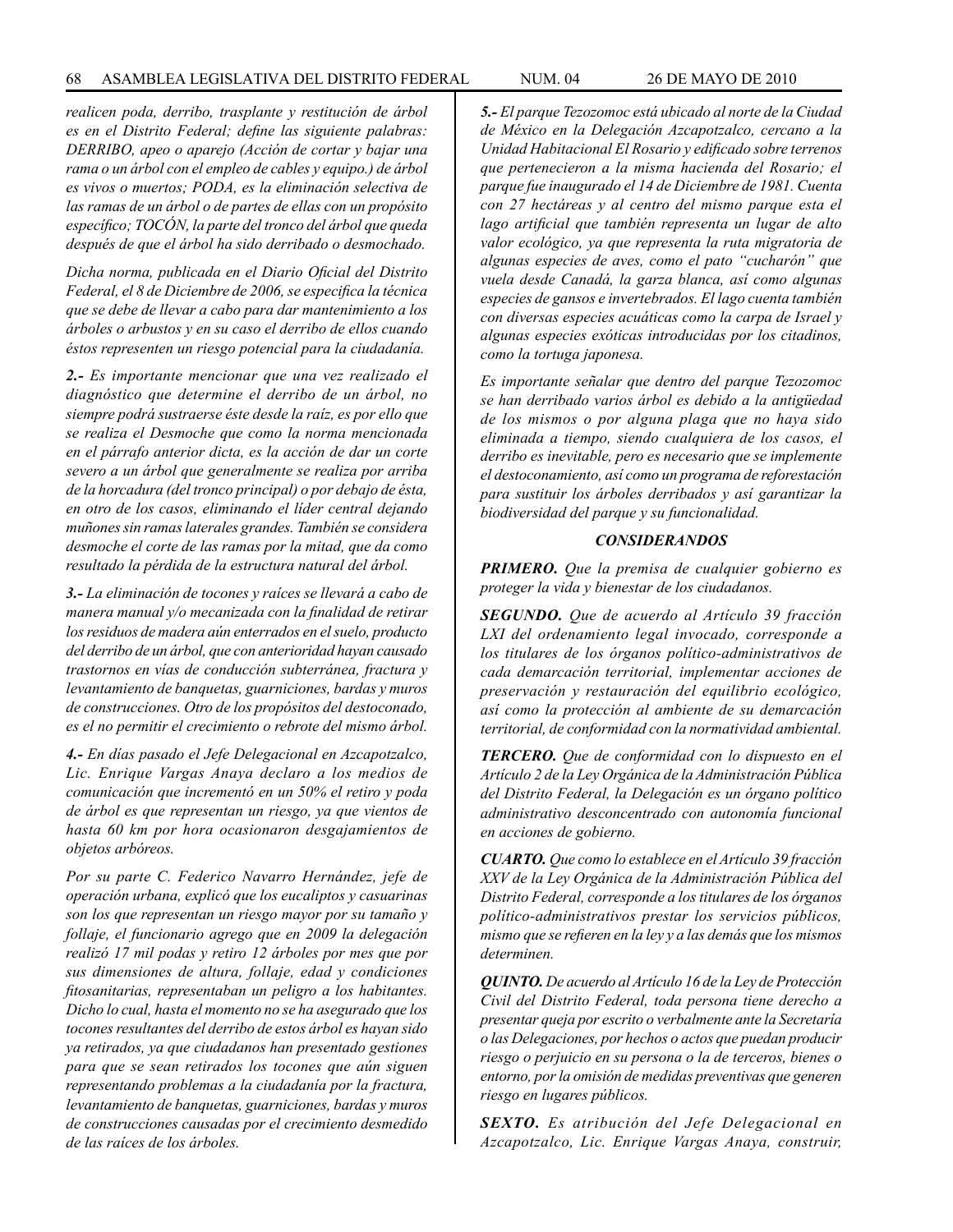*realicen poda, derribo, trasplante y restitución de árbol es en el Distrito Federal; define las siguiente palabras: DERRIBO, apeo o aparejo (Acción de cortar y bajar una rama o un árbol con el empleo de cables y equipo.) de árbol es vivos o muertos; PODA, es la eliminación selectiva de las ramas de un árbol o de partes de ellas con un propósito específico; TOCÓN, la parte del tronco del árbol que queda después de que el árbol ha sido derribado o desmochado.*

*Dicha norma, publicada en el Diario Oficial del Distrito Federal, el 8 de Diciembre de 2006, se especifica la técnica que se debe de llevar a cabo para dar mantenimiento a los árboles o arbustos y en su caso el derribo de ellos cuando éstos representen un riesgo potencial para la ciudadanía.*

***2.-*** *Es importante mencionar que una vez realizado el diagnóstico que determine el derribo de un árbol, no siempre podrá sustraerse éste desde la raíz, es por ello que se realiza el Desmoche que como la norma mencionada en el párrafo anterior dicta, es la acción de dar un corte severo a un árbol que generalmente se realiza por arriba de la horcadura (del tronco principal) o por debajo de ésta, en otro de los casos, eliminando el líder central dejando muñones sin ramas laterales grandes. También se considera desmoche el corte de las ramas por la mitad, que da como resultado la pérdida de la estructura natural del árbol.*

***3.-*** *La eliminación de tocones y raíces se llevará a cabo de manera manual y/o mecanizada con la finalidad de retirar los residuos de madera aún enterrados en el suelo, producto del derribo de un árbol, que con anterioridad hayan causado trastornos en vías de conducción subterránea, fractura y levantamiento de banquetas, guarniciones, bardas y muros de construcciones. Otro de los propósitos del destoconado, es el no permitir el crecimiento o rebrote del mismo árbol.*

***4.-*** *En días pasado el Jefe Delegacional en Azcapotzalco, Lic. Enrique Vargas Anaya declaro a los medios de comunicación que incrementó en un 50% el retiro y poda de árbol es que representan un riesgo, ya que vientos de hasta 60 km por hora ocasionaron desgajamientos de objetos arbóreos.*

*Por su parte C. Federico Navarro Hernández, jefe de operación urbana, explicó que los eucaliptos y casuarinas son los que representan un riesgo mayor por su tamaño y follaje, el funcionario agrego que en 2009 la delegación realizó 17 mil podas y retiro 12 árboles por mes que por sus dimensiones de altura, follaje, edad y condiciones fitosanitarias, representaban un peligro a los habitantes. Dicho lo cual, hasta el momento no se ha asegurado que los tocones resultantes del derribo de estos árbol es hayan sido ya retirados, ya que ciudadanos han presentado gestiones para que se sean retirados los tocones que aún siguen representando problemas a la ciudadanía por la fractura, levantamiento de banquetas, guarniciones, bardas y muros de construcciones causadas por el crecimiento desmedido de las raíces de los árboles.*

***5.-*** *El parque Tezozomoc está ubicado al norte de la Ciudad de México en la Delegación Azcapotzalco, cercano a la Unidad Habitacional El Rosario y edificado sobre terrenos que pertenecieron a la misma hacienda del Rosario; el parque fue inaugurado el 14 de Diciembre de 1981. Cuenta con 27 hectáreas y al centro del mismo parque esta el lago artificial que también representa un lugar de alto valor ecológico, ya que representa la ruta migratoria de algunas especies de aves, como el pato "cucharón" que vuela desde Canadá, la garza blanca, así como algunas especies de gansos e invertebrados. El lago cuenta también con diversas especies acuáticas como la carpa de Israel y algunas especies exóticas introducidas por los citadinos, como la tortuga japonesa.*

*Es importante señalar que dentro del parque Tezozomoc se han derribado varios árbol es debido a la antigüedad de los mismos o por alguna plaga que no haya sido eliminada a tiempo, siendo cualquiera de los casos, el derribo es inevitable, pero es necesario que se implemente el destoconamiento, así como un programa de reforestación para sustituir los árboles derribados y así garantizar la biodiversidad del parque y su funcionalidad.*

### ***CONSIDERANDOS***

***PRIMERO.*** *Que la premisa de cualquier gobierno es proteger la vida y bienestar de los ciudadanos.*

***SEGUNDO.*** *Que de acuerdo al Artículo 39 fracción LXI del ordenamiento legal invocado, corresponde a los titulares de los órganos político-administrativos de cada demarcación territorial, implementar acciones de preservación y restauración del equilibrio ecológico, así como la protección al ambiente de su demarcación territorial, de conformidad con la normatividad ambiental.*

***TERCERO.*** *Que de conformidad con lo dispuesto en el Artículo 2 de la Ley Orgánica de la Administración Pública del Distrito Federal, la Delegación es un órgano político administrativo desconcentrado con autonomía funcional en acciones de gobierno.*

***CUARTO.*** *Que como lo establece en el Artículo 39 fracción XXV de la Ley Orgánica de la Administración Pública del Distrito Federal, corresponde a los titulares de los órganos político-administrativos prestar los servicios públicos, mismo que se refieren en la ley y a las demás que los mismos determinen.*

***QUINTO.*** *De acuerdo al Artículo 16 de la Ley de Protección Civil del Distrito Federal, toda persona tiene derecho a presentar queja por escrito o verbalmente ante la Secretaría o las Delegaciones, por hechos o actos que puedan producir riesgo o perjuicio en su persona o la de terceros, bienes o entorno, por la omisión de medidas preventivas que generen riesgo en lugares públicos.*

***SEXTO.*** *Es atribución del Jefe Delegacional en Azcapotzalco, Lic. Enrique Vargas Anaya, construir,*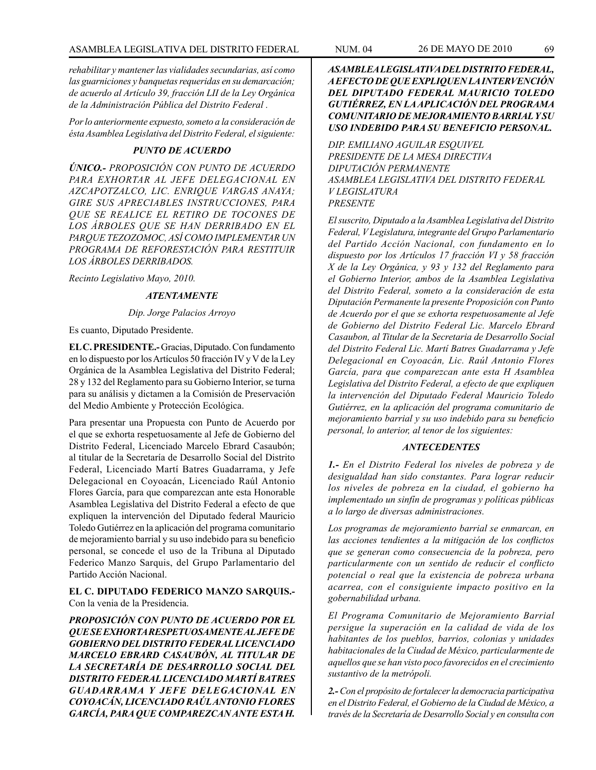*rehabilitar y mantener las vialidades secundarias, así como las guarniciones y banquetas requeridas en su demarcación; de acuerdo al Artículo 39, fracción LII de la Ley Orgánica de la Administración Pública del Distrito Federal .*

*Por lo anteriormente expuesto, someto a la consideración de ésta Asamblea Legislativa del Distrito Federal, el siguiente:*

***PUNTO DE ACUERDO***

*ÚNICO.- PROPOSICIÓN CON PUNTO DE ACUERDO PARA EXHORTAR AL JEFE DELEGACIONAL EN AZCAPOTZALCO, LIC. ENRIQUE VARGAS ANAYA; GIRE SUS APRECIABLES INSTRUCCIONES, PARA QUE SE REALICE EL RETIRO DE TOCONES DE LOS ÁRBOLES QUE SE HAN DERRIBADO EN EL PARQUE TEZOZOMOC, ASÍ COMO IMPLEMENTAR UN PROGRAMA DE REFORESTACIÓN PARA RESTITUIR LOS ÁRBOLES DERRIBADOS.*

*Recinto Legislativo Mayo, 2010.*

***ATENTAMENTE***

*Dip. Jorge Palacios Arroyo*

Es cuanto, Diputado Presidente.

**EL C. PRESIDENTE.-** Gracias, Diputado. Con fundamento en lo dispuesto por los Artículos 50 fracción IV y V de la Ley Orgánica de la Asamblea Legislativa del Distrito Federal; 28 y 132 del Reglamento para su Gobierno Interior, se turna para su análisis y dictamen a la Comisión de Preservación del Medio Ambiente y Protección Ecológica.

Para presentar una Propuesta con Punto de Acuerdo por el que se exhorta respetuosamente al Jefe de Gobierno del Distrito Federal, Licenciado Marcelo Ebrard Casaubón; al titular de la Secretaría de Desarrollo Social del Distrito Federal, Licenciado Martí Batres Guadarrama, y Jefe Delegacional en Coyoacán, Licenciado Raúl Antonio Flores García, para que comparezcan ante esta Honorable Asamblea Legislativa del Distrito Federal a efecto de que expliquen la intervención del Diputado federal Mauricio Toledo Gutiérrez en la aplicación del programa comunitario de mejoramiento barrial y su uso indebido para su beneficio personal, se concede el uso de la Tribuna al Diputado Federico Manzo Sarquis, del Grupo Parlamentario del Partido Acción Nacional.

**EL C. DIPUTADO FEDERICO MANZO SARQUIS.-** Con la venia de la Presidencia.

***PROPOSICIÓN CON PUNTO DE ACUERDO POR EL QUE SE EXHORTA RESPETUOSAMENTE AL JEFE DE GOBIERNO DEL DISTRITO FEDERAL LICENCIADO MARCELO EBRARD CASAUBÓN, AL TITULAR DE LA SECRETARÍA DE DESARROLLO SOCIAL DEL DISTRITO FEDERAL LICENCIADO MARTÍ BATRES GUADARRAMA Y JEFE DELEGACIONAL EN COYOACÁN, LICENCIADO RAÚL ANTONIO FLORES GARCÍA, PARA QUE COMPAREZCAN ANTE ESTA H. ASAMBLEA LEGISLATIVA DEL DISTRITO FEDERAL, A EFECTO DE QUE EXPLIQUEN LA INTERVENCIÓN DEL DIPUTADO FEDERAL MAURICIO TOLEDO GUTIÉRREZ, EN LA APLICACIÓN DEL PROGRAMA COMUNITARIO DE MEJORAMIENTO BARRIAL Y SU USO INDEBIDO PARA SU BENEFICIO PERSONAL.***

*DIP. EMILIANO AGUILAR ESQUIVEL*
*PRESIDENTE DE LA MESA DIRECTIVA*
*DIPUTACIÓN PERMANENTE*
*ASAMBLEA LEGISLATIVA DEL DISTRITO FEDERAL*
*V LEGISLATURA*
*PRESENTE*

*El suscrito, Diputado a la Asamblea Legislativa del Distrito Federal, V Legislatura, integrante del Grupo Parlamentario del Partido Acción Nacional, con fundamento en lo dispuesto por los Artículos 17 fracción VI y 58 fracción X de la Ley Orgánica, y 93 y 132 del Reglamento para el Gobierno Interior, ambos de la Asamblea Legislativa del Distrito Federal, someto a la consideración de esta Diputación Permanente la presente Proposición con Punto de Acuerdo por el que se exhorta respetuosamente al Jefe de Gobierno del Distrito Federal Lic. Marcelo Ebrard Casaubon, al Titular de la Secretaria de Desarrollo Social del Distrito Federal Lic. Martí Batres Guadarrama y Jefe Delegacional en Coyoacán, Lic. Raúl Antonio Flores García, para que comparezcan ante esta H Asamblea Legislativa del Distrito Federal, a efecto de que expliquen la intervención del Diputado Federal Mauricio Toledo Gutiérrez, en la aplicación del programa comunitario de mejoramiento barrial y su uso indebido para su beneficio personal, lo anterior, al tenor de los siguientes:*

***ANTECEDENTES***

***1.-*** *En el Distrito Federal los niveles de pobreza y de desigualdad han sido constantes. Para lograr reducir los niveles de pobreza en la ciudad, el gobierno ha implementado un sinfín de programas y políticas públicas a lo largo de diversas administraciones.*

*Los programas de mejoramiento barrial se enmarcan, en las acciones tendientes a la mitigación de los conflictos que se generan como consecuencia de la pobreza, pero particularmente con un sentido de reducir el conflicto potencial o real que la existencia de pobreza urbana acarrea, con el consiguiente impacto positivo en la gobernabilidad urbana.*

*El Programa Comunitario de Mejoramiento Barrial persigue la superación en la calidad de vida de los habitantes de los pueblos, barrios, colonias y unidades habitacionales de la Ciudad de México, particularmente de aquellos que se han visto poco favorecidos en el crecimiento sustantivo de la metrópoli.*

***2.-*** *Con el propósito de fortalecer la democracia participativa en el Distrito Federal, el Gobierno de la Ciudad de México, a través de la Secretaría de Desarrollo Social y en consulta con*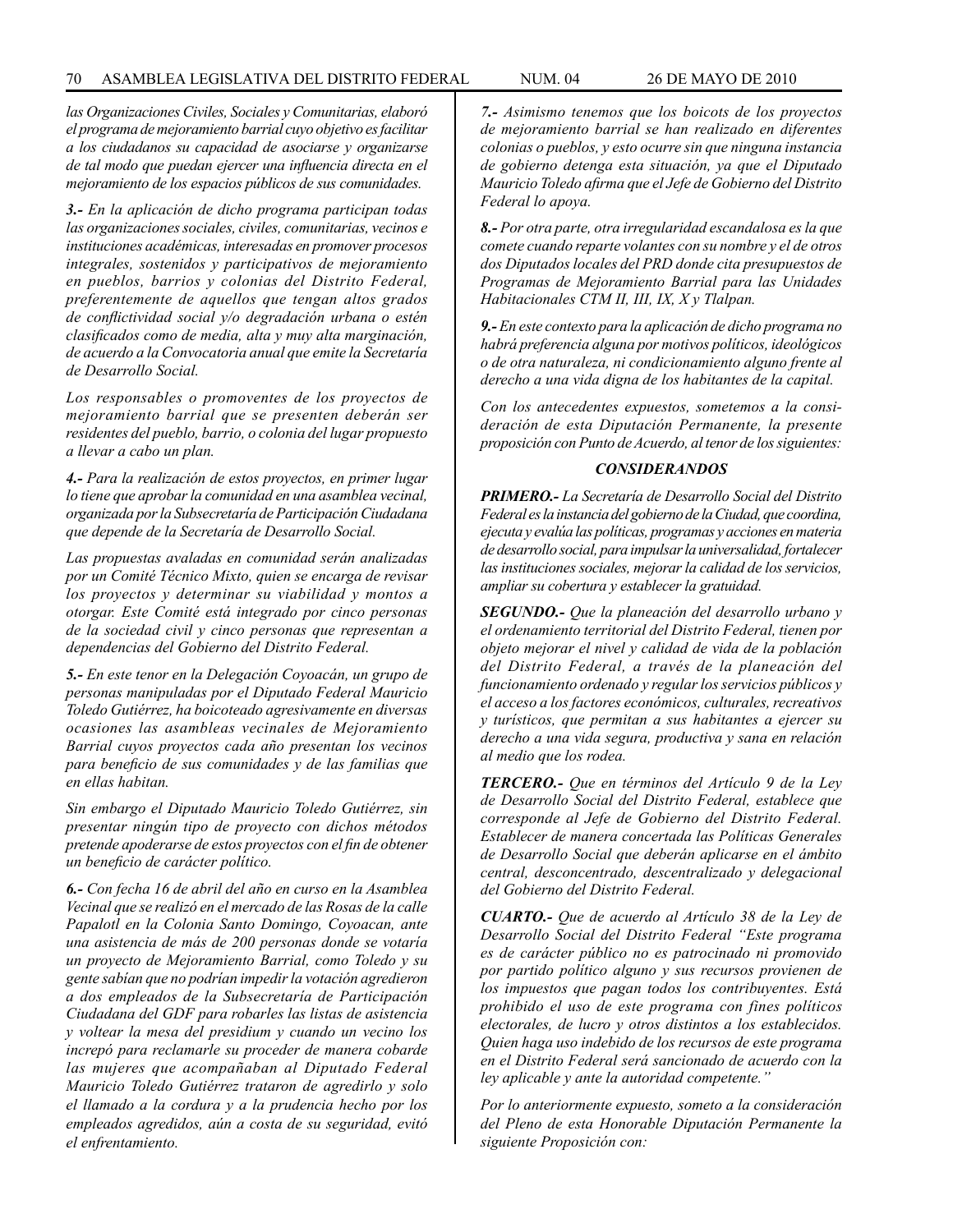*las Organizaciones Civiles, Sociales y Comunitarias, elaboró el programa de mejoramiento barrial cuyo objetivo es facilitar a los ciudadanos su capacidad de asociarse y organizarse de tal modo que puedan ejercer una influencia directa en el mejoramiento de los espacios públicos de sus comunidades.*

***3.-*** *En la aplicación de dicho programa participan todas las organizaciones sociales, civiles, comunitarias, vecinos e instituciones académicas, interesadas en promover procesos integrales, sostenidos y participativos de mejoramiento en pueblos, barrios y colonias del Distrito Federal, preferentemente de aquellos que tengan altos grados de conflictividad social y/o degradación urbana o estén clasificados como de media, alta y muy alta marginación, de acuerdo a la Convocatoria anual que emite la Secretaría de Desarrollo Social.*

*Los responsables o promoventes de los proyectos de mejoramiento barrial que se presenten deberán ser residentes del pueblo, barrio, o colonia del lugar propuesto a llevar a cabo un plan.*

***4.-*** *Para la realización de estos proyectos, en primer lugar lo tiene que aprobar la comunidad en una asamblea vecinal, organizada por la Subsecretaría de Participación Ciudadana que depende de la Secretaría de Desarrollo Social.*

*Las propuestas avaladas en comunidad serán analizadas por un Comité Técnico Mixto, quien se encarga de revisar los proyectos y determinar su viabilidad y montos a otorgar. Este Comité está integrado por cinco personas de la sociedad civil y cinco personas que representan a dependencias del Gobierno del Distrito Federal.*

***5.-*** *En este tenor en la Delegación Coyoacán, un grupo de personas manipuladas por el Diputado Federal Mauricio Toledo Gutiérrez, ha boicoteado agresivamente en diversas ocasiones las asambleas vecinales de Mejoramiento Barrial cuyos proyectos cada año presentan los vecinos para beneficio de sus comunidades y de las familias que en ellas habitan.*

*Sin embargo el Diputado Mauricio Toledo Gutiérrez, sin presentar ningún tipo de proyecto con dichos métodos pretende apoderarse de estos proyectos con el fin de obtener un beneficio de carácter político.*

***6.-*** *Con fecha 16 de abril del año en curso en la Asamblea Vecinal que se realizó en el mercado de las Rosas de la calle Papalotl en la Colonia Santo Domingo, Coyoacan, ante una asistencia de más de 200 personas donde se votaría un proyecto de Mejoramiento Barrial, como Toledo y su gente sabían que no podrían impedir la votación agredieron a dos empleados de la Subsecretaría de Participación Ciudadana del GDF para robarles las listas de asistencia y voltear la mesa del presidium y cuando un vecino los increpó para reclamarle su proceder de manera cobarde las mujeres que acompañaban al Diputado Federal Mauricio Toledo Gutiérrez trataron de agredirlo y solo el llamado a la cordura y a la prudencia hecho por los empleados agredidos, aún a costa de su seguridad, evitó el enfrentamiento.*

***7.-*** *Asimismo tenemos que los boicots de los proyectos de mejoramiento barrial se han realizado en diferentes colonias o pueblos, y esto ocurre sin que ninguna instancia de gobierno detenga esta situación, ya que el Diputado Mauricio Toledo afirma que el Jefe de Gobierno del Distrito Federal lo apoya.*

***8.-*** *Por otra parte, otra irregularidad escandalosa es la que comete cuando reparte volantes con su nombre y el de otros dos Diputados locales del PRD donde cita presupuestos de Programas de Mejoramiento Barrial para las Unidades Habitacionales CTM II, III, IX, X y Tlalpan.*

***9.-*** *En este contexto para la aplicación de dicho programa no habrá preferencia alguna por motivos políticos, ideológicos o de otra naturaleza, ni condicionamiento alguno frente al derecho a una vida digna de los habitantes de la capital.*

*Con los antecedentes expuestos, sometemos a la consideración de esta Diputación Permanente, la presente proposición con Punto de Acuerdo, al tenor de los siguientes:*

***CONSIDERANDOS***

***PRIMERO.-*** *La Secretaría de Desarrollo Social del Distrito Federal es la instancia del gobierno de la Ciudad, que coordina, ejecuta y evalúa las políticas, programas y acciones en materia de desarrollo social, para impulsar la universalidad, fortalecer las instituciones sociales, mejorar la calidad de los servicios, ampliar su cobertura y establecer la gratuidad.*

***SEGUNDO.-*** *Que la planeación del desarrollo urbano y el ordenamiento territorial del Distrito Federal, tienen por objeto mejorar el nivel y calidad de vida de la población del Distrito Federal, a través de la planeación del funcionamiento ordenado y regular los servicios públicos y el acceso a los factores económicos, culturales, recreativos y turísticos, que permitan a sus habitantes a ejercer su derecho a una vida segura, productiva y sana en relación al medio que los rodea.*

***TERCERO.-*** *Que en términos del Artículo 9 de la Ley de Desarrollo Social del Distrito Federal, establece que corresponde al Jefe de Gobierno del Distrito Federal. Establecer de manera concertada las Políticas Generales de Desarrollo Social que deberán aplicarse en el ámbito central, desconcentrado, descentralizado y delegacional del Gobierno del Distrito Federal.*

***CUARTO.-*** *Que de acuerdo al Artículo 38 de la Ley de Desarrollo Social del Distrito Federal "Este programa es de carácter público no es patrocinado ni promovido por partido político alguno y sus recursos provienen de los impuestos que pagan todos los contribuyentes. Está prohibido el uso de este programa con fines políticos electorales, de lucro y otros distintos a los establecidos. Quien haga uso indebido de los recursos de este programa en el Distrito Federal será sancionado de acuerdo con la ley aplicable y ante la autoridad competente."*

*Por lo anteriormente expuesto, someto a la consideración del Pleno de esta Honorable Diputación Permanente la siguiente Proposición con:*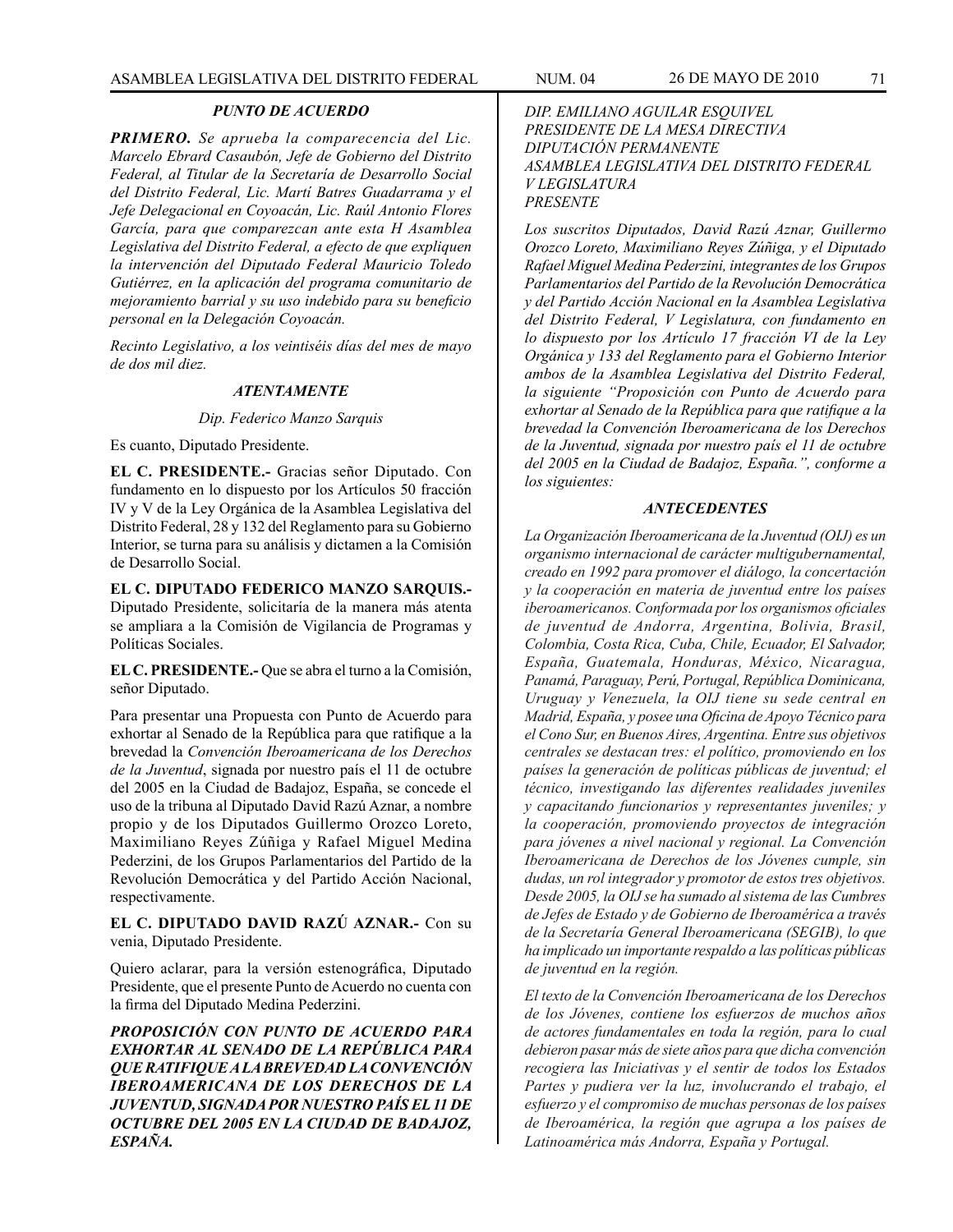***PUNTO DE ACUERDO***

***PRIMERO.*** *Se aprueba la comparecencia del Lic. Marcelo Ebrard Casaubón, Jefe de Gobierno del Distrito Federal, al Titular de la Secretaría de Desarrollo Social del Distrito Federal, Lic. Martí Batres Guadarrama y el Jefe Delegacional en Coyoacán, Lic. Raúl Antonio Flores García, para que comparezcan ante esta H Asamblea Legislativa del Distrito Federal, a efecto de que expliquen la intervención del Diputado Federal Mauricio Toledo Gutiérrez, en la aplicación del programa comunitario de mejoramiento barrial y su uso indebido para su beneficio personal en la Delegación Coyoacán.*

*Recinto Legislativo, a los veintiséis días del mes de mayo de dos mil diez.*

***ATENTAMENTE***

*Dip. Federico Manzo Sarquis*

Es cuanto, Diputado Presidente.

**EL C. PRESIDENTE.-** Gracias señor Diputado. Con fundamento en lo dispuesto por los Artículos 50 fracción IV y V de la Ley Orgánica de la Asamblea Legislativa del Distrito Federal, 28 y 132 del Reglamento para su Gobierno Interior, se turna para su análisis y dictamen a la Comisión de Desarrollo Social.

**EL C. DIPUTADO FEDERICO MANZO SARQUIS.-** Diputado Presidente, solicitaría de la manera más atenta se ampliara a la Comisión de Vigilancia de Programas y Políticas Sociales.

**EL C. PRESIDENTE.-** Que se abra el turno a la Comisión, señor Diputado.

Para presentar una Propuesta con Punto de Acuerdo para exhortar al Senado de la República para que ratifique a la brevedad la *Convención Iberoamericana de los Derechos de la Juventud*, signada por nuestro país el 11 de octubre del 2005 en la Ciudad de Badajoz, España, se concede el uso de la tribuna al Diputado David Razú Aznar, a nombre propio y de los Diputados Guillermo Orozco Loreto, Maximiliano Reyes Zúñiga y Rafael Miguel Medina Pederzini, de los Grupos Parlamentarios del Partido de la Revolución Democrática y del Partido Acción Nacional, respectivamente.

**EL C. DIPUTADO DAVID RAZÚ AZNAR.-** Con su venia, Diputado Presidente.

Quiero aclarar, para la versión estenográfica, Diputado Presidente, que el presente Punto de Acuerdo no cuenta con la firma del Diputado Medina Pederzini.

***PROPOSICIÓN CON PUNTO DE ACUERDO PARA EXHORTAR AL SENADO DE LA REPÚBLICA PARA QUE RATIFIQUE A LA BREVEDAD LA CONVENCIÓN IBEROAMERICANA DE LOS DERECHOS DE LA JUVENTUD, SIGNADA POR NUESTRO PAÍS EL 11 DE OCTUBRE DEL 2005 EN LA CIUDAD DE BADAJOZ, ESPAÑA.***

*DIP. EMILIANO AGUILAR ESQUIVEL*
*PRESIDENTE DE LA MESA DIRECTIVA*
*DIPUTACIÓN PERMANENTE*
*ASAMBLEA LEGISLATIVA DEL DISTRITO FEDERAL*
*V LEGISLATURA*
*PRESENTE*

*Los suscritos Diputados, David Razú Aznar, Guillermo Orozco Loreto, Maximiliano Reyes Zúñiga, y el Diputado Rafael Miguel Medina Pederzini, integrantes de los Grupos Parlamentarios del Partido de la Revolución Democrática y del Partido Acción Nacional en la Asamblea Legislativa del Distrito Federal, V Legislatura, con fundamento en lo dispuesto por los Artículo 17 fracción VI de la Ley Orgánica y 133 del Reglamento para el Gobierno Interior ambos de la Asamblea Legislativa del Distrito Federal, la siguiente "Proposición con Punto de Acuerdo para exhortar al Senado de la República para que ratifique a la brevedad la Convención Iberoamericana de los Derechos de la Juventud, signada por nuestro país el 11 de octubre del 2005 en la Ciudad de Badajoz, España.", conforme a los siguientes:*

***ANTECEDENTES***

*La Organización Iberoamericana de la Juventud (OIJ) es un organismo internacional de carácter multigubernamental, creado en 1992 para promover el diálogo, la concertación y la cooperación en materia de juventud entre los países iberoamericanos. Conformada por los organismos oficiales de juventud de Andorra, Argentina, Bolivia, Brasil, Colombia, Costa Rica, Cuba, Chile, Ecuador, El Salvador, España, Guatemala, Honduras, México, Nicaragua, Panamá, Paraguay, Perú, Portugal, República Dominicana, Uruguay y Venezuela, la OIJ tiene su sede central en Madrid, España, y posee una Oficina de Apoyo Técnico para el Cono Sur, en Buenos Aires, Argentina. Entre sus objetivos centrales se destacan tres: el político, promoviendo en los países la generación de políticas públicas de juventud; el técnico, investigando las diferentes realidades juveniles y capacitando funcionarios y representantes juveniles; y la cooperación, promoviendo proyectos de integración para jóvenes a nivel nacional y regional. La Convención Iberoamericana de Derechos de los Jóvenes cumple, sin dudas, un rol integrador y promotor de estos tres objetivos. Desde 2005, la OIJ se ha sumado al sistema de las Cumbres de Jefes de Estado y de Gobierno de Iberoamérica a través de la Secretaría General Iberoamericana (SEGIB), lo que ha implicado un importante respaldo a las políticas públicas de juventud en la región.*

*El texto de la Convención Iberoamericana de los Derechos de los Jóvenes, contiene los esfuerzos de muchos años de actores fundamentales en toda la región, para lo cual debieron pasar más de siete años para que dicha convención recogiera las Iniciativas y el sentir de todos los Estados Partes y pudiera ver la luz, involucrando el trabajo, el esfuerzo y el compromiso de muchas personas de los países de Iberoamérica, la región que agrupa a los países de Latinoamérica más Andorra, España y Portugal.*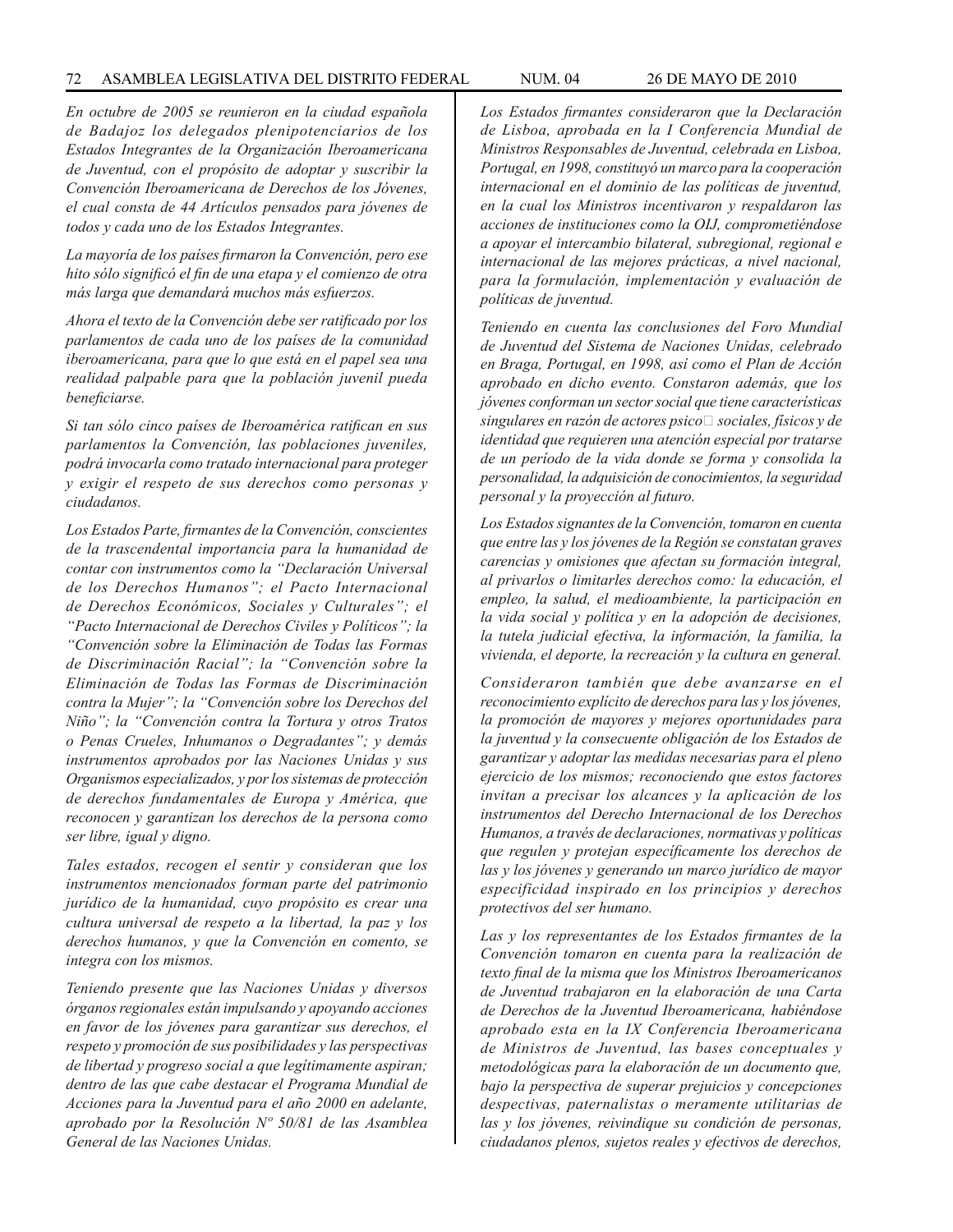*En octubre de 2005 se reunieron en la ciudad española de Badajoz los delegados plenipotenciarios de los Estados Integrantes de la Organización Iberoamericana de Juventud, con el propósito de adoptar y suscribir la Convención Iberoamericana de Derechos de los Jóvenes, el cual consta de 44 Artículos pensados para jóvenes de todos y cada uno de los Estados Integrantes.*

*La mayoría de los países firmaron la Convención, pero ese hito sólo significó el fin de una etapa y el comienzo de otra más larga que demandará muchos más esfuerzos.*

*Ahora el texto de la Convención debe ser ratificado por los parlamentos de cada uno de los países de la comunidad iberoamericana, para que lo que está en el papel sea una realidad palpable para que la población juvenil pueda beneficiarse.*

*Si tan sólo cinco países de Iberoamérica ratifican en sus parlamentos la Convención, las poblaciones juveniles, podrá invocarla como tratado internacional para proteger y exigir el respeto de sus derechos como personas y ciudadanos.*

*Los Estados Parte, firmantes de la Convención, conscientes de la trascendental importancia para la humanidad de contar con instrumentos como la "Declaración Universal de los Derechos Humanos"; el Pacto Internacional de Derechos Económicos, Sociales y Culturales"; el "Pacto Internacional de Derechos Civiles y Políticos"; la "Convención sobre la Eliminación de Todas las Formas de Discriminación Racial"; la "Convención sobre la Eliminación de Todas las Formas de Discriminación contra la Mujer"; la "Convención sobre los Derechos del Niño"; la "Convención contra la Tortura y otros Tratos o Penas Crueles, Inhumanos o Degradantes"; y demás instrumentos aprobados por las Naciones Unidas y sus Organismos especializados, y por los sistemas de protección de derechos fundamentales de Europa y América, que reconocen y garantizan los derechos de la persona como ser libre, igual y digno.*

*Tales estados, recogen el sentir y consideran que los instrumentos mencionados forman parte del patrimonio jurídico de la humanidad, cuyo propósito es crear una cultura universal de respeto a la libertad, la paz y los derechos humanos, y que la Convención en comento, se integra con los mismos.*

*Teniendo presente que las Naciones Unidas y diversos órganos regionales están impulsando y apoyando acciones en favor de los jóvenes para garantizar sus derechos, el respeto y promoción de sus posibilidades y las perspectivas de libertad y progreso social a que legítimamente aspiran; dentro de las que cabe destacar el Programa Mundial de Acciones para la Juventud para el año 2000 en adelante, aprobado por la Resolución Nº 50/81 de las Asamblea General de las Naciones Unidas.*

*Los Estados firmantes consideraron que la Declaración de Lisboa, aprobada en la I Conferencia Mundial de Ministros Responsables de Juventud, celebrada en Lisboa, Portugal, en 1998, constituyó un marco para la cooperación internacional en el dominio de las políticas de juventud, en la cual los Ministros incentivaron y respaldaron las acciones de instituciones como la OIJ, comprometiéndose a apoyar el intercambio bilateral, subregional, regional e internacional de las mejores prácticas, a nivel nacional, para la formulación, implementación y evaluación de políticas de juventud.*

*Teniendo en cuenta las conclusiones del Foro Mundial de Juventud del Sistema de Naciones Unidas, celebrado en Braga, Portugal, en 1998, así como el Plan de Acción aprobado en dicho evento. Constaron además, que los jóvenes conforman un sector social que tiene características singulares en razón de actores psico sociales, físicos y de identidad que requieren una atención especial por tratarse de un período de la vida donde se forma y consolida la personalidad, la adquisición de conocimientos, la seguridad personal y la proyección al futuro.*

*Los Estados signantes de la Convención, tomaron en cuenta que entre las y los jóvenes de la Región se constatan graves carencias y omisiones que afectan su formación integral, al privarlos o limitarles derechos como: la educación, el empleo, la salud, el medioambiente, la participación en la vida social y política y en la adopción de decisiones, la tutela judicial efectiva, la información, la familia, la vivienda, el deporte, la recreación y la cultura en general.*

*Consideraron también que debe avanzarse en el reconocimiento explícito de derechos para las y los jóvenes, la promoción de mayores y mejores oportunidades para la juventud y la consecuente obligación de los Estados de garantizar y adoptar las medidas necesarias para el pleno ejercicio de los mismos; reconociendo que estos factores invitan a precisar los alcances y la aplicación de los instrumentos del Derecho Internacional de los Derechos Humanos, a través de declaraciones, normativas y políticas que regulen y protejan específicamente los derechos de las y los jóvenes y generando un marco jurídico de mayor especificidad inspirado en los principios y derechos protectivos del ser humano.*

*Las y los representantes de los Estados firmantes de la Convención tomaron en cuenta para la realización de texto final de la misma que los Ministros Iberoamericanos de Juventud trabajaron en la elaboración de una Carta de Derechos de la Juventud Iberoamericana, habiéndose aprobado esta en la IX Conferencia Iberoamericana de Ministros de Juventud, las bases conceptuales y metodológicas para la elaboración de un documento que, bajo la perspectiva de superar prejuicios y concepciones despectivas, paternalistas o meramente utilitarias de las y los jóvenes, reivindique su condición de personas, ciudadanos plenos, sujetos reales y efectivos de derechos,*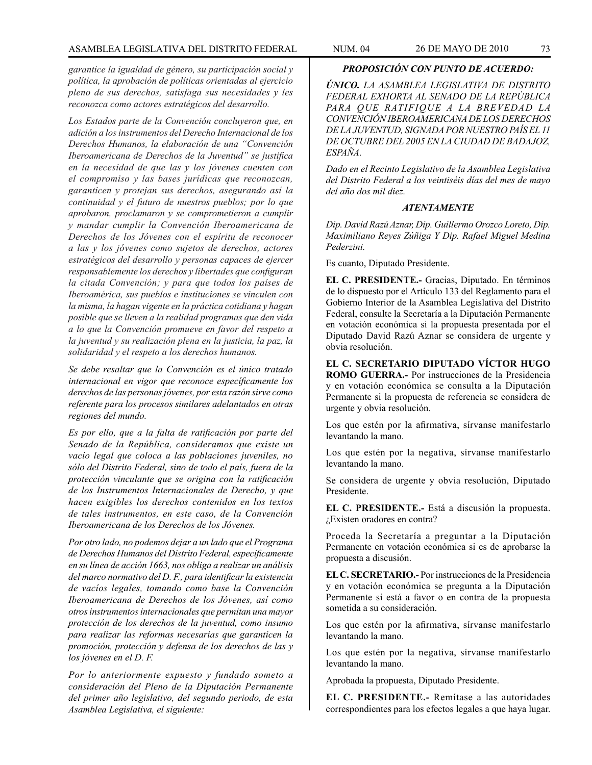*garantice la igualdad de género, su participación social y política, la aprobación de políticas orientadas al ejercicio pleno de sus derechos, satisfaga sus necesidades y les reconozca como actores estratégicos del desarrollo.*

*Los Estados parte de la Convención concluyeron que, en adición a los instrumentos del Derecho Internacional de los Derechos Humanos, la elaboración de una "Convención Iberoamericana de Derechos de la Juventud" se justifica en la necesidad de que las y los jóvenes cuenten con el compromiso y las bases jurídicas que reconozcan, garanticen y protejan sus derechos, asegurando así la continuidad y el futuro de nuestros pueblos; por lo que aprobaron, proclamaron y se comprometieron a cumplir y mandar cumplir la Convención Iberoamericana de Derechos de los Jóvenes con el espíritu de reconocer a las y los jóvenes como sujetos de derechos, actores estratégicos del desarrollo y personas capaces de ejercer responsablemente los derechos y libertades que configuran la citada Convención; y para que todos los países de Iberoamérica, sus pueblos e instituciones se vinculen con la misma, la hagan vigente en la práctica cotidiana y hagan posible que se lleven a la realidad programas que den vida a lo que la Convención promueve en favor del respeto a la juventud y su realización plena en la justicia, la paz, la solidaridad y el respeto a los derechos humanos.*

*Se debe resaltar que la Convención es el único tratado internacional en vigor que reconoce específicamente los derechos de las personas jóvenes, por esta razón sirve como referente para los procesos similares adelantados en otras regiones del mundo.*

*Es por ello, que a la falta de ratificación por parte del Senado de la República, consideramos que existe un vacío legal que coloca a las poblaciones juveniles, no sólo del Distrito Federal, sino de todo el país, fuera de la protección vinculante que se origina con la ratificación de los Instrumentos Internacionales de Derecho, y que hacen exigibles los derechos contenidos en los textos de tales instrumentos, en este caso, de la Convención Iberoamericana de los Derechos de los Jóvenes.*

*Por otro lado, no podemos dejar a un lado que el Programa de Derechos Humanos del Distrito Federal, específicamente en su línea de acción 1663, nos obliga a realizar un análisis del marco normativo del D. F., para identificar la existencia de vacíos legales, tomando como base la Convención Iberoamericana de Derechos de los Jóvenes, así como otros instrumentos internacionales que permitan una mayor protección de los derechos de la juventud, como insumo para realizar las reformas necesarias que garanticen la promoción, protección y defensa de los derechos de las y los jóvenes en el D. F.*

*Por lo anteriormente expuesto y fundado someto a consideración del Pleno de la Diputación Permanente del primer año legislativo, del segundo periodo, de esta Asamblea Legislativa, el siguiente:*

***PROPOSICIÓN CON PUNTO DE ACUERDO:***

***ÚNICO.*** *LA ASAMBLEA LEGISLATIVA DE DISTRITO FEDERAL EXHORTA AL SENADO DE LA REPÚBLICA PARA QUE RATIFIQUE A LA BREVEDAD LA CONVENCIÓN IBEROAMERICANA DE LOS DERECHOS DE LA JUVENTUD, SIGNADA POR NUESTRO PAÍS EL 11 DE OCTUBRE DEL 2005 EN LA CIUDAD DE BADAJOZ, ESPAÑA.*

*Dado en el Recinto Legislativo de la Asamblea Legislativa del Distrito Federal a los veintiséis días del mes de mayo del año dos mil diez.*

***ATENTAMENTE***

*Dip. David Razú Aznar, Dip. Guillermo Orozco Loreto, Dip. Maximiliano Reyes Zúñiga Y Dip. Rafael Miguel Medina Pederzini.*

Es cuanto, Diputado Presidente.

**EL C. PRESIDENTE.-** Gracias, Diputado. En términos de lo dispuesto por el Artículo 133 del Reglamento para el Gobierno Interior de la Asamblea Legislativa del Distrito Federal, consulte la Secretaría a la Diputación Permanente en votación económica si la propuesta presentada por el Diputado David Razú Aznar se considera de urgente y obvia resolución.

**EL C. SECRETARIO DIPUTADO VÍCTOR HUGO ROMO GUERRA.-** Por instrucciones de la Presidencia y en votación económica se consulta a la Diputación Permanente si la propuesta de referencia se considera de urgente y obvia resolución.

Los que estén por la afirmativa, sírvanse manifestarlo levantando la mano.

Los que estén por la negativa, sírvanse manifestarlo levantando la mano.

Se considera de urgente y obvia resolución, Diputado Presidente.

**EL C. PRESIDENTE.-** Está a discusión la propuesta. ¿Existen oradores en contra?

Proceda la Secretaría a preguntar a la Diputación Permanente en votación económica si es de aprobarse la propuesta a discusión.

**EL C. SECRETARIO.-** Por instrucciones de la Presidencia y en votación económica se pregunta a la Diputación Permanente si está a favor o en contra de la propuesta sometida a su consideración.

Los que estén por la afirmativa, sírvanse manifestarlo levantando la mano.

Los que estén por la negativa, sírvanse manifestarlo levantando la mano.

Aprobada la propuesta, Diputado Presidente.

**EL C. PRESIDENTE.-** Remítase a las autoridades correspondientes para los efectos legales a que haya lugar.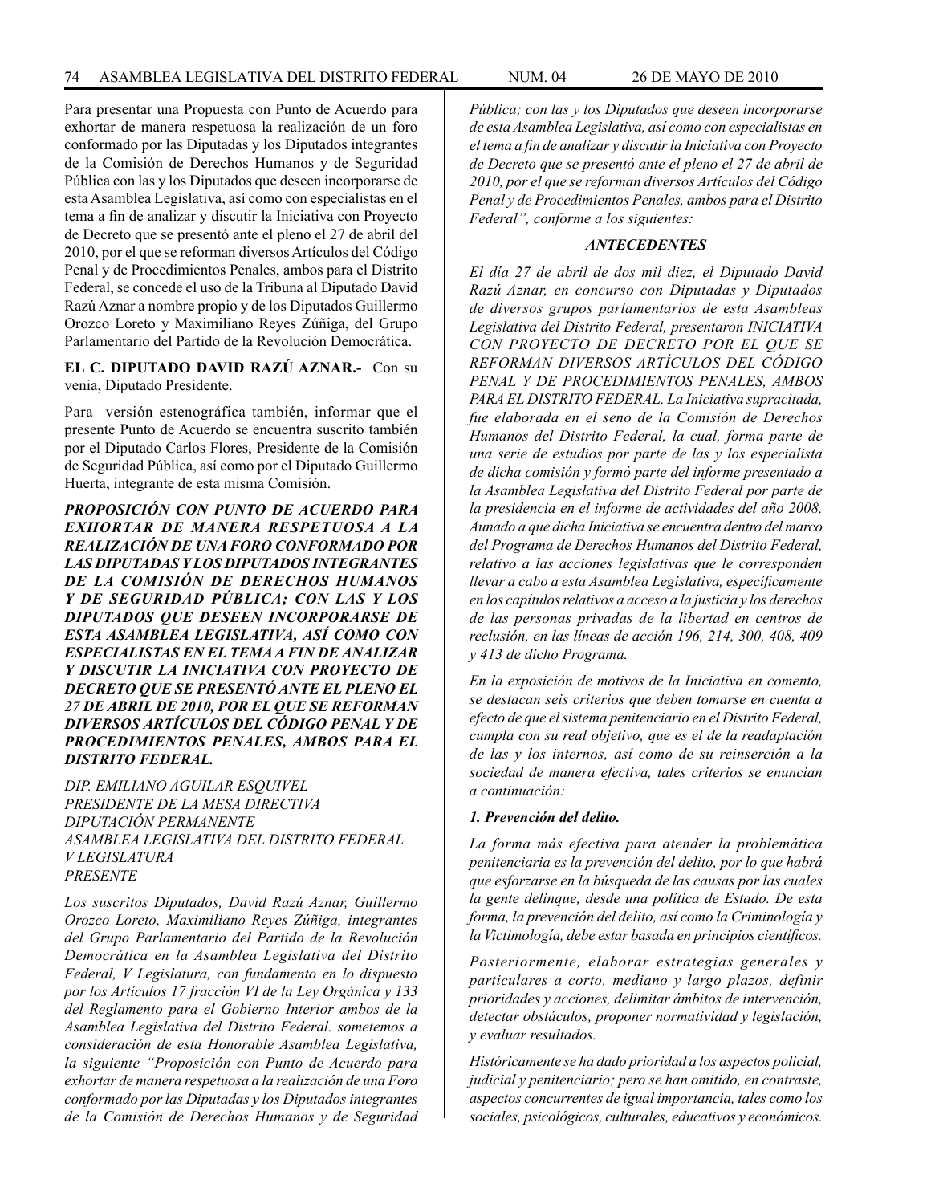Para presentar una Propuesta con Punto de Acuerdo para exhortar de manera respetuosa la realización de un foro conformado por las Diputadas y los Diputados integrantes de la Comisión de Derechos Humanos y de Seguridad Pública con las y los Diputados que deseen incorporarse de esta Asamblea Legislativa, así como con especialistas en el tema a fin de analizar y discutir la Iniciativa con Proyecto de Decreto que se presentó ante el pleno el 27 de abril del 2010, por el que se reforman diversos Artículos del Código Penal y de Procedimientos Penales, ambos para el Distrito Federal, se concede el uso de la Tribuna al Diputado David Razú Aznar a nombre propio y de los Diputados Guillermo Orozco Loreto y Maximiliano Reyes Zúñiga, del Grupo Parlamentario del Partido de la Revolución Democrática.

**EL C. DIPUTADO DAVID RAZÚ AZNAR.-** Con su venia, Diputado Presidente.

Para versión estenográfica también, informar que el presente Punto de Acuerdo se encuentra suscrito también por el Diputado Carlos Flores, Presidente de la Comisión de Seguridad Pública, así como por el Diputado Guillermo Huerta, integrante de esta misma Comisión.

***PROPOSICIÓN CON PUNTO DE ACUERDO PARA EXHORTAR DE MANERA RESPETUOSA A LA REALIZACIÓN DE UNA FORO CONFORMADO POR LAS DIPUTADAS Y LOS DIPUTADOS INTEGRANTES DE LA COMISIÓN DE DERECHOS HUMANOS Y DE SEGURIDAD PÚBLICA; CON LAS Y LOS DIPUTADOS QUE DESEEN INCORPORARSE DE ESTA ASAMBLEA LEGISLATIVA, ASÍ COMO CON ESPECIALISTAS EN EL TEMA A FIN DE ANALIZAR Y DISCUTIR LA INICIATIVA CON PROYECTO DE DECRETO QUE SE PRESENTÓ ANTE EL PLENO EL 27 DE ABRIL DE 2010, POR EL QUE SE REFORMAN DIVERSOS ARTÍCULOS DEL CÓDIGO PENAL Y DE PROCEDIMIENTOS PENALES, AMBOS PARA EL DISTRITO FEDERAL.***

*DIP. EMILIANO AGUILAR ESQUIVEL*
*PRESIDENTE DE LA MESA DIRECTIVA*
*DIPUTACIÓN PERMANENTE*
*ASAMBLEA LEGISLATIVA DEL DISTRITO FEDERAL*
*V LEGISLATURA*
*PRESENTE*

*Los suscritos Diputados, David Razú Aznar, Guillermo Orozco Loreto, Maximiliano Reyes Zúñiga, integrantes del Grupo Parlamentario del Partido de la Revolución Democrática en la Asamblea Legislativa del Distrito Federal, V Legislatura, con fundamento en lo dispuesto por los Artículos 17 fracción VI de la Ley Orgánica y 133 del Reglamento para el Gobierno Interior ambos de la Asamblea Legislativa del Distrito Federal. sometemos a consideración de esta Honorable Asamblea Legislativa, la siguiente "Proposición con Punto de Acuerdo para exhortar de manera respetuosa a la realización de una Foro conformado por las Diputadas y los Diputados integrantes de la Comisión de Derechos Humanos y de Seguridad Pública; con las y los Diputados que deseen incorporarse de esta Asamblea Legislativa, así como con especialistas en el tema a fin de analizar y discutir la Iniciativa con Proyecto de Decreto que se presentó ante el pleno el 27 de abril de 2010, por el que se reforman diversos Artículos del Código Penal y de Procedimientos Penales, ambos para el Distrito Federal", conforme a los siguientes:*

***ANTECEDENTES***

*El día 27 de abril de dos mil diez, el Diputado David Razú Aznar, en concurso con Diputadas y Diputados de diversos grupos parlamentarios de esta Asambleas Legislativa del Distrito Federal, presentaron INICIATIVA CON PROYECTO DE DECRETO POR EL QUE SE REFORMAN DIVERSOS ARTÍCULOS DEL CÓDIGO PENAL Y DE PROCEDIMIENTOS PENALES, AMBOS PARA EL DISTRITO FEDERAL. La Iniciativa supracitada, fue elaborada en el seno de la Comisión de Derechos Humanos del Distrito Federal, la cual, forma parte de una serie de estudios por parte de las y los especialista de dicha comisión y formó parte del informe presentado a la Asamblea Legislativa del Distrito Federal por parte de la presidencia en el informe de actividades del año 2008. Aunado a que dicha Iniciativa se encuentra dentro del marco del Programa de Derechos Humanos del Distrito Federal, relativo a las acciones legislativas que le corresponden llevar a cabo a esta Asamblea Legislativa, específicamente en los capítulos relativos a acceso a la justicia y los derechos de las personas privadas de la libertad en centros de reclusión, en las líneas de acción 196, 214, 300, 408, 409 y 413 de dicho Programa.*

*En la exposición de motivos de la Iniciativa en comento, se destacan seis criterios que deben tomarse en cuenta a efecto de que el sistema penitenciario en el Distrito Federal, cumpla con su real objetivo, que es el de la readaptación de las y los internos, así como de su reinserción a la sociedad de manera efectiva, tales criterios se enuncian a continuación:*

***1. Prevención del delito.***

*La forma más efectiva para atender la problemática penitenciaria es la prevención del delito, por lo que habrá que esforzarse en la búsqueda de las causas por las cuales la gente delinque, desde una política de Estado. De esta forma, la prevención del delito, así como la Criminología y la Victimología, debe estar basada en principios científicos.*

*Posteriormente, elaborar estrategias generales y particulares a corto, mediano y largo plazos, definir prioridades y acciones, delimitar ámbitos de intervención, detectar obstáculos, proponer normatividad y legislación, y evaluar resultados.*

*Históricamente se ha dado prioridad a los aspectos policial, judicial y penitenciario; pero se han omitido, en contraste, aspectos concurrentes de igual importancia, tales como los sociales, psicológicos, culturales, educativos y económicos.*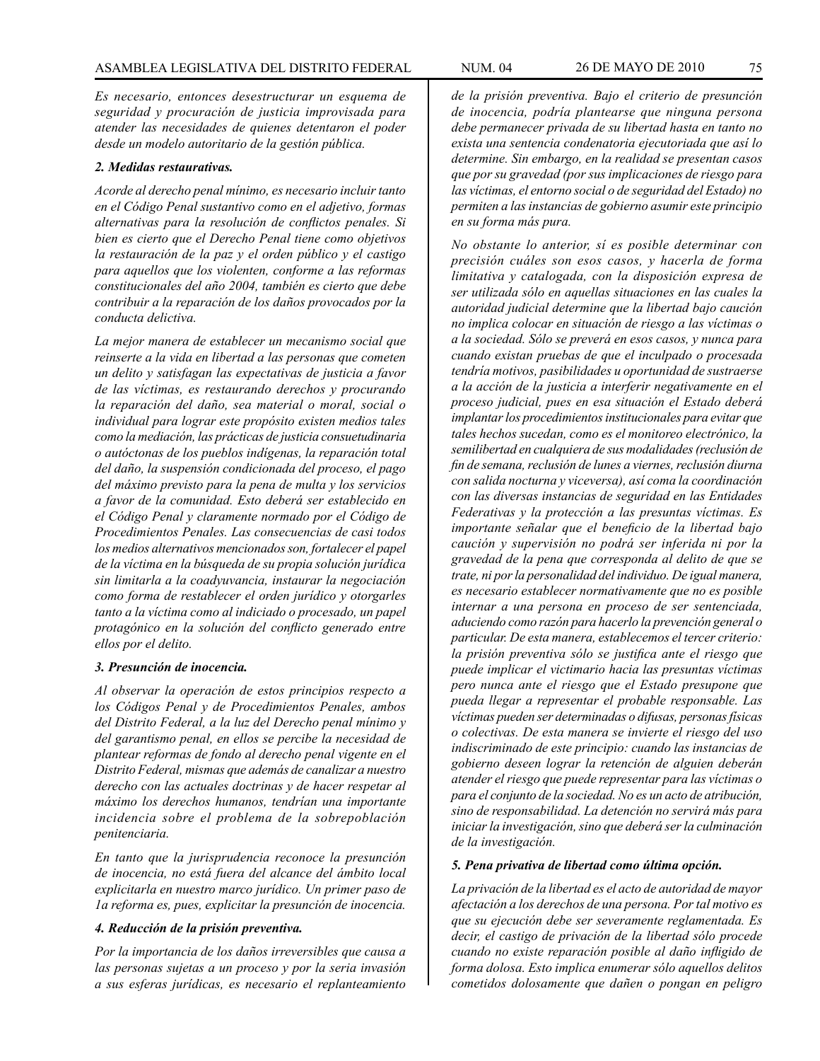*Es necesario, entonces desestructurar un esquema de seguridad y procuración de justicia improvisada para atender las necesidades de quienes detentaron el poder desde un modelo autoritario de la gestión pública.*

***2. Medidas restaurativas.***

*Acorde al derecho penal mínimo, es necesario incluir tanto en el Código Penal sustantivo como en el adjetivo, formas alternativas para la resolución de conflictos penales. Si bien es cierto que el Derecho Penal tiene como objetivos la restauración de la paz y el orden público y el castigo para aquellos que los violenten, conforme a las reformas constitucionales del año 2004, también es cierto que debe contribuir a la reparación de los daños provocados por la conducta delictiva.*

*La mejor manera de establecer un mecanismo social que reinserte a la vida en libertad a las personas que cometen un delito y satisfagan las expectativas de justicia a favor de las víctimas, es restaurando derechos y procurando la reparación del daño, sea material o moral, social o individual para lograr este propósito existen medios tales como la mediación, las prácticas de justicia consuetudinaria o autóctonas de los pueblos indígenas, la reparación total del daño, la suspensión condicionada del proceso, el pago del máximo previsto para la pena de multa y los servicios a favor de la comunidad. Esto deberá ser establecido en el Código Penal y claramente normado por el Código de Procedimientos Penales. Las consecuencias de casi todos los medios alternativos mencionados son, fortalecer el papel de la víctima en la búsqueda de su propia solución jurídica sin limitarla a la coadyuvancia, instaurar la negociación como forma de establecer el orden jurídico y otorgarles tanto a la víctima como al indiciado o procesado, un papel protagónico en la solución del conflicto generado entre ellos por el delito.*

***3. Presunción de inocencia.***

*Al observar la operación de estos principios respecto a los Códigos Penal y de Procedimientos Penales, ambos del Distrito Federal, a la luz del Derecho penal mínimo y del garantismo penal, en ellos se percibe la necesidad de plantear reformas de fondo al derecho penal vigente en el Distrito Federal, mismas que además de canalizar a nuestro derecho con las actuales doctrinas y de hacer respetar al máximo los derechos humanos, tendrían una importante incidencia sobre el problema de la sobrepoblación penitenciaria.*

*En tanto que la jurisprudencia reconoce la presunción de inocencia, no está fuera del alcance del ámbito local explicitarla en nuestro marco jurídico. Un primer paso de 1a reforma es, pues, explicitar la presunción de inocencia.*

***4. Reducción de la prisión preventiva.***

*Por la importancia de los daños irreversibles que causa a las personas sujetas a un proceso y por la seria invasión a sus esferas jurídicas, es necesario el replanteamiento de la prisión preventiva. Bajo el criterio de presunción de inocencia, podría plantearse que ninguna persona debe permanecer privada de su libertad hasta en tanto no exista una sentencia condenatoria ejecutoriada que así lo determine. Sin embargo, en la realidad se presentan casos que por su gravedad (por sus implicaciones de riesgo para las víctimas, el entorno social o de seguridad del Estado) no permiten a las instancias de gobierno asumir este principio en su forma más pura.*

*No obstante lo anterior, sí es posible determinar con precisión cuáles son esos casos, y hacerla de forma limitativa y catalogada, con la disposición expresa de ser utilizada sólo en aquellas situaciones en las cuales la autoridad judicial determine que la libertad bajo caución no implica colocar en situación de riesgo a las víctimas o a la sociedad. Sólo se preverá en esos casos, y nunca para cuando existan pruebas de que el inculpado o procesada tendría motivos, pasibilidades u oportunidad de sustraerse a la acción de la justicia a interferir negativamente en el proceso judicial, pues en esa situación el Estado deberá implantar los procedimientos institucionales para evitar que tales hechos sucedan, como es el monitoreo electrónico, la semilibertad en cualquiera de sus modalidades (reclusión de fin de semana, reclusión de lunes a viernes, reclusión diurna con salida nocturna y viceversa), así coma la coordinación con las diversas instancias de seguridad en las Entidades Federativas y la protección a las presuntas víctimas. Es importante señalar que el beneficio de la libertad bajo caución y supervisión no podrá ser inferida ni por la gravedad de la pena que corresponda al delito de que se trate, ni por la personalidad del individuo. De igual manera, es necesario establecer normativamente que no es posible internar a una persona en proceso de ser sentenciada, aduciendo como razón para hacerlo la prevención general o particular. De esta manera, establecemos el tercer criterio: la prisión preventiva sólo se justifica ante el riesgo que puede implicar el victimario hacia las presuntas víctimas pero nunca ante el riesgo que el Estado presupone que pueda llegar a representar el probable responsable. Las víctimas pueden ser determinadas o difusas, personas físicas o colectivas. De esta manera se invierte el riesgo del uso indiscriminado de este principio: cuando las instancias de gobierno deseen lograr la retención de alguien deberán atender el riesgo que puede representar para las víctimas o para el conjunto de la sociedad. No es un acto de atribución, sino de responsabilidad. La detención no servirá más para iniciar la investigación, sino que deberá ser la culminación de la investigación.*

***5. Pena privativa de libertad como última opción.***

*La privación de la libertad es el acto de autoridad de mayor afectación a los derechos de una persona. Por tal motivo es que su ejecución debe ser severamente reglamentada. Es decir, el castigo de privación de la libertad sólo procede cuando no existe reparación posible al daño infligido de forma dolosa. Esto implica enumerar sólo aquellos delitos cometidos dolosamente que dañen o pongan en peligro*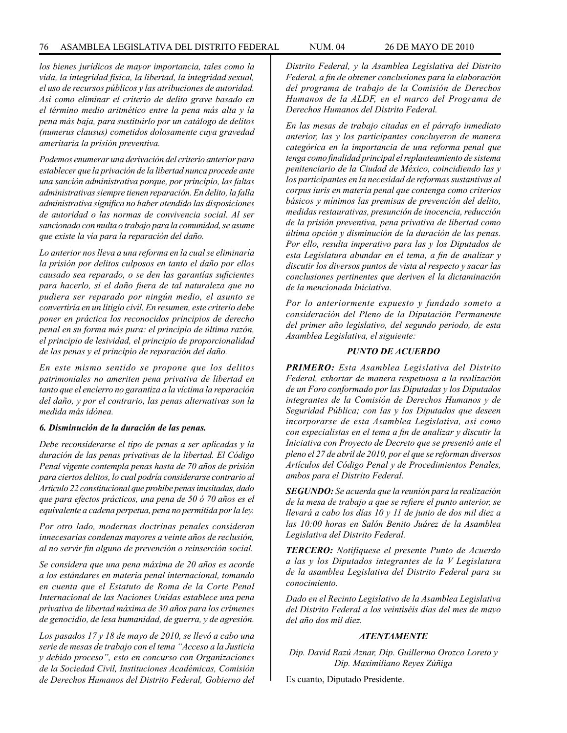*los bienes jurídicos de mayor importancia, tales como la vida, la integridad física, la libertad, la integridad sexual, el uso de recursos públicos y las atribuciones de autoridad. Así como eliminar el criterio de delito grave basado en el término medio aritmético entre la pena más alta y la pena más baja, para sustituirlo por un catálogo de delitos (numerus clausus) cometidos dolosamente cuya gravedad ameritaría la prisión preventiva.*

*Podemos enumerar una derivación del criterio anterior para establecer que la privación de la libertad nunca procede ante una sanción administrativa porque, por principio, las faltas administrativas siempre tienen reparación. En delito, la falla administrativa significa no haber atendido las disposiciones de autoridad o las normas de convivencia social. Al ser sancionado con multa o trabajo para la comunidad, se asume que existe la vía para la reparación del daño.*

*Lo anterior nos lleva a una reforma en la cual se eliminaría la prisión por delitos culposos en tanto el daño por ellos causado sea reparado, o se den las garantías suficientes para hacerlo, si el daño fuera de tal naturaleza que no pudiera ser reparado por ningún medio, el asunto se convertiría en un litigio civil. En resumen, este criterio debe poner en práctica los reconocidos principios de derecho penal en su forma más pura: el principio de última razón, el principio de lesividad, el principio de proporcionalidad de las penas y el principio de reparación del daño.*

*En este mismo sentido se propone que los delitos patrimoniales no ameriten pena privativa de libertad en tanto que el encierro no garantiza a la víctima la reparación del daño, y por el contrario, las penas alternativas son la medida más idónea.*

***6. Disminución de la duración de las penas.***

*Debe reconsiderarse el tipo de penas a ser aplicadas y la duración de las penas privativas de la libertad. El Código Penal vigente contempla penas hasta de 70 años de prisión para ciertos delitos, lo cual podría considerarse contrario al Artículo 22 constitucional que prohíbe penas inusitadas, dado que para efectos prácticos, una pena de 50 ó 70 años es el equivalente a cadena perpetua, pena no permitida por la ley.*

*Por otro lado, modernas doctrinas penales consideran innecesarias condenas mayores a veinte años de reclusión, al no servir fin alguno de prevención o reinserción social.*

*Se considera que una pena máxima de 20 años es acorde a los estándares en materia penal internacional, tomando en cuenta que el Estatuto de Roma de la Corte Penal Internacional de las Naciones Unidas establece una pena privativa de libertad máxima de 30 años para los crímenes de genocidio, de lesa humanidad, de guerra, y de agresión.*

*Los pasados 17 y 18 de mayo de 2010, se llevó a cabo una serie de mesas de trabajo con el tema "Acceso a la Justicia y debido proceso", esto en concurso con Organizaciones de la Sociedad Civil, Instituciones Académicas, Comisión de Derechos Humanos del Distrito Federal, Gobierno del Distrito Federal, y la Asamblea Legislativa del Distrito Federal, a fin de obtener conclusiones para la elaboración del programa de trabajo de la Comisión de Derechos Humanos de la ALDF, en el marco del Programa de Derechos Humanos del Distrito Federal.*

*En las mesas de trabajo citadas en el párrafo inmediato anterior, las y los participantes concluyeron de manera categórica en la importancia de una reforma penal que tenga como finalidad principal el replanteamiento de sistema penitenciario de la Ciudad de México, coincidiendo las y los participantes en la necesidad de reformas sustantivas al corpus iuris en materia penal que contenga como criterios básicos y mínimos las premisas de prevención del delito, medidas restaurativas, presunción de inocencia, reducción de la prisión preventiva, pena privativa de libertad como última opción y disminución de la duración de las penas. Por ello, resulta imperativo para las y los Diputados de esta Legislatura abundar en el tema, a fin de analizar y discutir los diversos puntos de vista al respecto y sacar las conclusiones pertinentes que deriven el la dictaminación de la mencionada Iniciativa.*

*Por lo anteriormente expuesto y fundado someto a consideración del Pleno de la Diputación Permanente del primer año legislativo, del segundo periodo, de esta Asamblea Legislativa, el siguiente:*

***PUNTO DE ACUERDO***

***PRIMERO:** Esta Asamblea Legislativa del Distrito Federal, exhortar de manera respetuosa a la realización de un Foro conformado por las Diputadas y los Diputados integrantes de la Comisión de Derechos Humanos y de Seguridad Pública; con las y los Diputados que deseen incorporarse de esta Asamblea Legislativa, así como con especialistas en el tema a fin de analizar y discutir la Iniciativa con Proyecto de Decreto que se presentó ante el pleno el 27 de abril de 2010, por el que se reforman diversos Artículos del Código Penal y de Procedimientos Penales, ambos para el Distrito Federal.*

***SEGUNDO:** Se acuerda que la reunión para la realización de la mesa de trabajo a que se refiere el punto anterior, se llevará a cabo los días 10 y 11 de junio de dos mil diez a las 10:00 horas en Salón Benito Juárez de la Asamblea Legislativa del Distrito Federal.*

***TERCERO:** Notifíquese el presente Punto de Acuerdo a las y los Diputados integrantes de la V Legislatura de la asamblea Legislativa del Distrito Federal para su conocimiento.*

*Dado en el Recinto Legislativo de la Asamblea Legislativa del Distrito Federal a los veintiséis días del mes de mayo del año dos mil diez.*

***ATENTAMENTE***

*Dip. David Razú Aznar, Dip. Guillermo Orozco Loreto y Dip. Maximiliano Reyes Zúñiga*

Es cuanto, Diputado Presidente.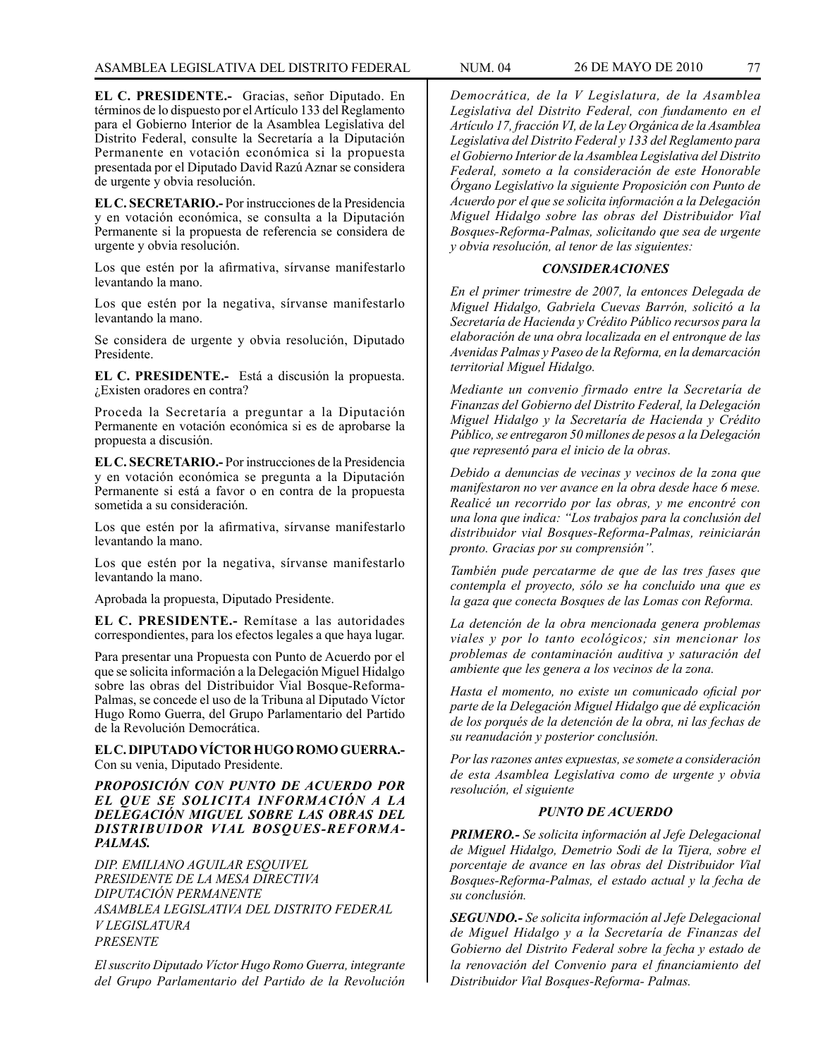**EL C. PRESIDENTE.-** Gracias, señor Diputado. En términos de lo dispuesto por el Artículo 133 del Reglamento para el Gobierno Interior de la Asamblea Legislativa del Distrito Federal, consulte la Secretaría a la Diputación Permanente en votación económica si la propuesta presentada por el Diputado David Razú Aznar se considera de urgente y obvia resolución.

**EL C. SECRETARIO.-** Por instrucciones de la Presidencia y en votación económica, se consulta a la Diputación Permanente si la propuesta de referencia se considera de urgente y obvia resolución.

Los que estén por la afirmativa, sírvanse manifestarlo levantando la mano.

Los que estén por la negativa, sírvanse manifestarlo levantando la mano.

Se considera de urgente y obvia resolución, Diputado Presidente.

**EL C. PRESIDENTE.-** Está a discusión la propuesta. ¿Existen oradores en contra?

Proceda la Secretaría a preguntar a la Diputación Permanente en votación económica si es de aprobarse la propuesta a discusión.

**EL C. SECRETARIO.-** Por instrucciones de la Presidencia y en votación económica se pregunta a la Diputación Permanente si está a favor o en contra de la propuesta sometida a su consideración.

Los que estén por la afirmativa, sírvanse manifestarlo levantando la mano.

Los que estén por la negativa, sírvanse manifestarlo levantando la mano.

Aprobada la propuesta, Diputado Presidente.

**EL C. PRESIDENTE.-** Remítase a las autoridades correspondientes, para los efectos legales a que haya lugar.

Para presentar una Propuesta con Punto de Acuerdo por el que se solicita información a la Delegación Miguel Hidalgo sobre las obras del Distribuidor Vial Bosque-Reforma-Palmas, se concede el uso de la Tribuna al Diputado Víctor Hugo Romo Guerra, del Grupo Parlamentario del Partido de la Revolución Democrática.

**EL C. DIPUTADO VÍCTOR HUGO ROMO GUERRA.-** Con su venia, Diputado Presidente.

***PROPOSICIÓN CON PUNTO DE ACUERDO POR EL QUE SE SOLICITA INFORMACIÓN A LA DELEGACIÓN MIGUEL SOBRE LAS OBRAS DEL DISTRIBUIDOR VIAL BOSQUES-REFORMA-PALMAS.***

*DIP. EMILIANO AGUILAR ESQUIVEL*
*PRESIDENTE DE LA MESA DIRECTIVA*
*DIPUTACIÓN PERMANENTE*
*ASAMBLEA LEGISLATIVA DEL DISTRITO FEDERAL*
*V LEGISLATURA*
*PRESENTE*

*El suscrito Diputado Víctor Hugo Romo Guerra, integrante del Grupo Parlamentario del Partido de la Revolución Democrática, de la V Legislatura, de la Asamblea Legislativa del Distrito Federal, con fundamento en el Artículo 17, fracción VI, de la Ley Orgánica de la Asamblea Legislativa del Distrito Federal y 133 del Reglamento para el Gobierno Interior de la Asamblea Legislativa del Distrito Federal, someto a la consideración de este Honorable Órgano Legislativo la siguiente Proposición con Punto de Acuerdo por el que se solicita información a la Delegación Miguel Hidalgo sobre las obras del Distribuidor Vial Bosques-Reforma-Palmas, solicitando que sea de urgente y obvia resolución, al tenor de las siguientes:*

***CONSIDERACIONES***

*En el primer trimestre de 2007, la entonces Delegada de Miguel Hidalgo, Gabriela Cuevas Barrón, solicitó a la Secretaría de Hacienda y Crédito Público recursos para la elaboración de una obra localizada en el entronque de las Avenidas Palmas y Paseo de la Reforma, en la demarcación territorial Miguel Hidalgo.*

*Mediante un convenio firmado entre la Secretaría de Finanzas del Gobierno del Distrito Federal, la Delegación Miguel Hidalgo y la Secretaría de Hacienda y Crédito Público, se entregaron 50 millones de pesos a la Delegación que representó para el inicio de la obras.*

*Debido a denuncias de vecinas y vecinos de la zona que manifestaron no ver avance en la obra desde hace 6 mese. Realicé un recorrido por las obras, y me encontré con una lona que indica: "Los trabajos para la conclusión del distribuidor vial Bosques-Reforma-Palmas, reiniciarán pronto. Gracias por su comprensión".*

*También pude percatarme de que de las tres fases que contempla el proyecto, sólo se ha concluido una que es la gaza que conecta Bosques de las Lomas con Reforma.*

*La detención de la obra mencionada genera problemas viales y por lo tanto ecológicos; sin mencionar los problemas de contaminación auditiva y saturación del ambiente que les genera a los vecinos de la zona.*

*Hasta el momento, no existe un comunicado oficial por parte de la Delegación Miguel Hidalgo que dé explicación de los porqués de la detención de la obra, ni las fechas de su reanudación y posterior conclusión.*

*Por las razones antes expuestas, se somete a consideración de esta Asamblea Legislativa como de urgente y obvia resolución, el siguiente*

***PUNTO DE ACUERDO***

***PRIMERO.-*** *Se solicita información al Jefe Delegacional de Miguel Hidalgo, Demetrio Sodi de la Tijera, sobre el porcentaje de avance en las obras del Distribuidor Vial Bosques-Reforma-Palmas, el estado actual y la fecha de su conclusión.*

***SEGUNDO.-*** *Se solicita información al Jefe Delegacional de Miguel Hidalgo y a la Secretaría de Finanzas del Gobierno del Distrito Federal sobre la fecha y estado de la renovación del Convenio para el financiamiento del Distribuidor Vial Bosques-Reforma- Palmas.*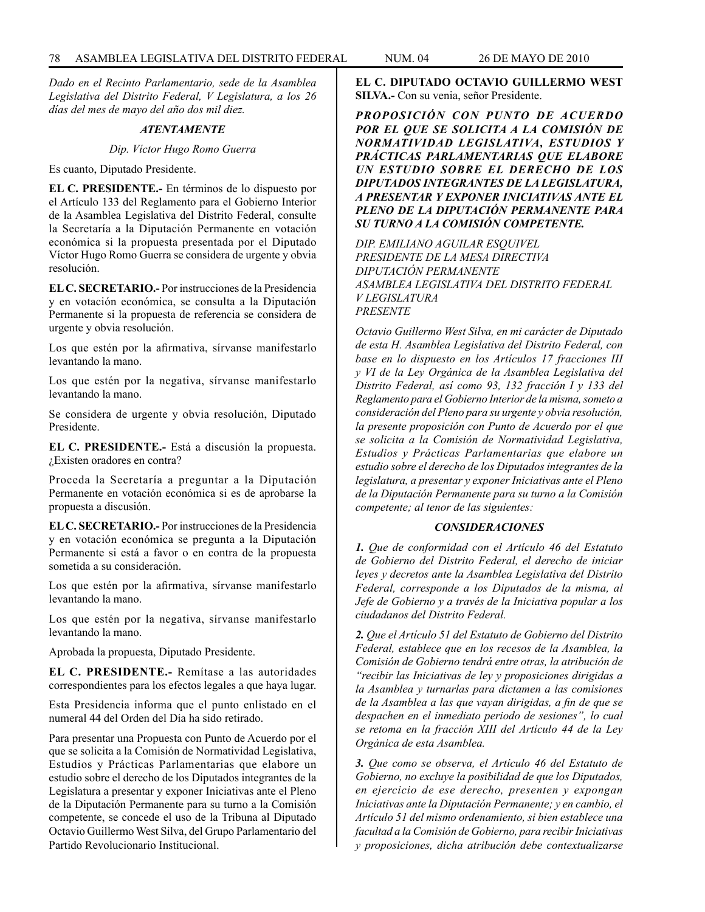*Dado en el Recinto Parlamentario, sede de la Asamblea Legislativa del Distrito Federal, V Legislatura, a los 26 días del mes de mayo del año dos mil diez.*

***ATENTAMENTE***

*Dip. Víctor Hugo Romo Guerra*

Es cuanto, Diputado Presidente.

**EL C. PRESIDENTE.-** En términos de lo dispuesto por el Artículo 133 del Reglamento para el Gobierno Interior de la Asamblea Legislativa del Distrito Federal, consulte la Secretaría a la Diputación Permanente en votación económica si la propuesta presentada por el Diputado Víctor Hugo Romo Guerra se considera de urgente y obvia resolución.

**EL C. SECRETARIO.-** Por instrucciones de la Presidencia y en votación económica, se consulta a la Diputación Permanente si la propuesta de referencia se considera de urgente y obvia resolución.

Los que estén por la afirmativa, sírvanse manifestarlo levantando la mano.

Los que estén por la negativa, sírvanse manifestarlo levantando la mano.

Se considera de urgente y obvia resolución, Diputado Presidente.

**EL C. PRESIDENTE.-** Está a discusión la propuesta. ¿Existen oradores en contra?

Proceda la Secretaría a preguntar a la Diputación Permanente en votación económica si es de aprobarse la propuesta a discusión.

**EL C. SECRETARIO.-** Por instrucciones de la Presidencia y en votación económica se pregunta a la Diputación Permanente si está a favor o en contra de la propuesta sometida a su consideración.

Los que estén por la afirmativa, sírvanse manifestarlo levantando la mano.

Los que estén por la negativa, sírvanse manifestarlo levantando la mano.

Aprobada la propuesta, Diputado Presidente.

**EL C. PRESIDENTE.-** Remítase a las autoridades correspondientes para los efectos legales a que haya lugar.

Esta Presidencia informa que el punto enlistado en el numeral 44 del Orden del Día ha sido retirado.

Para presentar una Propuesta con Punto de Acuerdo por el que se solicita a la Comisión de Normatividad Legislativa, Estudios y Prácticas Parlamentarias que elabore un estudio sobre el derecho de los Diputados integrantes de la Legislatura a presentar y exponer Iniciativas ante el Pleno de la Diputación Permanente para su turno a la Comisión competente, se concede el uso de la Tribuna al Diputado Octavio Guillermo West Silva, del Grupo Parlamentario del Partido Revolucionario Institucional.

**EL C. DIPUTADO OCTAVIO GUILLERMO WEST SILVA.-** Con su venia, señor Presidente.

***PROPOSICIÓN CON PUNTO DE ACUERDO POR EL QUE SE SOLICITA A LA COMISIÓN DE NORMATIVIDAD LEGISLATIVA, ESTUDIOS Y PRÁCTICAS PARLAMENTARIAS QUE ELABORE UN ESTUDIO SOBRE EL DERECHO DE LOS DIPUTADOS INTEGRANTES DE LA LEGISLATURA, A PRESENTAR Y EXPONER INICIATIVAS ANTE EL PLENO DE LA DIPUTACIÓN PERMANENTE PARA SU TURNO A LA COMISIÓN COMPETENTE.***

*DIP. EMILIANO AGUILAR ESQUIVEL*
*PRESIDENTE DE LA MESA DIRECTIVA*
*DIPUTACIÓN PERMANENTE*
*ASAMBLEA LEGISLATIVA DEL DISTRITO FEDERAL*
*V LEGISLATURA*
*PRESENTE*

*Octavio Guillermo West Silva, en mi carácter de Diputado de esta H. Asamblea Legislativa del Distrito Federal, con base en lo dispuesto en los Artículos 17 fracciones III y VI de la Ley Orgánica de la Asamblea Legislativa del Distrito Federal, así como 93, 132 fracción I y 133 del Reglamento para el Gobierno Interior de la misma, someto a consideración del Pleno para su urgente y obvia resolución, la presente proposición con Punto de Acuerdo por el que se solicita a la Comisión de Normatividad Legislativa, Estudios y Prácticas Parlamentarias que elabore un estudio sobre el derecho de los Diputados integrantes de la legislatura, a presentar y exponer Iniciativas ante el Pleno de la Diputación Permanente para su turno a la Comisión competente; al tenor de las siguientes:*

***CONSIDERACIONES***

***1.*** *Que de conformidad con el Artículo 46 del Estatuto de Gobierno del Distrito Federal, el derecho de iniciar leyes y decretos ante la Asamblea Legislativa del Distrito Federal, corresponde a los Diputados de la misma, al Jefe de Gobierno y a través de la Iniciativa popular a los ciudadanos del Distrito Federal.*

***2.*** *Que el Artículo 51 del Estatuto de Gobierno del Distrito Federal, establece que en los recesos de la Asamblea, la Comisión de Gobierno tendrá entre otras, la atribución de "recibir las Iniciativas de ley y proposiciones dirigidas a la Asamblea y turnarlas para dictamen a las comisiones de la Asamblea a las que vayan dirigidas, a fin de que se despachen en el inmediato periodo de sesiones", lo cual se retoma en la fracción XIII del Artículo 44 de la Ley Orgánica de esta Asamblea.*

***3.*** *Que como se observa, el Artículo 46 del Estatuto de Gobierno, no excluye la posibilidad de que los Diputados, en ejercicio de ese derecho, presenten y expongan Iniciativas ante la Diputación Permanente; y en cambio, el Artículo 51 del mismo ordenamiento, si bien establece una facultad a la Comisión de Gobierno, para recibir Iniciativas y proposiciones, dicha atribución debe contextualizarse*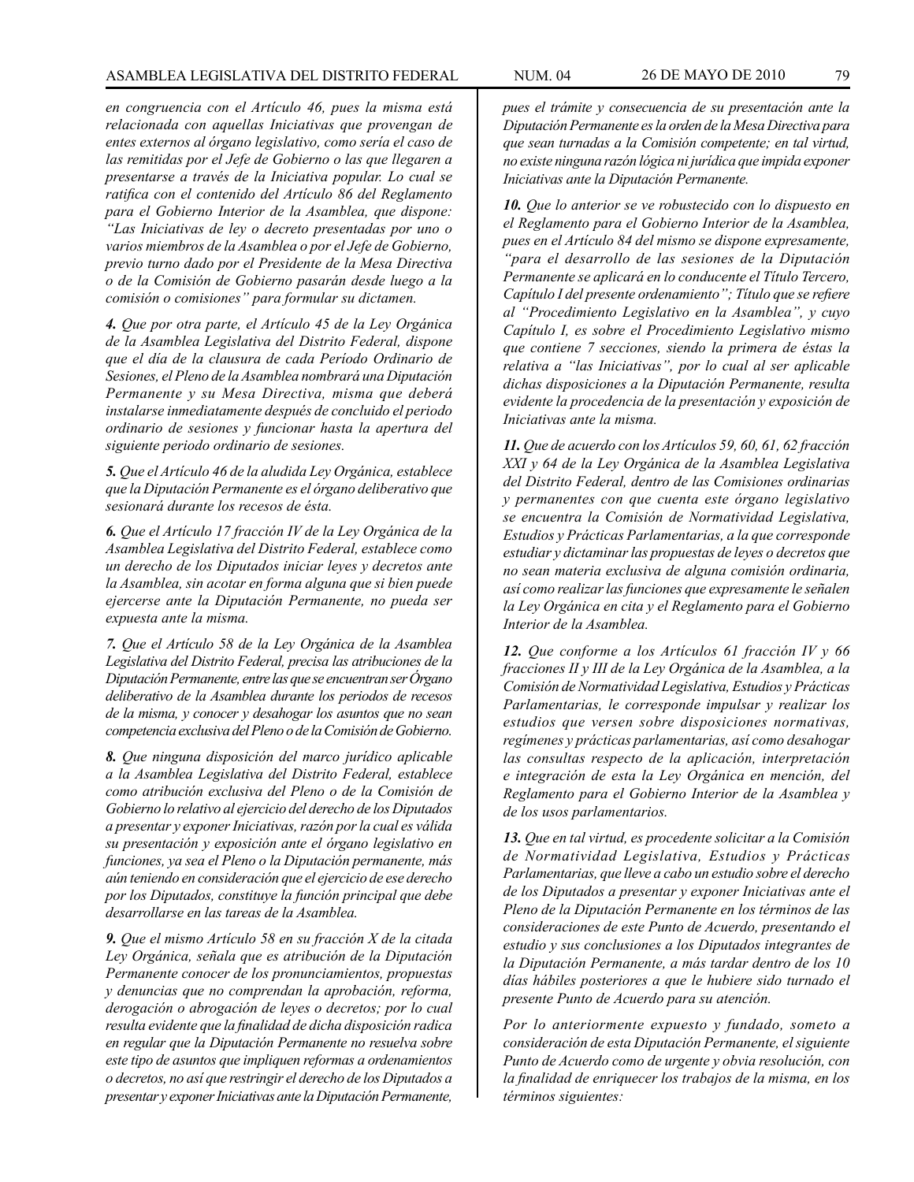*en congruencia con el Artículo 46, pues la misma está relacionada con aquellas Iniciativas que provengan de entes externos al órgano legislativo, como sería el caso de las remitidas por el Jefe de Gobierno o las que llegaren a presentarse a través de la Iniciativa popular. Lo cual se ratifica con el contenido del Artículo 86 del Reglamento para el Gobierno Interior de la Asamblea, que dispone: "Las Iniciativas de ley o decreto presentadas por uno o varios miembros de la Asamblea o por el Jefe de Gobierno, previo turno dado por el Presidente de la Mesa Directiva o de la Comisión de Gobierno pasarán desde luego a la comisión o comisiones" para formular su dictamen.*

***4.*** *Que por otra parte, el Artículo 45 de la Ley Orgánica de la Asamblea Legislativa del Distrito Federal, dispone que el día de la clausura de cada Período Ordinario de Sesiones, el Pleno de la Asamblea nombrará una Diputación Permanente y su Mesa Directiva, misma que deberá instalarse inmediatamente después de concluido el periodo ordinario de sesiones y funcionar hasta la apertura del siguiente periodo ordinario de sesiones.*

***5.*** *Que el Artículo 46 de la aludida Ley Orgánica, establece que la Diputación Permanente es el órgano deliberativo que sesionará durante los recesos de ésta.*

***6.*** *Que el Artículo 17 fracción IV de la Ley Orgánica de la Asamblea Legislativa del Distrito Federal, establece como un derecho de los Diputados iniciar leyes y decretos ante la Asamblea, sin acotar en forma alguna que si bien puede ejercerse ante la Diputación Permanente, no pueda ser expuesta ante la misma.*

***7.*** *Que el Artículo 58 de la Ley Orgánica de la Asamblea Legislativa del Distrito Federal, precisa las atribuciones de la Diputación Permanente, entre las que se encuentran ser Órgano deliberativo de la Asamblea durante los periodos de recesos de la misma, y conocer y desahogar los asuntos que no sean competencia exclusiva del Pleno o de la Comisión de Gobierno.*

***8.*** *Que ninguna disposición del marco jurídico aplicable a la Asamblea Legislativa del Distrito Federal, establece como atribución exclusiva del Pleno o de la Comisión de Gobierno lo relativo al ejercicio del derecho de los Diputados a presentar y exponer Iniciativas, razón por la cual es válida su presentación y exposición ante el órgano legislativo en funciones, ya sea el Pleno o la Diputación permanente, más aún teniendo en consideración que el ejercicio de ese derecho por los Diputados, constituye la función principal que debe desarrollarse en las tareas de la Asamblea.*

***9.*** *Que el mismo Artículo 58 en su fracción X de la citada Ley Orgánica, señala que es atribución de la Diputación Permanente conocer de los pronunciamientos, propuestas y denuncias que no comprendan la aprobación, reforma, derogación o abrogación de leyes o decretos; por lo cual resulta evidente que la finalidad de dicha disposición radica en regular que la Diputación Permanente no resuelva sobre este tipo de asuntos que impliquen reformas a ordenamientos o decretos, no así que restringir el derecho de los Diputados a presentar y exponer Iniciativas ante la Diputación Permanente, pues el trámite y consecuencia de su presentación ante la Diputación Permanente es la orden de la Mesa Directiva para que sean turnadas a la Comisión competente; en tal virtud, no existe ninguna razón lógica ni jurídica que impida exponer Iniciativas ante la Diputación Permanente.*

***10.*** *Que lo anterior se ve robustecido con lo dispuesto en el Reglamento para el Gobierno Interior de la Asamblea, pues en el Artículo 84 del mismo se dispone expresamente, "para el desarrollo de las sesiones de la Diputación Permanente se aplicará en lo conducente el Título Tercero, Capítulo I del presente ordenamiento"; Título que se refiere al "Procedimiento Legislativo en la Asamblea", y cuyo Capítulo I, es sobre el Procedimiento Legislativo mismo que contiene 7 secciones, siendo la primera de éstas la relativa a "las Iniciativas", por lo cual al ser aplicable dichas disposiciones a la Diputación Permanente, resulta evidente la procedencia de la presentación y exposición de Iniciativas ante la misma.*

***11.*** *Que de acuerdo con los Artículos 59, 60, 61, 62 fracción XXI y 64 de la Ley Orgánica de la Asamblea Legislativa del Distrito Federal, dentro de las Comisiones ordinarias y permanentes con que cuenta este órgano legislativo se encuentra la Comisión de Normatividad Legislativa, Estudios y Prácticas Parlamentarias, a la que corresponde estudiar y dictaminar las propuestas de leyes o decretos que no sean materia exclusiva de alguna comisión ordinaria, así como realizar las funciones que expresamente le señalen la Ley Orgánica en cita y el Reglamento para el Gobierno Interior de la Asamblea.*

***12.*** *Que conforme a los Artículos 61 fracción IV y 66 fracciones II y III de la Ley Orgánica de la Asamblea, a la Comisión de Normatividad Legislativa, Estudios y Prácticas Parlamentarias, le corresponde impulsar y realizar los estudios que versen sobre disposiciones normativas, regímenes y prácticas parlamentarias, así como desahogar las consultas respecto de la aplicación, interpretación e integración de esta la Ley Orgánica en mención, del Reglamento para el Gobierno Interior de la Asamblea y de los usos parlamentarios.*

***13.*** *Que en tal virtud, es procedente solicitar a la Comisión de Normatividad Legislativa, Estudios y Prácticas Parlamentarias, que lleve a cabo un estudio sobre el derecho de los Diputados a presentar y exponer Iniciativas ante el Pleno de la Diputación Permanente en los términos de las consideraciones de este Punto de Acuerdo, presentando el estudio y sus conclusiones a los Diputados integrantes de la Diputación Permanente, a más tardar dentro de los 10 días hábiles posteriores a que le hubiere sido turnado el presente Punto de Acuerdo para su atención.*

*Por lo anteriormente expuesto y fundado, someto a consideración de esta Diputación Permanente, el siguiente Punto de Acuerdo como de urgente y obvia resolución, con la finalidad de enriquecer los trabajos de la misma, en los términos siguientes:*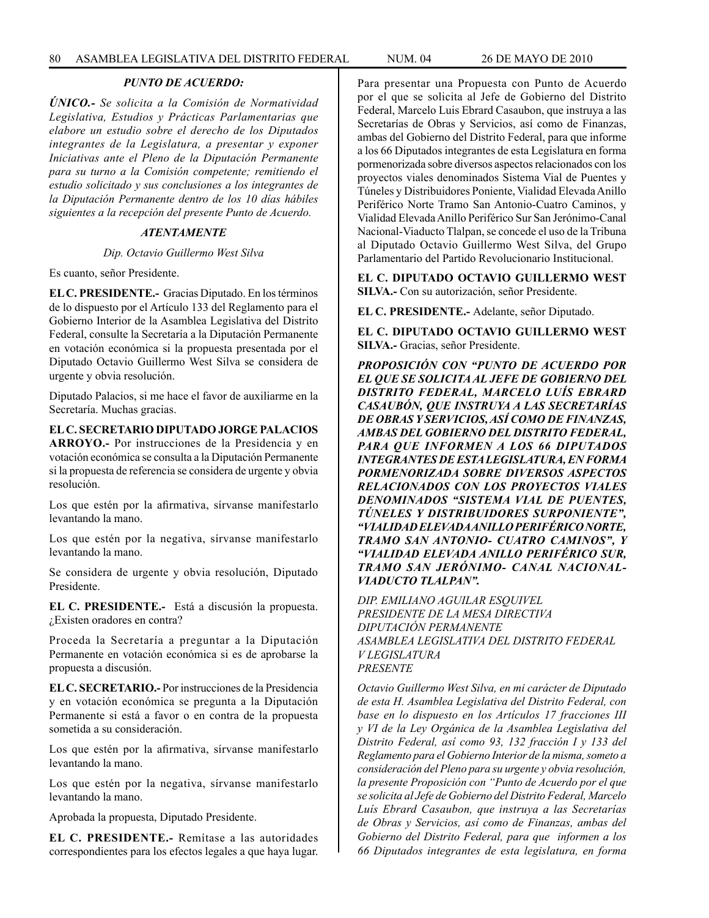***PUNTO DE ACUERDO:***

***ÚNICO.-*** *Se solicita a la Comisión de Normatividad Legislativa, Estudios y Prácticas Parlamentarias que elabore un estudio sobre el derecho de los Diputados integrantes de la Legislatura, a presentar y exponer Iniciativas ante el Pleno de la Diputación Permanente para su turno a la Comisión competente; remitiendo el estudio solicitado y sus conclusiones a los integrantes de la Diputación Permanente dentro de los 10 días hábiles siguientes a la recepción del presente Punto de Acuerdo.*

***ATENTAMENTE***

*Dip. Octavio Guillermo West Silva*

Es cuanto, señor Presidente.

**EL C. PRESIDENTE.-** Gracias Diputado. En los términos de lo dispuesto por el Artículo 133 del Reglamento para el Gobierno Interior de la Asamblea Legislativa del Distrito Federal, consulte la Secretaría a la Diputación Permanente en votación económica si la propuesta presentada por el Diputado Octavio Guillermo West Silva se considera de urgente y obvia resolución.

Diputado Palacios, si me hace el favor de auxiliarme en la Secretaría. Muchas gracias.

**EL C. SECRETARIO DIPUTADO JORGE PALACIOS ARROYO.-** Por instrucciones de la Presidencia y en votación económica se consulta a la Diputación Permanente si la propuesta de referencia se considera de urgente y obvia resolución.

Los que estén por la afirmativa, sírvanse manifestarlo levantando la mano.

Los que estén por la negativa, sírvanse manifestarlo levantando la mano.

Se considera de urgente y obvia resolución, Diputado Presidente.

**EL C. PRESIDENTE.-** Está a discusión la propuesta. ¿Existen oradores en contra?

Proceda la Secretaría a preguntar a la Diputación Permanente en votación económica si es de aprobarse la propuesta a discusión.

**EL C. SECRETARIO.-** Por instrucciones de la Presidencia y en votación económica se pregunta a la Diputación Permanente si está a favor o en contra de la propuesta sometida a su consideración.

Los que estén por la afirmativa, sírvanse manifestarlo levantando la mano.

Los que estén por la negativa, sírvanse manifestarlo levantando la mano.

Aprobada la propuesta, Diputado Presidente.

**EL C. PRESIDENTE.-** Remítase a las autoridades correspondientes para los efectos legales a que haya lugar.

Para presentar una Propuesta con Punto de Acuerdo por el que se solicita al Jefe de Gobierno del Distrito Federal, Marcelo Luis Ebrard Casaubon, que instruya a las Secretarías de Obras y Servicios, así como de Finanzas, ambas del Gobierno del Distrito Federal, para que informe a los 66 Diputados integrantes de esta Legislatura en forma pormenorizada sobre diversos aspectos relacionados con los proyectos viales denominados Sistema Vial de Puentes y Túneles y Distribuidores Poniente, Vialidad Elevada Anillo Periférico Norte Tramo San Antonio-Cuatro Caminos, y Vialidad Elevada Anillo Periférico Sur San Jerónimo-Canal Nacional-Viaducto Tlalpan, se concede el uso de la Tribuna al Diputado Octavio Guillermo West Silva, del Grupo Parlamentario del Partido Revolucionario Institucional.

**EL C. DIPUTADO OCTAVIO GUILLERMO WEST SILVA.-** Con su autorización, señor Presidente.

**EL C. PRESIDENTE.-** Adelante, señor Diputado.

**EL C. DIPUTADO OCTAVIO GUILLERMO WEST SILVA.-** Gracias, señor Presidente.

***PROPOSICIÓN CON "PUNTO DE ACUERDO POR EL QUE SE SOLICITA AL JEFE DE GOBIERNO DEL DISTRITO FEDERAL, MARCELO LUÍS EBRARD CASAUBÓN, QUE INSTRUYA A LAS SECRETARÍAS DE OBRAS Y SERVICIOS, ASÍ COMO DE FINANZAS, AMBAS DEL GOBIERNO DEL DISTRITO FEDERAL, PARA QUE INFORMEN A LOS 66 DIPUTADOS INTEGRANTES DE ESTA LEGISLATURA, EN FORMA PORMENORIZADA SOBRE DIVERSOS ASPECTOS RELACIONADOS CON LOS PROYECTOS VIALES DENOMINADOS "SISTEMA VIAL DE PUENTES, TÚNELES Y DISTRIBUIDORES SURPONIENTE", "VIALIDAD ELEVADA ANILLO PERIFÉRICO NORTE, TRAMO SAN ANTONIO- CUATRO CAMINOS", Y "VIALIDAD ELEVADA ANILLO PERIFÉRICO SUR, TRAMO SAN JERÓNIMO- CANAL NACIONAL-VIADUCTO TLALPAN".***

*DIP. EMILIANO AGUILAR ESQUIVEL*
*PRESIDENTE DE LA MESA DIRECTIVA*
*DIPUTACIÓN PERMANENTE*
*ASAMBLEA LEGISLATIVA DEL DISTRITO FEDERAL*
*V LEGISLATURA*
*PRESENTE*

*Octavio Guillermo West Silva, en mi carácter de Diputado de esta H. Asamblea Legislativa del Distrito Federal, con base en lo dispuesto en los Artículos 17 fracciones III y VI de la Ley Orgánica de la Asamblea Legislativa del Distrito Federal, así como 93, 132 fracción I y 133 del Reglamento para el Gobierno Interior de la misma, someto a consideración del Pleno para su urgente y obvia resolución, la presente Proposición con "Punto de Acuerdo por el que se solicita al Jefe de Gobierno del Distrito Federal, Marcelo Luís Ebrard Casaubon, que instruya a las Secretarías de Obras y Servicios, así como de Finanzas, ambas del Gobierno del Distrito Federal, para que informen a los 66 Diputados integrantes de esta legislatura, en forma*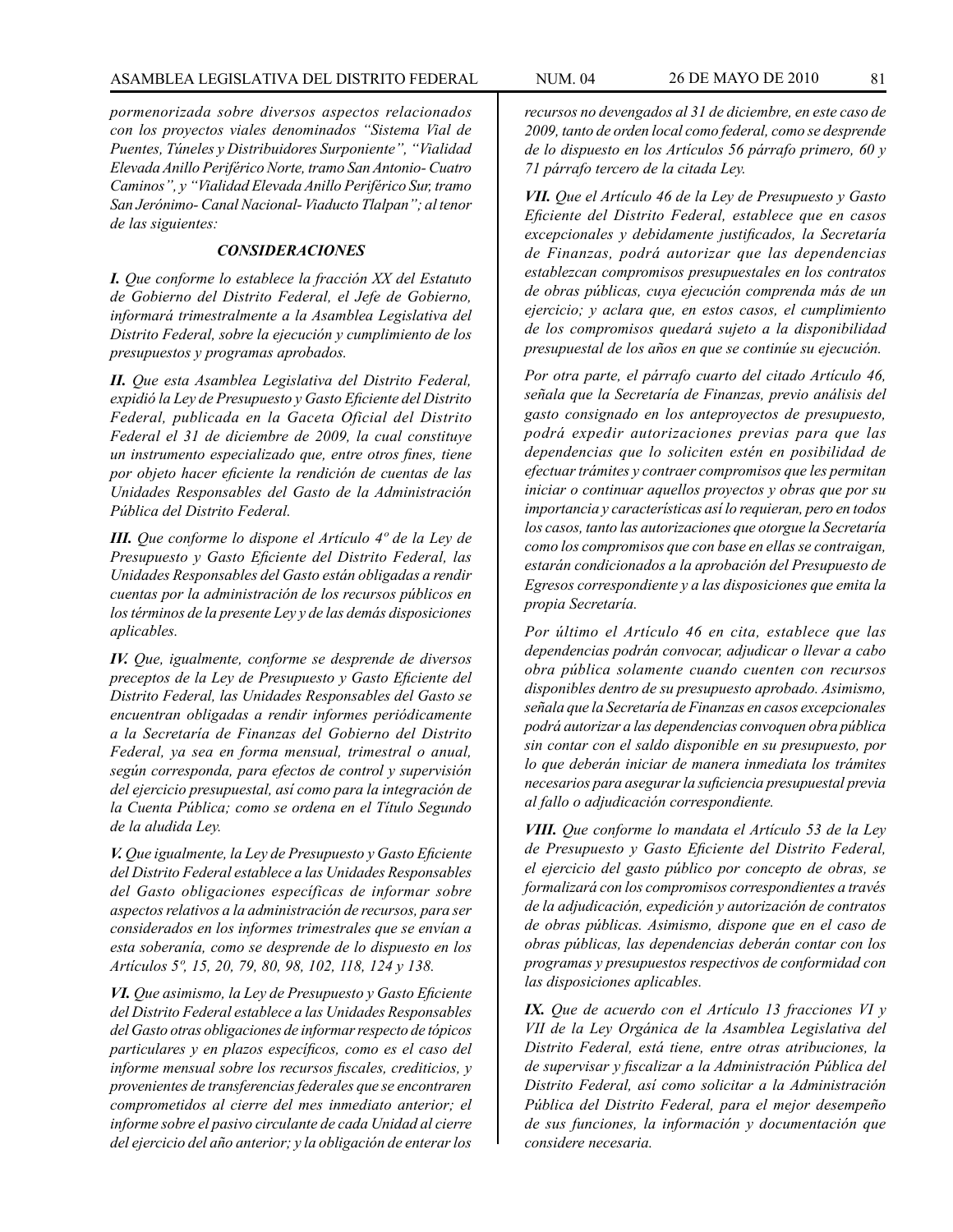*pormenorizada sobre diversos aspectos relacionados con los proyectos viales denominados "Sistema Vial de Puentes, Túneles y Distribuidores Surponiente", "Vialidad Elevada Anillo Periférico Norte, tramo San Antonio- Cuatro Caminos", y "Vialidad Elevada Anillo Periférico Sur, tramo San Jerónimo- Canal Nacional- Viaducto Tlalpan"; al tenor de las siguientes:*

### *CONSIDERACIONES*

***I.*** *Que conforme lo establece la fracción XX del Estatuto de Gobierno del Distrito Federal, el Jefe de Gobierno, informará trimestralmente a la Asamblea Legislativa del Distrito Federal, sobre la ejecución y cumplimiento de los presupuestos y programas aprobados.*

***II.*** *Que esta Asamblea Legislativa del Distrito Federal, expidió la Ley de Presupuesto y Gasto Eficiente del Distrito Federal, publicada en la Gaceta Oficial del Distrito Federal el 31 de diciembre de 2009, la cual constituye un instrumento especializado que, entre otros fines, tiene por objeto hacer eficiente la rendición de cuentas de las Unidades Responsables del Gasto de la Administración Pública del Distrito Federal.*

***III.*** *Que conforme lo dispone el Artículo 4º de la Ley de Presupuesto y Gasto Eficiente del Distrito Federal, las Unidades Responsables del Gasto están obligadas a rendir cuentas por la administración de los recursos públicos en los términos de la presente Ley y de las demás disposiciones aplicables.*

***IV.*** *Que, igualmente, conforme se desprende de diversos preceptos de la Ley de Presupuesto y Gasto Eficiente del Distrito Federal, las Unidades Responsables del Gasto se encuentran obligadas a rendir informes periódicamente a la Secretaría de Finanzas del Gobierno del Distrito Federal, ya sea en forma mensual, trimestral o anual, según corresponda, para efectos de control y supervisión del ejercicio presupuestal, así como para la integración de la Cuenta Pública; como se ordena en el Título Segundo de la aludida Ley.*

***V.*** *Que igualmente, la Ley de Presupuesto y Gasto Eficiente del Distrito Federal establece a las Unidades Responsables del Gasto obligaciones específicas de informar sobre aspectos relativos a la administración de recursos, para ser considerados en los informes trimestrales que se envían a esta soberanía, como se desprende de lo dispuesto en los Artículos 5º, 15, 20, 79, 80, 98, 102, 118, 124 y 138.*

***VI.*** *Que asimismo, la Ley de Presupuesto y Gasto Eficiente del Distrito Federal establece a las Unidades Responsables del Gasto otras obligaciones de informar respecto de tópicos particulares y en plazos específicos, como es el caso del informe mensual sobre los recursos fiscales, crediticios, y provenientes de transferencias federales que se encontraren comprometidos al cierre del mes inmediato anterior; el informe sobre el pasivo circulante de cada Unidad al cierre del ejercicio del año anterior; y la obligación de enterar los recursos no devengados al 31 de diciembre, en este caso de 2009, tanto de orden local como federal, como se desprende de lo dispuesto en los Artículos 56 párrafo primero, 60 y 71 párrafo tercero de la citada Ley.*

***VII.*** *Que el Artículo 46 de la Ley de Presupuesto y Gasto Eficiente del Distrito Federal, establece que en casos excepcionales y debidamente justificados, la Secretaría de Finanzas, podrá autorizar que las dependencias establezcan compromisos presupuestales en los contratos de obras públicas, cuya ejecución comprenda más de un ejercicio; y aclara que, en estos casos, el cumplimiento de los compromisos quedará sujeto a la disponibilidad presupuestal de los años en que se continúe su ejecución.*

*Por otra parte, el párrafo cuarto del citado Artículo 46, señala que la Secretaría de Finanzas, previo análisis del gasto consignado en los anteproyectos de presupuesto, podrá expedir autorizaciones previas para que las dependencias que lo soliciten estén en posibilidad de efectuar trámites y contraer compromisos que les permitan iniciar o continuar aquellos proyectos y obras que por su importancia y características así lo requieran, pero en todos los casos, tanto las autorizaciones que otorgue la Secretaría como los compromisos que con base en ellas se contraigan, estarán condicionados a la aprobación del Presupuesto de Egresos correspondiente y a las disposiciones que emita la propia Secretaría.*

*Por último el Artículo 46 en cita, establece que las dependencias podrán convocar, adjudicar o llevar a cabo obra pública solamente cuando cuenten con recursos disponibles dentro de su presupuesto aprobado. Asimismo, señala que la Secretaría de Finanzas en casos excepcionales podrá autorizar a las dependencias convoquen obra pública sin contar con el saldo disponible en su presupuesto, por lo que deberán iniciar de manera inmediata los trámites necesarios para asegurar la suficiencia presupuestal previa al fallo o adjudicación correspondiente.*

***VIII.*** *Que conforme lo mandata el Artículo 53 de la Ley de Presupuesto y Gasto Eficiente del Distrito Federal, el ejercicio del gasto público por concepto de obras, se formalizará con los compromisos correspondientes a través de la adjudicación, expedición y autorización de contratos de obras públicas. Asimismo, dispone que en el caso de obras públicas, las dependencias deberán contar con los programas y presupuestos respectivos de conformidad con las disposiciones aplicables.*

***IX.*** *Que de acuerdo con el Artículo 13 fracciones VI y VII de la Ley Orgánica de la Asamblea Legislativa del Distrito Federal, está tiene, entre otras atribuciones, la de supervisar y fiscalizar a la Administración Pública del Distrito Federal, así como solicitar a la Administración Pública del Distrito Federal, para el mejor desempeño de sus funciones, la información y documentación que considere necesaria.*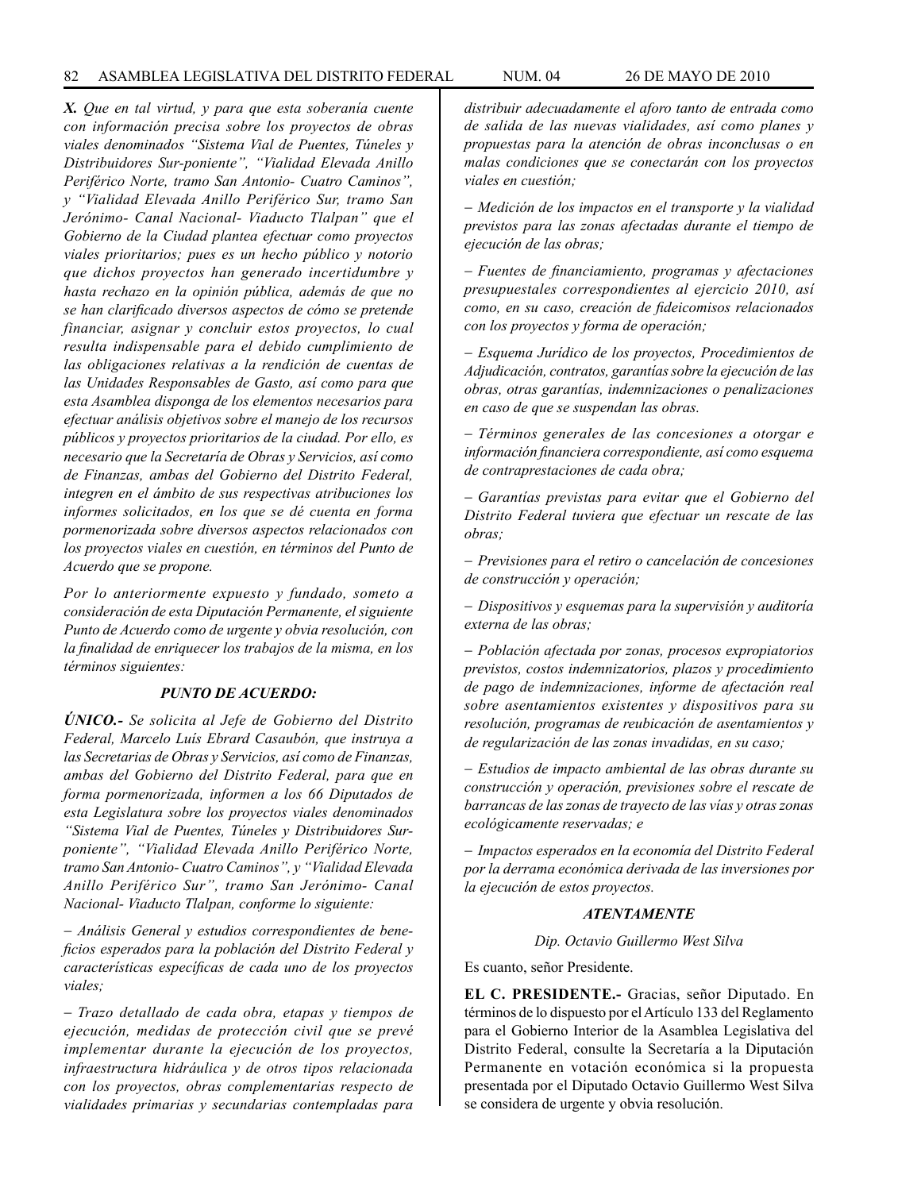*X. Que en tal virtud, y para que esta soberanía cuente con información precisa sobre los proyectos de obras viales denominados "Sistema Vial de Puentes, Túneles y Distribuidores Sur-poniente", "Vialidad Elevada Anillo Periférico Norte, tramo San Antonio- Cuatro Caminos", y "Vialidad Elevada Anillo Periférico Sur, tramo San Jerónimo- Canal Nacional- Viaducto Tlalpan" que el Gobierno de la Ciudad plantea efectuar como proyectos viales prioritarios; pues es un hecho público y notorio que dichos proyectos han generado incertidumbre y hasta rechazo en la opinión pública, además de que no se han clarificado diversos aspectos de cómo se pretende financiar, asignar y concluir estos proyectos, lo cual resulta indispensable para el debido cumplimiento de las obligaciones relativas a la rendición de cuentas de las Unidades Responsables de Gasto, así como para que esta Asamblea disponga de los elementos necesarios para efectuar análisis objetivos sobre el manejo de los recursos públicos y proyectos prioritarios de la ciudad. Por ello, es necesario que la Secretaría de Obras y Servicios, así como de Finanzas, ambas del Gobierno del Distrito Federal, integren en el ámbito de sus respectivas atribuciones los informes solicitados, en los que se dé cuenta en forma pormenorizada sobre diversos aspectos relacionados con los proyectos viales en cuestión, en términos del Punto de Acuerdo que se propone.*

*Por lo anteriormente expuesto y fundado, someto a consideración de esta Diputación Permanente, el siguiente Punto de Acuerdo como de urgente y obvia resolución, con la finalidad de enriquecer los trabajos de la misma, en los términos siguientes:*

***PUNTO DE ACUERDO:***

***ÚNICO.-*** *Se solicita al Jefe de Gobierno del Distrito Federal, Marcelo Luís Ebrard Casaubón, que instruya a las Secretarias de Obras y Servicios, así como de Finanzas, ambas del Gobierno del Distrito Federal, para que en forma pormenorizada, informen a los 66 Diputados de esta Legislatura sobre los proyectos viales denominados "Sistema Vial de Puentes, Túneles y Distribuidores Sur-poniente", "Vialidad Elevada Anillo Periférico Norte, tramo San Antonio- Cuatro Caminos", y "Vialidad Elevada Anillo Periférico Sur", tramo San Jerónimo- Canal Nacional- Viaducto Tlalpan, conforme lo siguiente:*

*– Análisis General y estudios correspondientes de beneficios esperados para la población del Distrito Federal y características específicas de cada uno de los proyectos viales;*

*– Trazo detallado de cada obra, etapas y tiempos de ejecución, medidas de protección civil que se prevé implementar durante la ejecución de los proyectos, infraestructura hidráulica y de otros tipos relacionada con los proyectos, obras complementarias respecto de vialidades primarias y secundarias contempladas para distribuir adecuadamente el aforo tanto de entrada como de salida de las nuevas vialidades, así como planes y propuestas para la atención de obras inconclusas o en malas condiciones que se conectarán con los proyectos viales en cuestión;*

*– Medición de los impactos en el transporte y la vialidad previstos para las zonas afectadas durante el tiempo de ejecución de las obras;*

*– Fuentes de financiamiento, programas y afectaciones presupuestales correspondientes al ejercicio 2010, así como, en su caso, creación de fideicomisos relacionados con los proyectos y forma de operación;*

*– Esquema Jurídico de los proyectos, Procedimientos de Adjudicación, contratos, garantías sobre la ejecución de las obras, otras garantías, indemnizaciones o penalizaciones en caso de que se suspendan las obras.*

*– Términos generales de las concesiones a otorgar e información financiera correspondiente, así como esquema de contraprestaciones de cada obra;*

*– Garantías previstas para evitar que el Gobierno del Distrito Federal tuviera que efectuar un rescate de las obras;*

*– Previsiones para el retiro o cancelación de concesiones de construcción y operación;*

*– Dispositivos y esquemas para la supervisión y auditoría externa de las obras;*

*– Población afectada por zonas, procesos expropiatorios previstos, costos indemnizatorios, plazos y procedimiento de pago de indemnizaciones, informe de afectación real sobre asentamientos existentes y dispositivos para su resolución, programas de reubicación de asentamientos y de regularización de las zonas invadidas, en su caso;*

*– Estudios de impacto ambiental de las obras durante su construcción y operación, previsiones sobre el rescate de barrancas de las zonas de trayecto de las vías y otras zonas ecológicamente reservadas; e*

*– Impactos esperados en la economía del Distrito Federal por la derrama económica derivada de las inversiones por la ejecución de estos proyectos.*

***ATENTAMENTE***

*Dip. Octavio Guillermo West Silva*

Es cuanto, señor Presidente.

**EL C. PRESIDENTE.-** Gracias, señor Diputado. En términos de lo dispuesto por el Artículo 133 del Reglamento para el Gobierno Interior de la Asamblea Legislativa del Distrito Federal, consulte la Secretaría a la Diputación Permanente en votación económica si la propuesta presentada por el Diputado Octavio Guillermo West Silva se considera de urgente y obvia resolución.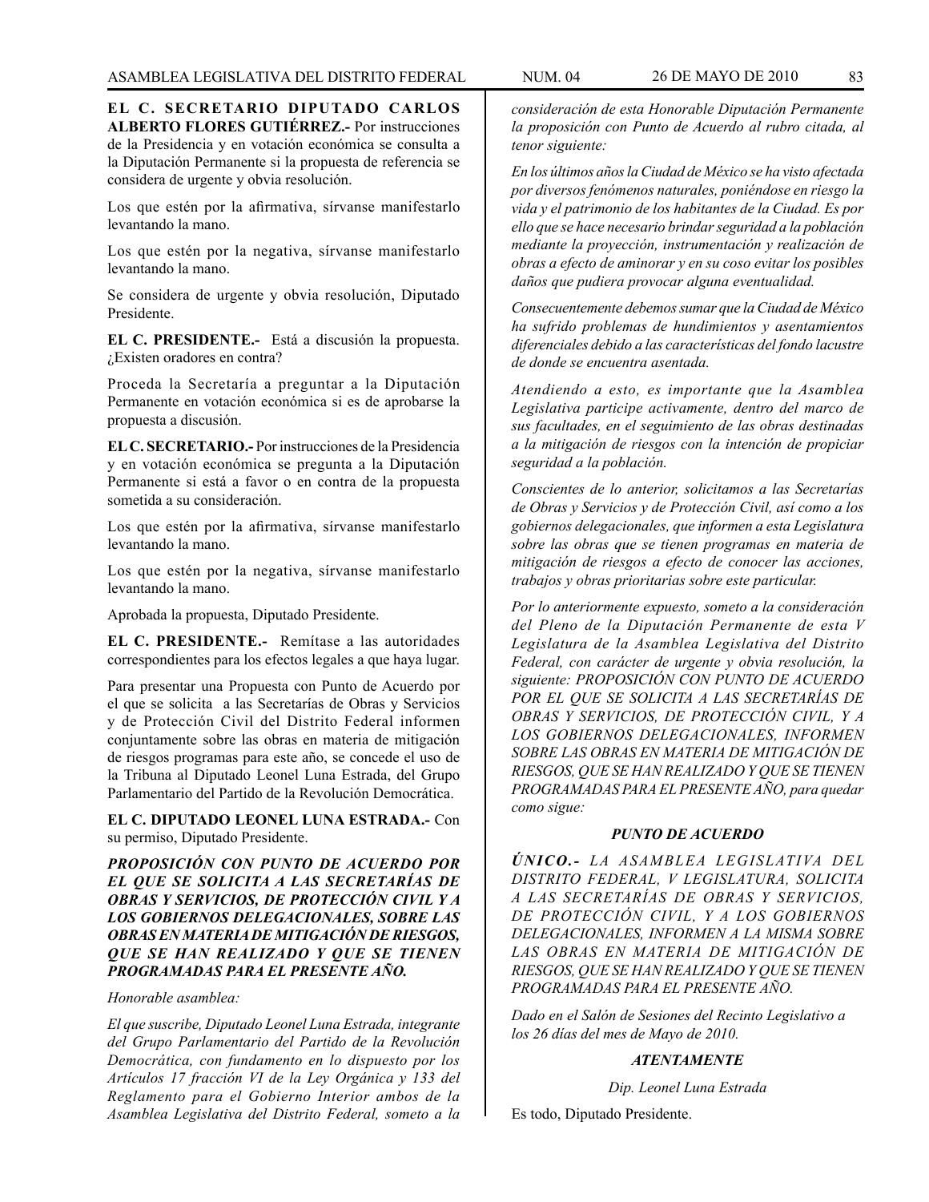**EL C. SECRETARIO DIPUTADO CARLOS ALBERTO FLORES GUTIÉRREZ.-** Por instrucciones de la Presidencia y en votación económica se consulta a la Diputación Permanente si la propuesta de referencia se considera de urgente y obvia resolución.

Los que estén por la afirmativa, sírvanse manifestarlo levantando la mano.

Los que estén por la negativa, sírvanse manifestarlo levantando la mano.

Se considera de urgente y obvia resolución, Diputado Presidente.

**EL C. PRESIDENTE.-** Está a discusión la propuesta. ¿Existen oradores en contra?

Proceda la Secretaría a preguntar a la Diputación Permanente en votación económica si es de aprobarse la propuesta a discusión.

**EL C. SECRETARIO.-** Por instrucciones de la Presidencia y en votación económica se pregunta a la Diputación Permanente si está a favor o en contra de la propuesta sometida a su consideración.

Los que estén por la afirmativa, sírvanse manifestarlo levantando la mano.

Los que estén por la negativa, sírvanse manifestarlo levantando la mano.

Aprobada la propuesta, Diputado Presidente.

**EL C. PRESIDENTE.-** Remítase a las autoridades correspondientes para los efectos legales a que haya lugar.

Para presentar una Propuesta con Punto de Acuerdo por el que se solicita a las Secretarías de Obras y Servicios y de Protección Civil del Distrito Federal informen conjuntamente sobre las obras en materia de mitigación de riesgos programas para este año, se concede el uso de la Tribuna al Diputado Leonel Luna Estrada, del Grupo Parlamentario del Partido de la Revolución Democrática.

**EL C. DIPUTADO LEONEL LUNA ESTRADA.-** Con su permiso, Diputado Presidente.

***PROPOSICIÓN CON PUNTO DE ACUERDO POR EL QUE SE SOLICITA A LAS SECRETARÍAS DE OBRAS Y SERVICIOS, DE PROTECCIÓN CIVIL Y A LOS GOBIERNOS DELEGACIONALES, SOBRE LAS OBRAS EN MATERIA DE MITIGACIÓN DE RIESGOS, QUE SE HAN REALIZADO Y QUE SE TIENEN PROGRAMADAS PARA EL PRESENTE AÑO.***

*Honorable asamblea:*

*El que suscribe, Diputado Leonel Luna Estrada, integrante del Grupo Parlamentario del Partido de la Revolución Democrática, con fundamento en lo dispuesto por los Artículos 17 fracción VI de la Ley Orgánica y 133 del Reglamento para el Gobierno Interior ambos de la Asamblea Legislativa del Distrito Federal, someto a la consideración de esta Honorable Diputación Permanente la proposición con Punto de Acuerdo al rubro citada, al tenor siguiente:*

*En los últimos años la Ciudad de México se ha visto afectada por diversos fenómenos naturales, poniéndose en riesgo la vida y el patrimonio de los habitantes de la Ciudad. Es por ello que se hace necesario brindar seguridad a la población mediante la proyección, instrumentación y realización de obras a efecto de aminorar y en su coso evitar los posibles daños que pudiera provocar alguna eventualidad.*

*Consecuentemente debemos sumar que la Ciudad de México ha sufrido problemas de hundimientos y asentamientos diferenciales debido a las características del fondo lacustre de donde se encuentra asentada.*

*Atendiendo a esto, es importante que la Asamblea Legislativa participe activamente, dentro del marco de sus facultades, en el seguimiento de las obras destinadas a la mitigación de riesgos con la intención de propiciar seguridad a la población.*

*Conscientes de lo anterior, solicitamos a las Secretarías de Obras y Servicios y de Protección Civil, así como a los gobiernos delegacionales, que informen a esta Legislatura sobre las obras que se tienen programas en materia de mitigación de riesgos a efecto de conocer las acciones, trabajos y obras prioritarias sobre este particular.*

*Por lo anteriormente expuesto, someto a la consideración del Pleno de la Diputación Permanente de esta V Legislatura de la Asamblea Legislativa del Distrito Federal, con carácter de urgente y obvia resolución, la siguiente: PROPOSICIÓN CON PUNTO DE ACUERDO POR EL QUE SE SOLICITA A LAS SECRETARÍAS DE OBRAS Y SERVICIOS, DE PROTECCIÓN CIVIL, Y A LOS GOBIERNOS DELEGACIONALES, INFORMEN SOBRE LAS OBRAS EN MATERIA DE MITIGACIÓN DE RIESGOS, QUE SE HAN REALIZADO Y QUE SE TIENEN PROGRAMADAS PARA EL PRESENTE AÑO, para quedar como sigue:*

***PUNTO DE ACUERDO***

***ÚNICO.-*** *LA ASAMBLEA LEGISLATIVA DEL DISTRITO FEDERAL, V LEGISLATURA, SOLICITA A LAS SECRETARÍAS DE OBRAS Y SERVICIOS, DE PROTECCIÓN CIVIL, Y A LOS GOBIERNOS DELEGACIONALES, INFORMEN A LA MISMA SOBRE LAS OBRAS EN MATERIA DE MITIGACIÓN DE RIESGOS, QUE SE HAN REALIZADO Y QUE SE TIENEN PROGRAMADAS PARA EL PRESENTE AÑO.*

*Dado en el Salón de Sesiones del Recinto Legislativo a los 26 días del mes de Mayo de 2010.*

***ATENTAMENTE***

*Dip. Leonel Luna Estrada*

Es todo, Diputado Presidente.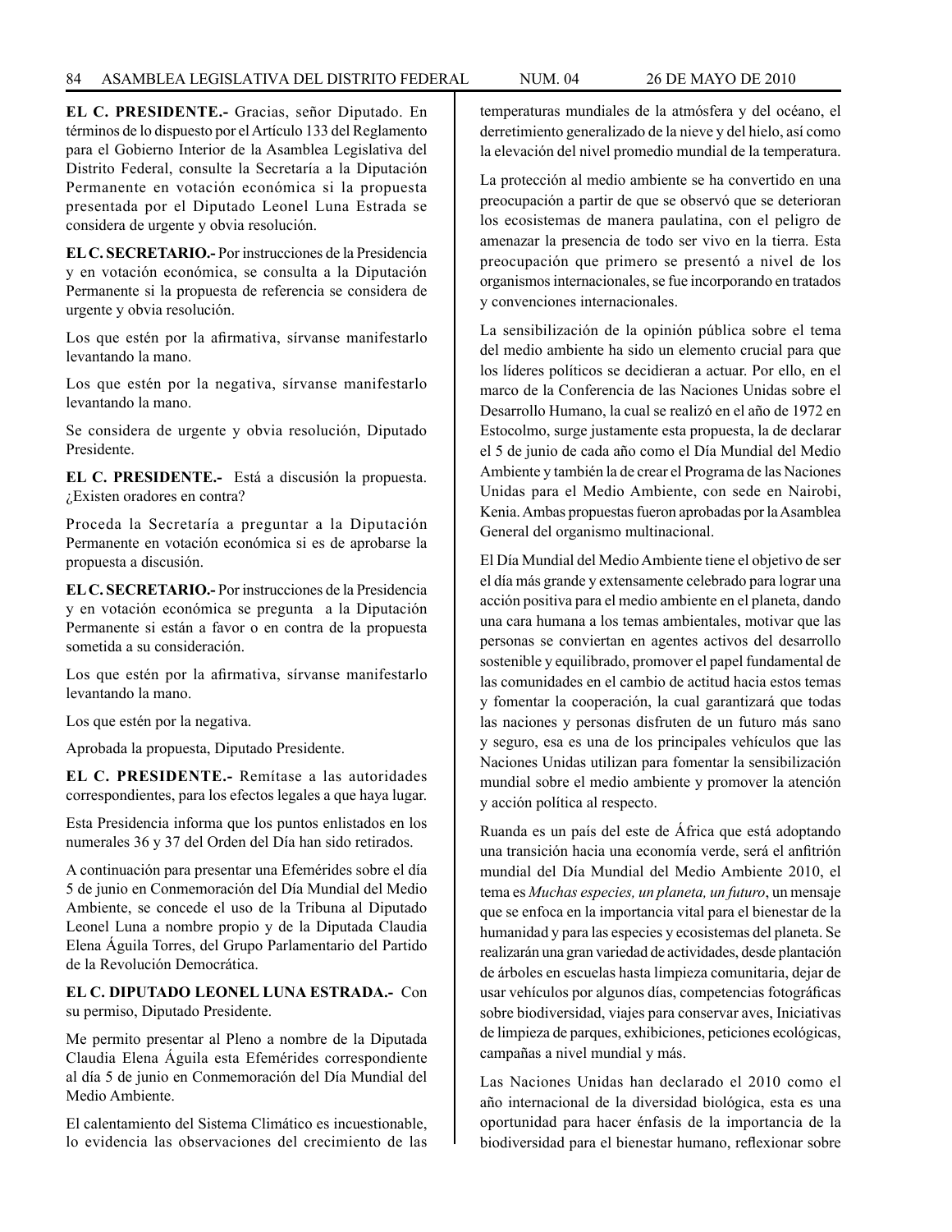**EL C. PRESIDENTE.-** Gracias, señor Diputado. En términos de lo dispuesto por el Artículo 133 del Reglamento para el Gobierno Interior de la Asamblea Legislativa del Distrito Federal, consulte la Secretaría a la Diputación Permanente en votación económica si la propuesta presentada por el Diputado Leonel Luna Estrada se considera de urgente y obvia resolución.

**EL C. SECRETARIO.-** Por instrucciones de la Presidencia y en votación económica, se consulta a la Diputación Permanente si la propuesta de referencia se considera de urgente y obvia resolución.

Los que estén por la afirmativa, sírvanse manifestarlo levantando la mano.

Los que estén por la negativa, sírvanse manifestarlo levantando la mano.

Se considera de urgente y obvia resolución, Diputado Presidente.

**EL C. PRESIDENTE.-** Está a discusión la propuesta. ¿Existen oradores en contra?

Proceda la Secretaría a preguntar a la Diputación Permanente en votación económica si es de aprobarse la propuesta a discusión.

**EL C. SECRETARIO.-** Por instrucciones de la Presidencia y en votación económica se pregunta a la Diputación Permanente si están a favor o en contra de la propuesta sometida a su consideración.

Los que estén por la afirmativa, sírvanse manifestarlo levantando la mano.

Los que estén por la negativa.

Aprobada la propuesta, Diputado Presidente.

**EL C. PRESIDENTE.-** Remítase a las autoridades correspondientes, para los efectos legales a que haya lugar.

Esta Presidencia informa que los puntos enlistados en los numerales 36 y 37 del Orden del Día han sido retirados.

A continuación para presentar una Efemérides sobre el día 5 de junio en Conmemoración del Día Mundial del Medio Ambiente, se concede el uso de la Tribuna al Diputado Leonel Luna a nombre propio y de la Diputada Claudia Elena Águila Torres, del Grupo Parlamentario del Partido de la Revolución Democrática.

**EL C. DIPUTADO LEONEL LUNA ESTRADA.-** Con su permiso, Diputado Presidente.

Me permito presentar al Pleno a nombre de la Diputada Claudia Elena Águila esta Efemérides correspondiente al día 5 de junio en Conmemoración del Día Mundial del Medio Ambiente.

El calentamiento del Sistema Climático es incuestionable, lo evidencia las observaciones del crecimiento de las temperaturas mundiales de la atmósfera y del océano, el derretimiento generalizado de la nieve y del hielo, así como la elevación del nivel promedio mundial de la temperatura.

La protección al medio ambiente se ha convertido en una preocupación a partir de que se observó que se deterioran los ecosistemas de manera paulatina, con el peligro de amenazar la presencia de todo ser vivo en la tierra. Esta preocupación que primero se presentó a nivel de los organismos internacionales, se fue incorporando en tratados y convenciones internacionales.

La sensibilización de la opinión pública sobre el tema del medio ambiente ha sido un elemento crucial para que los líderes políticos se decidieran a actuar. Por ello, en el marco de la Conferencia de las Naciones Unidas sobre el Desarrollo Humano, la cual se realizó en el año de 1972 en Estocolmo, surge justamente esta propuesta, la de declarar el 5 de junio de cada año como el Día Mundial del Medio Ambiente y también la de crear el Programa de las Naciones Unidas para el Medio Ambiente, con sede en Nairobi, Kenia. Ambas propuestas fueron aprobadas por la Asamblea General del organismo multinacional.

El Día Mundial del Medio Ambiente tiene el objetivo de ser el día más grande y extensamente celebrado para lograr una acción positiva para el medio ambiente en el planeta, dando una cara humana a los temas ambientales, motivar que las personas se conviertan en agentes activos del desarrollo sostenible y equilibrado, promover el papel fundamental de las comunidades en el cambio de actitud hacia estos temas y fomentar la cooperación, la cual garantizará que todas las naciones y personas disfruten de un futuro más sano y seguro, esa es una de los principales vehículos que las Naciones Unidas utilizan para fomentar la sensibilización mundial sobre el medio ambiente y promover la atención y acción política al respecto.

Ruanda es un país del este de África que está adoptando una transición hacia una economía verde, será el anfitrión mundial del Día Mundial del Medio Ambiente 2010, el tema es *Muchas especies, un planeta, un futuro*, un mensaje que se enfoca en la importancia vital para el bienestar de la humanidad y para las especies y ecosistemas del planeta. Se realizarán una gran variedad de actividades, desde plantación de árboles en escuelas hasta limpieza comunitaria, dejar de usar vehículos por algunos días, competencias fotográficas sobre biodiversidad, viajes para conservar aves, Iniciativas de limpieza de parques, exhibiciones, peticiones ecológicas, campañas a nivel mundial y más.

Las Naciones Unidas han declarado el 2010 como el año internacional de la diversidad biológica, esta es una oportunidad para hacer énfasis de la importancia de la biodiversidad para el bienestar humano, reflexionar sobre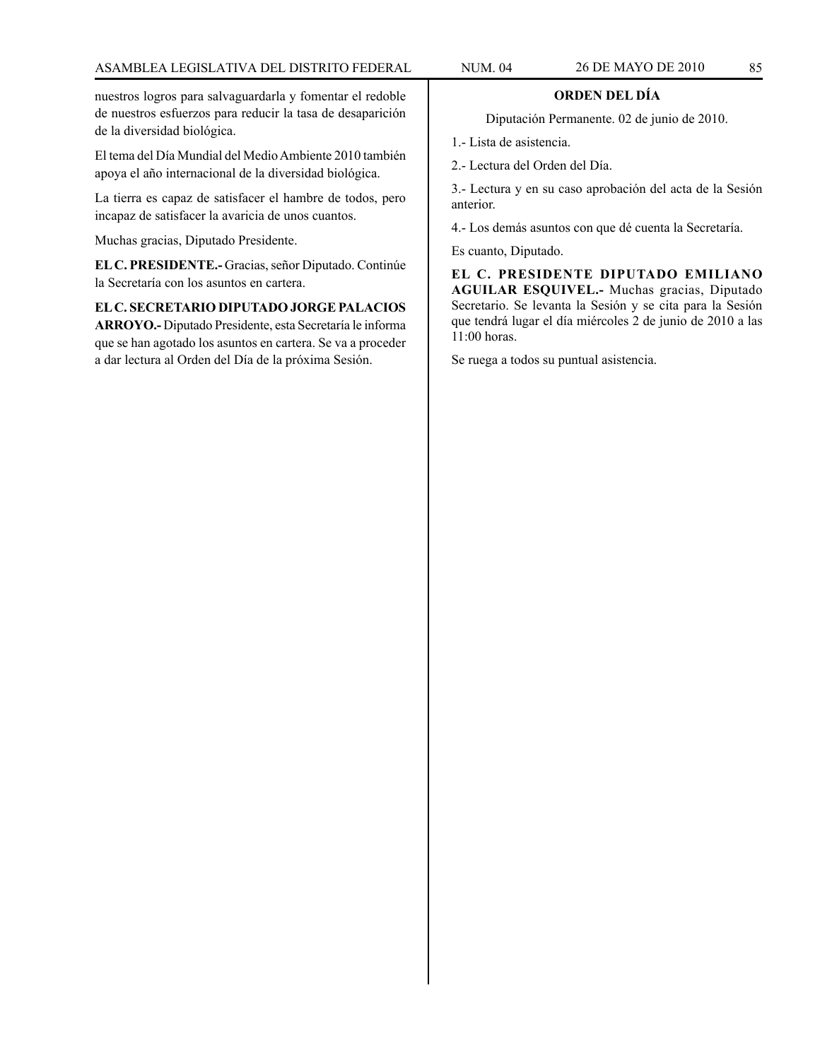nuestros logros para salvaguardarla y fomentar el redoble de nuestros esfuerzos para reducir la tasa de desaparición de la diversidad biológica.

El tema del Día Mundial del Medio Ambiente 2010 también apoya el año internacional de la diversidad biológica.

La tierra es capaz de satisfacer el hambre de todos, pero incapaz de satisfacer la avaricia de unos cuantos.

Muchas gracias, Diputado Presidente.

**EL C. PRESIDENTE.-** Gracias, señor Diputado. Continúe la Secretaría con los asuntos en cartera.

**EL C. SECRETARIO DIPUTADO JORGE PALACIOS ARROYO.-** Diputado Presidente, esta Secretaría le informa que se han agotado los asuntos en cartera. Se va a proceder a dar lectura al Orden del Día de la próxima Sesión.

**ORDEN DEL DÍA**

Diputación Permanente. 02 de junio de 2010.

1.- Lista de asistencia.

2.- Lectura del Orden del Día.

3.- Lectura y en su caso aprobación del acta de la Sesión anterior.

4.- Los demás asuntos con que dé cuenta la Secretaría.

Es cuanto, Diputado.

**EL C. PRESIDENTE DIPUTADO EMILIANO AGUILAR ESQUIVEL.-** Muchas gracias, Diputado Secretario. Se levanta la Sesión y se cita para la Sesión que tendrá lugar el día miércoles 2 de junio de 2010 a las 11:00 horas.

Se ruega a todos su puntual asistencia.